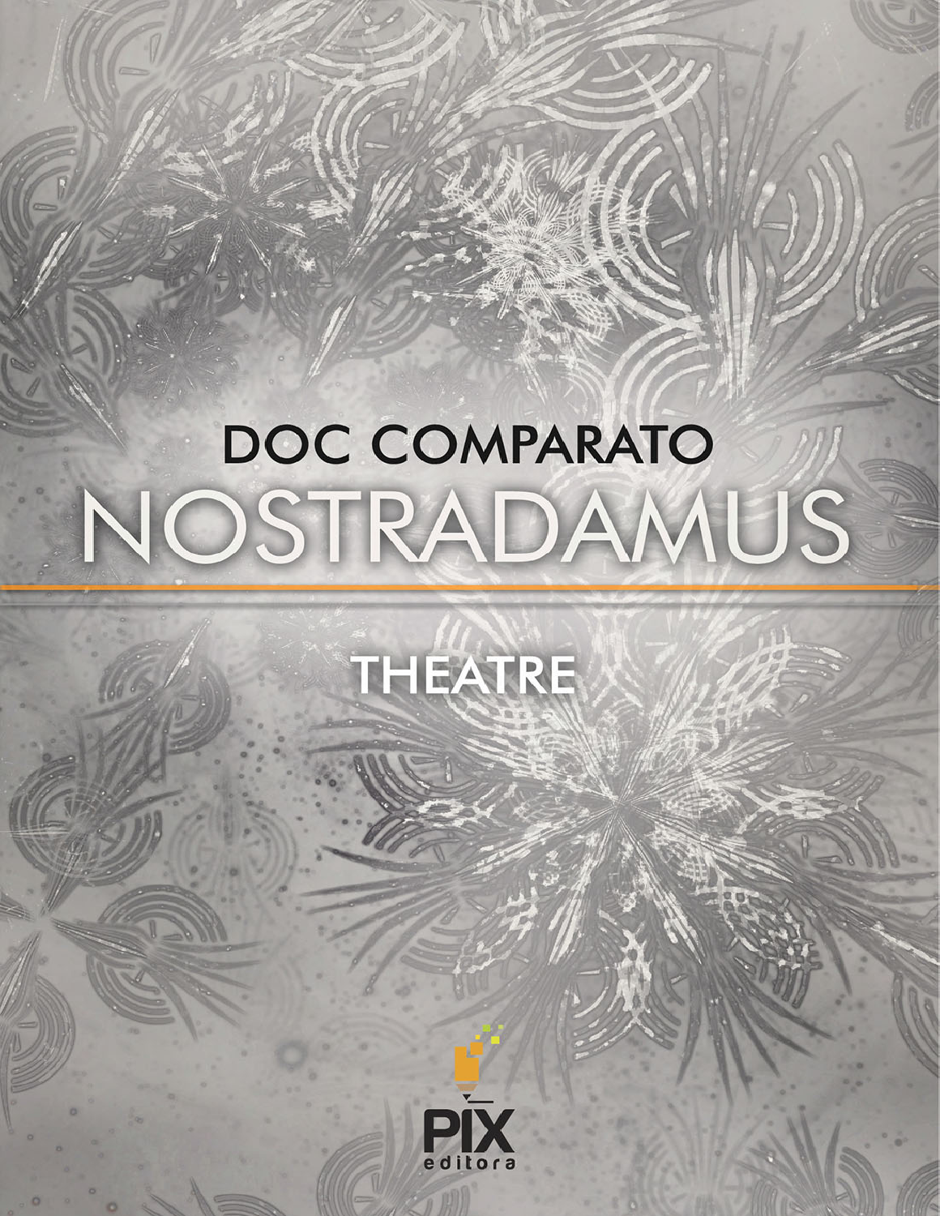DOC COMPARATO

# NOSTRADAMUS

THEATRE

PIX editora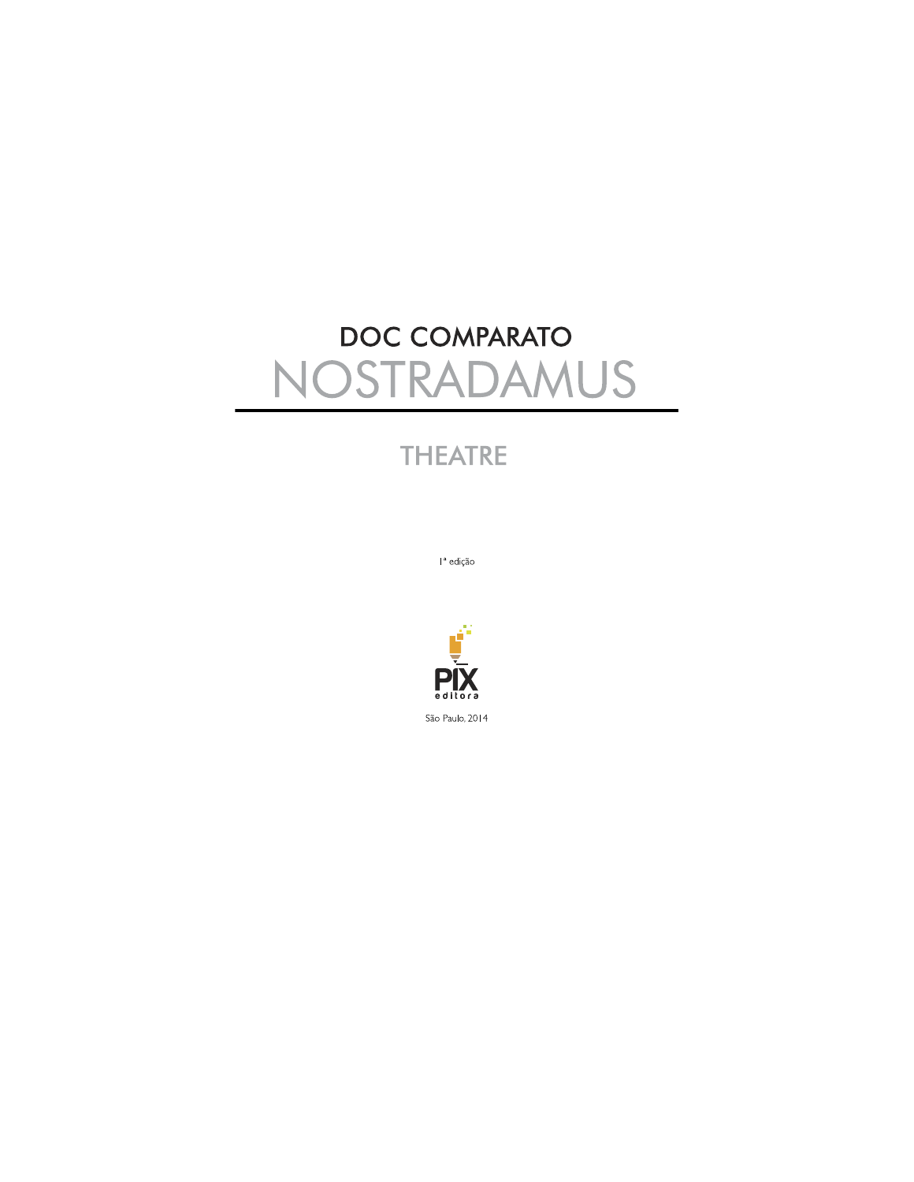DOC COMPARATO

# NOSTRADAMUS

## THEATRE

1ª edição

PIX editora

São Paulo, 2014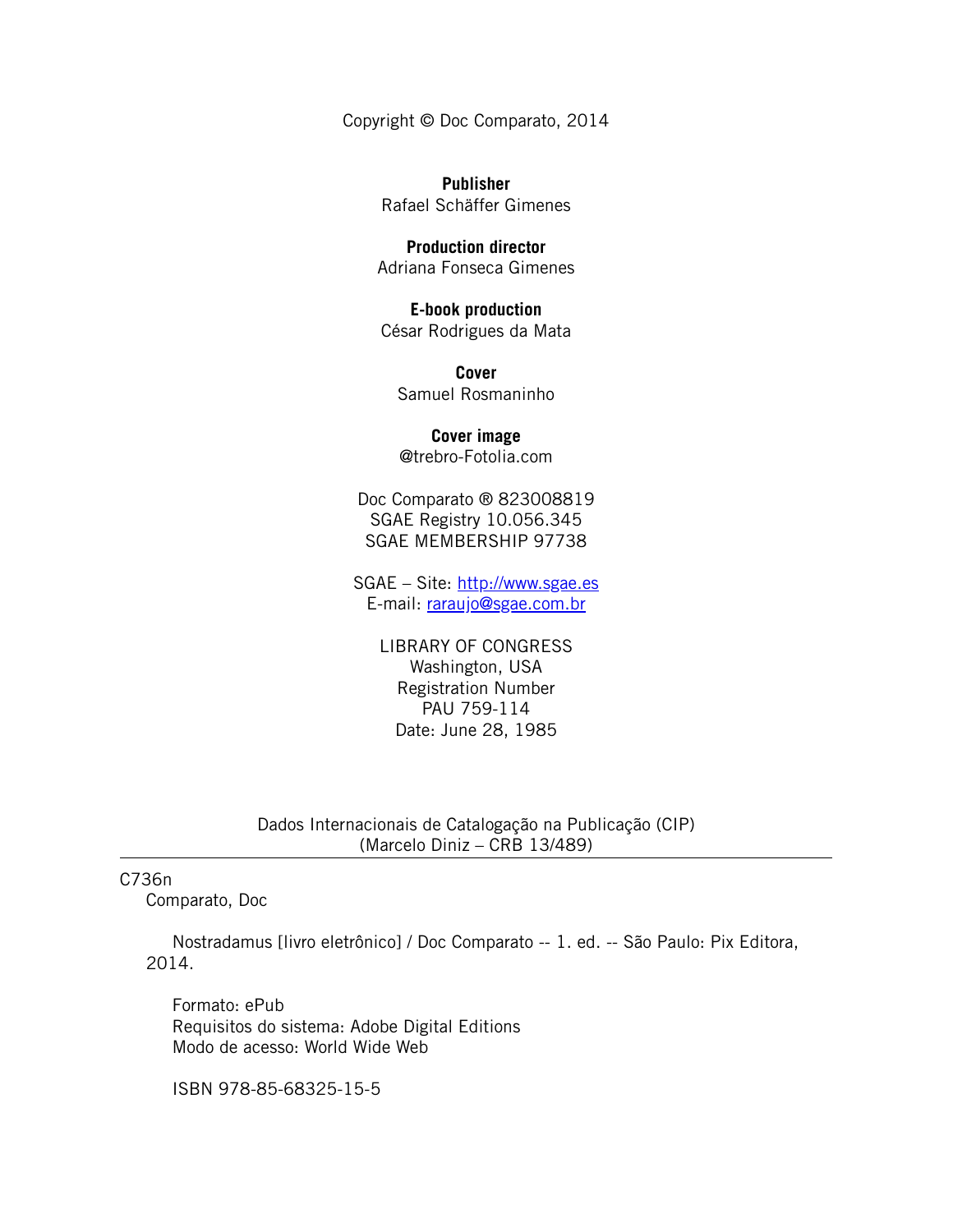Copyright © Doc Comparato, 2014

**Publisher**
Rafael Schäffer Gimenes

**Production director**
Adriana Fonseca Gimenes

**E-book production**
César Rodrigues da Mata

**Cover**
Samuel Rosmaninho

**Cover image**
@trebro-Fotolia.com

Doc Comparato ® 823008819
SGAE Registry 10.056.345
SGAE MEMBERSHIP 97738

SGAE – Site: http://www.sgae.es
E-mail: raraujo@sgae.com.br

LIBRARY OF CONGRESS
Washington, USA
Registration Number
PAU 759-114
Date: June 28, 1985

Dados Internacionais de Catalogação na Publicação (CIP)
(Marcelo Diniz – CRB 13/489)

---

C736n
Comparato, Doc

Nostradamus [livro eletrônico] / Doc Comparato -- 1. ed. -- São Paulo: Pix Editora, 2014.

Formato: ePub
Requisitos do sistema: Adobe Digital Editions
Modo de acesso: World Wide Web

ISBN 978-85-68325-15-5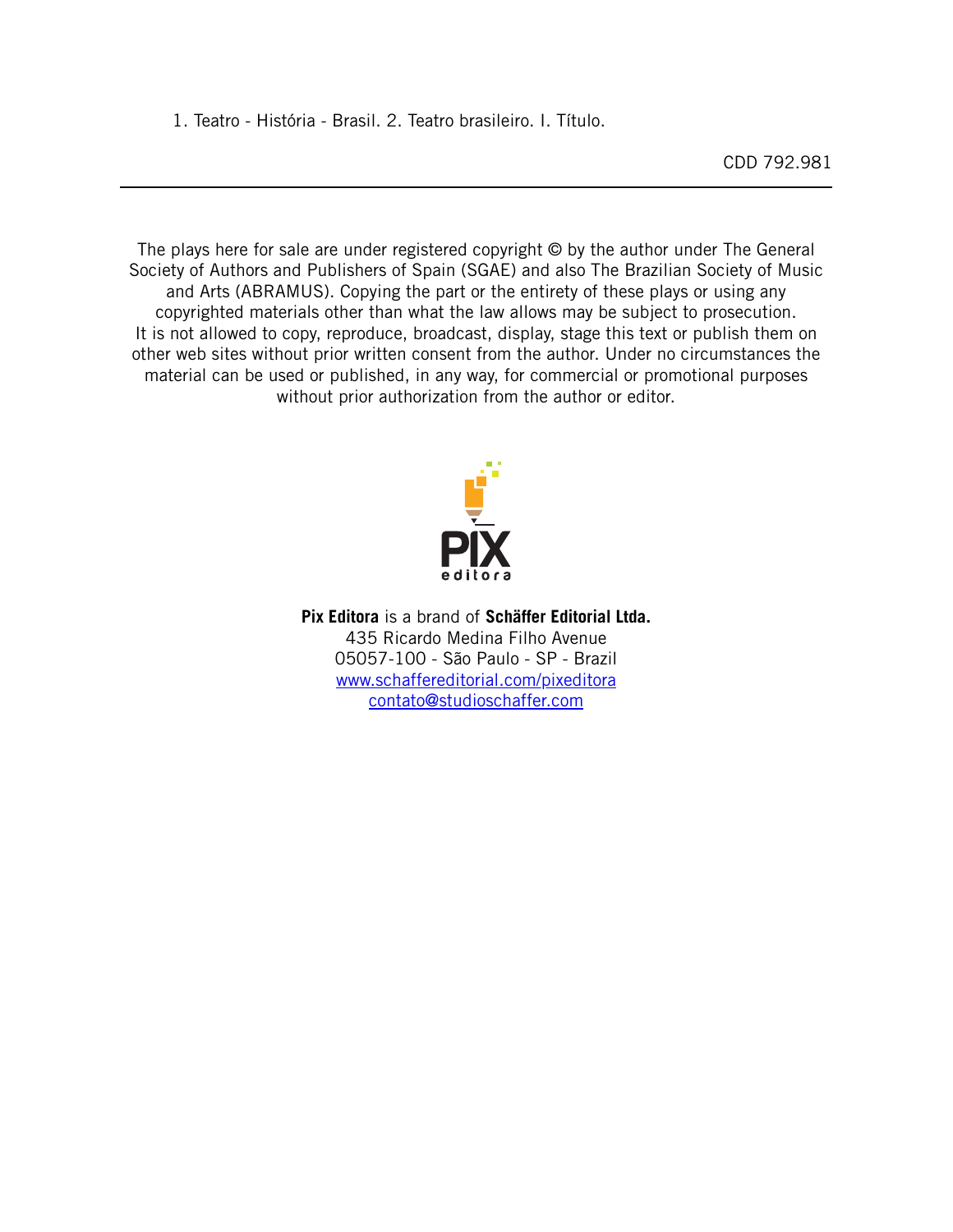1. Teatro - História - Brasil. 2. Teatro brasileiro. I. Título.

CDD 792.981

---

The plays here for sale are under registered copyright © by the author under The General Society of Authors and Publishers of Spain (SGAE) and also The Brazilian Society of Music and Arts (ABRAMUS). Copying the part or the entirety of these plays or using any copyrighted materials other than what the law allows may be subject to prosecution. It is not allowed to copy, reproduce, broadcast, display, stage this text or publish them on other web sites without prior written consent from the author. Under no circumstances the material can be used or published, in any way, for commercial or promotional purposes without prior authorization from the author or editor.

PIX editora

**Pix Editora** is a brand of **Schäffer Editorial Ltda.**
435 Ricardo Medina Filho Avenue
05057-100 - São Paulo - SP - Brazil
www.schaffereditorial.com/pixeditora
contato@studioschaffer.com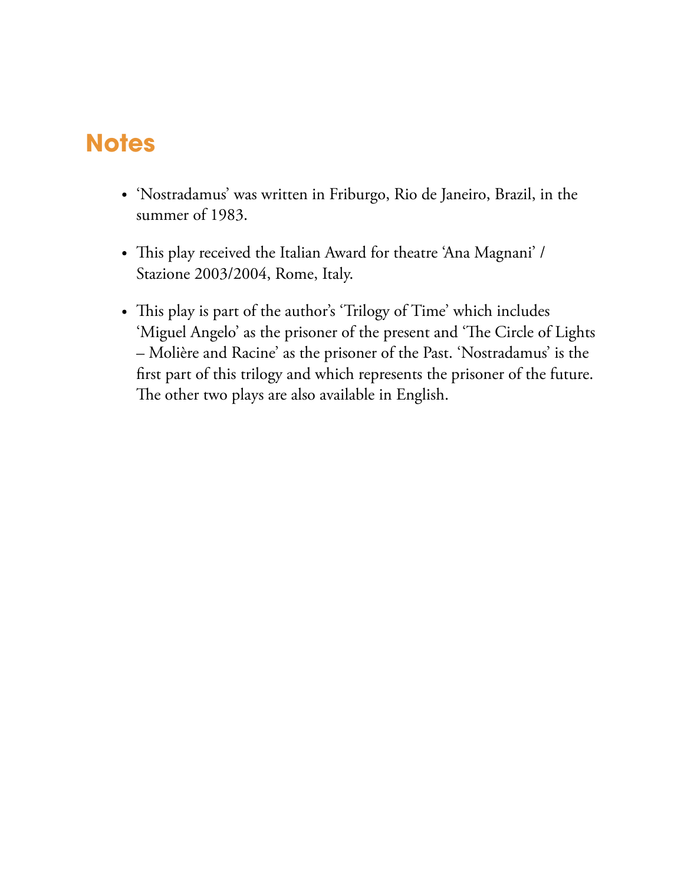## Notes

- 'Nostradamus' was written in Friburgo, Rio de Janeiro, Brazil, in the summer of 1983.
- This play received the Italian Award for theatre 'Ana Magnani' / Stazione 2003/2004, Rome, Italy.
- This play is part of the author's 'Trilogy of Time' which includes 'Miguel Angelo' as the prisoner of the present and 'The Circle of Lights – Molière and Racine' as the prisoner of the Past. 'Nostradamus' is the first part of this trilogy and which represents the prisoner of the future. The other two plays are also available in English.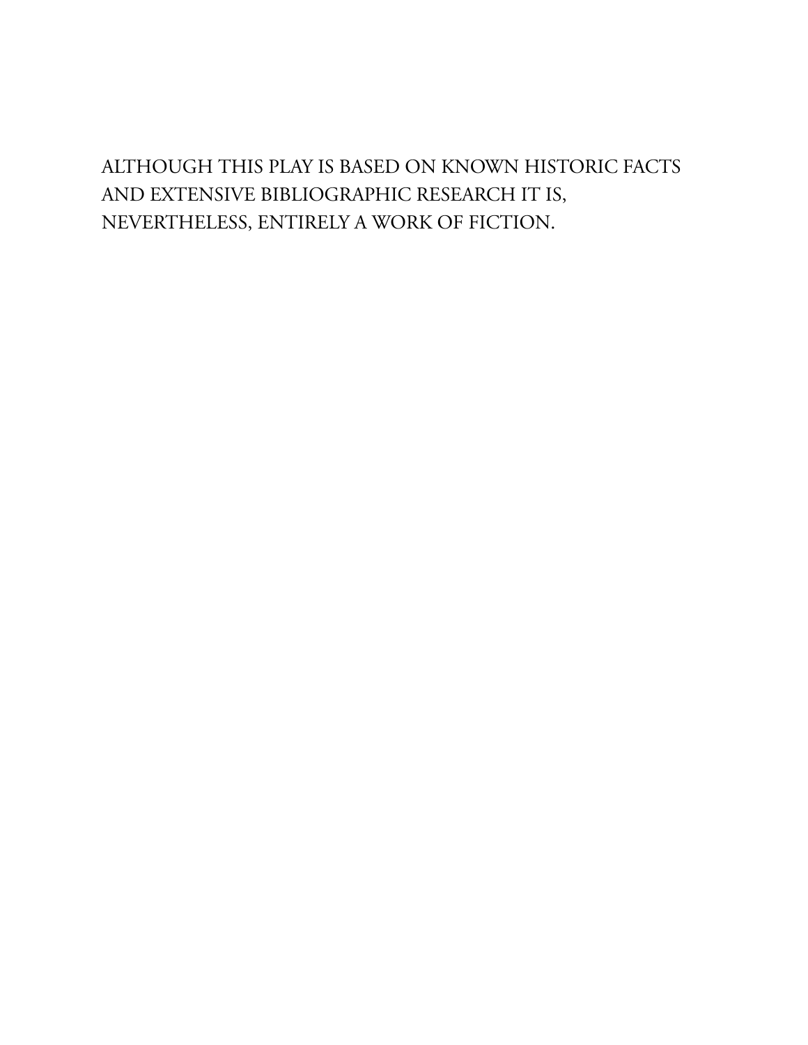ALTHOUGH THIS PLAY IS BASED ON KNOWN HISTORIC FACTS AND EXTENSIVE BIBLIOGRAPHIC RESEARCH IT IS, NEVERTHELESS, ENTIRELY A WORK OF FICTION.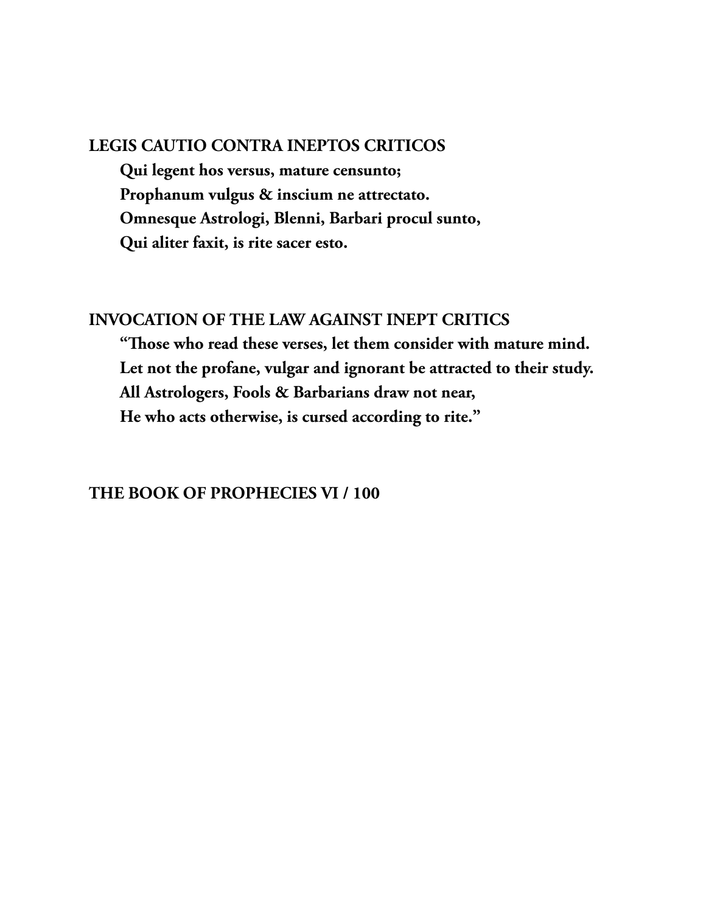**LEGIS CAUTIO CONTRA INEPTOS CRITICOS**

**Qui legent hos versus, mature censunto;**
**Prophanum vulgus & inscium ne attrectato.**
**Omnesque Astrologi, Blenni, Barbari procul sunto,**
**Qui aliter faxit, is rite sacer esto.**

**INVOCATION OF THE LAW AGAINST INEPT CRITICS**

**"Those who read these verses, let them consider with mature mind.**
**Let not the profane, vulgar and ignorant be attracted to their study.**
**All Astrologers, Fools & Barbarians draw not near,**
**He who acts otherwise, is cursed according to rite."**

**THE BOOK OF PROPHECIES VI / 100**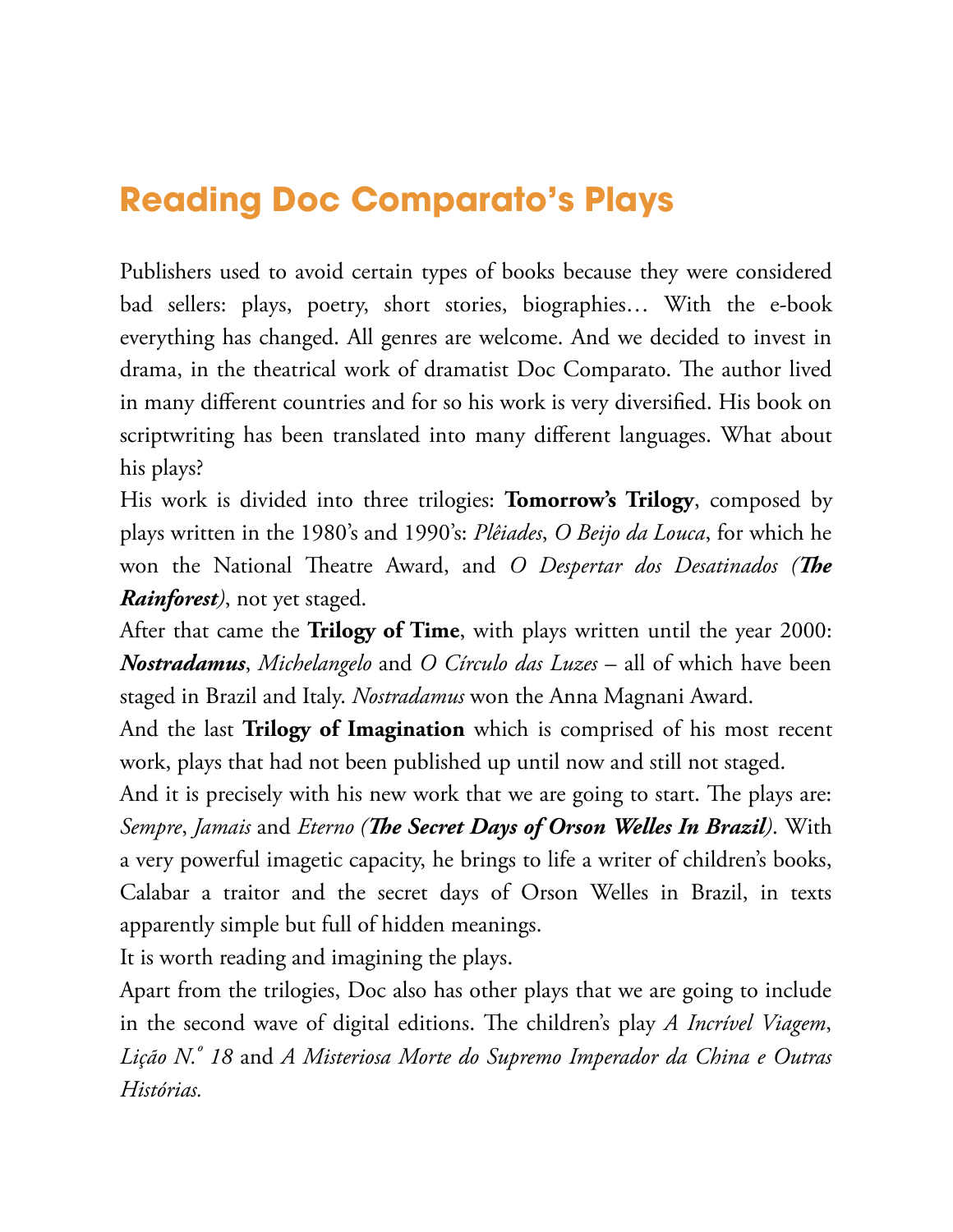# Reading Doc Comparato's Plays

Publishers used to avoid certain types of books because they were considered bad sellers: plays, poetry, short stories, biographies… With the e-book everything has changed. All genres are welcome. And we decided to invest in drama, in the theatrical work of dramatist Doc Comparato. The author lived in many different countries and for so his work is very diversified. His book on scriptwriting has been translated into many different languages. What about his plays?

His work is divided into three trilogies: **Tomorrow's Trilogy**, composed by plays written in the 1980's and 1990's: *Plêiades*, *O Beijo da Louca*, for which he won the National Theatre Award, and *O Despertar dos Desatinados (**The Rainforest**)*, not yet staged.

After that came the **Trilogy of Time**, with plays written until the year 2000: ***Nostradamus***, *Michelangelo* and *O Círculo das Luzes* – all of which have been staged in Brazil and Italy. *Nostradamus* won the Anna Magnani Award.

And the last **Trilogy of Imagination** which is comprised of his most recent work, plays that had not been published up until now and still not staged.

And it is precisely with his new work that we are going to start. The plays are: *Sempre*, *Jamais* and *Eterno (**The Secret Days of Orson Welles In Brazil**)*. With a very powerful imagetic capacity, he brings to life a writer of children's books, Calabar a traitor and the secret days of Orson Welles in Brazil, in texts apparently simple but full of hidden meanings.

It is worth reading and imagining the plays.

Apart from the trilogies, Doc also has other plays that we are going to include in the second wave of digital editions. The children's play *A Incrível Viagem*, *Lição N.º 18* and *A Misteriosa Morte do Supremo Imperador da China e Outras Histórias*.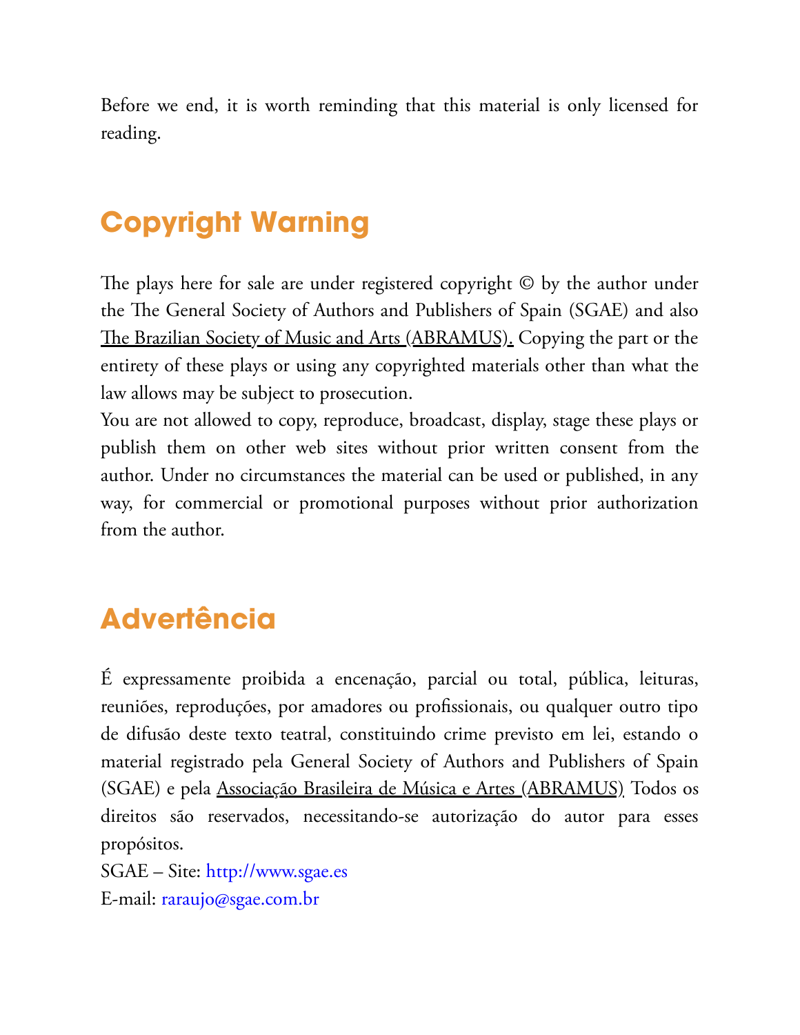Before we end, it is worth reminding that this material is only licensed for reading.

## Copyright Warning

The plays here for sale are under registered copyright © by the author under the The General Society of Authors and Publishers of Spain (SGAE) and also The Brazilian Society of Music and Arts (ABRAMUS). Copying the part or the entirety of these plays or using any copyrighted materials other than what the law allows may be subject to prosecution.

You are not allowed to copy, reproduce, broadcast, display, stage these plays or publish them on other web sites without prior written consent from the author. Under no circumstances the material can be used or published, in any way, for commercial or promotional purposes without prior authorization from the author.

## Advertência

É expressamente proibida a encenação, parcial ou total, pública, leituras, reuniões, reproduções, por amadores ou profissionais, ou qualquer outro tipo de difusão deste texto teatral, constituindo crime previsto em lei, estando o material registrado pela General Society of Authors and Publishers of Spain (SGAE) e pela Associação Brasileira de Música e Artes (ABRAMUS) Todos os direitos são reservados, necessitando-se autorização do autor para esses propósitos.

SGAE – Site: http://www.sgae.es

E-mail: raraujo@sgae.com.br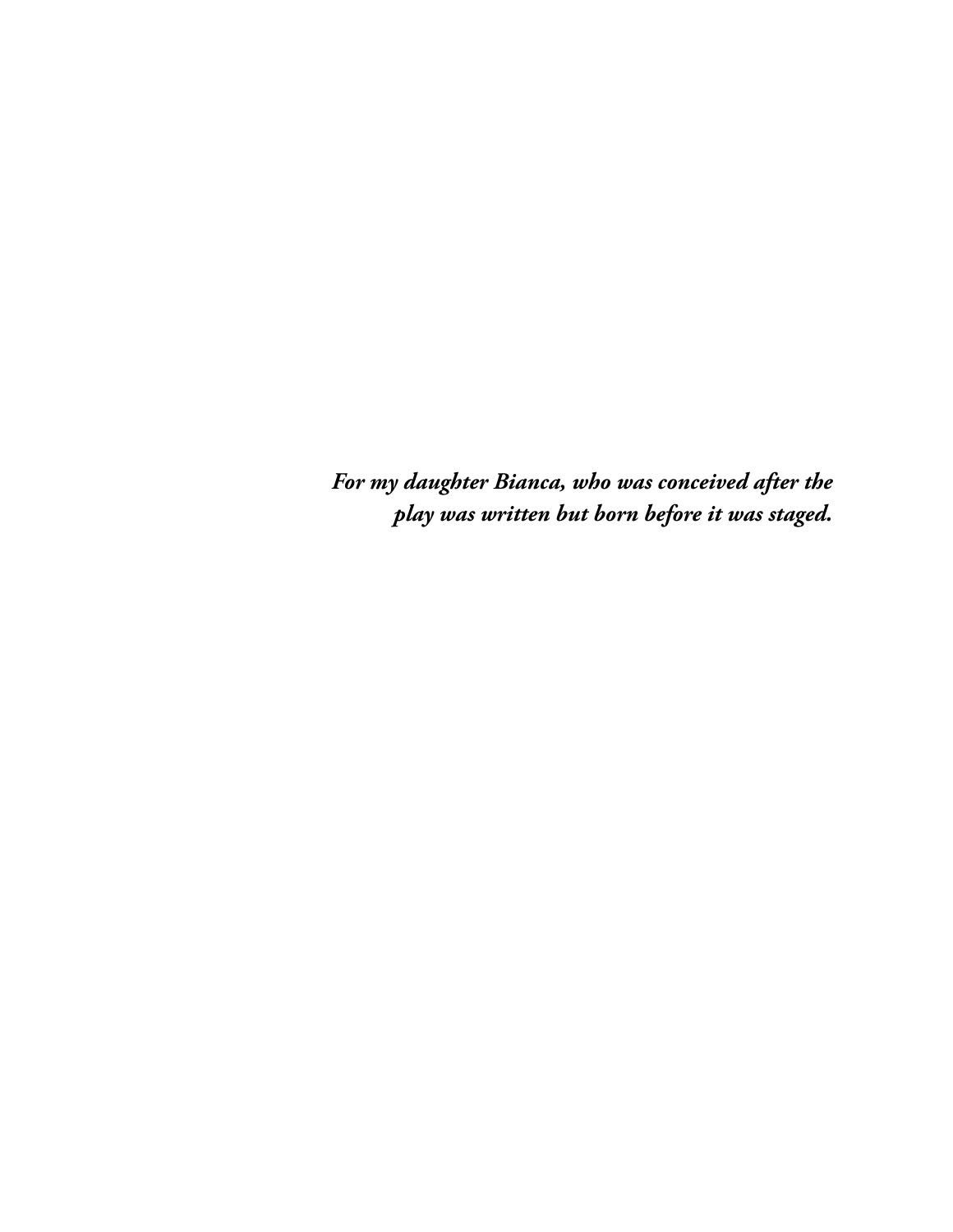***For my daughter Bianca, who was conceived after the play was written but born before it was staged.***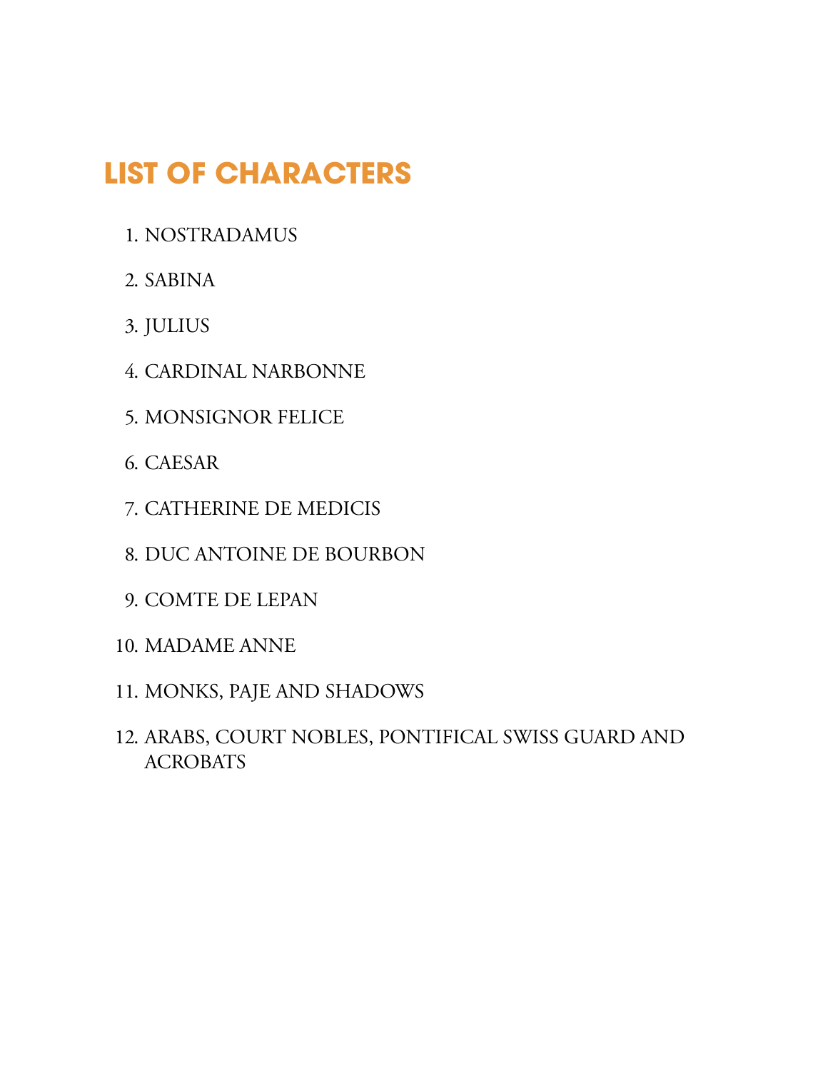# LIST OF CHARACTERS

1. NOSTRADAMUS
2. SABINA
3. JULIUS
4. CARDINAL NARBONNE
5. MONSIGNOR FELICE
6. CAESAR
7. CATHERINE DE MEDICIS
8. DUC ANTOINE DE BOURBON
9. COMTE DE LEPAN
10. MADAME ANNE
11. MONKS, PAJE AND SHADOWS
12. ARABS, COURT NOBLES, PONTIFICAL SWISS GUARD AND ACROBATS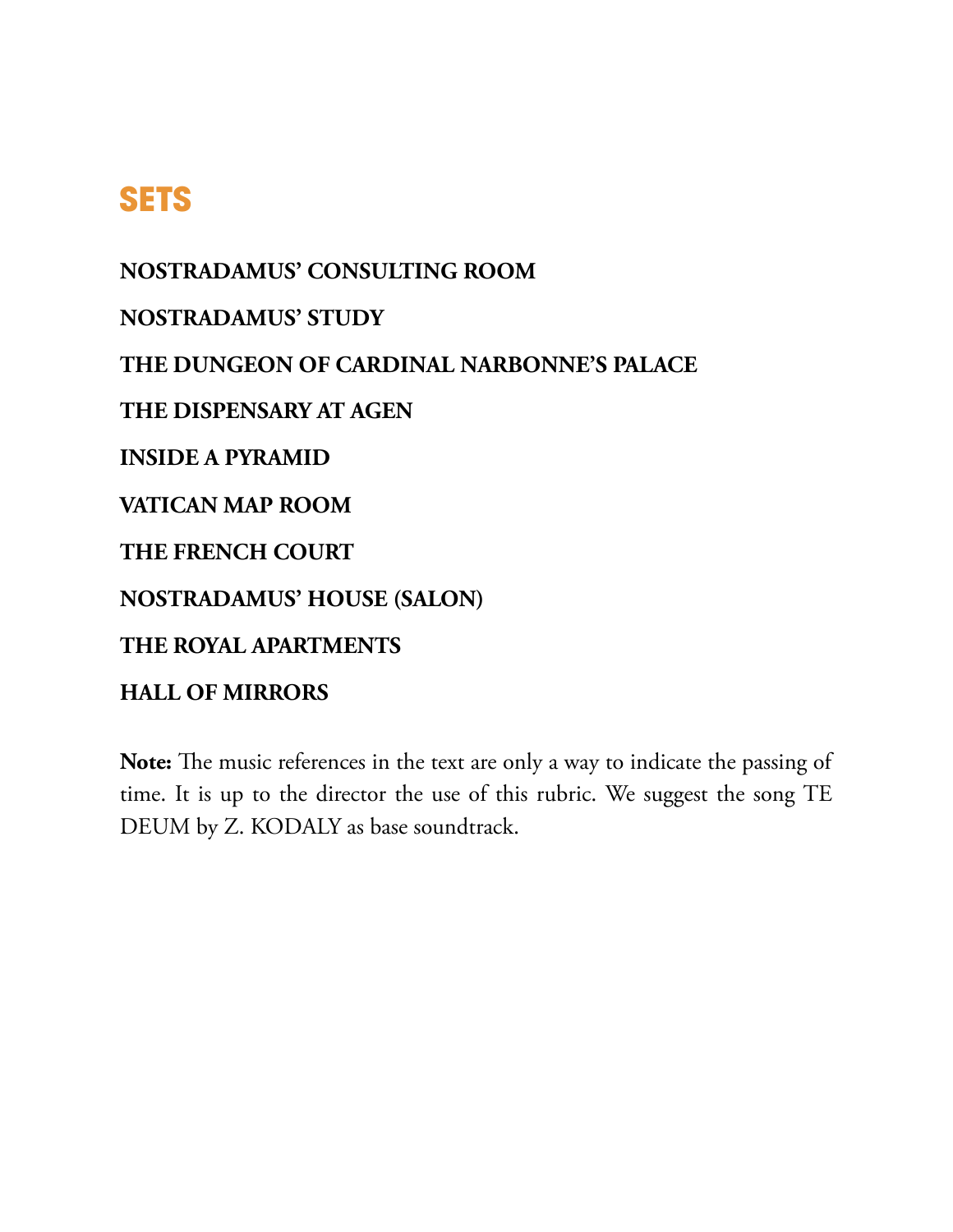# SETS

**NOSTRADAMUS' CONSULTING ROOM**

**NOSTRADAMUS' STUDY**

**THE DUNGEON OF CARDINAL NARBONNE'S PALACE**

**THE DISPENSARY AT AGEN**

**INSIDE A PYRAMID**

**VATICAN MAP ROOM**

**THE FRENCH COURT**

**NOSTRADAMUS' HOUSE (SALON)**

**THE ROYAL APARTMENTS**

**HALL OF MIRRORS**

**Note:** The music references in the text are only a way to indicate the passing of time. It is up to the director the use of this rubric. We suggest the song TE DEUM by Z. KODALY as base soundtrack.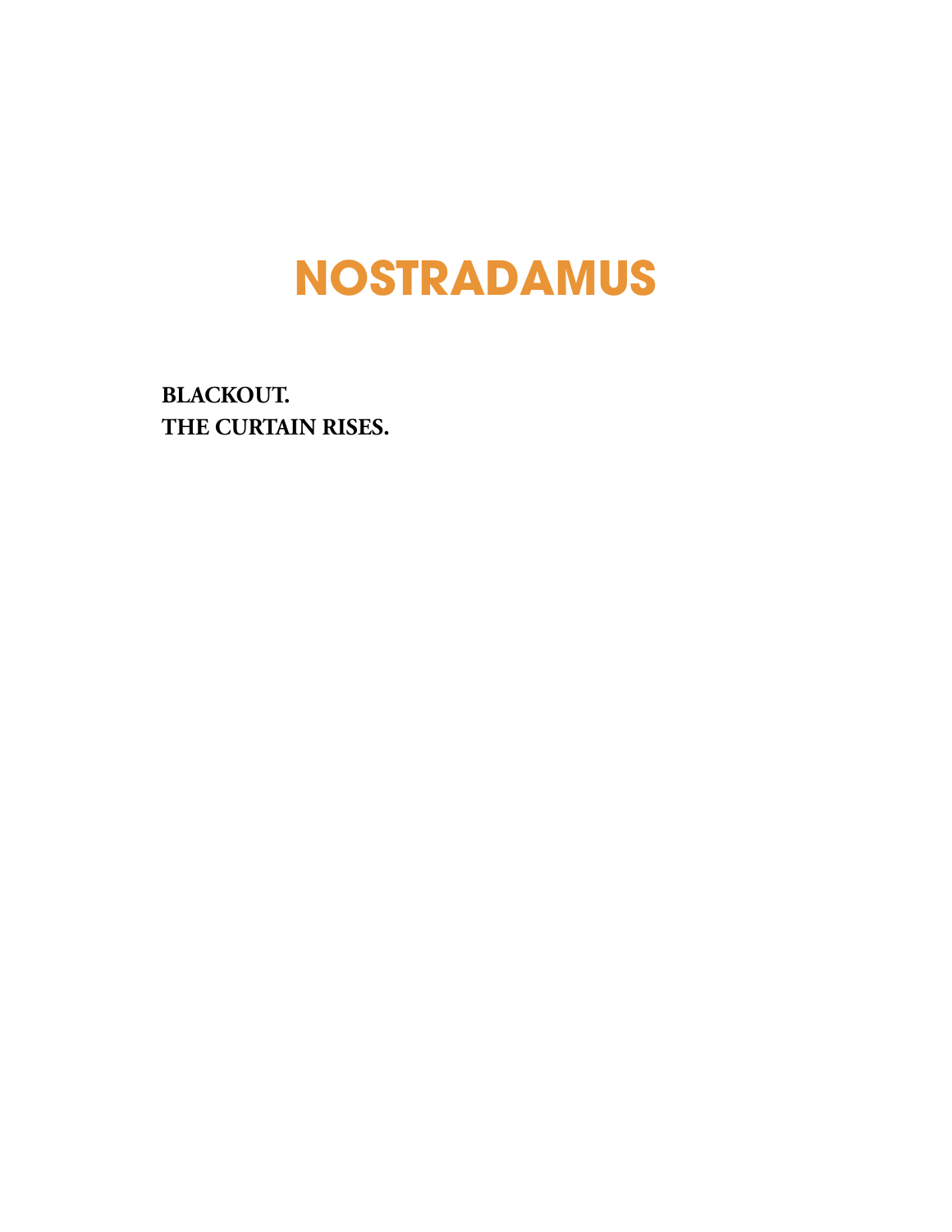# NOSTRADAMUS

**BLACKOUT.**
**THE CURTAIN RISES.**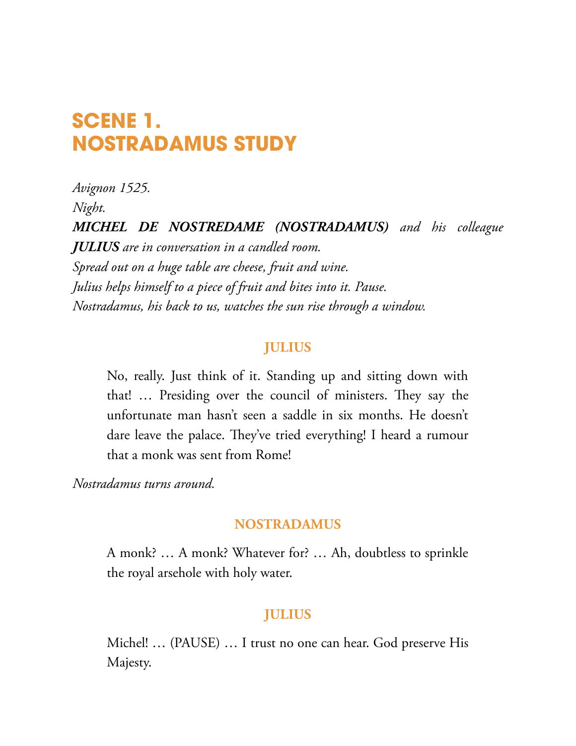# SCENE 1.
# NOSTRADAMUS STUDY

*Avignon 1525.*
*Night.*
***MICHEL DE NOSTREDAME (NOSTRADAMUS)*** *and his colleague* ***JULIUS*** *are in conversation in a candled room.*
*Spread out on a huge table are cheese, fruit and wine.*
*Julius helps himself to a piece of fruit and bites into it. Pause.*
*Nostradamus, his back to us, watches the sun rise through a window.*

**JULIUS**

No, really. Just think of it. Standing up and sitting down with that! … Presiding over the council of ministers. They say the unfortunate man hasn't seen a saddle in six months. He doesn't dare leave the palace. They've tried everything! I heard a rumour that a monk was sent from Rome!

*Nostradamus turns around.*

**NOSTRADAMUS**

A monk? … A monk? Whatever for? … Ah, doubtless to sprinkle the royal arsehole with holy water.

**JULIUS**

Michel! … (PAUSE) … I trust no one can hear. God preserve His Majesty.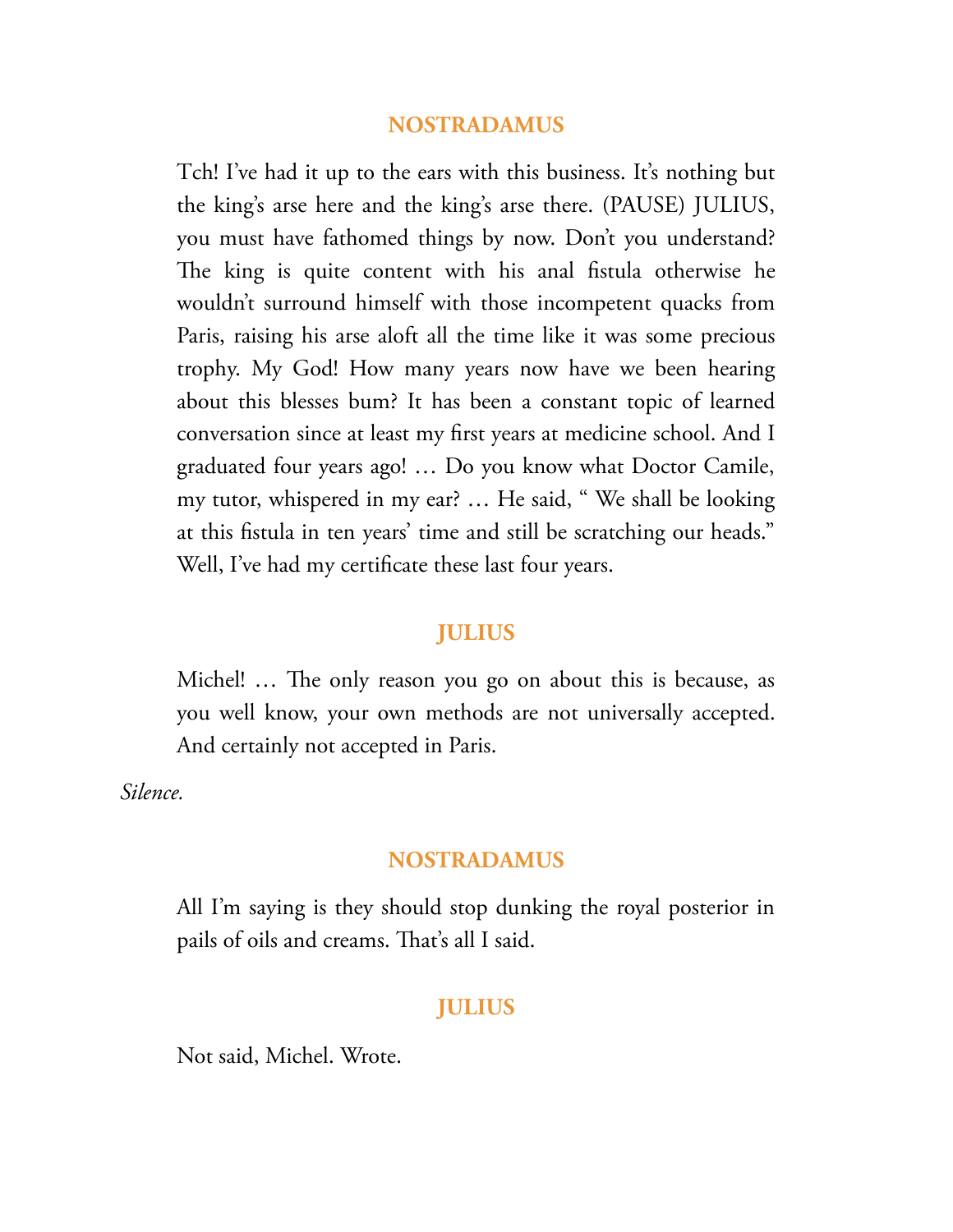**NOSTRADAMUS**

Tch! I've had it up to the ears with this business. It's nothing but the king's arse here and the king's arse there. (PAUSE) JULIUS, you must have fathomed things by now. Don't you understand? The king is quite content with his anal fistula otherwise he wouldn't surround himself with those incompetent quacks from Paris, raising his arse aloft all the time like it was some precious trophy. My God! How many years now have we been hearing about this blesses bum? It has been a constant topic of learned conversation since at least my first years at medicine school. And I graduated four years ago! … Do you know what Doctor Camile, my tutor, whispered in my ear? … He said, " We shall be looking at this fistula in ten years' time and still be scratching our heads." Well, I've had my certificate these last four years.

**JULIUS**

Michel! … The only reason you go on about this is because, as you well know, your own methods are not universally accepted. And certainly not accepted in Paris.

*Silence.*

**NOSTRADAMUS**

All I'm saying is they should stop dunking the royal posterior in pails of oils and creams. That's all I said.

**JULIUS**

Not said, Michel. Wrote.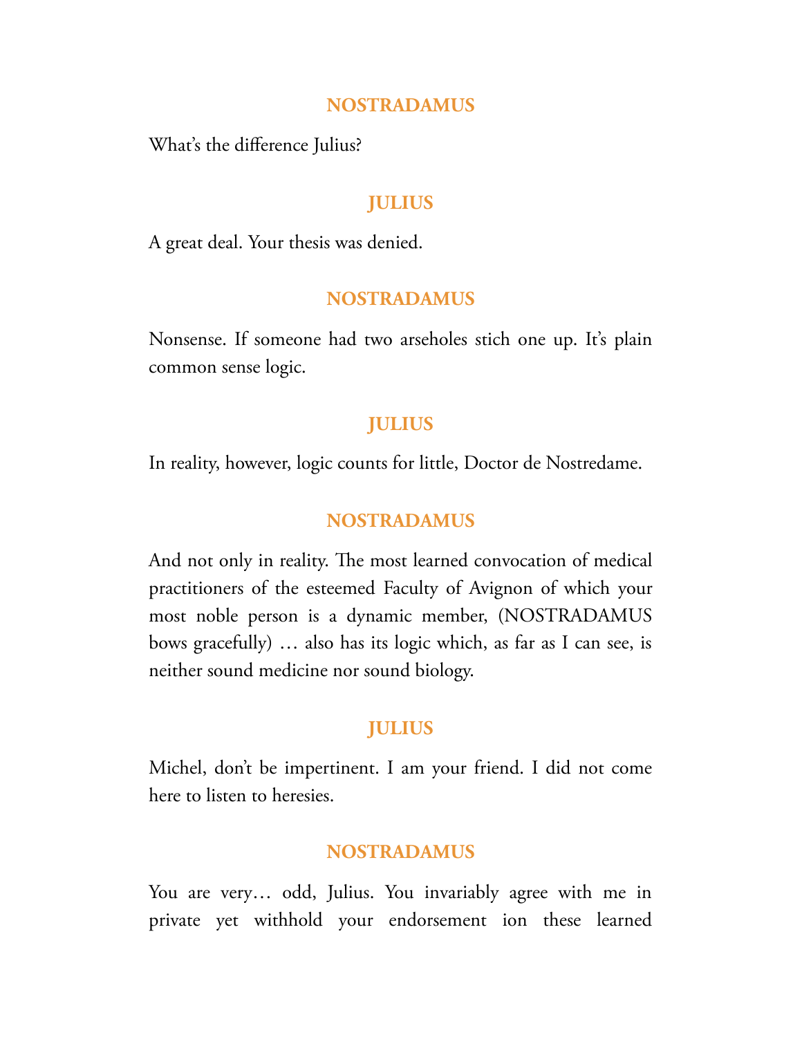**NOSTRADAMUS**

What's the difference Julius?

**JULIUS**

A great deal. Your thesis was denied.

**NOSTRADAMUS**

Nonsense. If someone had two arseholes stich one up. It's plain common sense logic.

**JULIUS**

In reality, however, logic counts for little, Doctor de Nostredame.

**NOSTRADAMUS**

And not only in reality. The most learned convocation of medical practitioners of the esteemed Faculty of Avignon of which your most noble person is a dynamic member, (NOSTRADAMUS bows gracefully) … also has its logic which, as far as I can see, is neither sound medicine nor sound biology.

**JULIUS**

Michel, don't be impertinent. I am your friend. I did not come here to listen to heresies.

**NOSTRADAMUS**

You are very… odd, Julius. You invariably agree with me in private yet withhold your endorsement ion these learned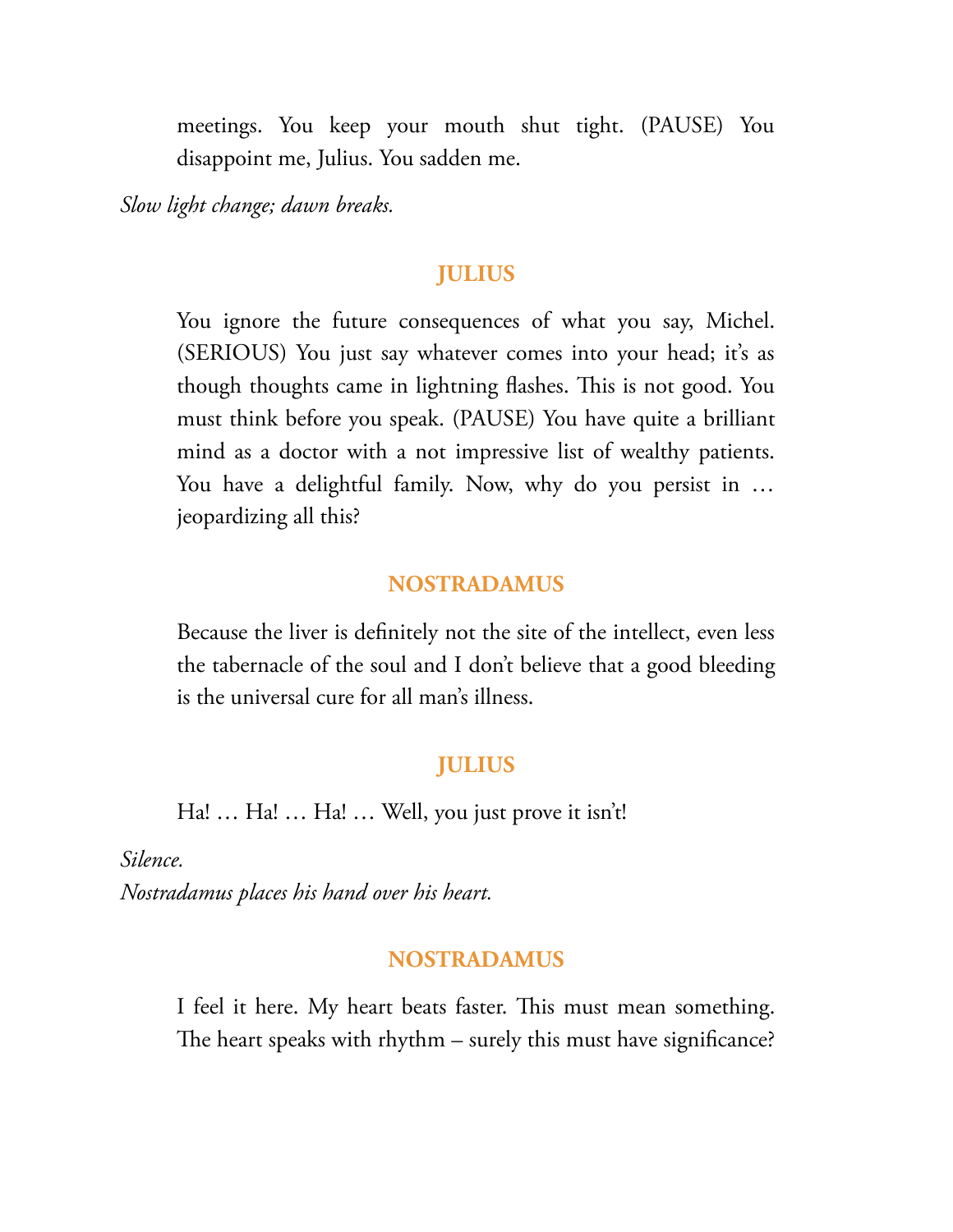meetings. You keep your mouth shut tight. (PAUSE) You disappoint me, Julius. You sadden me.

*Slow light change; dawn breaks.*

**JULIUS**

You ignore the future consequences of what you say, Michel. (SERIOUS) You just say whatever comes into your head; it's as though thoughts came in lightning flashes. This is not good. You must think before you speak. (PAUSE) You have quite a brilliant mind as a doctor with a not impressive list of wealthy patients. You have a delightful family. Now, why do you persist in … jeopardizing all this?

**NOSTRADAMUS**

Because the liver is definitely not the site of the intellect, even less the tabernacle of the soul and I don't believe that a good bleeding is the universal cure for all man's illness.

**JULIUS**

Ha! … Ha! … Ha! … Well, you just prove it isn't!

*Silence.*
*Nostradamus places his hand over his heart.*

**NOSTRADAMUS**

I feel it here. My heart beats faster. This must mean something. The heart speaks with rhythm – surely this must have significance?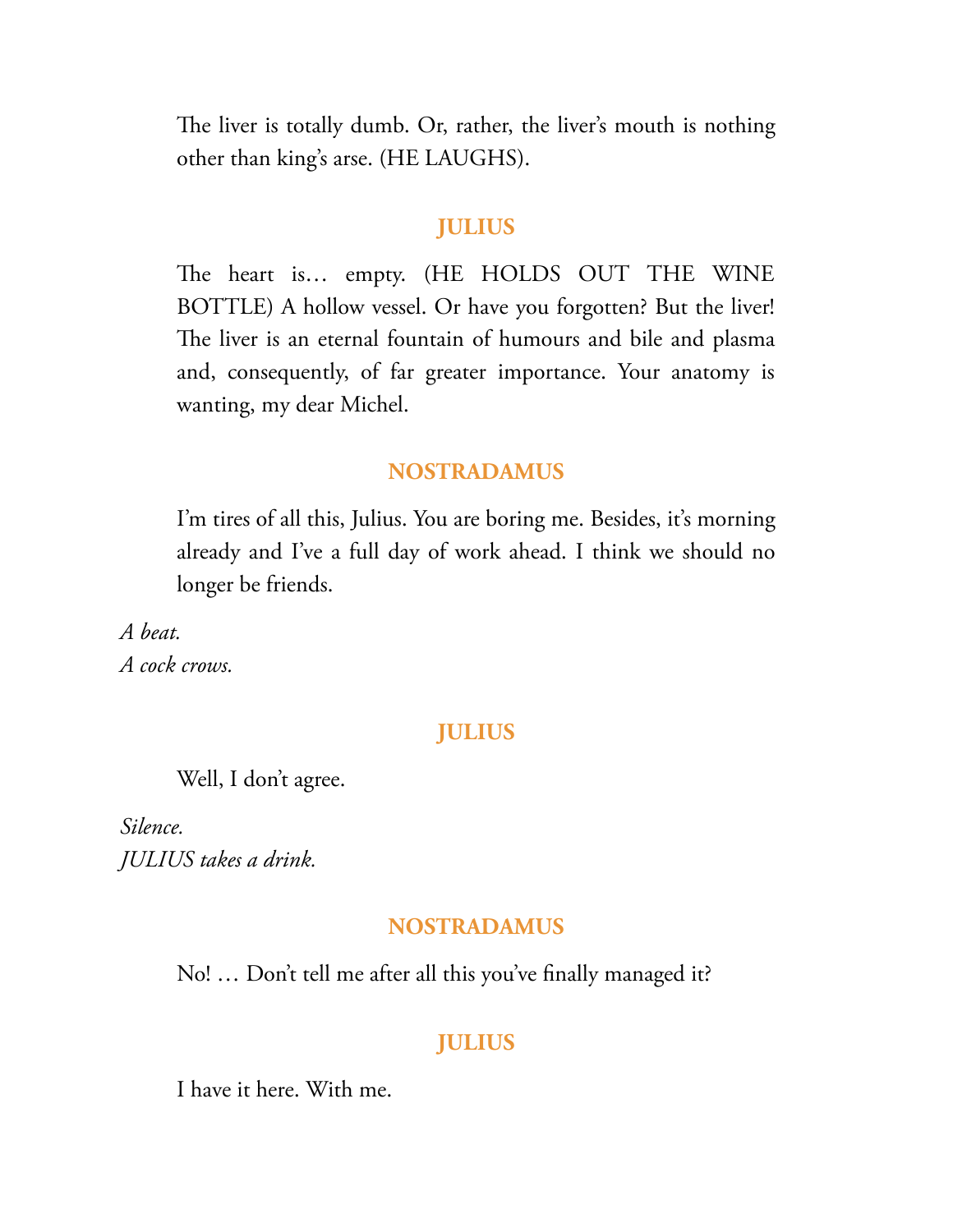The liver is totally dumb. Or, rather, the liver's mouth is nothing other than king's arse. (HE LAUGHS).

**JULIUS**

The heart is… empty. (HE HOLDS OUT THE WINE BOTTLE) A hollow vessel. Or have you forgotten? But the liver! The liver is an eternal fountain of humours and bile and plasma and, consequently, of far greater importance. Your anatomy is wanting, my dear Michel.

**NOSTRADAMUS**

I'm tires of all this, Julius. You are boring me. Besides, it's morning already and I've a full day of work ahead. I think we should no longer be friends.

*A beat.*
*A cock crows.*

**JULIUS**

Well, I don't agree.

*Silence.*
*JULIUS takes a drink.*

**NOSTRADAMUS**

No! … Don't tell me after all this you've finally managed it?

**JULIUS**

I have it here. With me.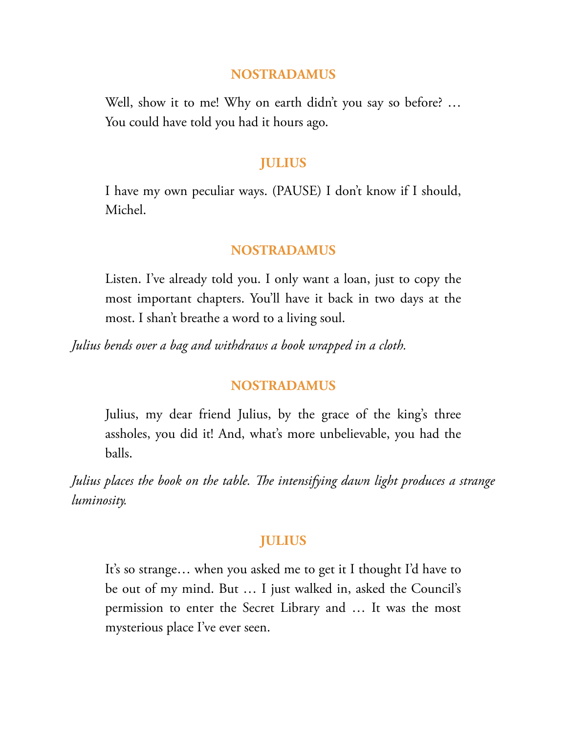**NOSTRADAMUS**

Well, show it to me! Why on earth didn't you say so before? … You could have told you had it hours ago.

**JULIUS**

I have my own peculiar ways. (PAUSE) I don't know if I should, Michel.

**NOSTRADAMUS**

Listen. I've already told you. I only want a loan, just to copy the most important chapters. You'll have it back in two days at the most. I shan't breathe a word to a living soul.

*Julius bends over a bag and withdraws a book wrapped in a cloth.*

**NOSTRADAMUS**

Julius, my dear friend Julius, by the grace of the king's three assholes, you did it! And, what's more unbelievable, you had the balls.

*Julius places the book on the table. The intensifying dawn light produces a strange luminosity.*

**JULIUS**

It's so strange… when you asked me to get it I thought I'd have to be out of my mind. But … I just walked in, asked the Council's permission to enter the Secret Library and … It was the most mysterious place I've ever seen.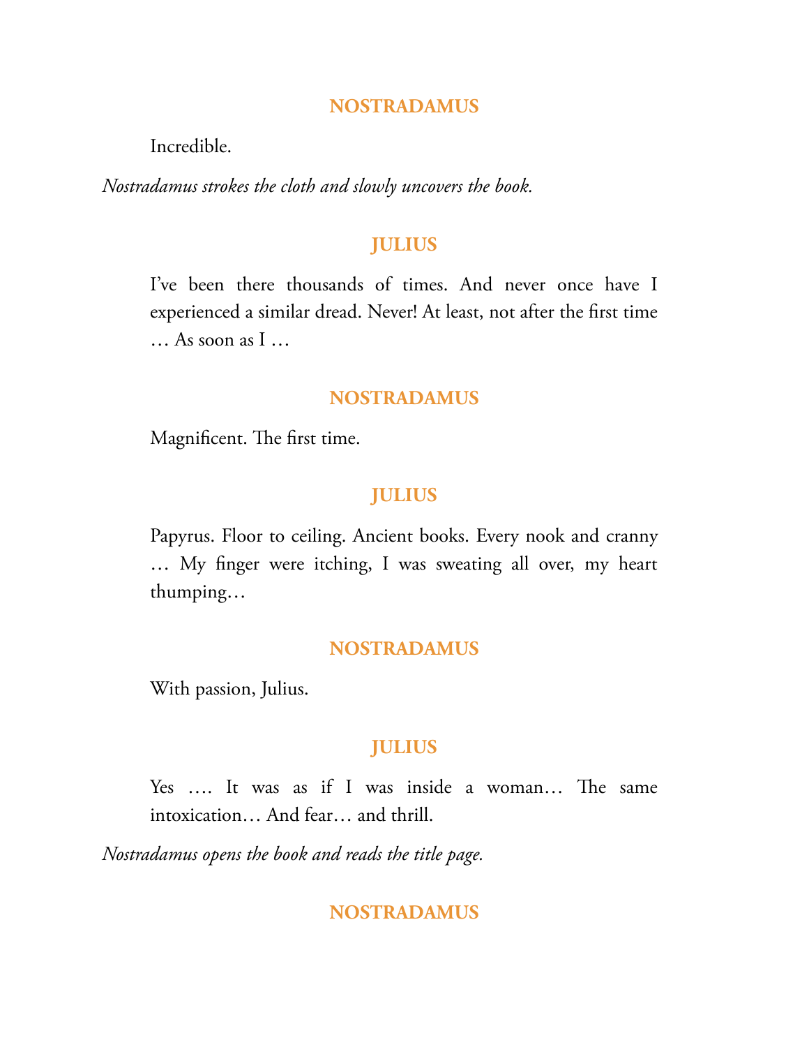**NOSTRADAMUS**

Incredible.

*Nostradamus strokes the cloth and slowly uncovers the book.*

**JULIUS**

I've been there thousands of times. And never once have I experienced a similar dread. Never! At least, not after the first time … As soon as I …

**NOSTRADAMUS**

Magnificent. The first time.

**JULIUS**

Papyrus. Floor to ceiling. Ancient books. Every nook and cranny … My finger were itching, I was sweating all over, my heart thumping…

**NOSTRADAMUS**

With passion, Julius.

**JULIUS**

Yes …. It was as if I was inside a woman… The same intoxication… And fear… and thrill.

*Nostradamus opens the book and reads the title page.*

**NOSTRADAMUS**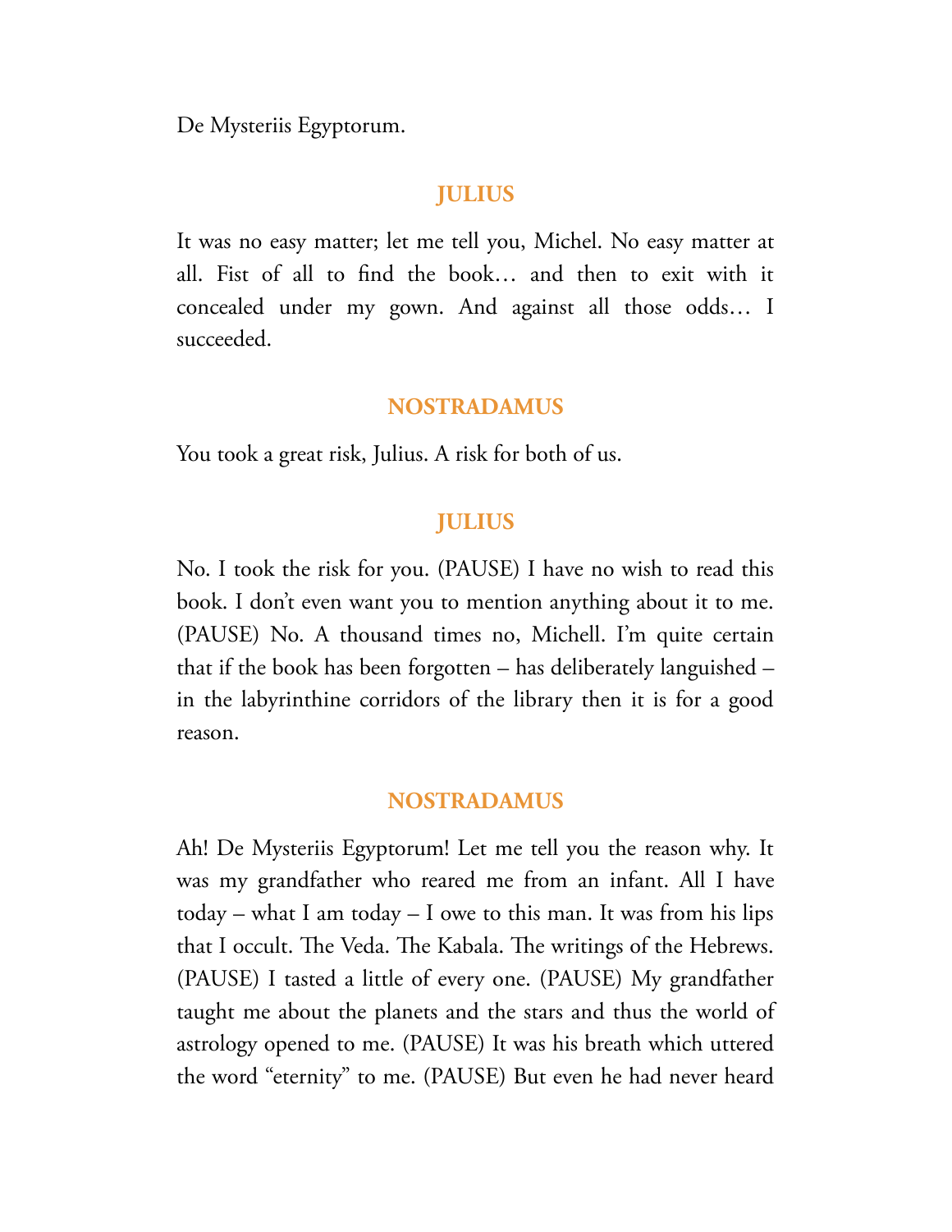De Mysteriis Egyptorum.

**JULIUS**

It was no easy matter; let me tell you, Michel. No easy matter at all. Fist of all to find the book… and then to exit with it concealed under my gown. And against all those odds… I succeeded.

**NOSTRADAMUS**

You took a great risk, Julius. A risk for both of us.

**JULIUS**

No. I took the risk for you. (PAUSE) I have no wish to read this book. I don't even want you to mention anything about it to me. (PAUSE) No. A thousand times no, Michell. I'm quite certain that if the book has been forgotten – has deliberately languished – in the labyrinthine corridors of the library then it is for a good reason.

**NOSTRADAMUS**

Ah! De Mysteriis Egyptorum! Let me tell you the reason why. It was my grandfather who reared me from an infant. All I have today – what I am today – I owe to this man. It was from his lips that I occult. The Veda. The Kabala. The writings of the Hebrews. (PAUSE) I tasted a little of every one. (PAUSE) My grandfather taught me about the planets and the stars and thus the world of astrology opened to me. (PAUSE) It was his breath which uttered the word "eternity" to me. (PAUSE) But even he had never heard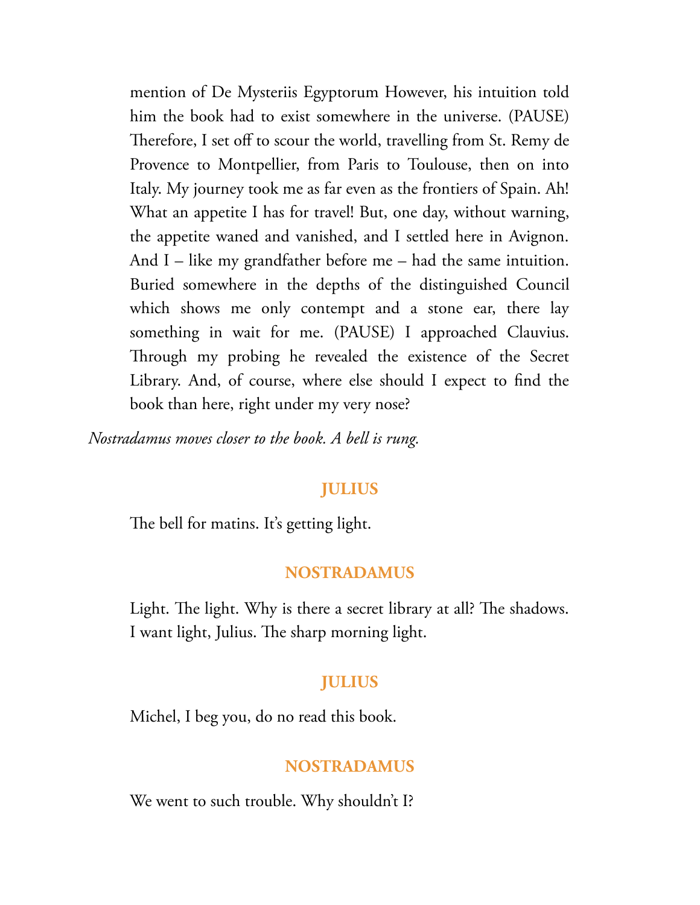mention of De Mysteriis Egyptorum However, his intuition told him the book had to exist somewhere in the universe. (PAUSE) Therefore, I set off to scour the world, travelling from St. Remy de Provence to Montpellier, from Paris to Toulouse, then on into Italy. My journey took me as far even as the frontiers of Spain. Ah! What an appetite I has for travel! But, one day, without warning, the appetite waned and vanished, and I settled here in Avignon. And I – like my grandfather before me – had the same intuition. Buried somewhere in the depths of the distinguished Council which shows me only contempt and a stone ear, there lay something in wait for me. (PAUSE) I approached Clauvius. Through my probing he revealed the existence of the Secret Library. And, of course, where else should I expect to find the book than here, right under my very nose?

*Nostradamus moves closer to the book. A bell is rung.*

**JULIUS**

The bell for matins. It's getting light.

**NOSTRADAMUS**

Light. The light. Why is there a secret library at all? The shadows. I want light, Julius. The sharp morning light.

**JULIUS**

Michel, I beg you, do no read this book.

**NOSTRADAMUS**

We went to such trouble. Why shouldn't I?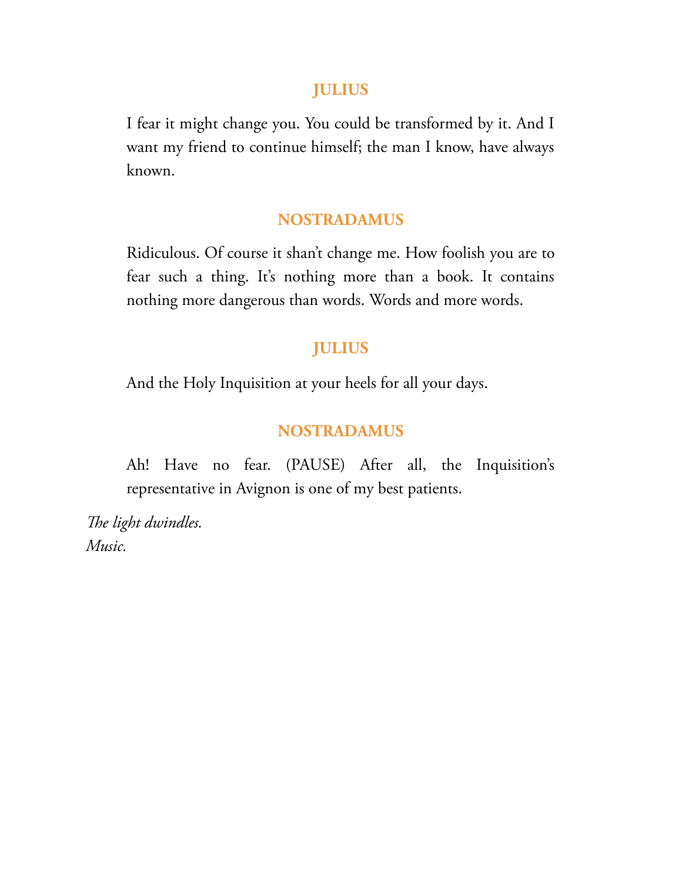**JULIUS**

I fear it might change you. You could be transformed by it. And I want my friend to continue himself; the man I know, have always known.

**NOSTRADAMUS**

Ridiculous. Of course it shan't change me. How foolish you are to fear such a thing. It's nothing more than a book. It contains nothing more dangerous than words. Words and more words.

**JULIUS**

And the Holy Inquisition at your heels for all your days.

**NOSTRADAMUS**

Ah! Have no fear. (PAUSE) After all, the Inquisition's representative in Avignon is one of my best patients.

*The light dwindles.*
*Music.*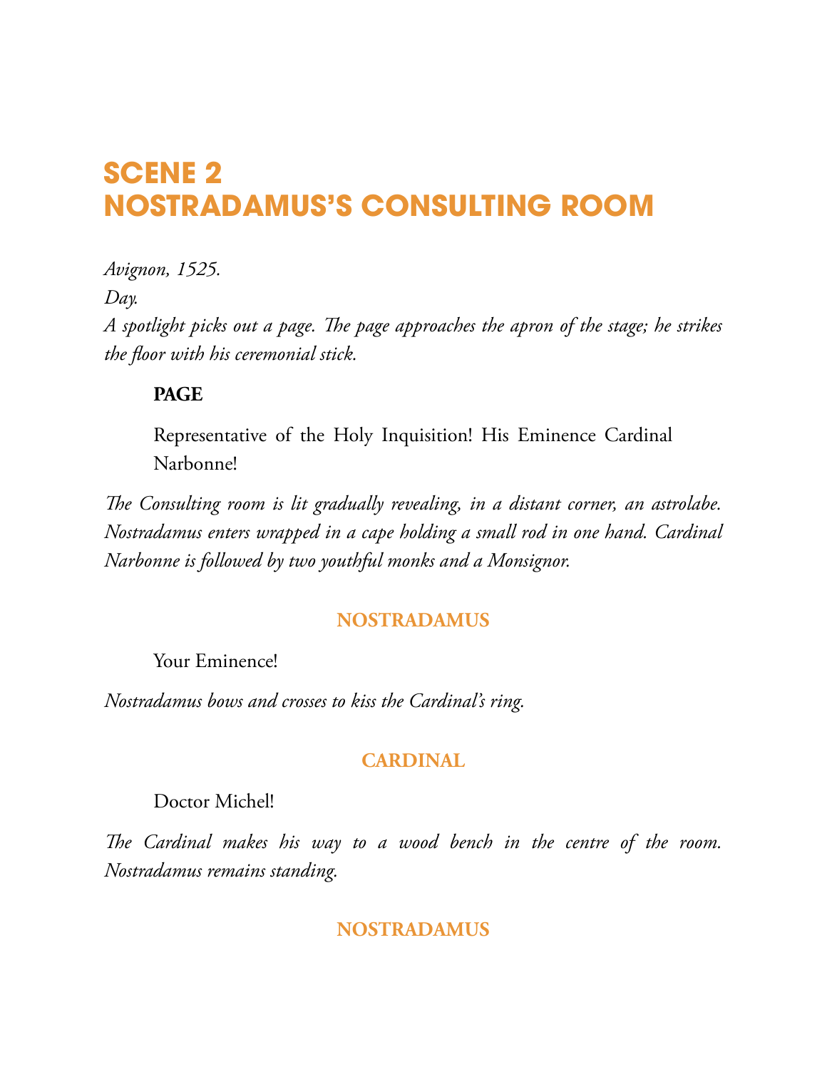# SCENE 2
# NOSTRADAMUS'S CONSULTING ROOM

*Avignon, 1525.*

*Day.*

*A spotlight picks out a page. The page approaches the apron of the stage; he strikes the floor with his ceremonial stick.*

**PAGE**

Representative of the Holy Inquisition! His Eminence Cardinal Narbonne!

*The Consulting room is lit gradually revealing, in a distant corner, an astrolabe. Nostradamus enters wrapped in a cape holding a small rod in one hand. Cardinal Narbonne is followed by two youthful monks and a Monsignor.*

**NOSTRADAMUS**

Your Eminence!

*Nostradamus bows and crosses to kiss the Cardinal's ring.*

**CARDINAL**

Doctor Michel!

*The Cardinal makes his way to a wood bench in the centre of the room. Nostradamus remains standing.*

**NOSTRADAMUS**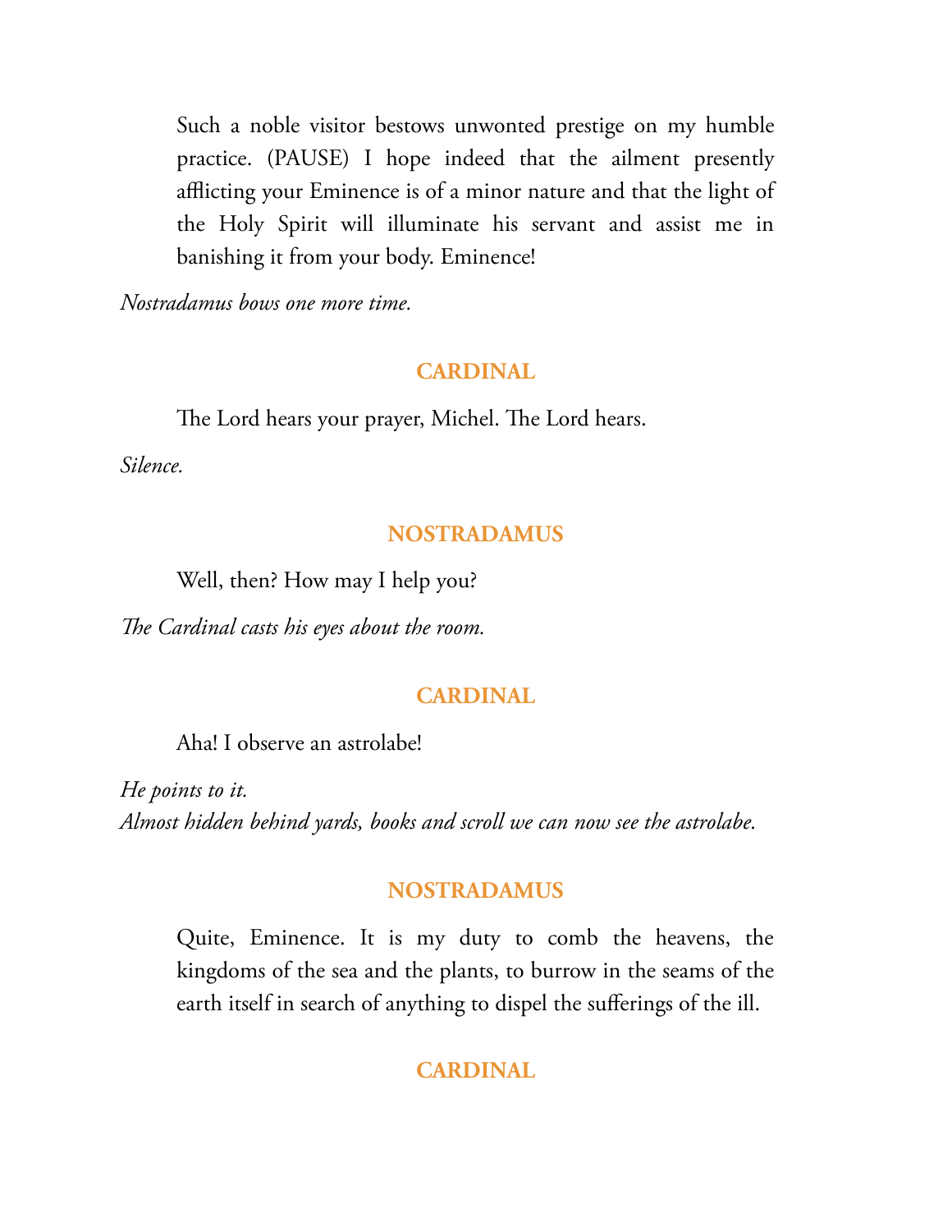Such a noble visitor bestows unwonted prestige on my humble practice. (PAUSE) I hope indeed that the ailment presently afflicting your Eminence is of a minor nature and that the light of the Holy Spirit will illuminate his servant and assist me in banishing it from your body. Eminence!

*Nostradamus bows one more time.*

**CARDINAL**

The Lord hears your prayer, Michel. The Lord hears.

*Silence.*

**NOSTRADAMUS**

Well, then? How may I help you?

*The Cardinal casts his eyes about the room.*

**CARDINAL**

Aha! I observe an astrolabe!

*He points to it.*
*Almost hidden behind yards, books and scroll we can now see the astrolabe.*

**NOSTRADAMUS**

Quite, Eminence. It is my duty to comb the heavens, the kingdoms of the sea and the plants, to burrow in the seams of the earth itself in search of anything to dispel the sufferings of the ill.

**CARDINAL**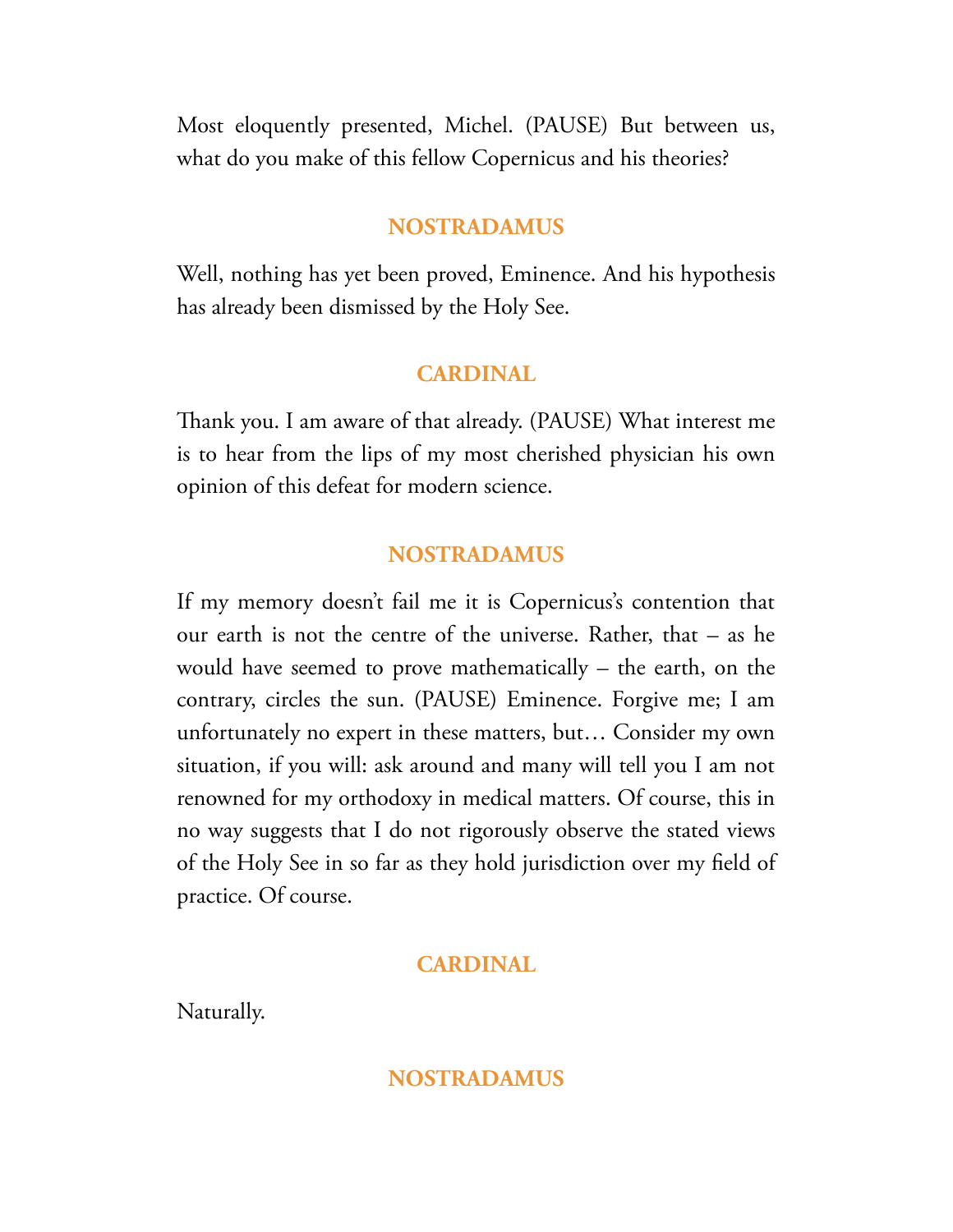Most eloquently presented, Michel. (PAUSE) But between us, what do you make of this fellow Copernicus and his theories?

**NOSTRADAMUS**

Well, nothing has yet been proved, Eminence. And his hypothesis has already been dismissed by the Holy See.

**CARDINAL**

Thank you. I am aware of that already. (PAUSE) What interest me is to hear from the lips of my most cherished physician his own opinion of this defeat for modern science.

**NOSTRADAMUS**

If my memory doesn't fail me it is Copernicus's contention that our earth is not the centre of the universe. Rather, that – as he would have seemed to prove mathematically – the earth, on the contrary, circles the sun. (PAUSE) Eminence. Forgive me; I am unfortunately no expert in these matters, but… Consider my own situation, if you will: ask around and many will tell you I am not renowned for my orthodoxy in medical matters. Of course, this in no way suggests that I do not rigorously observe the stated views of the Holy See in so far as they hold jurisdiction over my field of practice. Of course.

**CARDINAL**

Naturally.

**NOSTRADAMUS**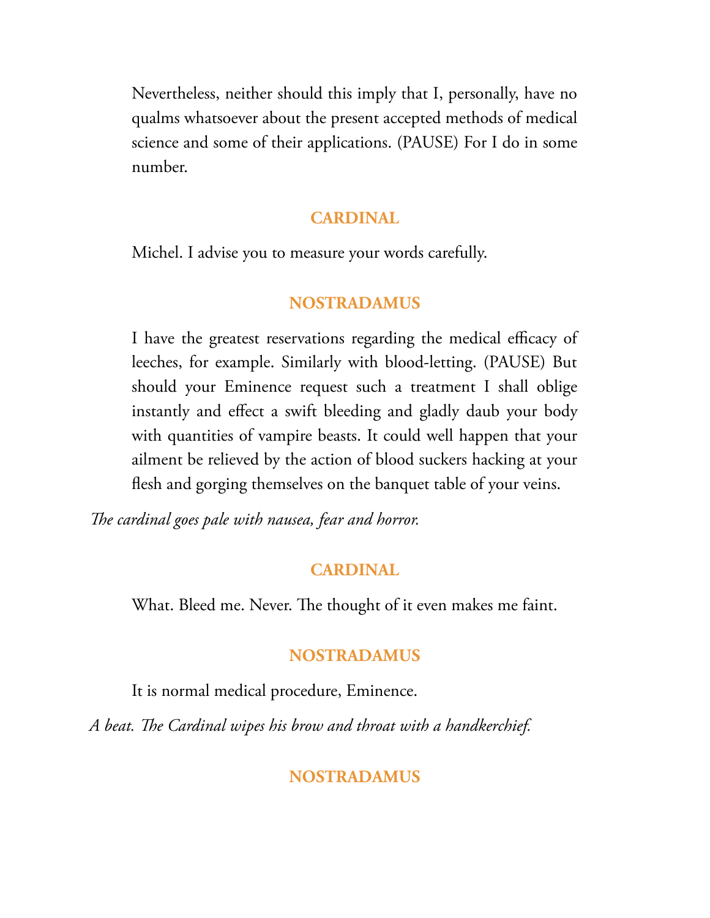Nevertheless, neither should this imply that I, personally, have no qualms whatsoever about the present accepted methods of medical science and some of their applications. (PAUSE) For I do in some number.

**CARDINAL**

Michel. I advise you to measure your words carefully.

**NOSTRADAMUS**

I have the greatest reservations regarding the medical efficacy of leeches, for example. Similarly with blood-letting. (PAUSE) But should your Eminence request such a treatment I shall oblige instantly and effect a swift bleeding and gladly daub your body with quantities of vampire beasts. It could well happen that your ailment be relieved by the action of blood suckers hacking at your flesh and gorging themselves on the banquet table of your veins.

*The cardinal goes pale with nausea, fear and horror.*

**CARDINAL**

What. Bleed me. Never. The thought of it even makes me faint.

**NOSTRADAMUS**

It is normal medical procedure, Eminence.

*A beat. The Cardinal wipes his brow and throat with a handkerchief.*

**NOSTRADAMUS**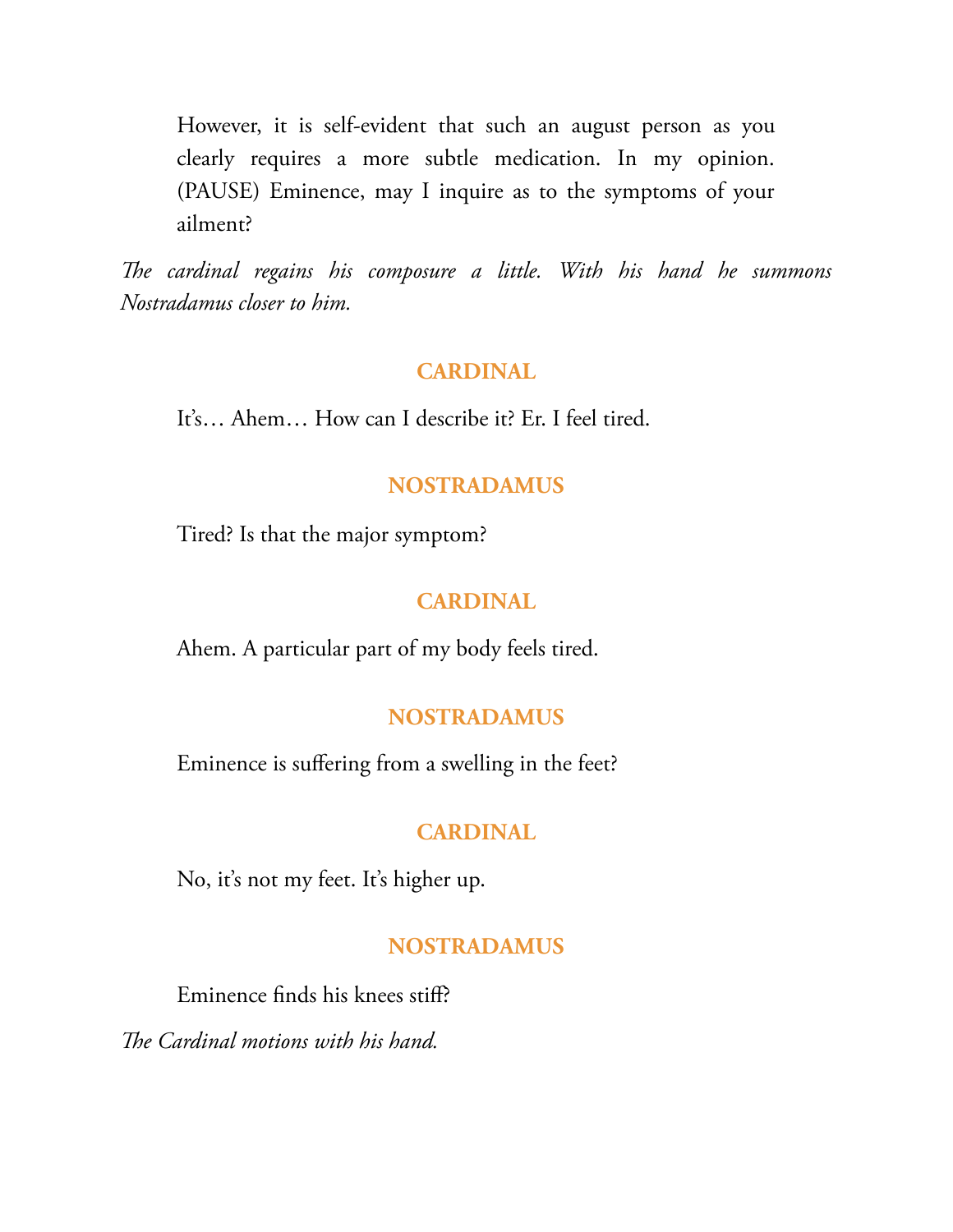However, it is self-evident that such an august person as you clearly requires a more subtle medication. In my opinion. (PAUSE) Eminence, may I inquire as to the symptoms of your ailment?

*The cardinal regains his composure a little. With his hand he summons Nostradamus closer to him.*

**CARDINAL**

It's… Ahem… How can I describe it? Er. I feel tired.

**NOSTRADAMUS**

Tired? Is that the major symptom?

**CARDINAL**

Ahem. A particular part of my body feels tired.

**NOSTRADAMUS**

Eminence is suffering from a swelling in the feet?

**CARDINAL**

No, it's not my feet. It's higher up.

**NOSTRADAMUS**

Eminence finds his knees stiff?

*The Cardinal motions with his hand.*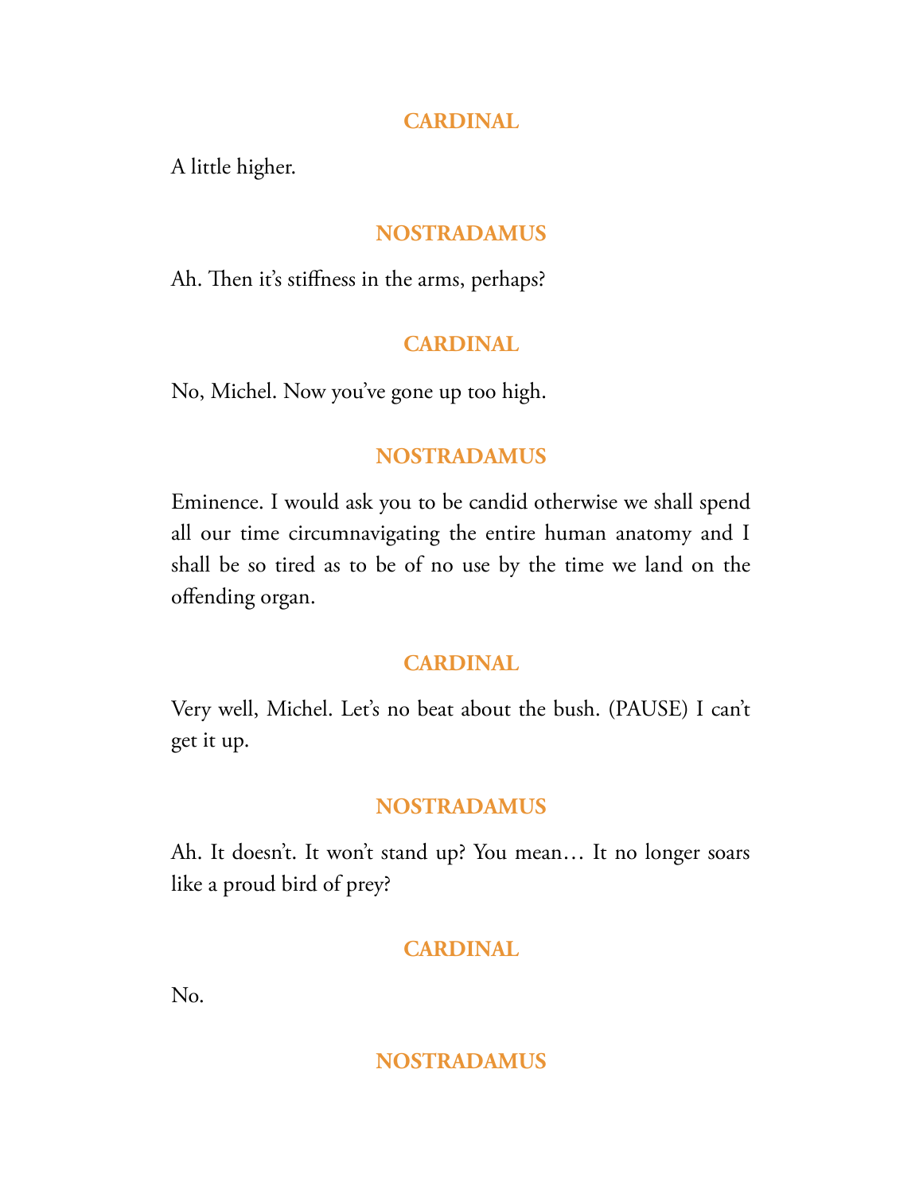**CARDINAL**

A little higher.

**NOSTRADAMUS**

Ah. Then it's stiffness in the arms, perhaps?

**CARDINAL**

No, Michel. Now you've gone up too high.

**NOSTRADAMUS**

Eminence. I would ask you to be candid otherwise we shall spend all our time circumnavigating the entire human anatomy and I shall be so tired as to be of no use by the time we land on the offending organ.

**CARDINAL**

Very well, Michel. Let's no beat about the bush. (PAUSE) I can't get it up.

**NOSTRADAMUS**

Ah. It doesn't. It won't stand up? You mean… It no longer soars like a proud bird of prey?

**CARDINAL**

No.

**NOSTRADAMUS**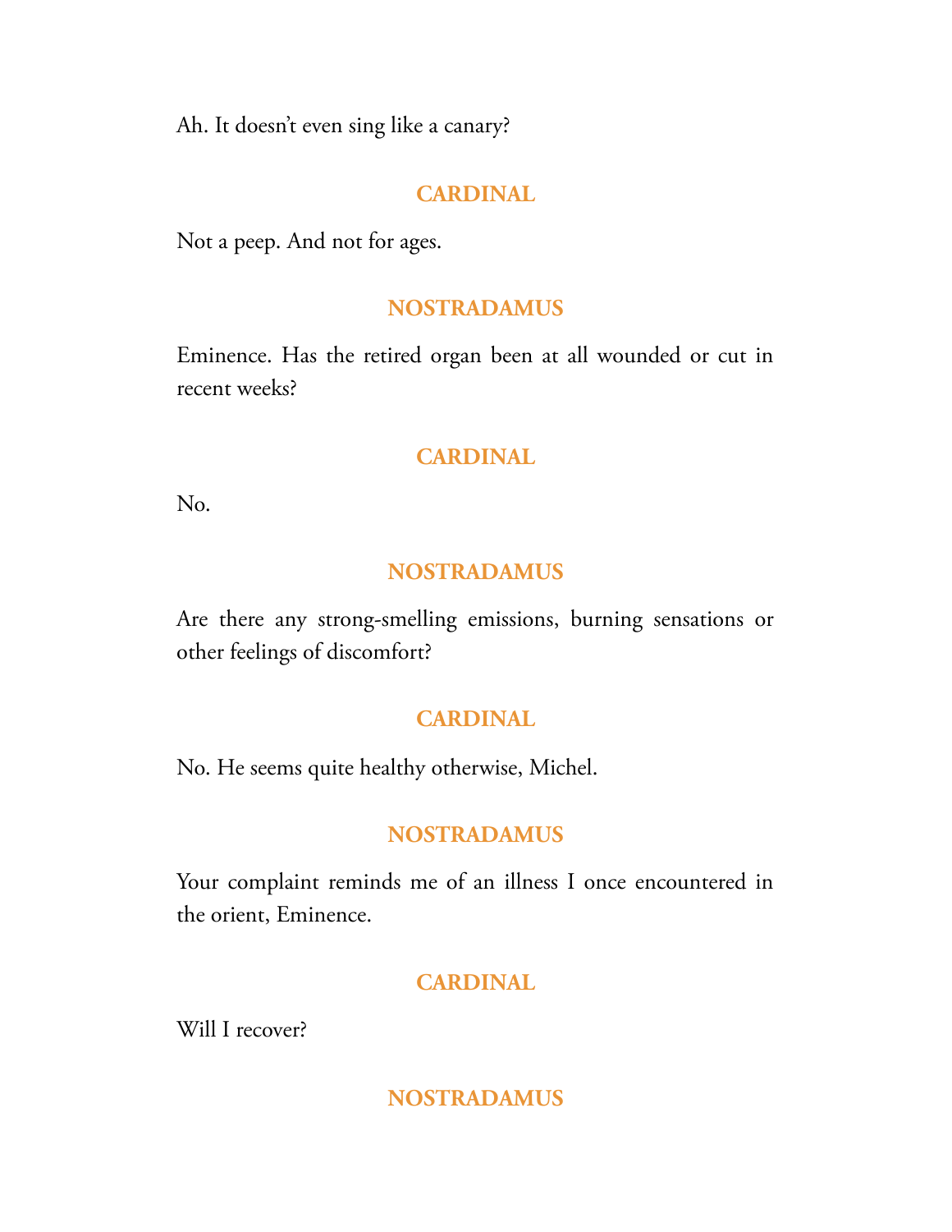Ah. It doesn't even sing like a canary?

**CARDINAL**

Not a peep. And not for ages.

**NOSTRADAMUS**

Eminence. Has the retired organ been at all wounded or cut in recent weeks?

**CARDINAL**

No.

**NOSTRADAMUS**

Are there any strong-smelling emissions, burning sensations or other feelings of discomfort?

**CARDINAL**

No. He seems quite healthy otherwise, Michel.

**NOSTRADAMUS**

Your complaint reminds me of an illness I once encountered in the orient, Eminence.

**CARDINAL**

Will I recover?

**NOSTRADAMUS**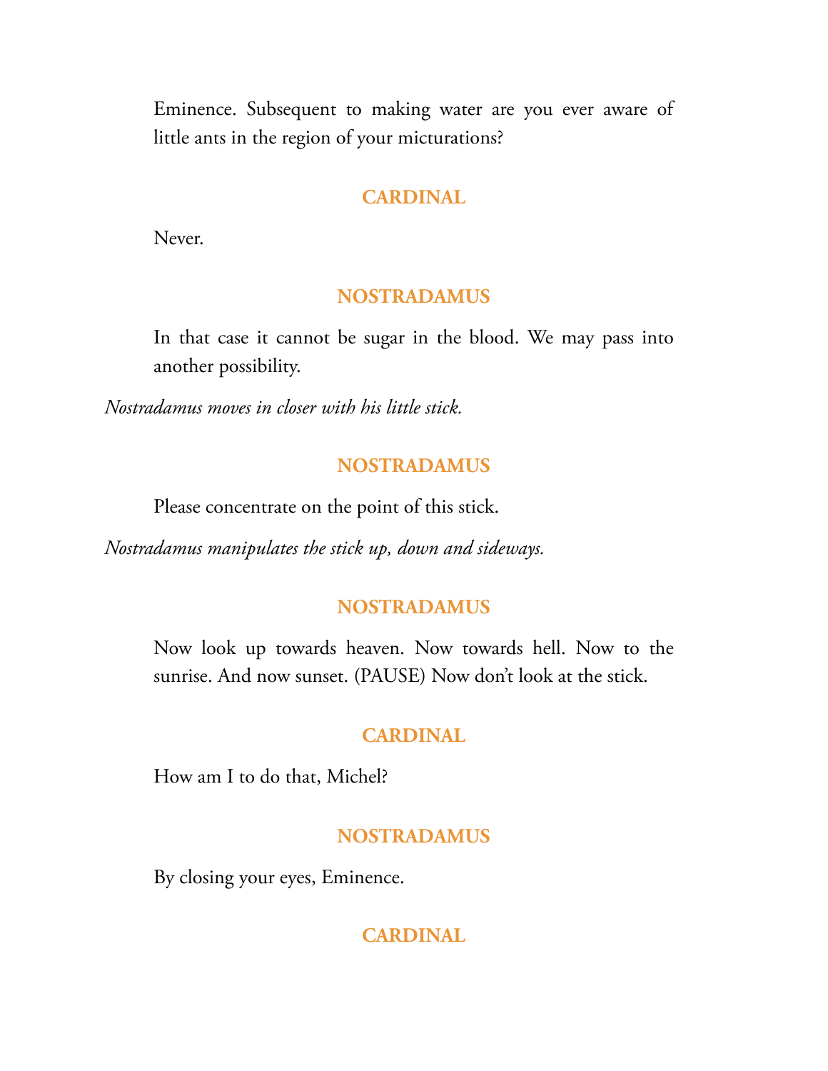Eminence. Subsequent to making water are you ever aware of little ants in the region of your micturations?

**CARDINAL**

Never.

**NOSTRADAMUS**

In that case it cannot be sugar in the blood. We may pass into another possibility.

*Nostradamus moves in closer with his little stick.*

**NOSTRADAMUS**

Please concentrate on the point of this stick.

*Nostradamus manipulates the stick up, down and sideways.*

**NOSTRADAMUS**

Now look up towards heaven. Now towards hell. Now to the sunrise. And now sunset. (PAUSE) Now don't look at the stick.

**CARDINAL**

How am I to do that, Michel?

**NOSTRADAMUS**

By closing your eyes, Eminence.

**CARDINAL**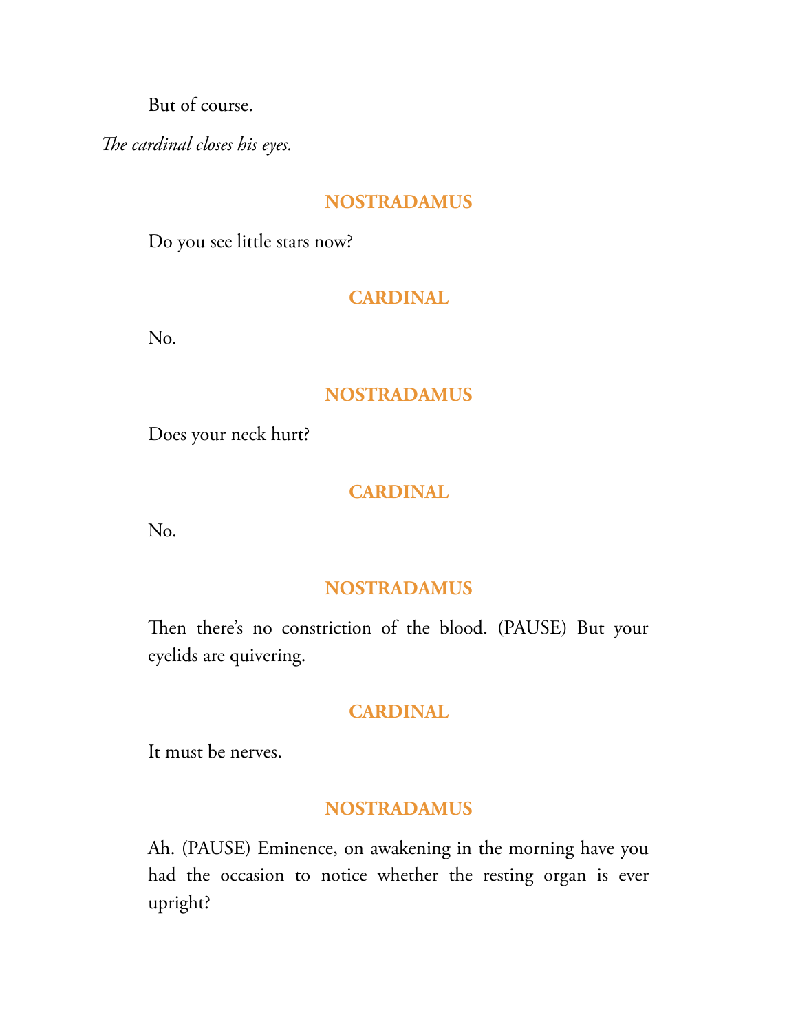But of course.

*The cardinal closes his eyes.*

**NOSTRADAMUS**

Do you see little stars now?

**CARDINAL**

No.

**NOSTRADAMUS**

Does your neck hurt?

**CARDINAL**

No.

**NOSTRADAMUS**

Then there's no constriction of the blood. (PAUSE) But your eyelids are quivering.

**CARDINAL**

It must be nerves.

**NOSTRADAMUS**

Ah. (PAUSE) Eminence, on awakening in the morning have you had the occasion to notice whether the resting organ is ever upright?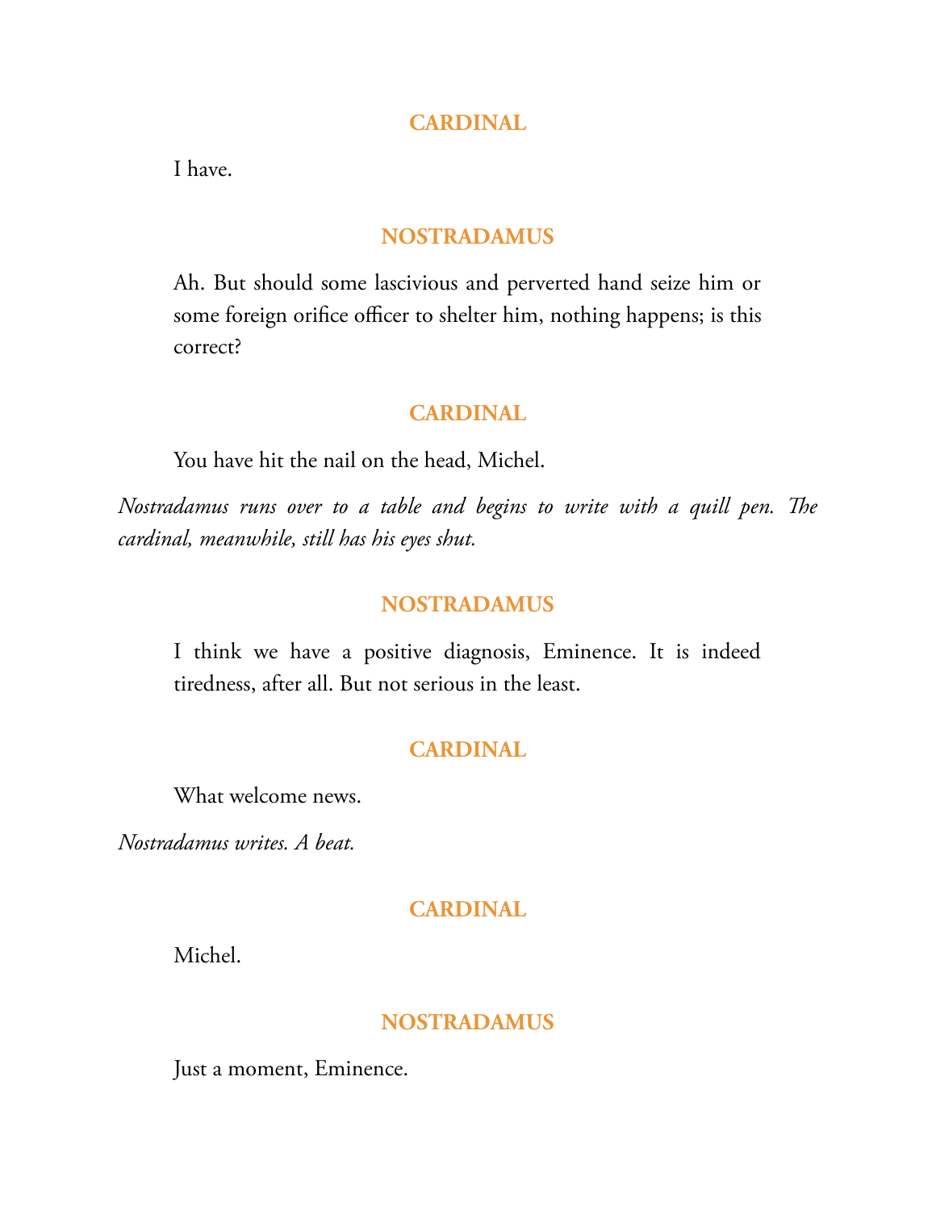**CARDINAL**

I have.

**NOSTRADAMUS**

Ah. But should some lascivious and perverted hand seize him or some foreign orifice officer to shelter him, nothing happens; is this correct?

**CARDINAL**

You have hit the nail on the head, Michel.

*Nostradamus runs over to a table and begins to write with a quill pen. The cardinal, meanwhile, still has his eyes shut.*

**NOSTRADAMUS**

I think we have a positive diagnosis, Eminence. It is indeed tiredness, after all. But not serious in the least.

**CARDINAL**

What welcome news.

*Nostradamus writes. A beat.*

**CARDINAL**

Michel.

**NOSTRADAMUS**

Just a moment, Eminence.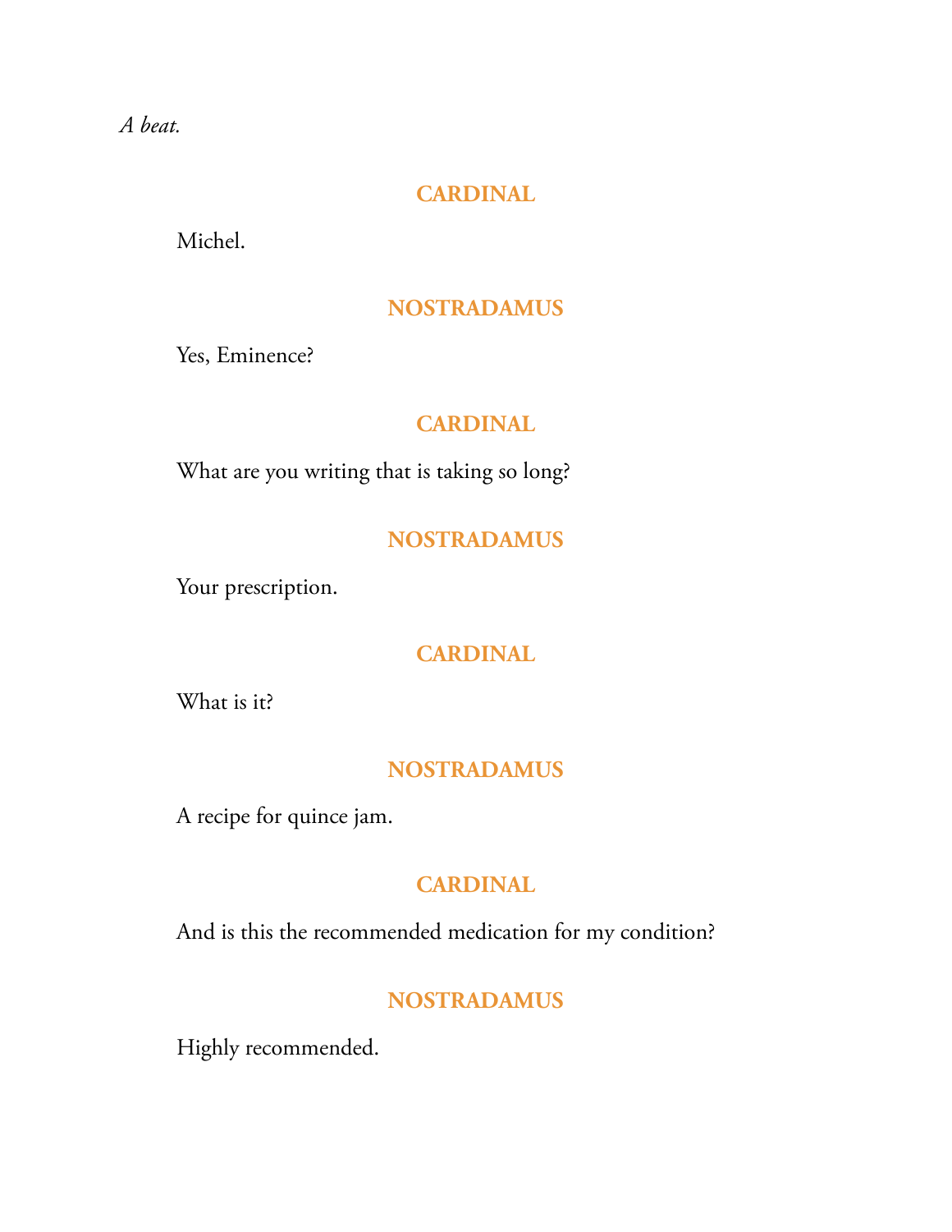*A beat.*

**CARDINAL**

Michel.

**NOSTRADAMUS**

Yes, Eminence?

**CARDINAL**

What are you writing that is taking so long?

**NOSTRADAMUS**

Your prescription.

**CARDINAL**

What is it?

**NOSTRADAMUS**

A recipe for quince jam.

**CARDINAL**

And is this the recommended medication for my condition?

**NOSTRADAMUS**

Highly recommended.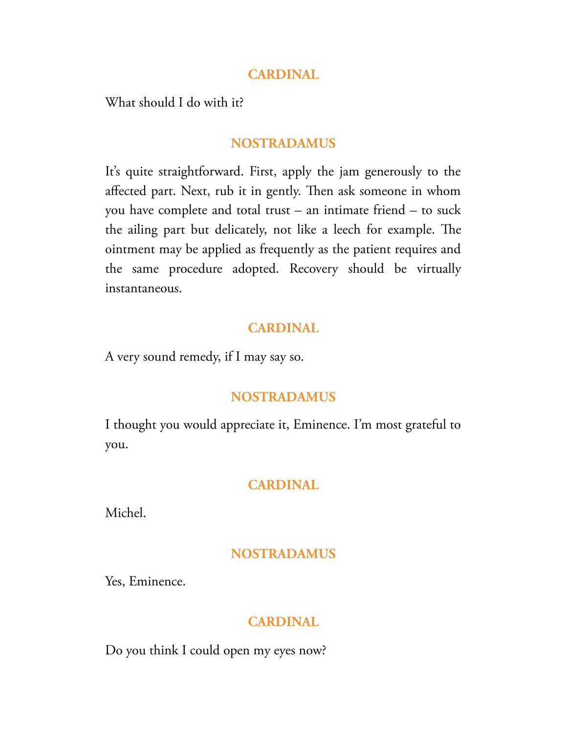**CARDINAL**

What should I do with it?

**NOSTRADAMUS**

It's quite straightforward. First, apply the jam generously to the affected part. Next, rub it in gently. Then ask someone in whom you have complete and total trust – an intimate friend – to suck the ailing part but delicately, not like a leech for example. The ointment may be applied as frequently as the patient requires and the same procedure adopted. Recovery should be virtually instantaneous.

**CARDINAL**

A very sound remedy, if I may say so.

**NOSTRADAMUS**

I thought you would appreciate it, Eminence. I'm most grateful to you.

**CARDINAL**

Michel.

**NOSTRADAMUS**

Yes, Eminence.

**CARDINAL**

Do you think I could open my eyes now?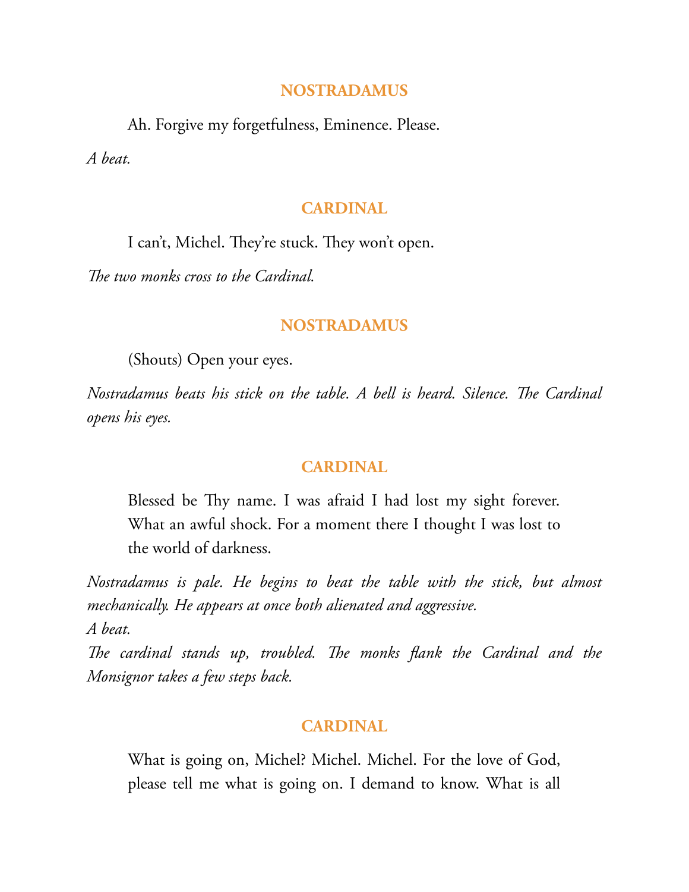**NOSTRADAMUS**

Ah. Forgive my forgetfulness, Eminence. Please.

*A beat.*

**CARDINAL**

I can't, Michel. They're stuck. They won't open.

*The two monks cross to the Cardinal.*

**NOSTRADAMUS**

(Shouts) Open your eyes.

*Nostradamus beats his stick on the table. A bell is heard. Silence. The Cardinal opens his eyes.*

**CARDINAL**

Blessed be Thy name. I was afraid I had lost my sight forever. What an awful shock. For a moment there I thought I was lost to the world of darkness.

*Nostradamus is pale. He begins to beat the table with the stick, but almost mechanically. He appears at once both alienated and aggressive.*
*A beat.*
*The cardinal stands up, troubled. The monks flank the Cardinal and the Monsignor takes a few steps back.*

**CARDINAL**

What is going on, Michel? Michel. Michel. For the love of God, please tell me what is going on. I demand to know. What is all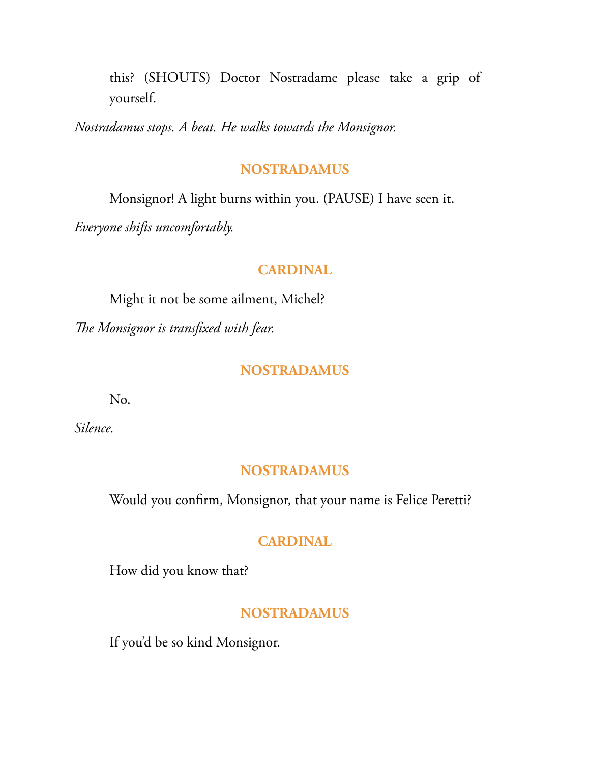this? (SHOUTS) Doctor Nostradame please take a grip of yourself.

*Nostradamus stops. A beat. He walks towards the Monsignor.*

**NOSTRADAMUS**

Monsignor! A light burns within you. (PAUSE) I have seen it.

*Everyone shifts uncomfortably.*

**CARDINAL**

Might it not be some ailment, Michel?

*The Monsignor is transfixed with fear.*

**NOSTRADAMUS**

No.

*Silence.*

**NOSTRADAMUS**

Would you confirm, Monsignor, that your name is Felice Peretti?

**CARDINAL**

How did you know that?

**NOSTRADAMUS**

If you'd be so kind Monsignor.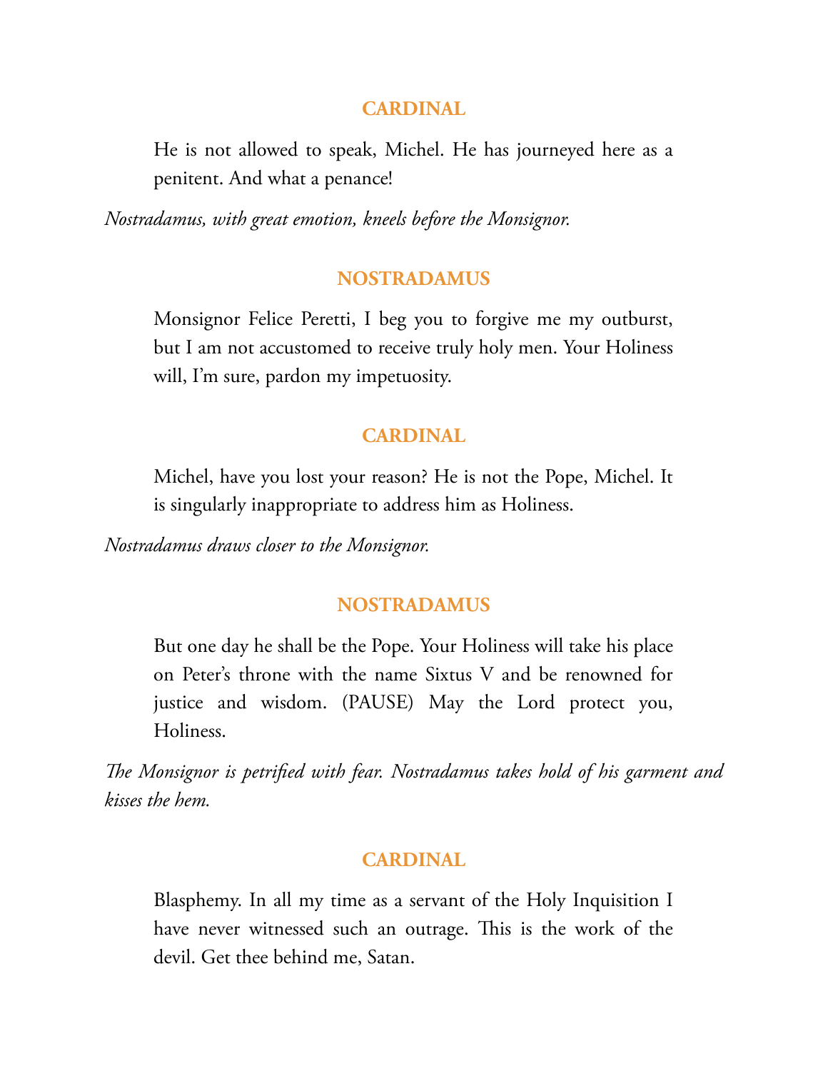**CARDINAL**

He is not allowed to speak, Michel. He has journeyed here as a penitent. And what a penance!

*Nostradamus, with great emotion, kneels before the Monsignor.*

**NOSTRADAMUS**

Monsignor Felice Peretti, I beg you to forgive me my outburst, but I am not accustomed to receive truly holy men. Your Holiness will, I'm sure, pardon my impetuosity.

**CARDINAL**

Michel, have you lost your reason? He is not the Pope, Michel. It is singularly inappropriate to address him as Holiness.

*Nostradamus draws closer to the Monsignor.*

**NOSTRADAMUS**

But one day he shall be the Pope. Your Holiness will take his place on Peter's throne with the name Sixtus V and be renowned for justice and wisdom. (PAUSE) May the Lord protect you, Holiness.

*The Monsignor is petrified with fear. Nostradamus takes hold of his garment and kisses the hem.*

**CARDINAL**

Blasphemy. In all my time as a servant of the Holy Inquisition I have never witnessed such an outrage. This is the work of the devil. Get thee behind me, Satan.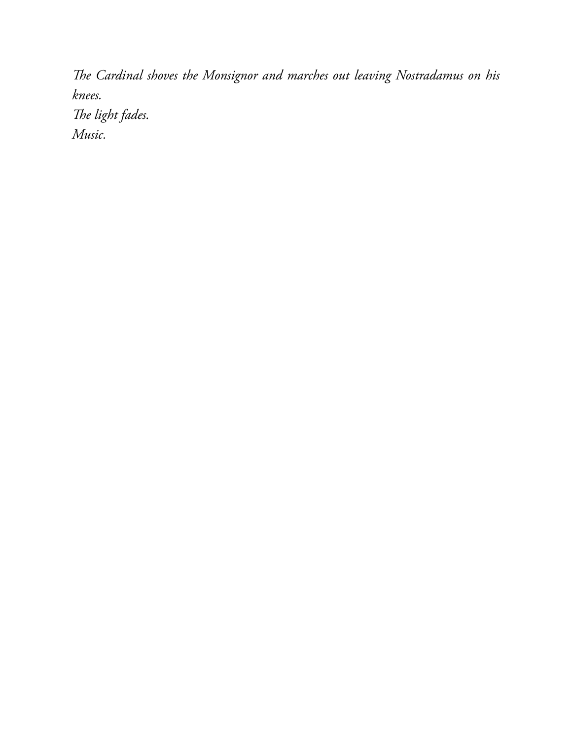*The Cardinal shoves the Monsignor and marches out leaving Nostradamus on his knees.*
*The light fades.*
*Music.*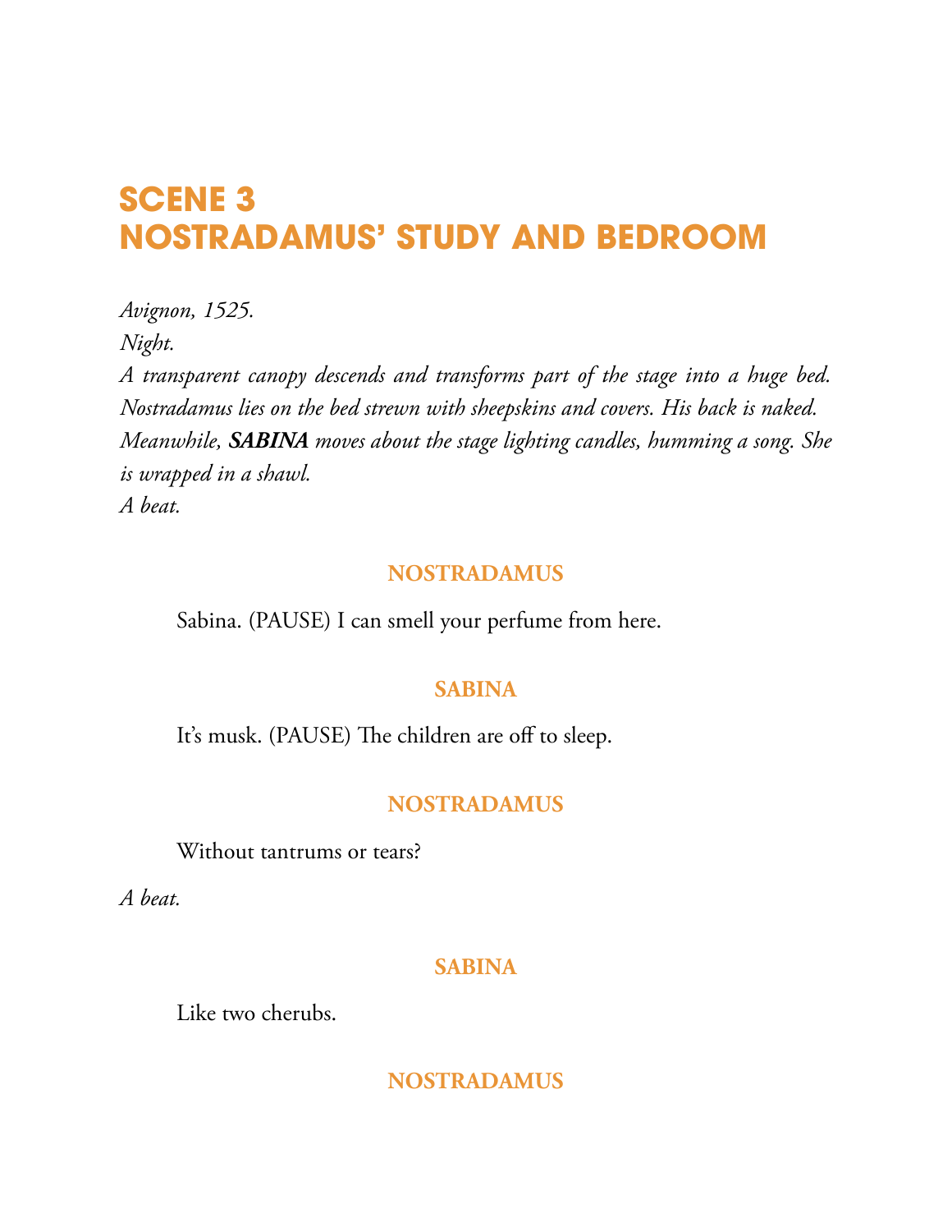# SCENE 3
# NOSTRADAMUS' STUDY AND BEDROOM

*Avignon, 1525.*
*Night.*
*A transparent canopy descends and transforms part of the stage into a huge bed. Nostradamus lies on the bed strewn with sheepskins and covers. His back is naked. Meanwhile,* ***SABINA*** *moves about the stage lighting candles, humming a song. She is wrapped in a shawl.*
*A beat.*

**NOSTRADAMUS**

Sabina. (PAUSE) I can smell your perfume from here.

**SABINA**

It's musk. (PAUSE) The children are off to sleep.

**NOSTRADAMUS**

Without tantrums or tears?

*A beat.*

**SABINA**

Like two cherubs.

**NOSTRADAMUS**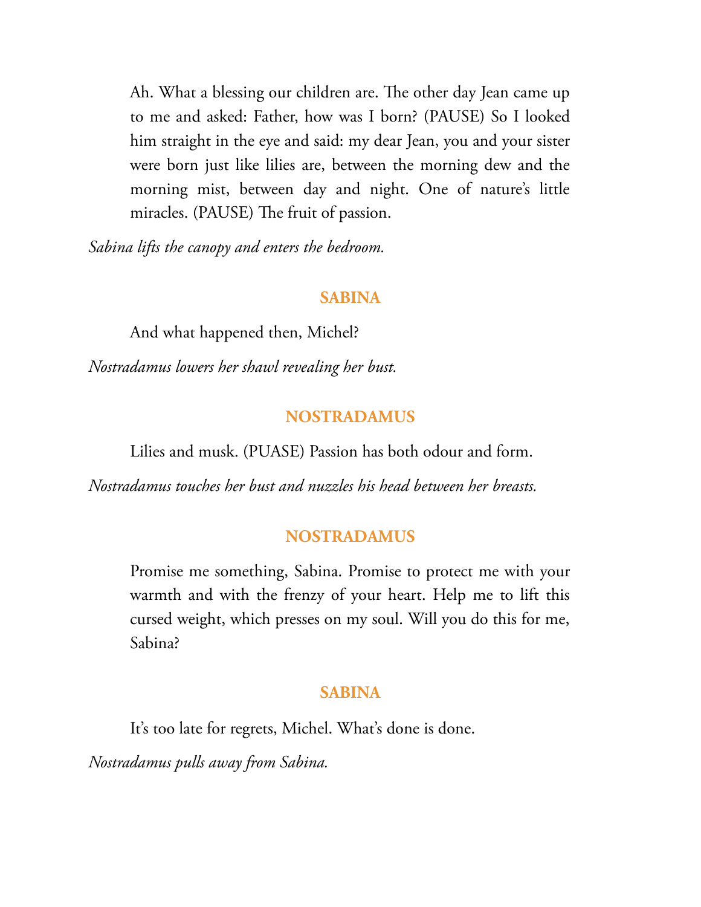Ah. What a blessing our children are. The other day Jean came up to me and asked: Father, how was I born? (PAUSE) So I looked him straight in the eye and said: my dear Jean, you and your sister were born just like lilies are, between the morning dew and the morning mist, between day and night. One of nature's little miracles. (PAUSE) The fruit of passion.

*Sabina lifts the canopy and enters the bedroom.*

**SABINA**

And what happened then, Michel?

*Nostradamus lowers her shawl revealing her bust.*

**NOSTRADAMUS**

Lilies and musk. (PUASE) Passion has both odour and form.

*Nostradamus touches her bust and nuzzles his head between her breasts.*

**NOSTRADAMUS**

Promise me something, Sabina. Promise to protect me with your warmth and with the frenzy of your heart. Help me to lift this cursed weight, which presses on my soul. Will you do this for me, Sabina?

**SABINA**

It's too late for regrets, Michel. What's done is done.

*Nostradamus pulls away from Sabina.*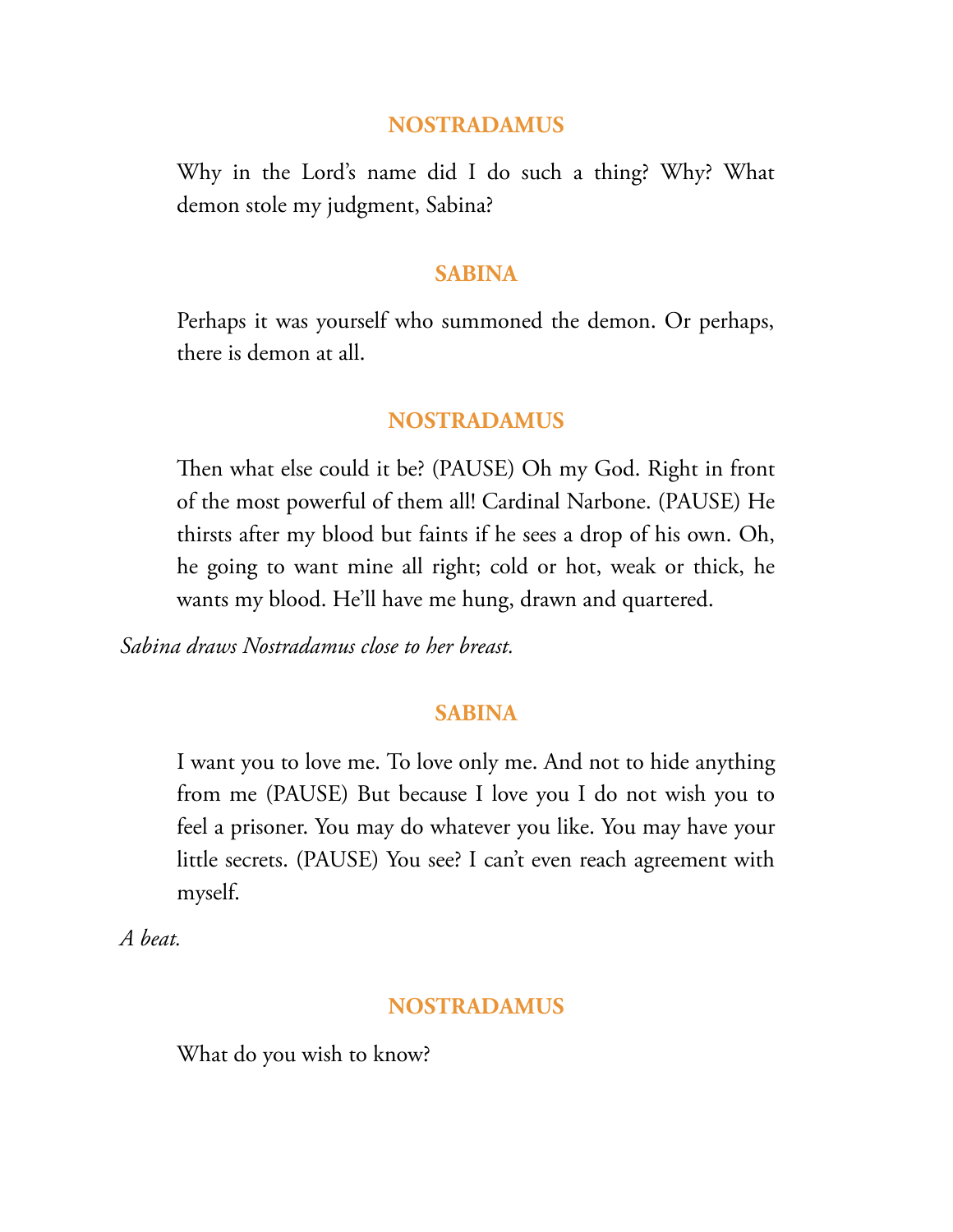**NOSTRADAMUS**

Why in the Lord's name did I do such a thing? Why? What demon stole my judgment, Sabina?

**SABINA**

Perhaps it was yourself who summoned the demon. Or perhaps, there is demon at all.

**NOSTRADAMUS**

Then what else could it be? (PAUSE) Oh my God. Right in front of the most powerful of them all! Cardinal Narbone. (PAUSE) He thirsts after my blood but faints if he sees a drop of his own. Oh, he going to want mine all right; cold or hot, weak or thick, he wants my blood. He'll have me hung, drawn and quartered.

*Sabina draws Nostradamus close to her breast.*

**SABINA**

I want you to love me. To love only me. And not to hide anything from me (PAUSE) But because I love you I do not wish you to feel a prisoner. You may do whatever you like. You may have your little secrets. (PAUSE) You see? I can't even reach agreement with myself.

*A beat.*

**NOSTRADAMUS**

What do you wish to know?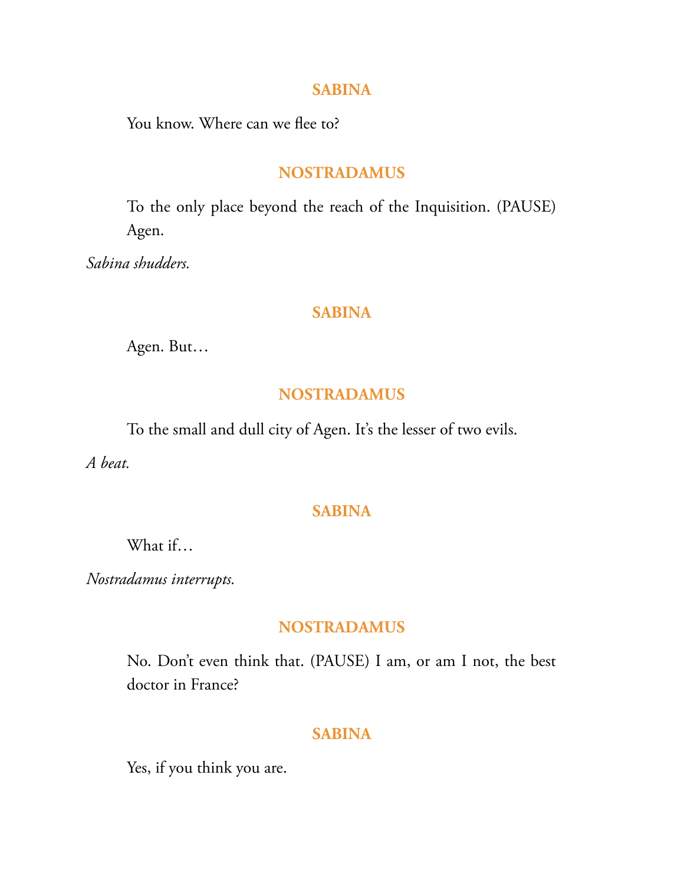**SABINA**

You know. Where can we flee to?

**NOSTRADAMUS**

To the only place beyond the reach of the Inquisition. (PAUSE) Agen.

*Sabina shudders.*

**SABINA**

Agen. But…

**NOSTRADAMUS**

To the small and dull city of Agen. It's the lesser of two evils.

*A beat.*

**SABINA**

What if…

*Nostradamus interrupts.*

**NOSTRADAMUS**

No. Don't even think that. (PAUSE) I am, or am I not, the best doctor in France?

**SABINA**

Yes, if you think you are.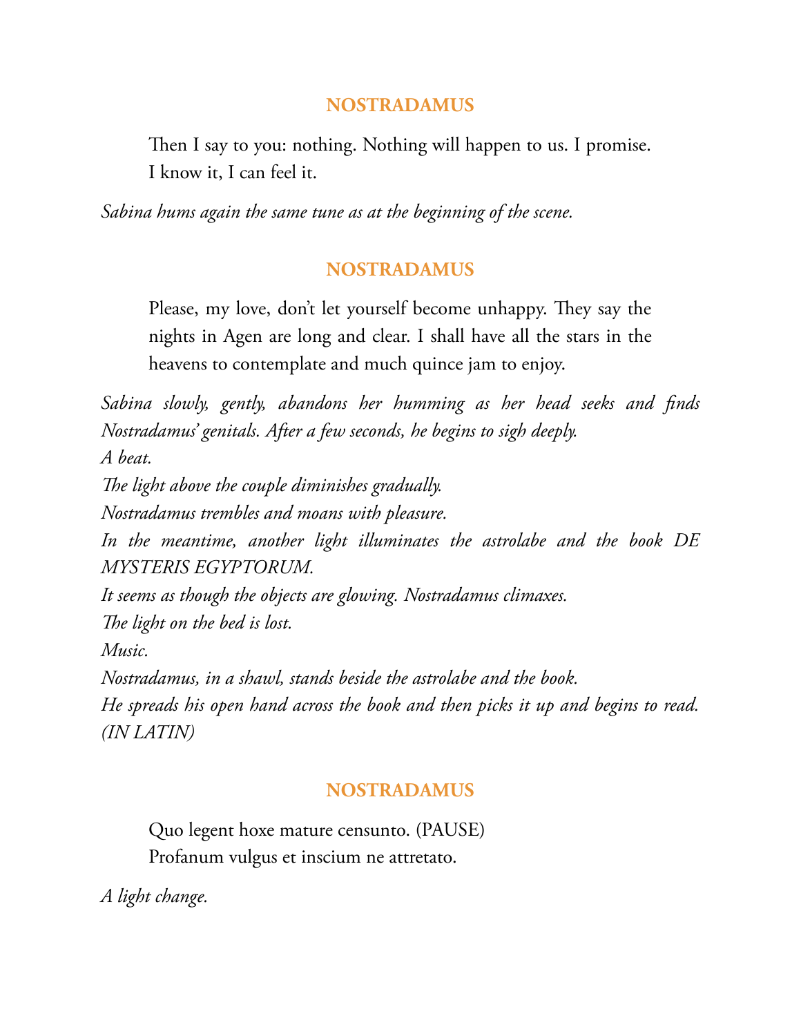**NOSTRADAMUS**

Then I say to you: nothing. Nothing will happen to us. I promise.
I know it, I can feel it.

*Sabina hums again the same tune as at the beginning of the scene.*

**NOSTRADAMUS**

Please, my love, don't let yourself become unhappy. They say the nights in Agen are long and clear. I shall have all the stars in the heavens to contemplate and much quince jam to enjoy.

*Sabina slowly, gently, abandons her humming as her head seeks and finds Nostradamus' genitals. After a few seconds, he begins to sigh deeply.*
*A beat.*
*The light above the couple diminishes gradually.*
*Nostradamus trembles and moans with pleasure.*
*In the meantime, another light illuminates the astrolabe and the book DE MYSTERIS EGYPTORUM.*
*It seems as though the objects are glowing. Nostradamus climaxes.*
*The light on the bed is lost.*
*Music.*
*Nostradamus, in a shawl, stands beside the astrolabe and the book.*
*He spreads his open hand across the book and then picks it up and begins to read. (IN LATIN)*

**NOSTRADAMUS**

Quo legent hoxe mature censunto. (PAUSE)
Profanum vulgus et inscium ne attretato.

*A light change.*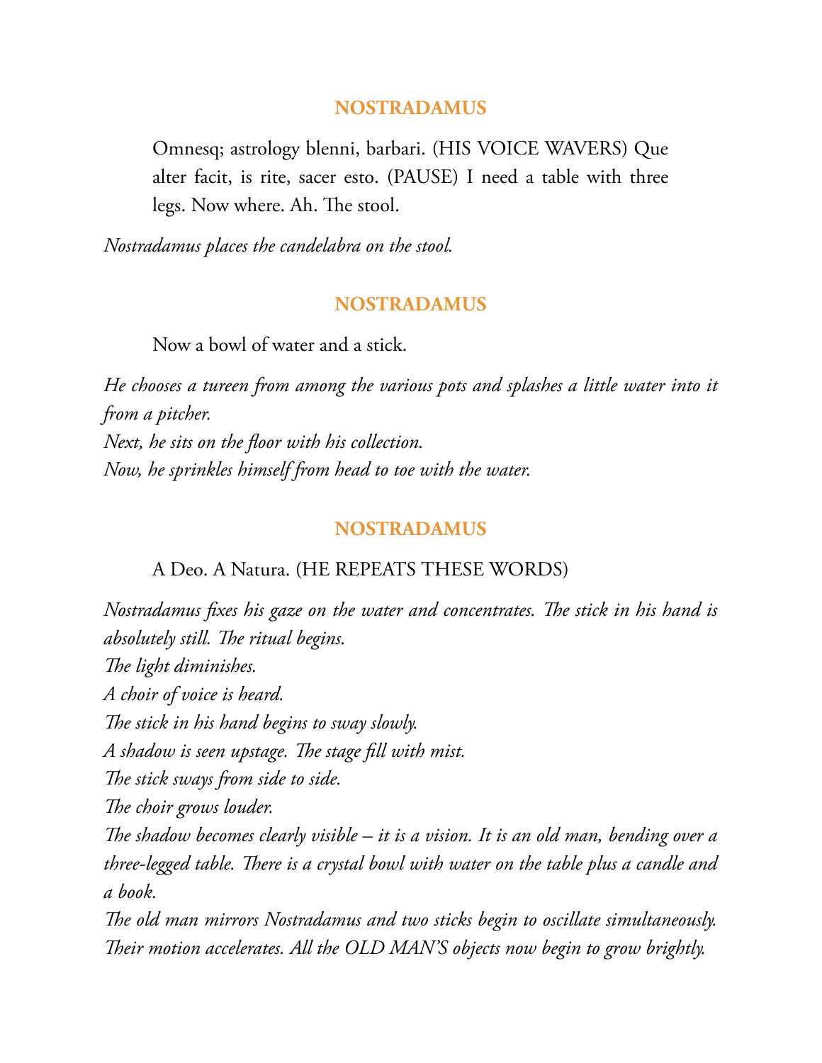**NOSTRADAMUS**

Omnesq; astrology blenni, barbari. (HIS VOICE WAVERS) Que alter facit, is rite, sacer esto. (PAUSE) I need a table with three legs. Now where. Ah. The stool.

*Nostradamus places the candelabra on the stool.*

**NOSTRADAMUS**

Now a bowl of water and a stick.

*He chooses a tureen from among the various pots and splashes a little water into it from a pitcher.*
*Next, he sits on the floor with his collection.*
*Now, he sprinkles himself from head to toe with the water.*

**NOSTRADAMUS**

A Deo. A Natura. (HE REPEATS THESE WORDS)

*Nostradamus fixes his gaze on the water and concentrates. The stick in his hand is absolutely still. The ritual begins.*
*The light diminishes.*
*A choir of voice is heard.*
*The stick in his hand begins to sway slowly.*
*A shadow is seen upstage. The stage fill with mist.*
*The stick sways from side to side.*
*The choir grows louder.*
*The shadow becomes clearly visible – it is a vision. It is an old man, bending over a three-legged table. There is a crystal bowl with water on the table plus a candle and a book.*
*The old man mirrors Nostradamus and two sticks begin to oscillate simultaneously. Their motion accelerates. All the OLD MAN'S objects now begin to grow brightly.*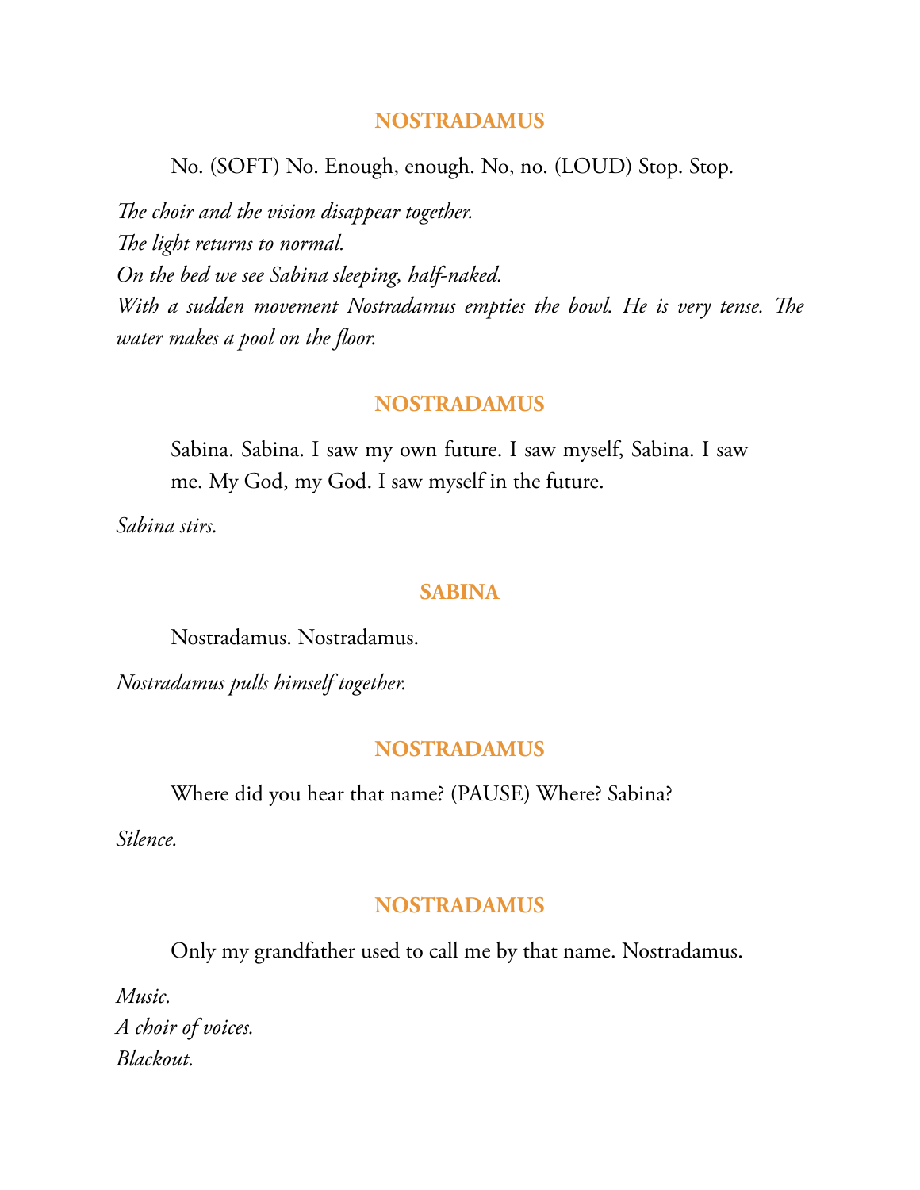**NOSTRADAMUS**

No. (SOFT) No. Enough, enough. No, no. (LOUD) Stop. Stop.

*The choir and the vision disappear together.*
*The light returns to normal.*
*On the bed we see Sabina sleeping, half-naked.*
*With a sudden movement Nostradamus empties the bowl. He is very tense. The water makes a pool on the floor.*

**NOSTRADAMUS**

Sabina. Sabina. I saw my own future. I saw myself, Sabina. I saw me. My God, my God. I saw myself in the future.

*Sabina stirs.*

**SABINA**

Nostradamus. Nostradamus.

*Nostradamus pulls himself together.*

**NOSTRADAMUS**

Where did you hear that name? (PAUSE) Where? Sabina?

*Silence.*

**NOSTRADAMUS**

Only my grandfather used to call me by that name. Nostradamus.

*Music.*
*A choir of voices.*
*Blackout.*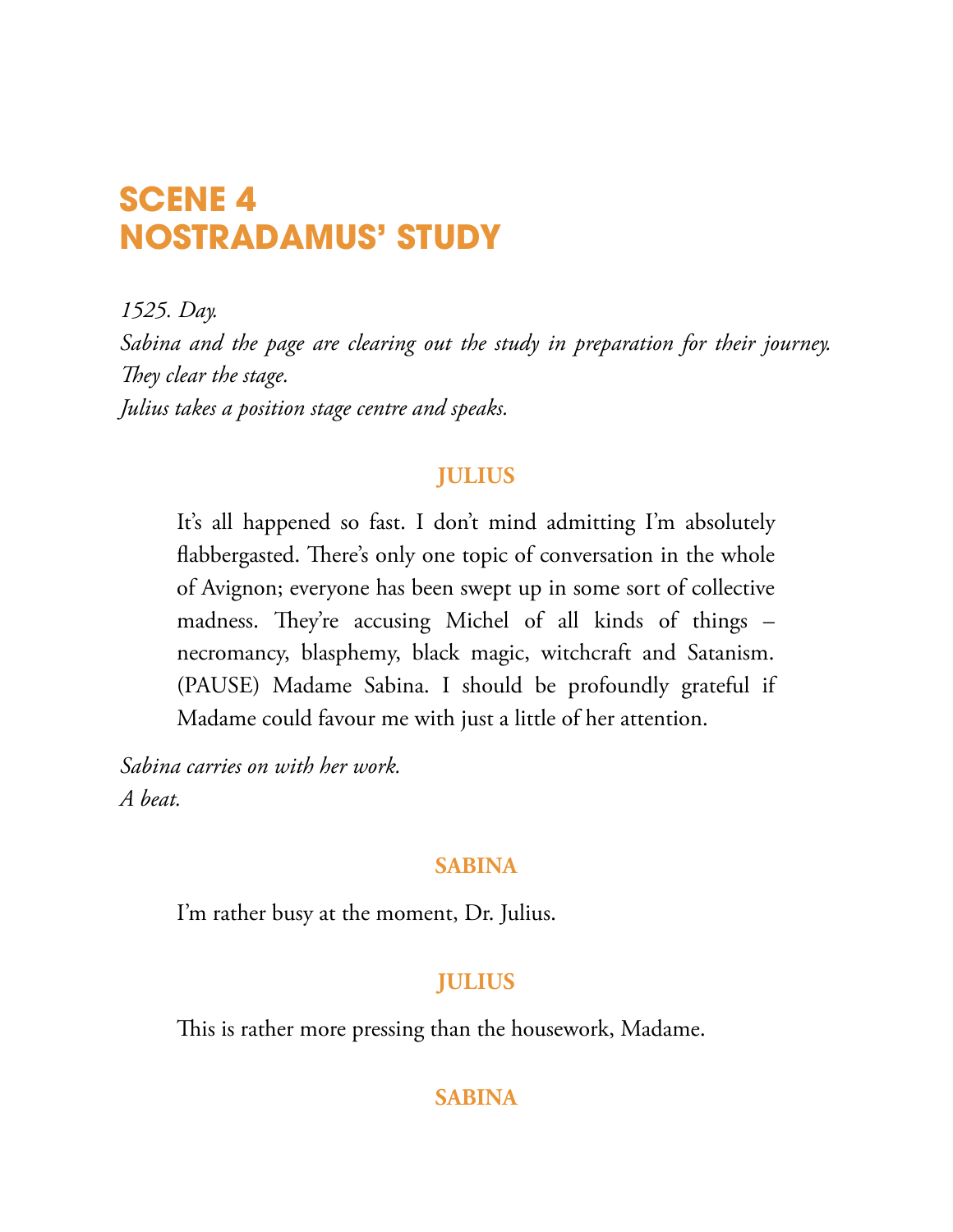# SCENE 4
# NOSTRADAMUS' STUDY

*1525. Day.*
*Sabina and the page are clearing out the study in preparation for their journey.*
*They clear the stage.*
*Julius takes a position stage centre and speaks.*

**JULIUS**

It's all happened so fast. I don't mind admitting I'm absolutely flabbergasted. There's only one topic of conversation in the whole of Avignon; everyone has been swept up in some sort of collective madness. They're accusing Michel of all kinds of things – necromancy, blasphemy, black magic, witchcraft and Satanism. (PAUSE) Madame Sabina. I should be profoundly grateful if Madame could favour me with just a little of her attention.

*Sabina carries on with her work.*
*A beat.*

**SABINA**

I'm rather busy at the moment, Dr. Julius.

**JULIUS**

This is rather more pressing than the housework, Madame.

**SABINA**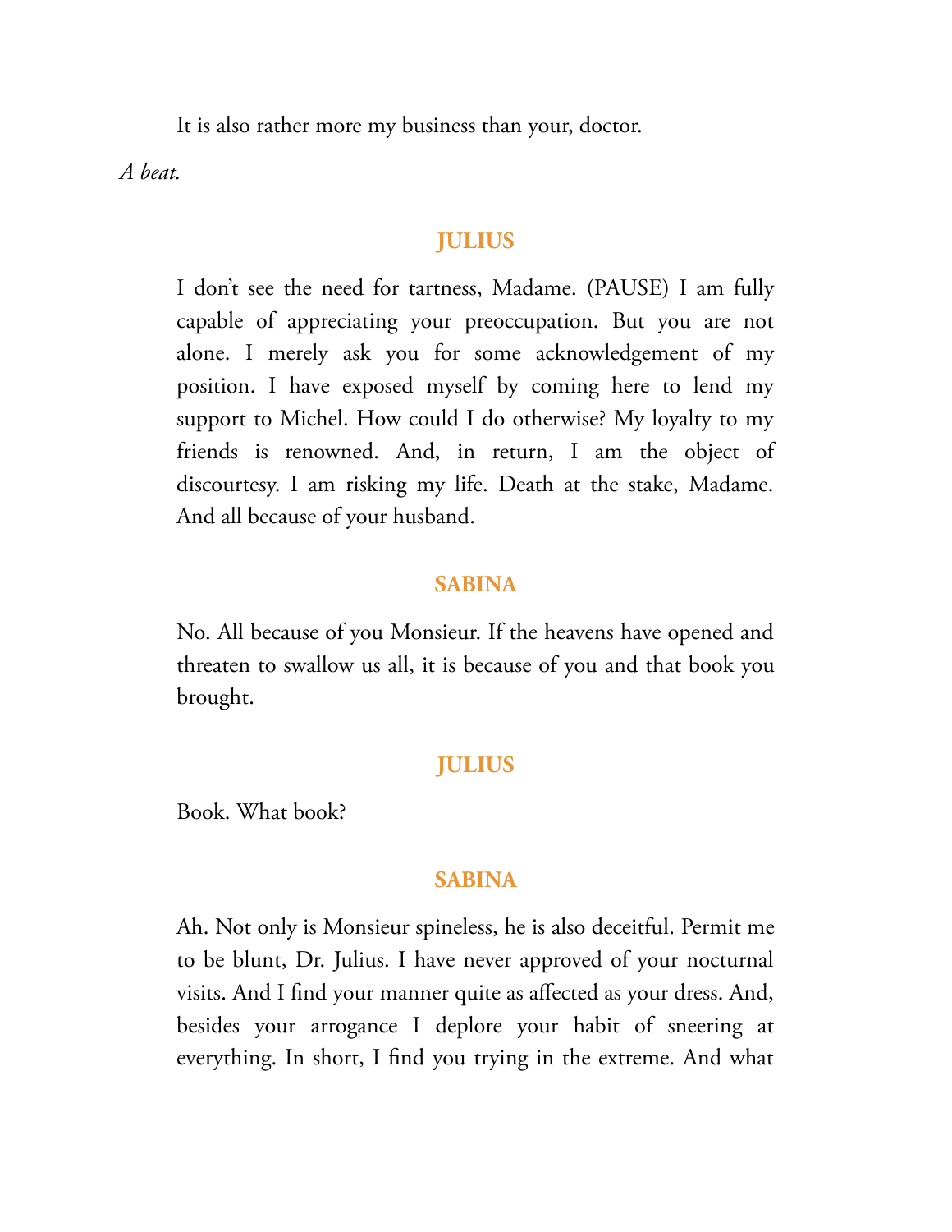It is also rather more my business than your, doctor.

*A beat.*

**JULIUS**

I don't see the need for tartness, Madame. (PAUSE) I am fully capable of appreciating your preoccupation. But you are not alone. I merely ask you for some acknowledgement of my position. I have exposed myself by coming here to lend my support to Michel. How could I do otherwise? My loyalty to my friends is renowned. And, in return, I am the object of discourtesy. I am risking my life. Death at the stake, Madame. And all because of your husband.

**SABINA**

No. All because of you Monsieur. If the heavens have opened and threaten to swallow us all, it is because of you and that book you brought.

**JULIUS**

Book. What book?

**SABINA**

Ah. Not only is Monsieur spineless, he is also deceitful. Permit me to be blunt, Dr. Julius. I have never approved of your nocturnal visits. And I find your manner quite as affected as your dress. And, besides your arrogance I deplore your habit of sneering at everything. In short, I find you trying in the extreme. And what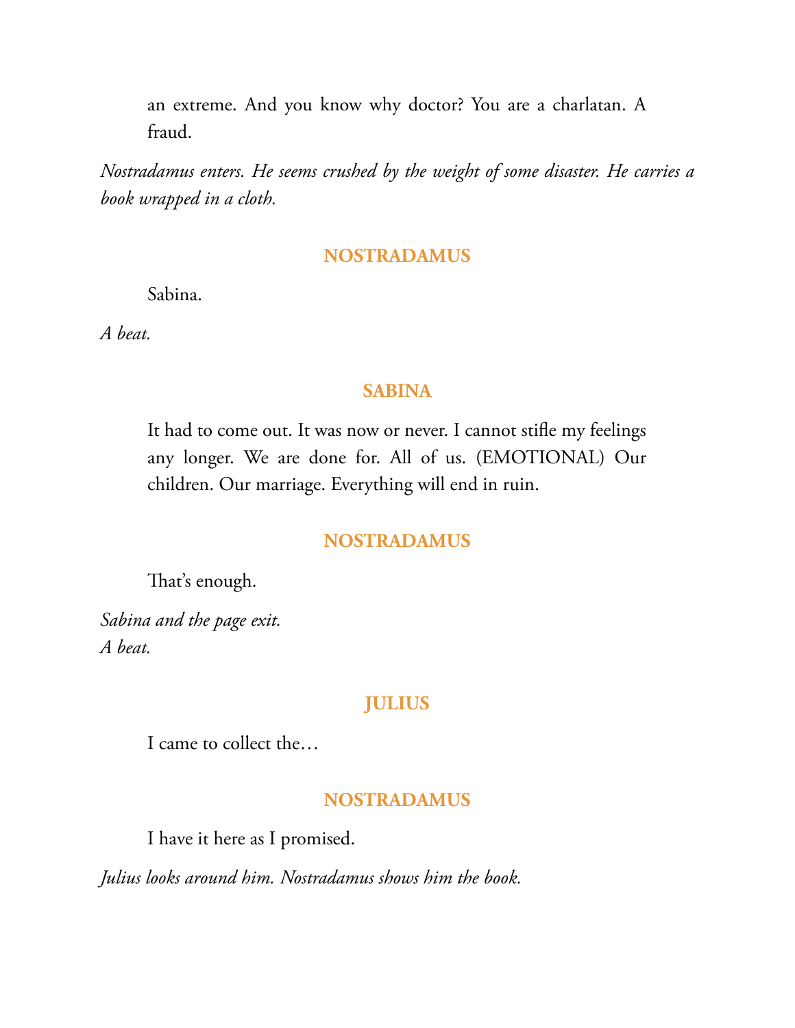an extreme. And you know why doctor? You are a charlatan. A fraud.

*Nostradamus enters. He seems crushed by the weight of some disaster. He carries a book wrapped in a cloth.*

**NOSTRADAMUS**

Sabina.

*A beat.*

**SABINA**

It had to come out. It was now or never. I cannot stifle my feelings any longer. We are done for. All of us. (EMOTIONAL) Our children. Our marriage. Everything will end in ruin.

**NOSTRADAMUS**

That's enough.

*Sabina and the page exit.*
*A beat.*

**JULIUS**

I came to collect the…

**NOSTRADAMUS**

I have it here as I promised.

*Julius looks around him. Nostradamus shows him the book.*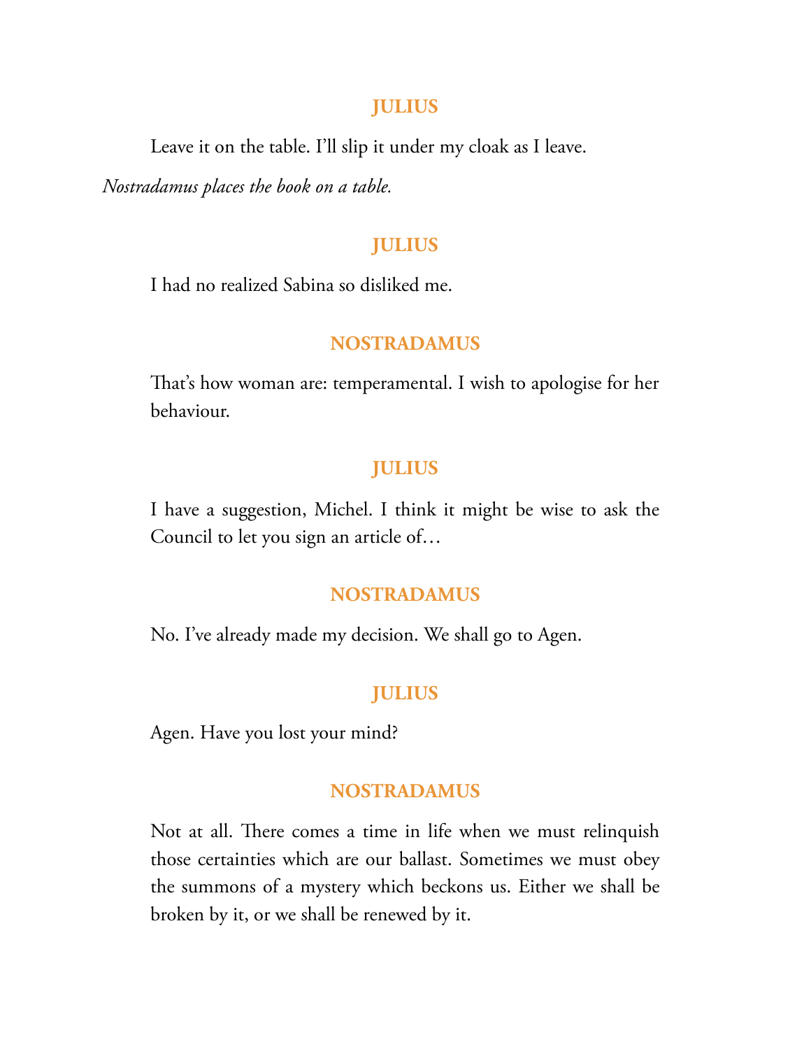**JULIUS**

Leave it on the table. I'll slip it under my cloak as I leave.

*Nostradamus places the book on a table.*

**JULIUS**

I had no realized Sabina so disliked me.

**NOSTRADAMUS**

That's how woman are: temperamental. I wish to apologise for her behaviour.

**JULIUS**

I have a suggestion, Michel. I think it might be wise to ask the Council to let you sign an article of…

**NOSTRADAMUS**

No. I've already made my decision. We shall go to Agen.

**JULIUS**

Agen. Have you lost your mind?

**NOSTRADAMUS**

Not at all. There comes a time in life when we must relinquish those certainties which are our ballast. Sometimes we must obey the summons of a mystery which beckons us. Either we shall be broken by it, or we shall be renewed by it.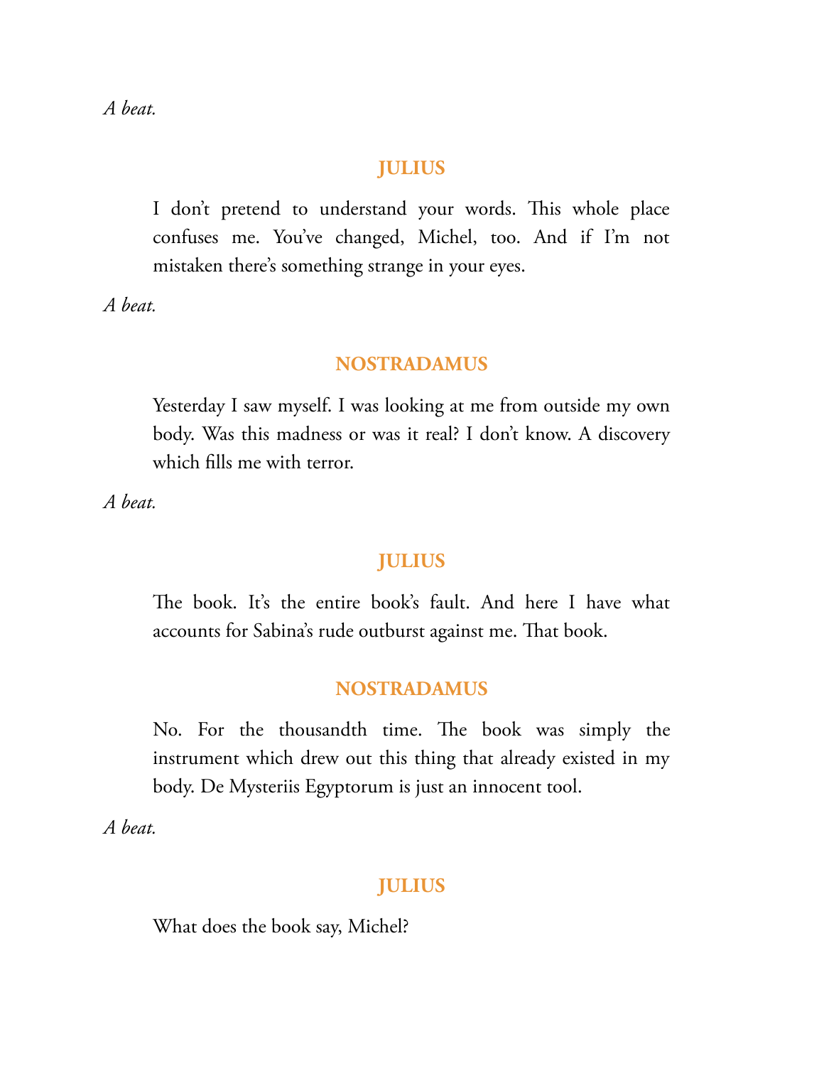*A beat.*

**JULIUS**

I don't pretend to understand your words. This whole place confuses me. You've changed, Michel, too. And if I'm not mistaken there's something strange in your eyes.

*A beat.*

**NOSTRADAMUS**

Yesterday I saw myself. I was looking at me from outside my own body. Was this madness or was it real? I don't know. A discovery which fills me with terror.

*A beat.*

**JULIUS**

The book. It's the entire book's fault. And here I have what accounts for Sabina's rude outburst against me. That book.

**NOSTRADAMUS**

No. For the thousandth time. The book was simply the instrument which drew out this thing that already existed in my body. De Mysteriis Egyptorum is just an innocent tool.

*A beat.*

**JULIUS**

What does the book say, Michel?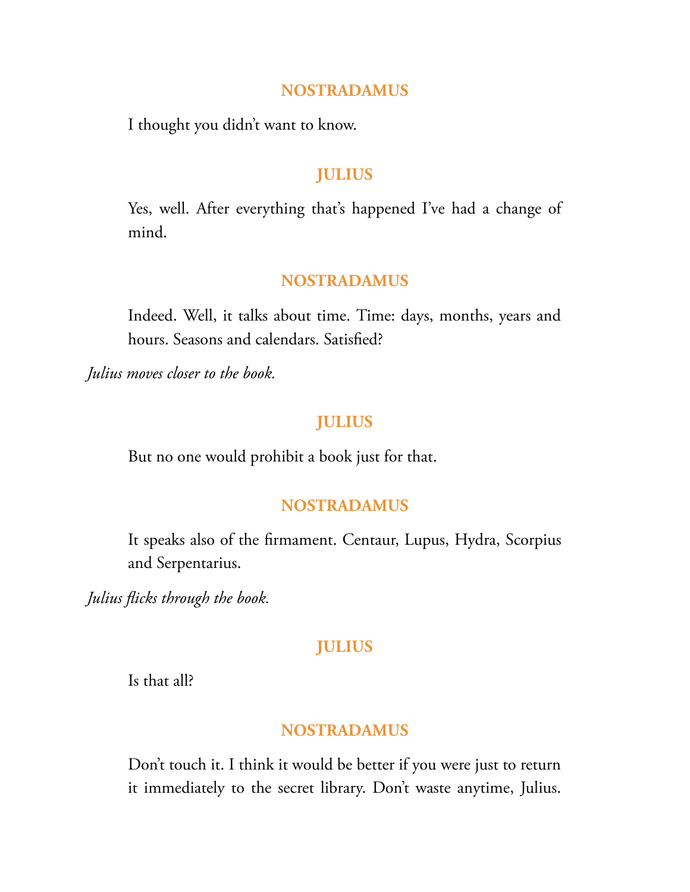**NOSTRADAMUS**

I thought you didn't want to know.

**JULIUS**

Yes, well. After everything that's happened I've had a change of mind.

**NOSTRADAMUS**

Indeed. Well, it talks about time. Time: days, months, years and hours. Seasons and calendars. Satisfied?

*Julius moves closer to the book.*

**JULIUS**

But no one would prohibit a book just for that.

**NOSTRADAMUS**

It speaks also of the firmament. Centaur, Lupus, Hydra, Scorpius and Serpentarius.

*Julius flicks through the book.*

**JULIUS**

Is that all?

**NOSTRADAMUS**

Don't touch it. I think it would be better if you were just to return it immediately to the secret library. Don't waste anytime, Julius.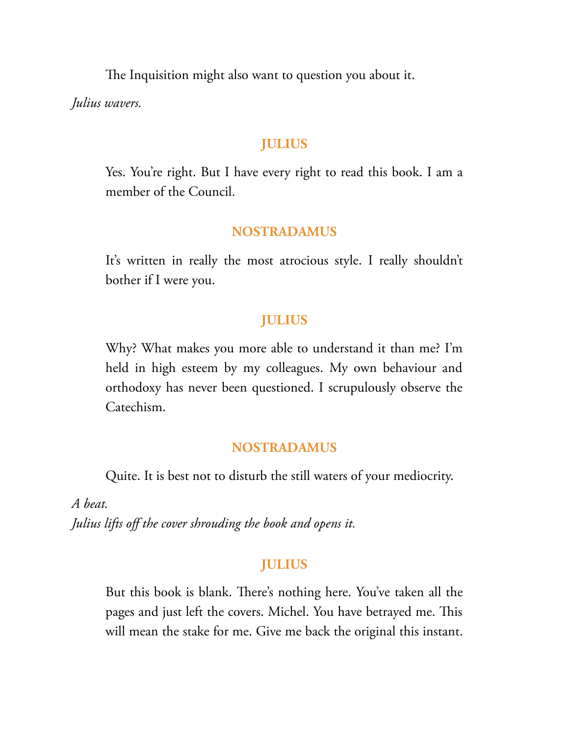The Inquisition might also want to question you about it.

*Julius wavers.*

**JULIUS**

Yes. You're right. But I have every right to read this book. I am a member of the Council.

**NOSTRADAMUS**

It's written in really the most atrocious style. I really shouldn't bother if I were you.

**JULIUS**

Why? What makes you more able to understand it than me? I'm held in high esteem by my colleagues. My own behaviour and orthodoxy has never been questioned. I scrupulously observe the Catechism.

**NOSTRADAMUS**

Quite. It is best not to disturb the still waters of your mediocrity.

*A beat.*
*Julius lifts off the cover shrouding the book and opens it.*

**JULIUS**

But this book is blank. There's nothing here. You've taken all the pages and just left the covers. Michel. You have betrayed me. This will mean the stake for me. Give me back the original this instant.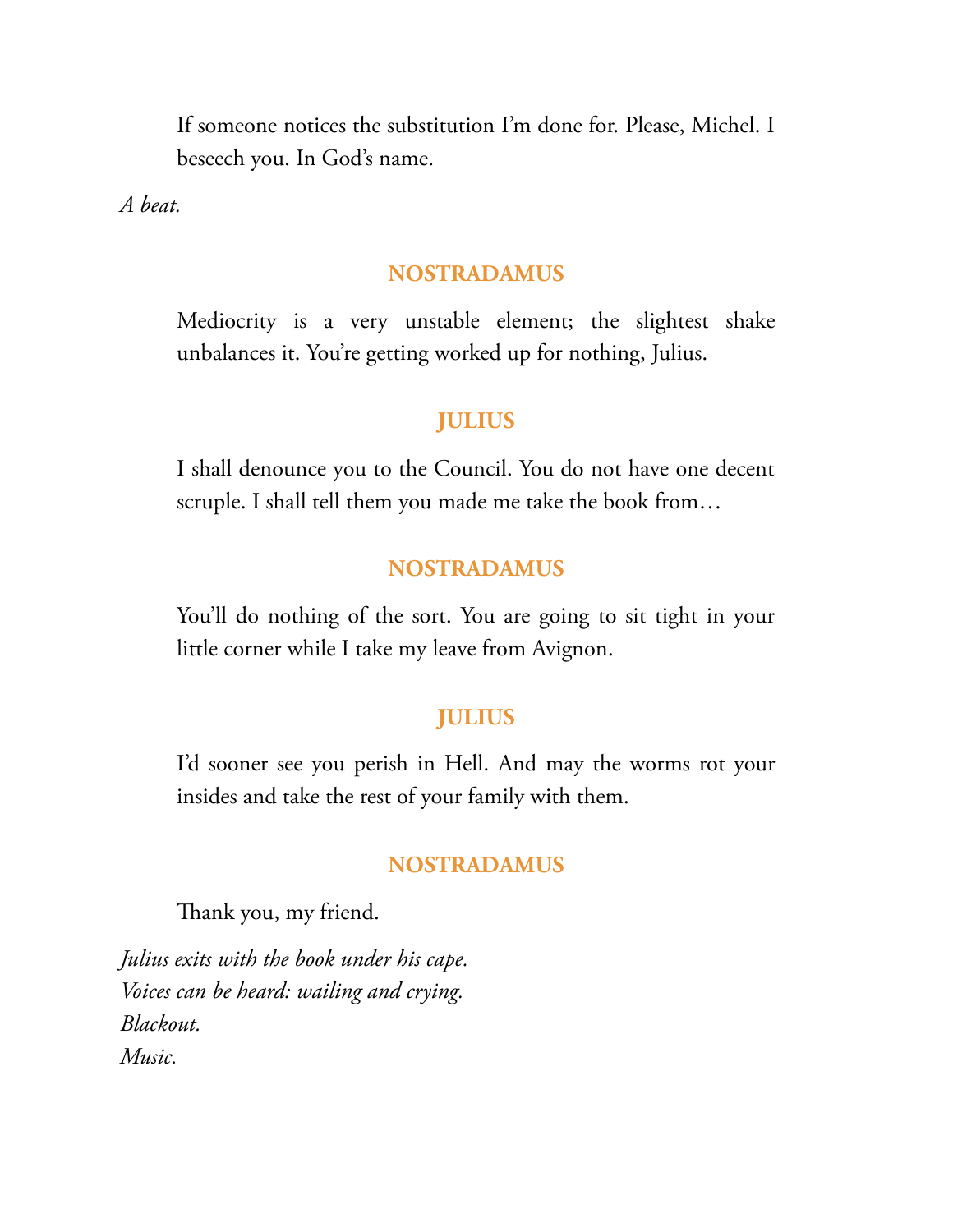If someone notices the substitution I'm done for. Please, Michel. I beseech you. In God's name.

*A beat.*

**NOSTRADAMUS**

Mediocrity is a very unstable element; the slightest shake unbalances it. You're getting worked up for nothing, Julius.

**JULIUS**

I shall denounce you to the Council. You do not have one decent scruple. I shall tell them you made me take the book from…

**NOSTRADAMUS**

You'll do nothing of the sort. You are going to sit tight in your little corner while I take my leave from Avignon.

**JULIUS**

I'd sooner see you perish in Hell. And may the worms rot your insides and take the rest of your family with them.

**NOSTRADAMUS**

Thank you, my friend.

*Julius exits with the book under his cape.*
*Voices can be heard: wailing and crying.*
*Blackout.*
*Music.*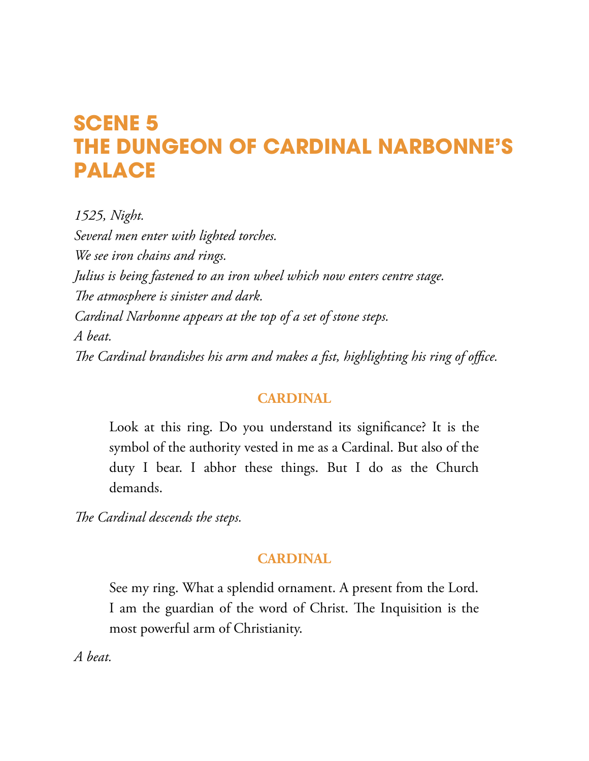# SCENE 5
# THE DUNGEON OF CARDINAL NARBONNE'S PALACE

*1525, Night.*
*Several men enter with lighted torches.*
*We see iron chains and rings.*
*Julius is being fastened to an iron wheel which now enters centre stage.*
*The atmosphere is sinister and dark.*
*Cardinal Narbonne appears at the top of a set of stone steps.*
*A beat.*
*The Cardinal brandishes his arm and makes a fist, highlighting his ring of office.*

**CARDINAL**

Look at this ring. Do you understand its significance? It is the symbol of the authority vested in me as a Cardinal. But also of the duty I bear. I abhor these things. But I do as the Church demands.

*The Cardinal descends the steps.*

**CARDINAL**

See my ring. What a splendid ornament. A present from the Lord. I am the guardian of the word of Christ. The Inquisition is the most powerful arm of Christianity.

*A beat.*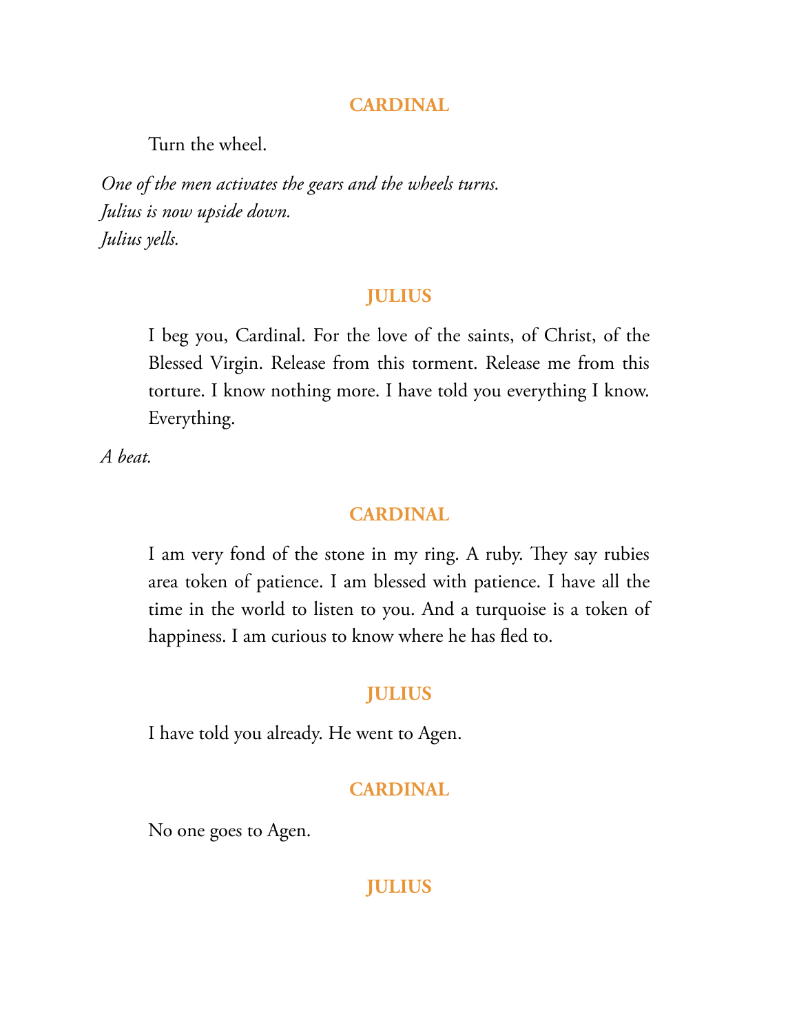**CARDINAL**

Turn the wheel.

*One of the men activates the gears and the wheels turns.*
*Julius is now upside down.*
*Julius yells.*

**JULIUS**

I beg you, Cardinal. For the love of the saints, of Christ, of the Blessed Virgin. Release from this torment. Release me from this torture. I know nothing more. I have told you everything I know. Everything.

*A beat.*

**CARDINAL**

I am very fond of the stone in my ring. A ruby. They say rubies area token of patience. I am blessed with patience. I have all the time in the world to listen to you. And a turquoise is a token of happiness. I am curious to know where he has fled to.

**JULIUS**

I have told you already. He went to Agen.

**CARDINAL**

No one goes to Agen.

**JULIUS**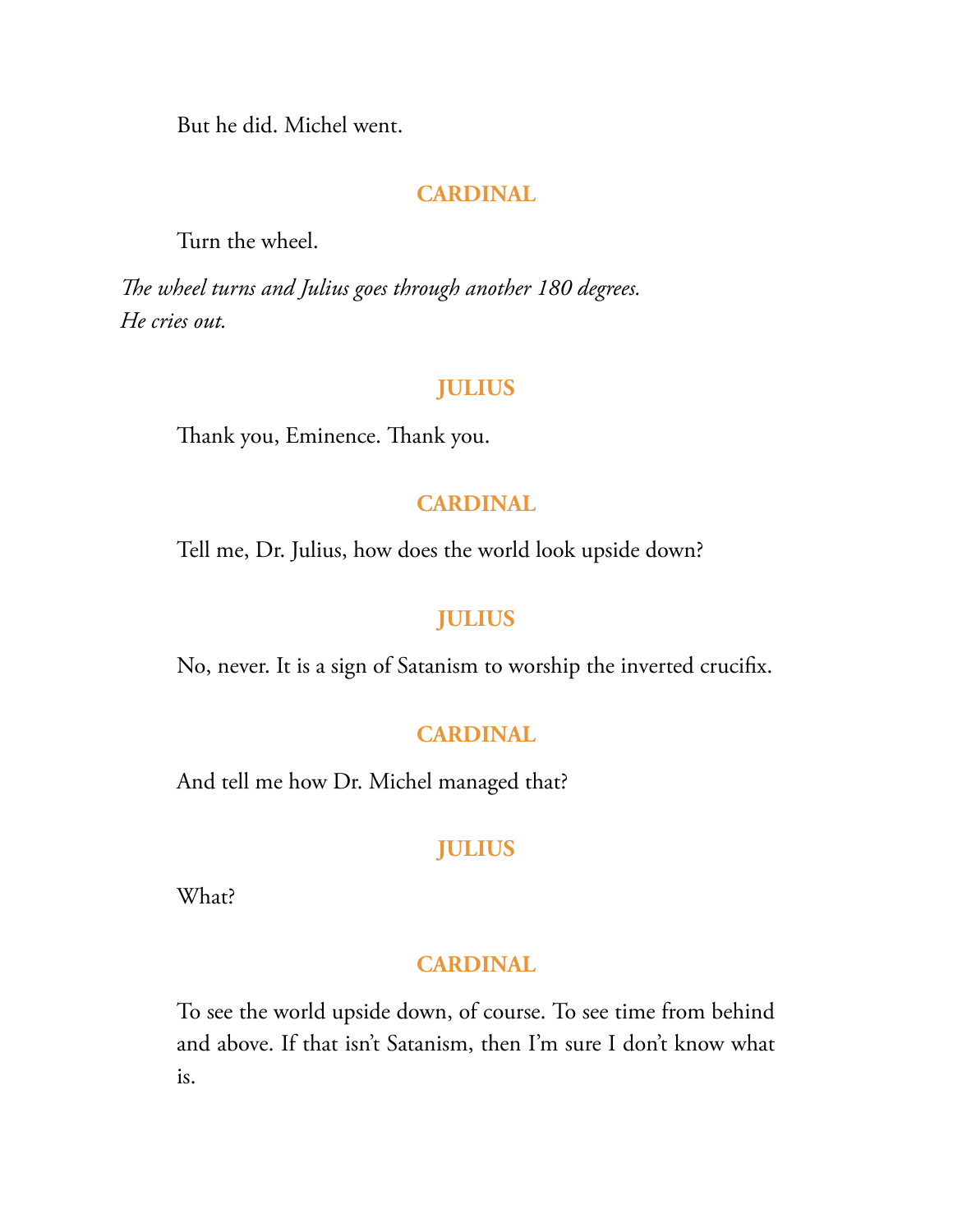But he did. Michel went.

**CARDINAL**

Turn the wheel.

*The wheel turns and Julius goes through another 180 degrees. He cries out.*

**JULIUS**

Thank you, Eminence. Thank you.

**CARDINAL**

Tell me, Dr. Julius, how does the world look upside down?

**JULIUS**

No, never. It is a sign of Satanism to worship the inverted crucifix.

**CARDINAL**

And tell me how Dr. Michel managed that?

**JULIUS**

What?

**CARDINAL**

To see the world upside down, of course. To see time from behind and above. If that isn't Satanism, then I'm sure I don't know what is.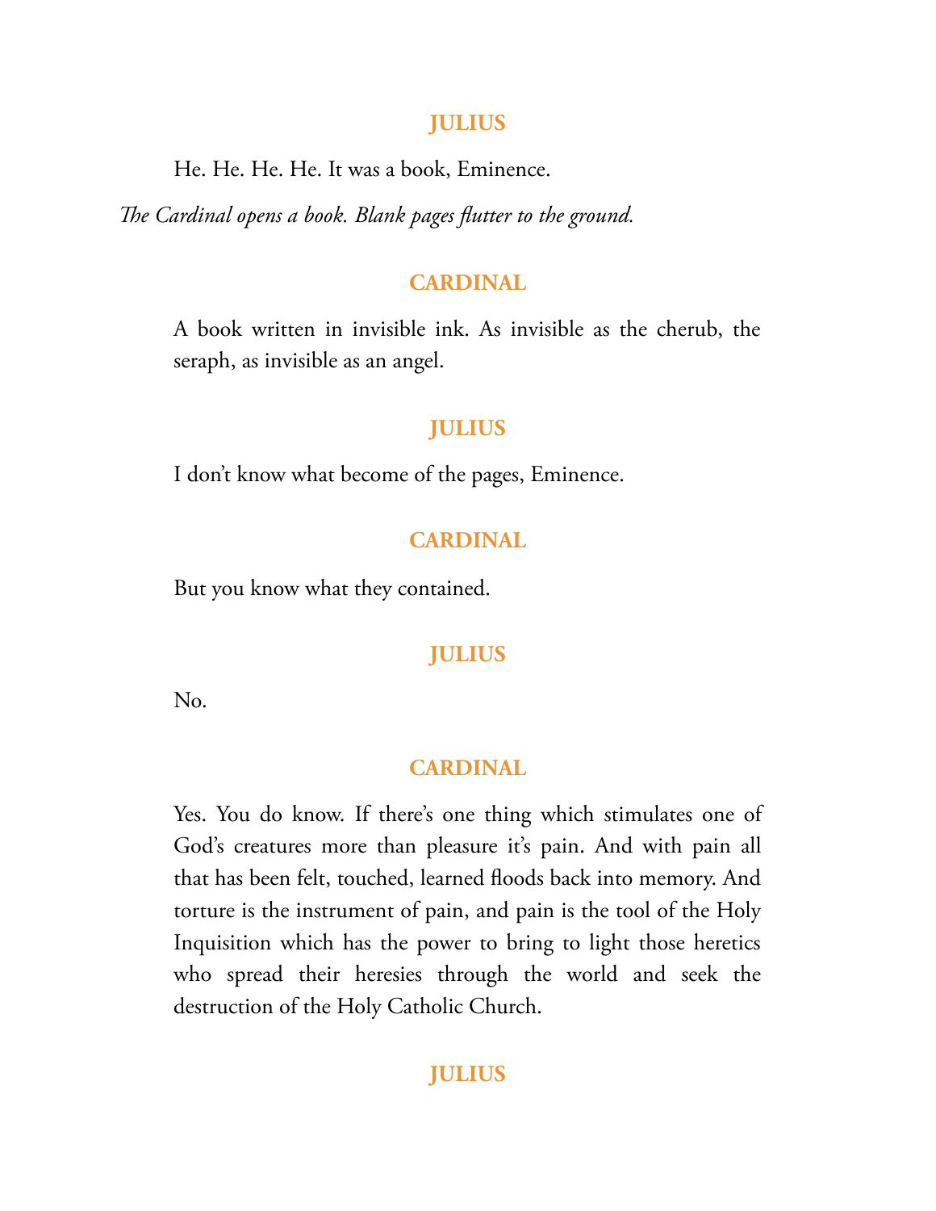**JULIUS**

He. He. He. He. It was a book, Eminence.

*The Cardinal opens a book. Blank pages flutter to the ground.*

**CARDINAL**

A book written in invisible ink. As invisible as the cherub, the seraph, as invisible as an angel.

**JULIUS**

I don't know what become of the pages, Eminence.

**CARDINAL**

But you know what they contained.

**JULIUS**

No.

**CARDINAL**

Yes. You do know. If there's one thing which stimulates one of God's creatures more than pleasure it's pain. And with pain all that has been felt, touched, learned floods back into memory. And torture is the instrument of pain, and pain is the tool of the Holy Inquisition which has the power to bring to light those heretics who spread their heresies through the world and seek the destruction of the Holy Catholic Church.

**JULIUS**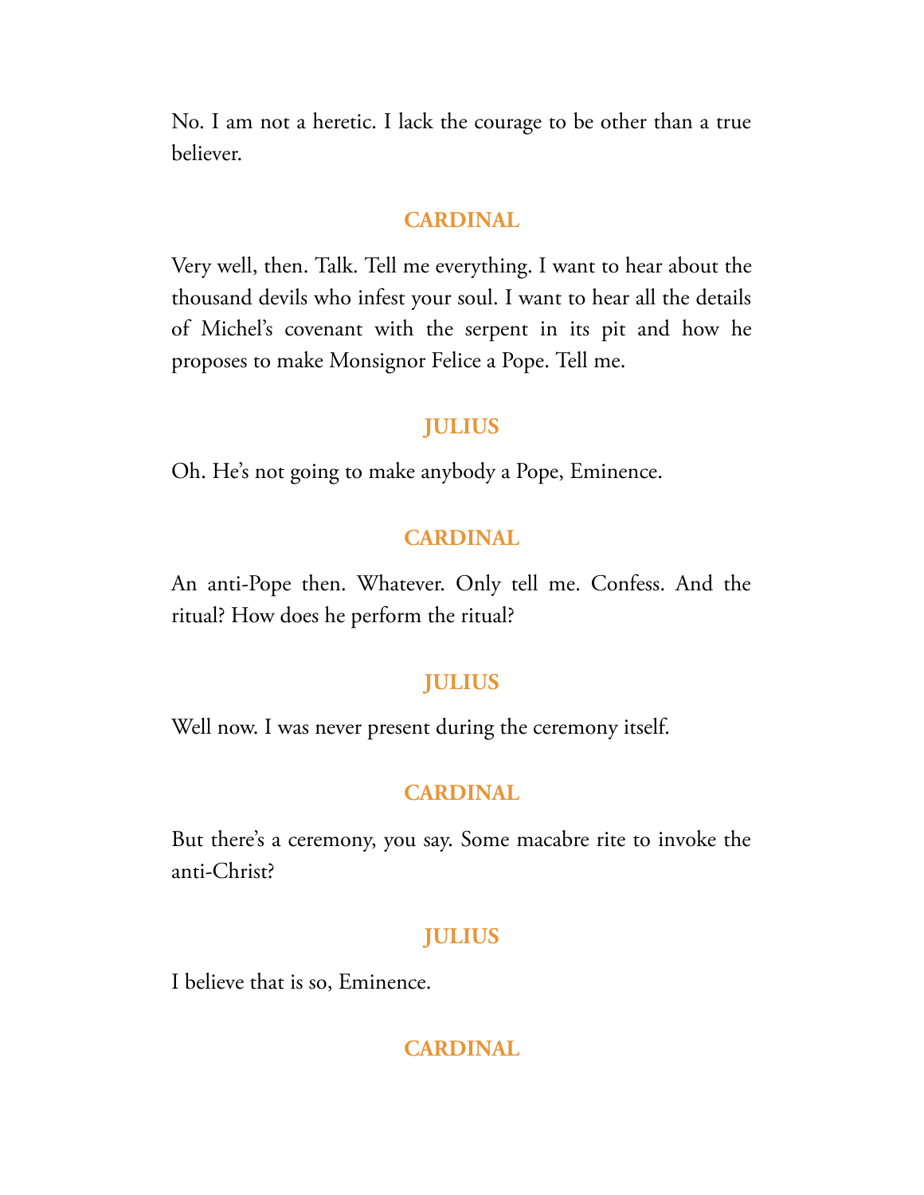No. I am not a heretic. I lack the courage to be other than a true believer.

**CARDINAL**

Very well, then. Talk. Tell me everything. I want to hear about the thousand devils who infest your soul. I want to hear all the details of Michel's covenant with the serpent in its pit and how he proposes to make Monsignor Felice a Pope. Tell me.

**JULIUS**

Oh. He's not going to make anybody a Pope, Eminence.

**CARDINAL**

An anti-Pope then. Whatever. Only tell me. Confess. And the ritual? How does he perform the ritual?

**JULIUS**

Well now. I was never present during the ceremony itself.

**CARDINAL**

But there's a ceremony, you say. Some macabre rite to invoke the anti-Christ?

**JULIUS**

I believe that is so, Eminence.

**CARDINAL**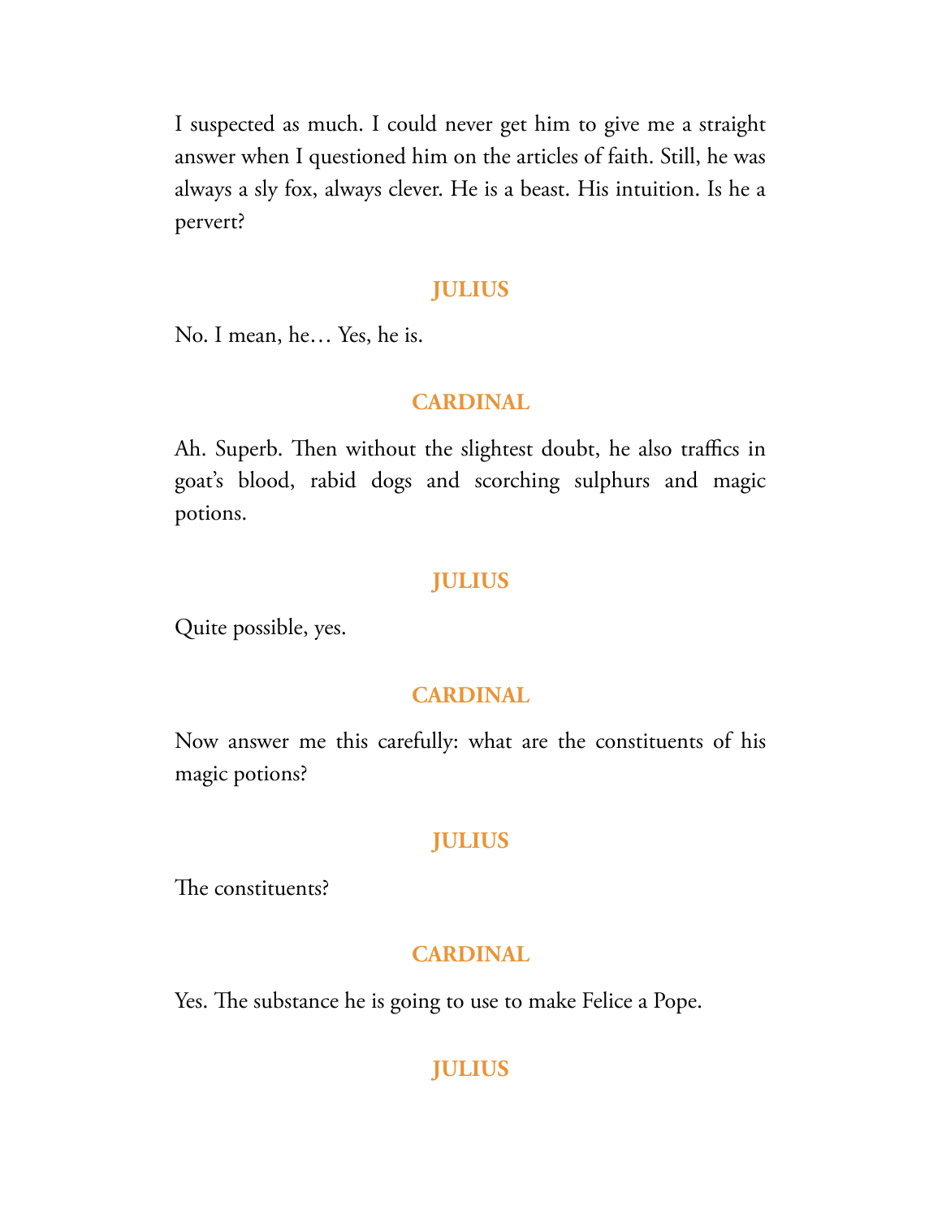I suspected as much. I could never get him to give me a straight answer when I questioned him on the articles of faith. Still, he was always a sly fox, always clever. He is a beast. His intuition. Is he a pervert?

**JULIUS**

No. I mean, he… Yes, he is.

**CARDINAL**

Ah. Superb. Then without the slightest doubt, he also traffics in goat's blood, rabid dogs and scorching sulphurs and magic potions.

**JULIUS**

Quite possible, yes.

**CARDINAL**

Now answer me this carefully: what are the constituents of his magic potions?

**JULIUS**

The constituents?

**CARDINAL**

Yes. The substance he is going to use to make Felice a Pope.

**JULIUS**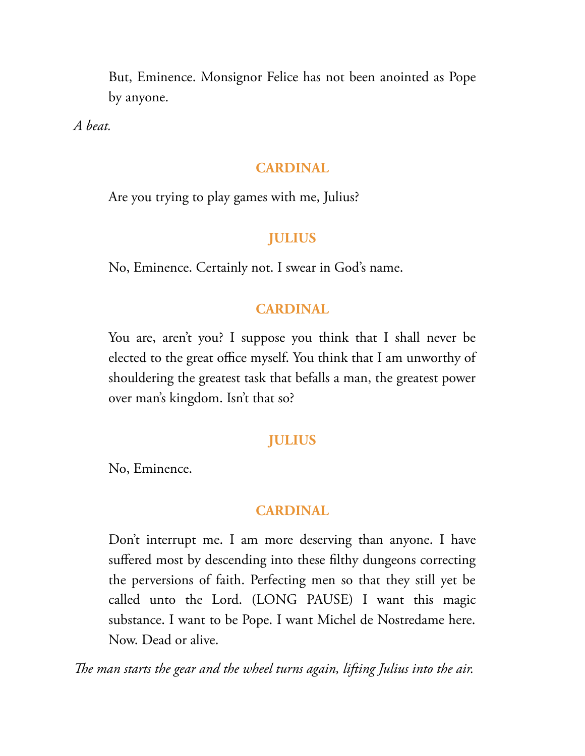But, Eminence. Monsignor Felice has not been anointed as Pope by anyone.

*A beat.*

**CARDINAL**

Are you trying to play games with me, Julius?

**JULIUS**

No, Eminence. Certainly not. I swear in God's name.

**CARDINAL**

You are, aren't you? I suppose you think that I shall never be elected to the great office myself. You think that I am unworthy of shouldering the greatest task that befalls a man, the greatest power over man's kingdom. Isn't that so?

**JULIUS**

No, Eminence.

**CARDINAL**

Don't interrupt me. I am more deserving than anyone. I have suffered most by descending into these filthy dungeons correcting the perversions of faith. Perfecting men so that they still yet be called unto the Lord. (LONG PAUSE) I want this magic substance. I want to be Pope. I want Michel de Nostredame here. Now. Dead or alive.

*The man starts the gear and the wheel turns again, lifting Julius into the air.*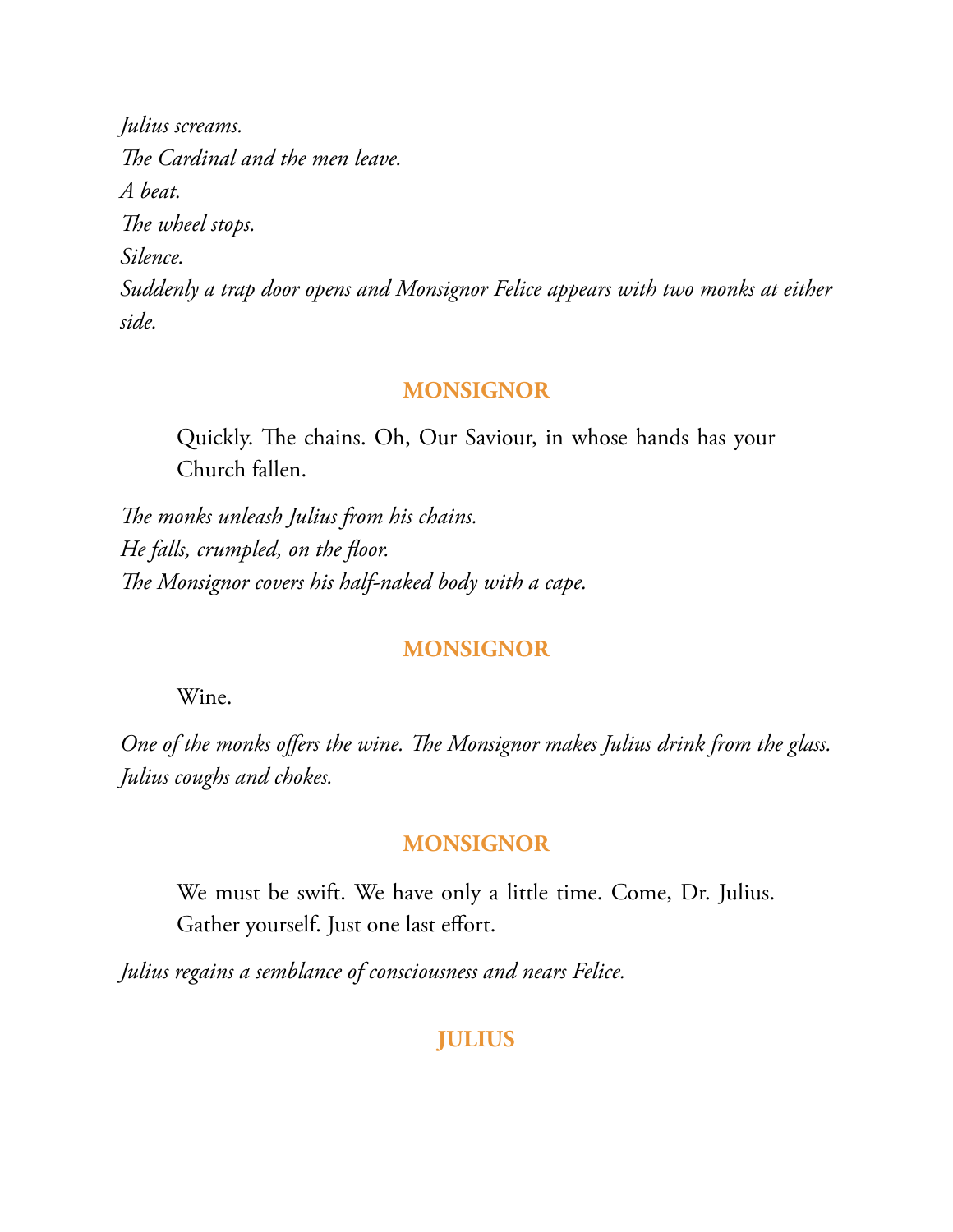*Julius screams.*

*The Cardinal and the men leave.*

*A beat.*

*The wheel stops.*

*Silence.*

*Suddenly a trap door opens and Monsignor Felice appears with two monks at either side.*

**MONSIGNOR**

Quickly. The chains. Oh, Our Saviour, in whose hands has your Church fallen.

*The monks unleash Julius from his chains.*

*He falls, crumpled, on the floor.*

*The Monsignor covers his half-naked body with a cape.*

**MONSIGNOR**

Wine.

*One of the monks offers the wine. The Monsignor makes Julius drink from the glass. Julius coughs and chokes.*

**MONSIGNOR**

We must be swift. We have only a little time. Come, Dr. Julius. Gather yourself. Just one last effort.

*Julius regains a semblance of consciousness and nears Felice.*

**JULIUS**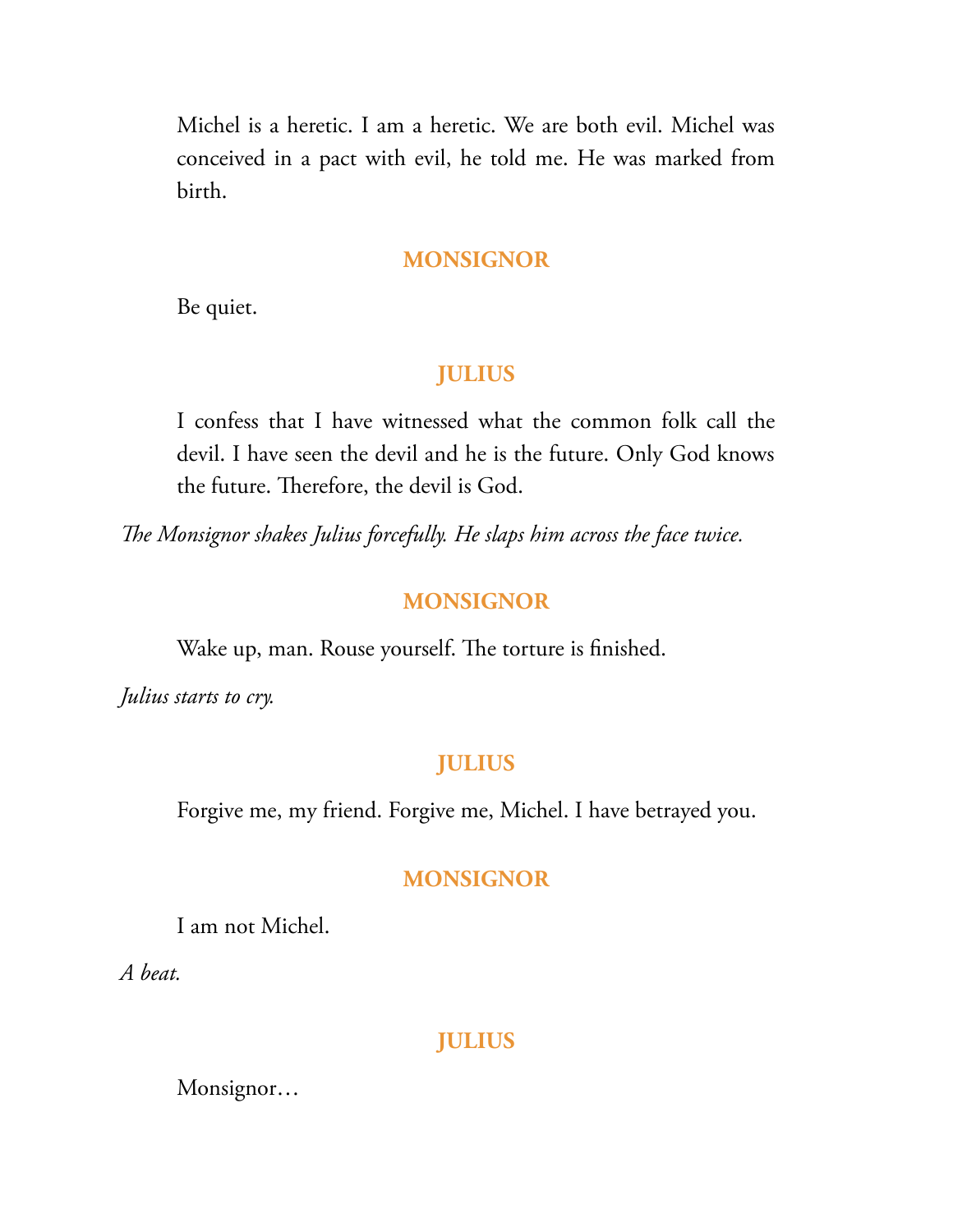Michel is a heretic. I am a heretic. We are both evil. Michel was conceived in a pact with evil, he told me. He was marked from birth.

**MONSIGNOR**

Be quiet.

**JULIUS**

I confess that I have witnessed what the common folk call the devil. I have seen the devil and he is the future. Only God knows the future. Therefore, the devil is God.

*The Monsignor shakes Julius forcefully. He slaps him across the face twice.*

**MONSIGNOR**

Wake up, man. Rouse yourself. The torture is finished.

*Julius starts to cry.*

**JULIUS**

Forgive me, my friend. Forgive me, Michel. I have betrayed you.

**MONSIGNOR**

I am not Michel.

*A beat.*

**JULIUS**

Monsignor…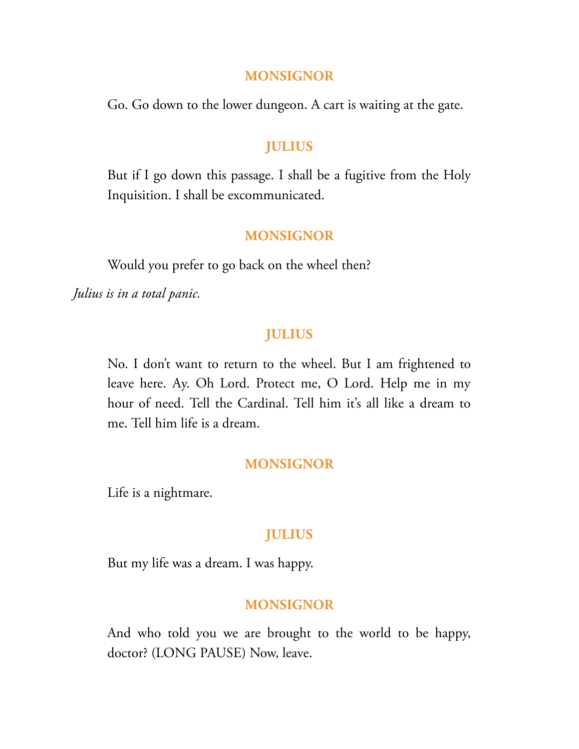**MONSIGNOR**

Go. Go down to the lower dungeon. A cart is waiting at the gate.

**JULIUS**

But if I go down this passage. I shall be a fugitive from the Holy Inquisition. I shall be excommunicated.

**MONSIGNOR**

Would you prefer to go back on the wheel then?

*Julius is in a total panic.*

**JULIUS**

No. I don't want to return to the wheel. But I am frightened to leave here. Ay. Oh Lord. Protect me, O Lord. Help me in my hour of need. Tell the Cardinal. Tell him it's all like a dream to me. Tell him life is a dream.

**MONSIGNOR**

Life is a nightmare.

**JULIUS**

But my life was a dream. I was happy.

**MONSIGNOR**

And who told you we are brought to the world to be happy, doctor? (LONG PAUSE) Now, leave.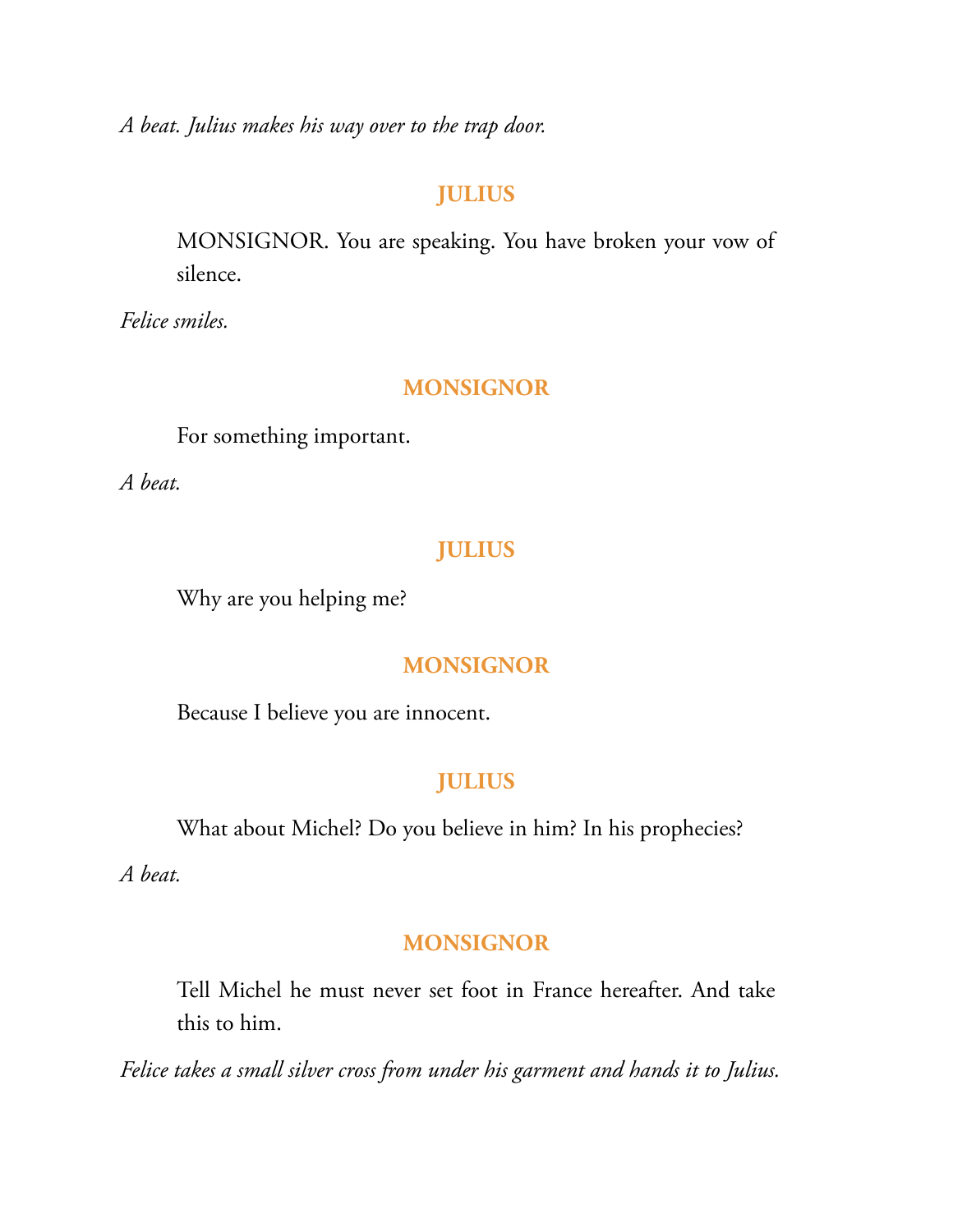*A beat. Julius makes his way over to the trap door.*

**JULIUS**

MONSIGNOR. You are speaking. You have broken your vow of silence.

*Felice smiles.*

**MONSIGNOR**

For something important.

*A beat.*

**JULIUS**

Why are you helping me?

**MONSIGNOR**

Because I believe you are innocent.

**JULIUS**

What about Michel? Do you believe in him? In his prophecies?

*A beat.*

**MONSIGNOR**

Tell Michel he must never set foot in France hereafter. And take this to him.

*Felice takes a small silver cross from under his garment and hands it to Julius.*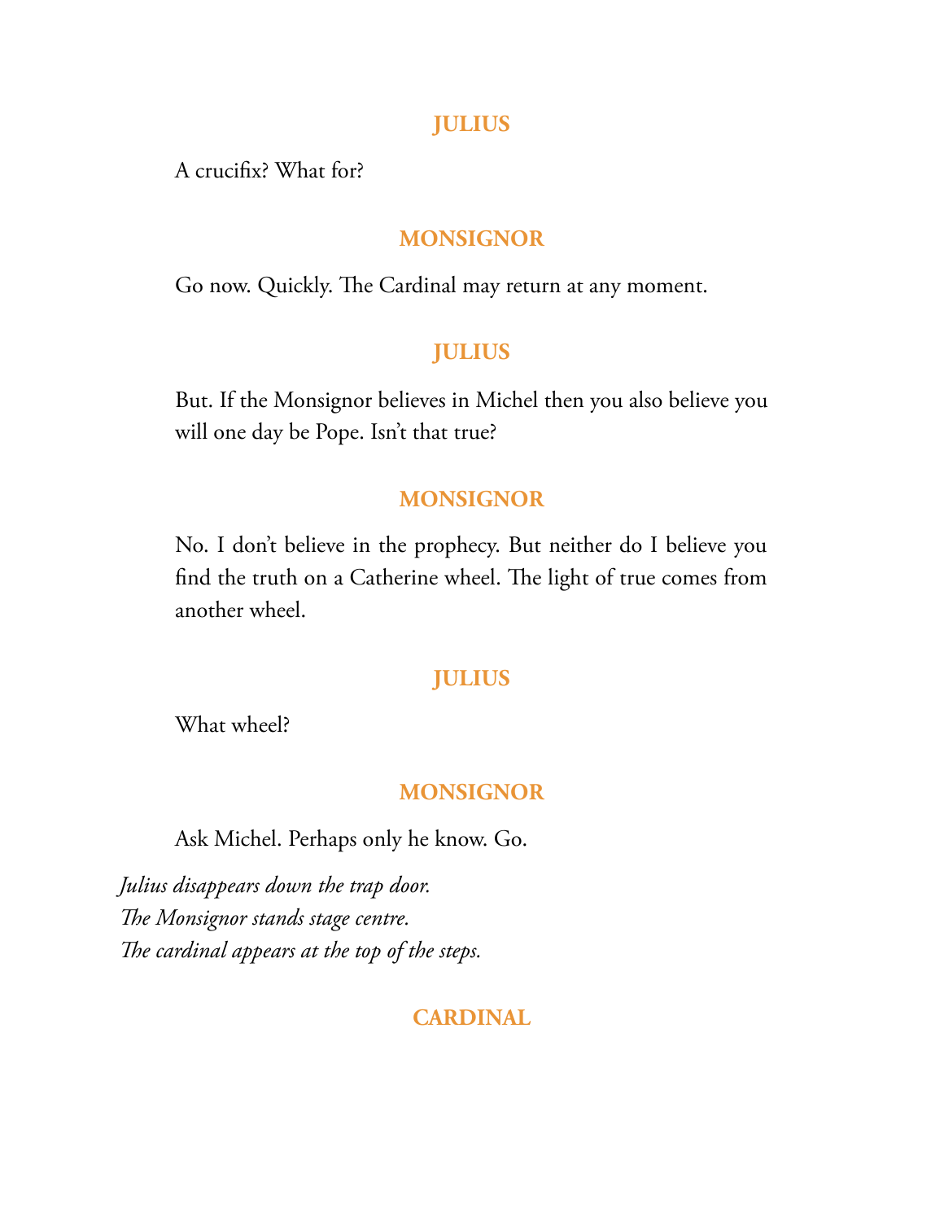**JULIUS**

A crucifix? What for?

**MONSIGNOR**

Go now. Quickly. The Cardinal may return at any moment.

**JULIUS**

But. If the Monsignor believes in Michel then you also believe you will one day be Pope. Isn't that true?

**MONSIGNOR**

No. I don't believe in the prophecy. But neither do I believe you find the truth on a Catherine wheel. The light of true comes from another wheel.

**JULIUS**

What wheel?

**MONSIGNOR**

Ask Michel. Perhaps only he know. Go.

*Julius disappears down the trap door.*
*The Monsignor stands stage centre.*
*The cardinal appears at the top of the steps.*

**CARDINAL**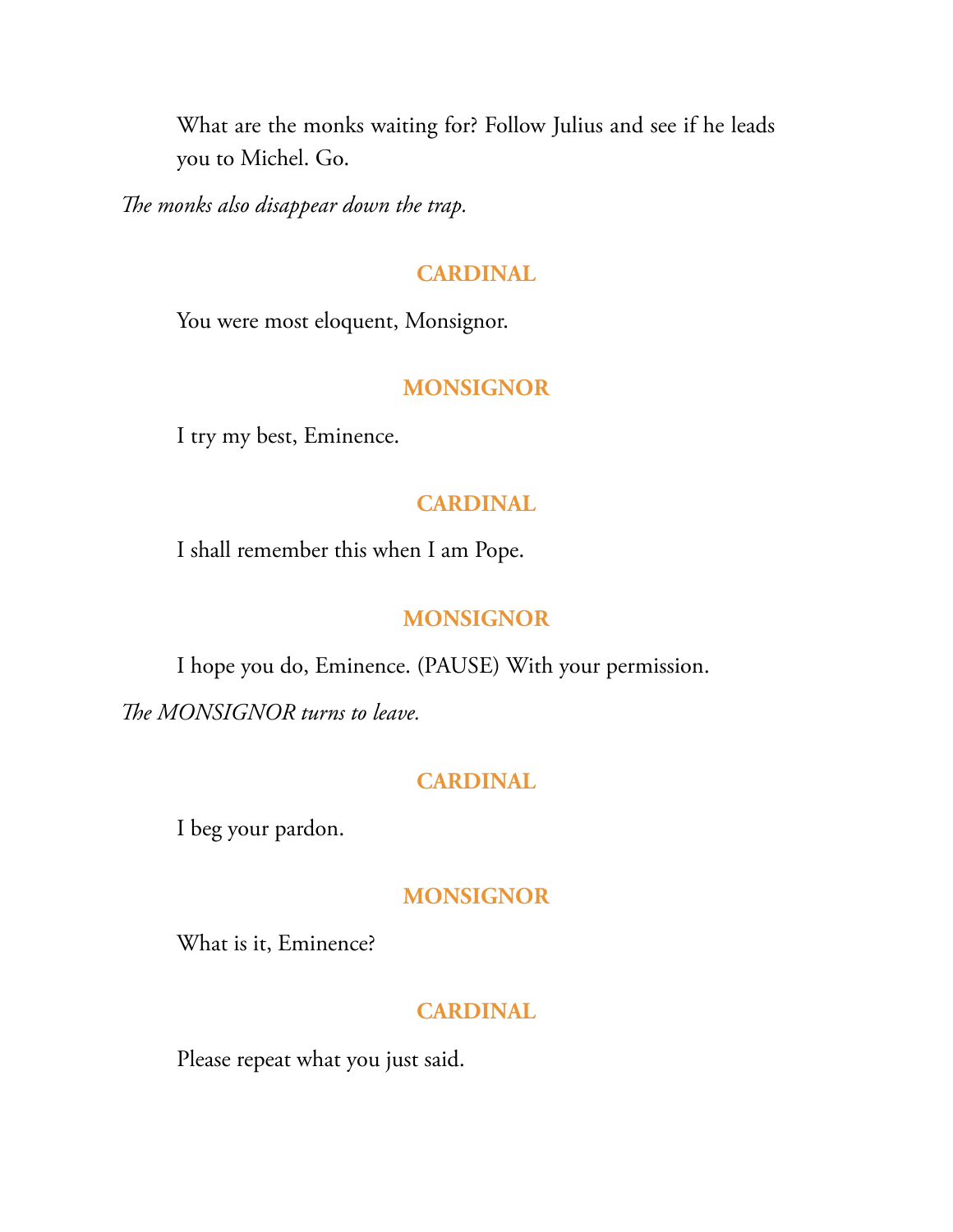What are the monks waiting for? Follow Julius and see if he leads you to Michel. Go.

*The monks also disappear down the trap.*

**CARDINAL**

You were most eloquent, Monsignor.

**MONSIGNOR**

I try my best, Eminence.

**CARDINAL**

I shall remember this when I am Pope.

**MONSIGNOR**

I hope you do, Eminence. (PAUSE) With your permission.

*The MONSIGNOR turns to leave.*

**CARDINAL**

I beg your pardon.

**MONSIGNOR**

What is it, Eminence?

**CARDINAL**

Please repeat what you just said.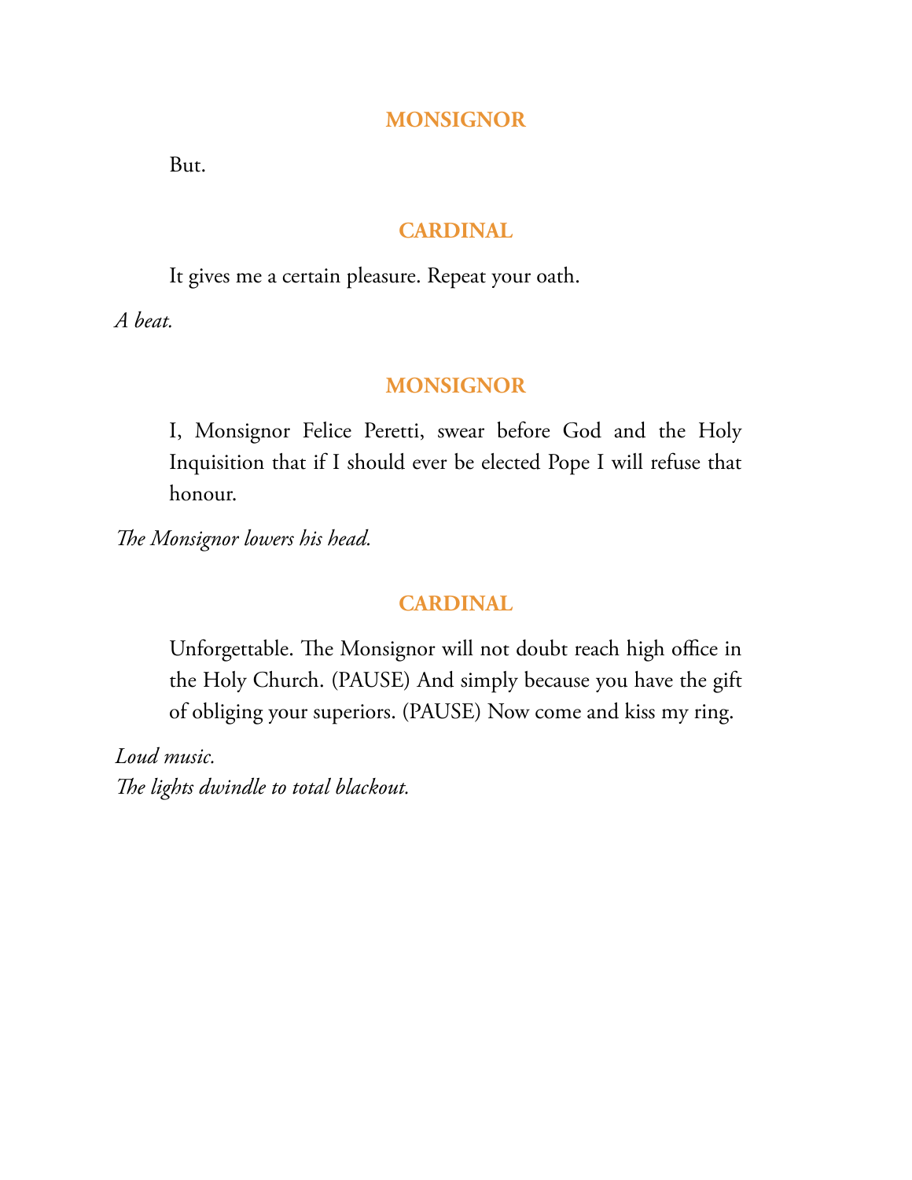**MONSIGNOR**

But.

**CARDINAL**

It gives me a certain pleasure. Repeat your oath.

*A beat.*

**MONSIGNOR**

I, Monsignor Felice Peretti, swear before God and the Holy Inquisition that if I should ever be elected Pope I will refuse that honour.

*The Monsignor lowers his head.*

**CARDINAL**

Unforgettable. The Monsignor will not doubt reach high office in the Holy Church. (PAUSE) And simply because you have the gift of obliging your superiors. (PAUSE) Now come and kiss my ring.

*Loud music.*
*The lights dwindle to total blackout.*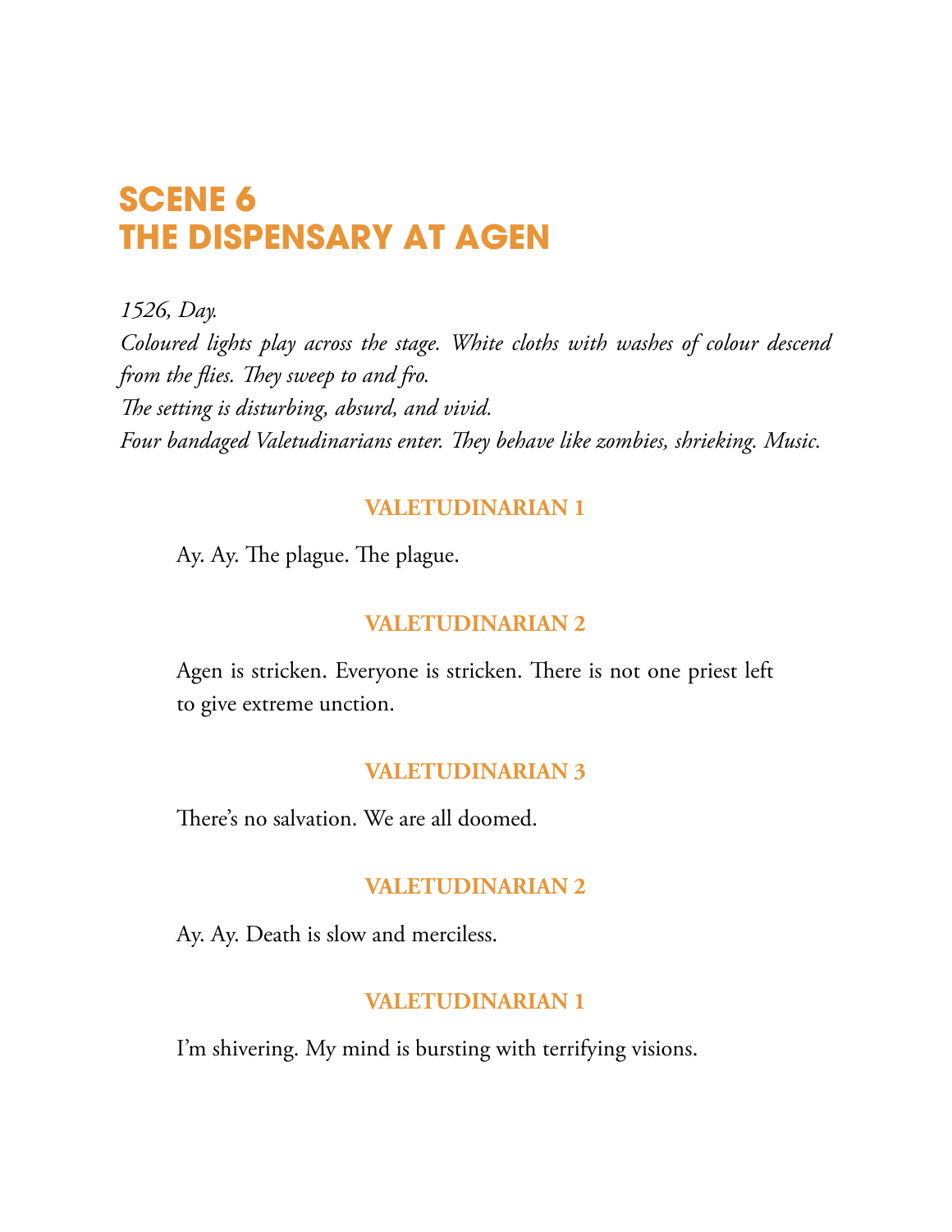# SCENE 6
# THE DISPENSARY AT AGEN

*1526, Day.*
*Coloured lights play across the stage. White cloths with washes of colour descend from the flies. They sweep to and fro.*
*The setting is disturbing, absurd, and vivid.*
*Four bandaged Valetudinarians enter. They behave like zombies, shrieking. Music.*

**VALETUDINARIAN 1**

Ay. Ay. The plague. The plague.

**VALETUDINARIAN 2**

Agen is stricken. Everyone is stricken. There is not one priest left to give extreme unction.

**VALETUDINARIAN 3**

There's no salvation. We are all doomed.

**VALETUDINARIAN 2**

Ay. Ay. Death is slow and merciless.

**VALETUDINARIAN 1**

I'm shivering. My mind is bursting with terrifying visions.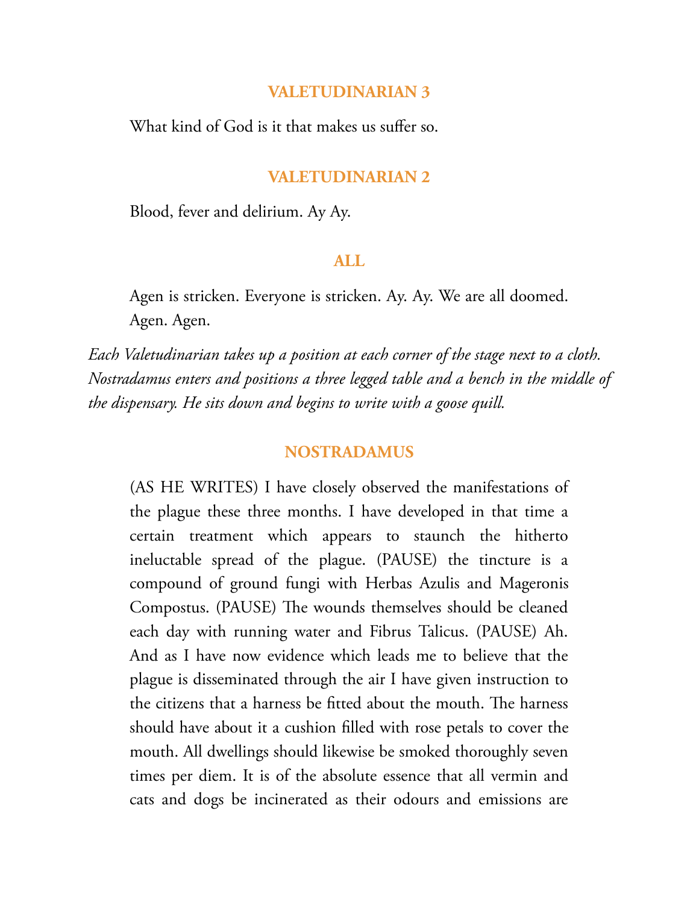**VALETUDINARIAN 3**

What kind of God is it that makes us suffer so.

**VALETUDINARIAN 2**

Blood, fever and delirium. Ay Ay.

**ALL**

Agen is stricken. Everyone is stricken. Ay. Ay. We are all doomed. Agen. Agen.

*Each Valetudinarian takes up a position at each corner of the stage next to a cloth. Nostradamus enters and positions a three legged table and a bench in the middle of the dispensary. He sits down and begins to write with a goose quill.*

**NOSTRADAMUS**

(AS HE WRITES) I have closely observed the manifestations of the plague these three months. I have developed in that time a certain treatment which appears to staunch the hitherto ineluctable spread of the plague. (PAUSE) the tincture is a compound of ground fungi with Herbas Azulis and Mageronis Compostus. (PAUSE) The wounds themselves should be cleaned each day with running water and Fibrus Talicus. (PAUSE) Ah. And as I have now evidence which leads me to believe that the plague is disseminated through the air I have given instruction to the citizens that a harness be fitted about the mouth. The harness should have about it a cushion filled with rose petals to cover the mouth. All dwellings should likewise be smoked thoroughly seven times per diem. It is of the absolute essence that all vermin and cats and dogs be incinerated as their odours and emissions are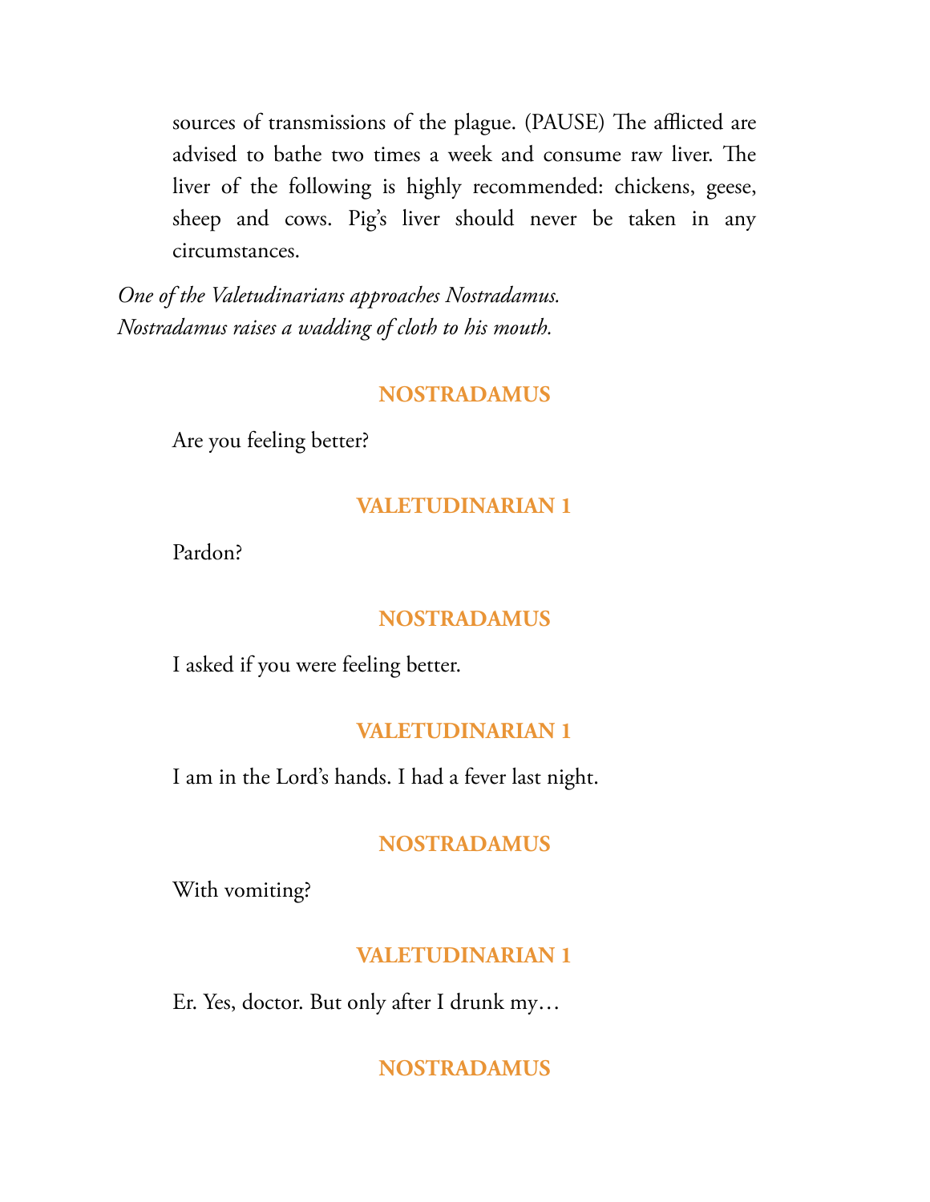sources of transmissions of the plague. (PAUSE) The afflicted are advised to bathe two times a week and consume raw liver. The liver of the following is highly recommended: chickens, geese, sheep and cows. Pig's liver should never be taken in any circumstances.

*One of the Valetudinarians approaches Nostradamus. Nostradamus raises a wadding of cloth to his mouth.*

**NOSTRADAMUS**

Are you feeling better?

**VALETUDINARIAN 1**

Pardon?

**NOSTRADAMUS**

I asked if you were feeling better.

**VALETUDINARIAN 1**

I am in the Lord's hands. I had a fever last night.

**NOSTRADAMUS**

With vomiting?

**VALETUDINARIAN 1**

Er. Yes, doctor. But only after I drunk my…

**NOSTRADAMUS**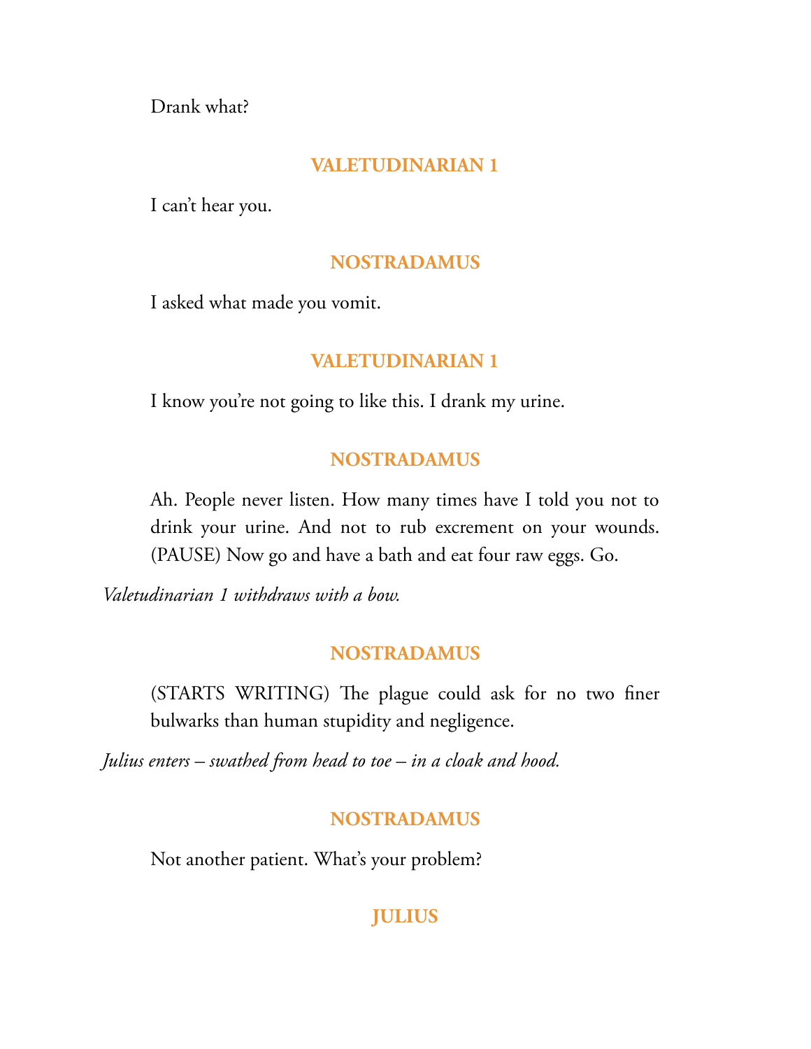Drank what?

**VALETUDINARIAN 1**

I can't hear you.

**NOSTRADAMUS**

I asked what made you vomit.

**VALETUDINARIAN 1**

I know you're not going to like this. I drank my urine.

**NOSTRADAMUS**

Ah. People never listen. How many times have I told you not to drink your urine. And not to rub excrement on your wounds. (PAUSE) Now go and have a bath and eat four raw eggs. Go.

*Valetudinarian 1 withdraws with a bow.*

**NOSTRADAMUS**

(STARTS WRITING) The plague could ask for no two finer bulwarks than human stupidity and negligence.

*Julius enters – swathed from head to toe – in a cloak and hood.*

**NOSTRADAMUS**

Not another patient. What's your problem?

**JULIUS**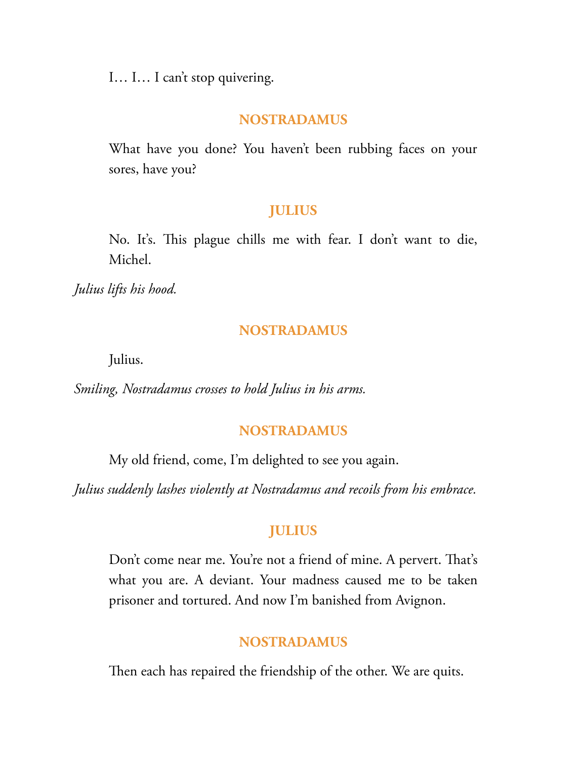I… I… I can't stop quivering.

**NOSTRADAMUS**

What have you done? You haven't been rubbing faces on your sores, have you?

**JULIUS**

No. It's. This plague chills me with fear. I don't want to die, Michel.

*Julius lifts his hood.*

**NOSTRADAMUS**

Julius.

*Smiling, Nostradamus crosses to hold Julius in his arms.*

**NOSTRADAMUS**

My old friend, come, I'm delighted to see you again.

*Julius suddenly lashes violently at Nostradamus and recoils from his embrace.*

**JULIUS**

Don't come near me. You're not a friend of mine. A pervert. That's what you are. A deviant. Your madness caused me to be taken prisoner and tortured. And now I'm banished from Avignon.

**NOSTRADAMUS**

Then each has repaired the friendship of the other. We are quits.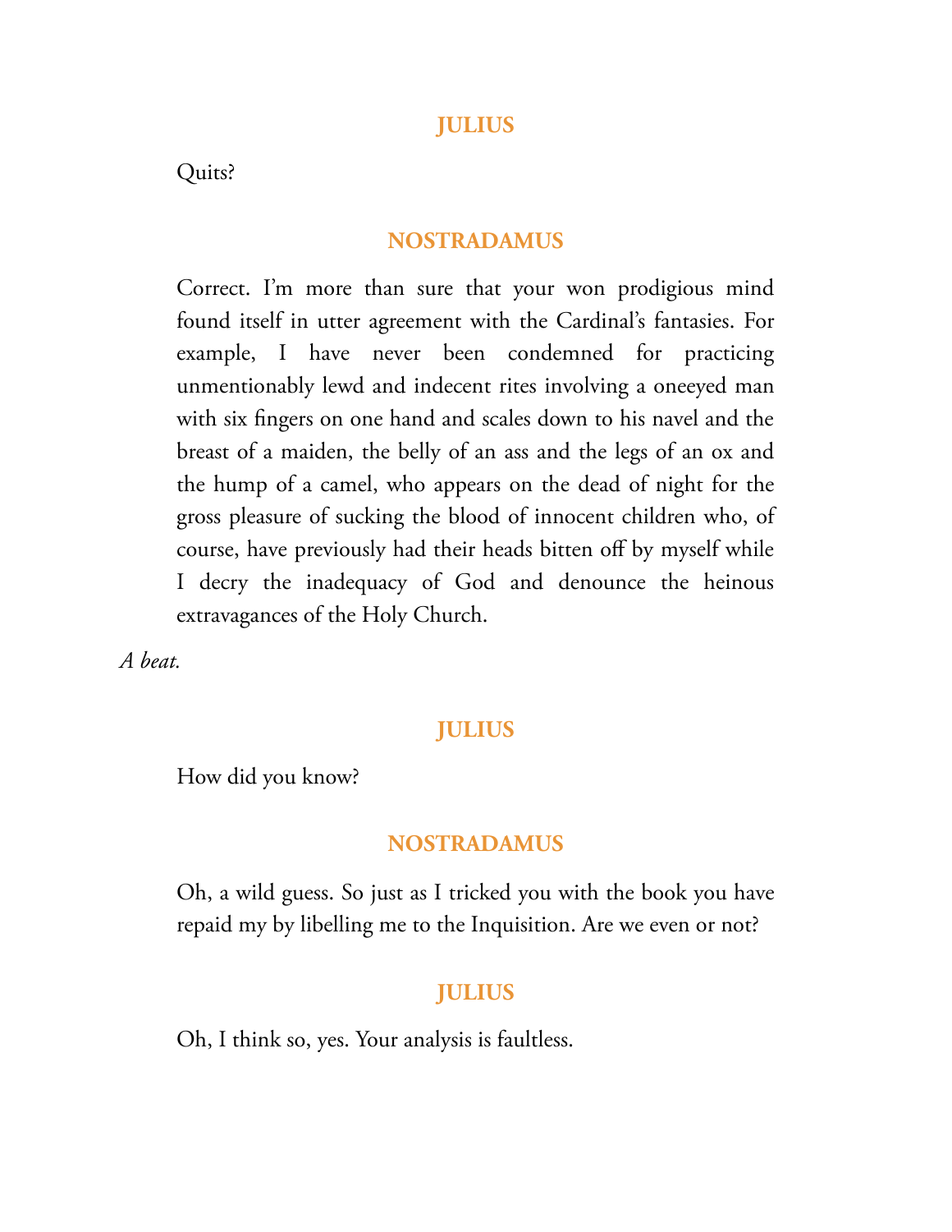**JULIUS**

Quits?

**NOSTRADAMUS**

Correct. I'm more than sure that your won prodigious mind found itself in utter agreement with the Cardinal's fantasies. For example, I have never been condemned for practicing unmentionably lewd and indecent rites involving a oneeyed man with six fingers on one hand and scales down to his navel and the breast of a maiden, the belly of an ass and the legs of an ox and the hump of a camel, who appears on the dead of night for the gross pleasure of sucking the blood of innocent children who, of course, have previously had their heads bitten off by myself while I decry the inadequacy of God and denounce the heinous extravagances of the Holy Church.

*A beat.*

**JULIUS**

How did you know?

**NOSTRADAMUS**

Oh, a wild guess. So just as I tricked you with the book you have repaid my by libelling me to the Inquisition. Are we even or not?

**JULIUS**

Oh, I think so, yes. Your analysis is faultless.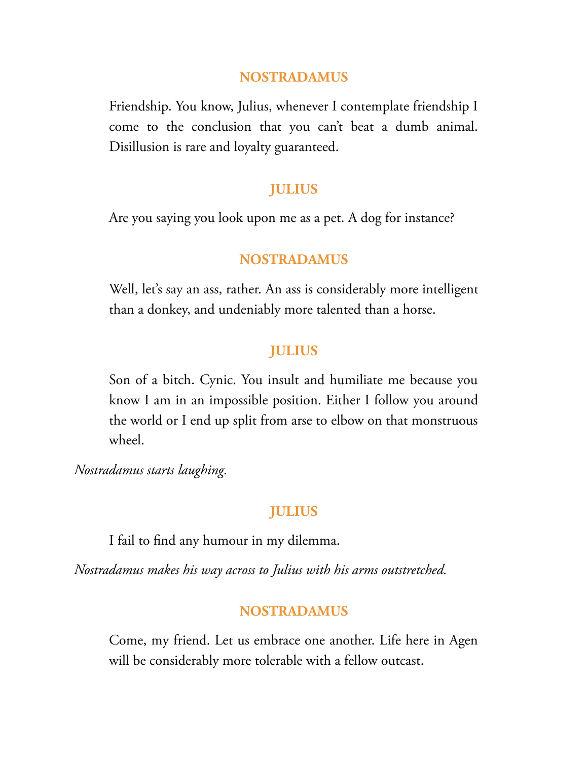**NOSTRADAMUS**

Friendship. You know, Julius, whenever I contemplate friendship I come to the conclusion that you can't beat a dumb animal. Disillusion is rare and loyalty guaranteed.

**JULIUS**

Are you saying you look upon me as a pet. A dog for instance?

**NOSTRADAMUS**

Well, let's say an ass, rather. An ass is considerably more intelligent than a donkey, and undeniably more talented than a horse.

**JULIUS**

Son of a bitch. Cynic. You insult and humiliate me because you know I am in an impossible position. Either I follow you around the world or I end up split from arse to elbow on that monstruous wheel.

*Nostradamus starts laughing.*

**JULIUS**

I fail to find any humour in my dilemma.

*Nostradamus makes his way across to Julius with his arms outstretched.*

**NOSTRADAMUS**

Come, my friend. Let us embrace one another. Life here in Agen will be considerably more tolerable with a fellow outcast.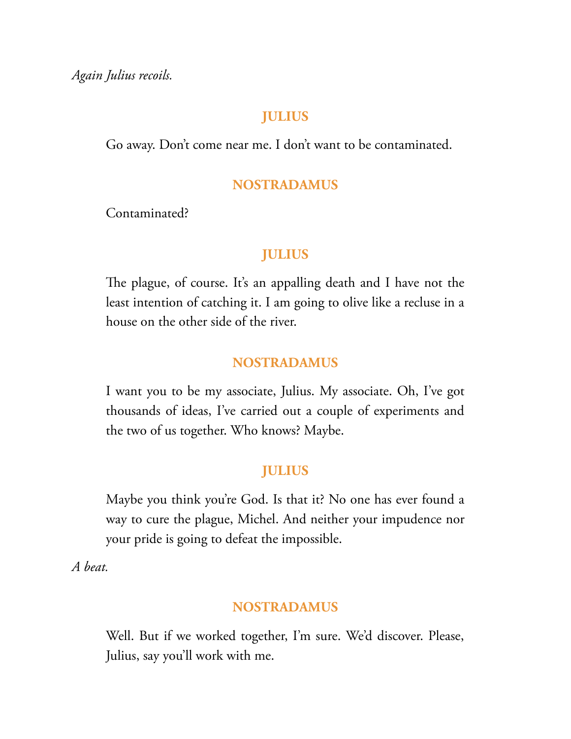*Again Julius recoils.*

**JULIUS**

Go away. Don't come near me. I don't want to be contaminated.

**NOSTRADAMUS**

Contaminated?

**JULIUS**

The plague, of course. It's an appalling death and I have not the least intention of catching it. I am going to olive like a recluse in a house on the other side of the river.

**NOSTRADAMUS**

I want you to be my associate, Julius. My associate. Oh, I've got thousands of ideas, I've carried out a couple of experiments and the two of us together. Who knows? Maybe.

**JULIUS**

Maybe you think you're God. Is that it? No one has ever found a way to cure the plague, Michel. And neither your impudence nor your pride is going to defeat the impossible.

*A beat.*

**NOSTRADAMUS**

Well. But if we worked together, I'm sure. We'd discover. Please, Julius, say you'll work with me.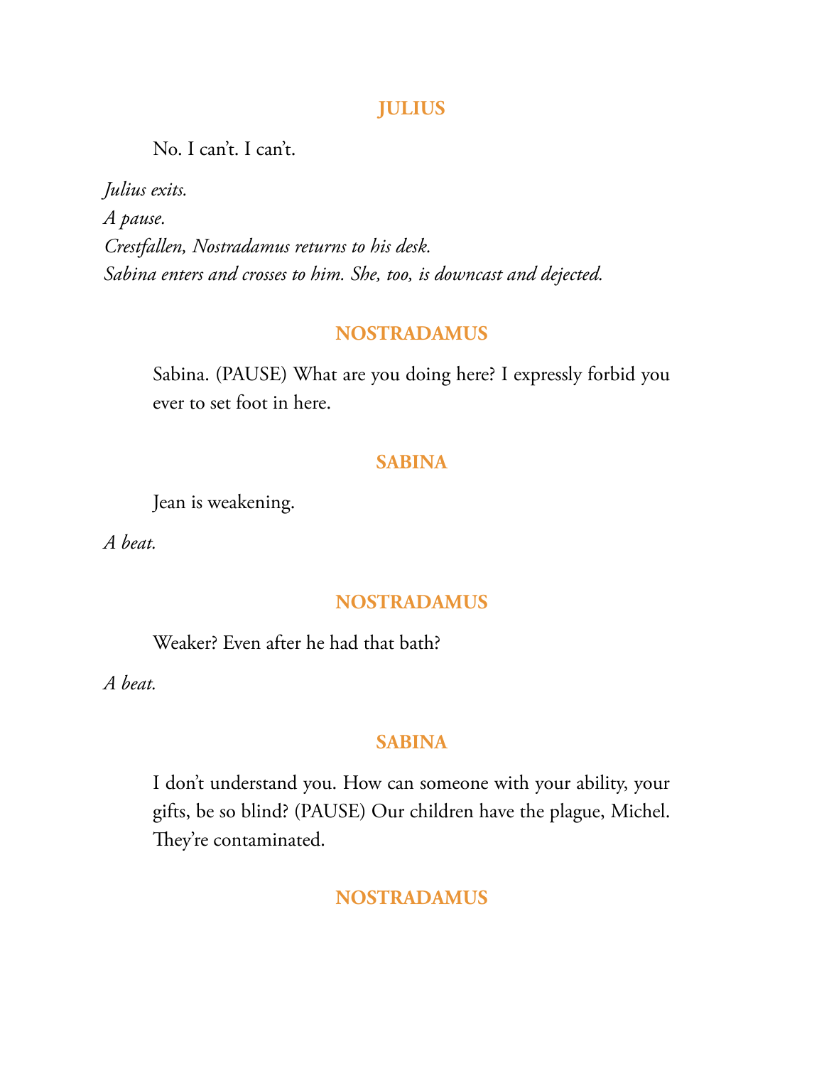**JULIUS**

No. I can't. I can't.

*Julius exits.*
*A pause.*
*Crestfallen, Nostradamus returns to his desk.*
*Sabina enters and crosses to him. She, too, is downcast and dejected.*

**NOSTRADAMUS**

Sabina. (PAUSE) What are you doing here? I expressly forbid you ever to set foot in here.

**SABINA**

Jean is weakening.

*A beat.*

**NOSTRADAMUS**

Weaker? Even after he had that bath?

*A beat.*

**SABINA**

I don't understand you. How can someone with your ability, your gifts, be so blind? (PAUSE) Our children have the plague, Michel. They're contaminated.

**NOSTRADAMUS**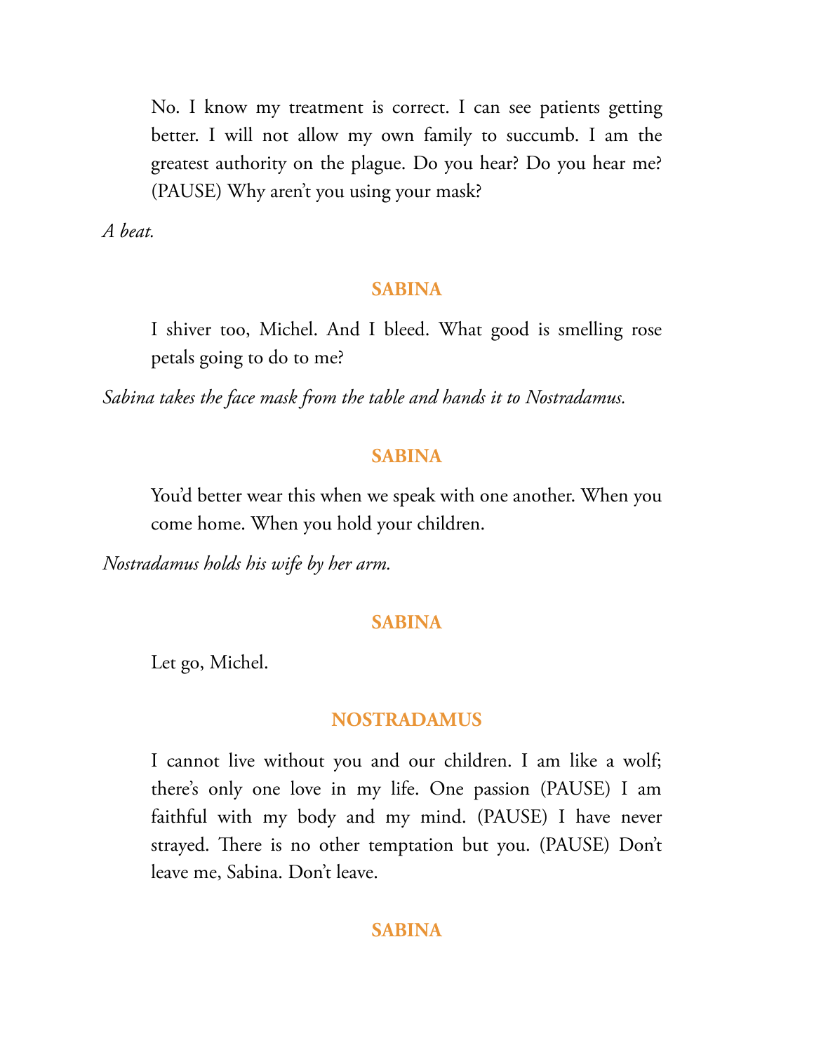No. I know my treatment is correct. I can see patients getting better. I will not allow my own family to succumb. I am the greatest authority on the plague. Do you hear? Do you hear me? (PAUSE) Why aren't you using your mask?

*A beat.*

**SABINA**

I shiver too, Michel. And I bleed. What good is smelling rose petals going to do to me?

*Sabina takes the face mask from the table and hands it to Nostradamus.*

**SABINA**

You'd better wear this when we speak with one another. When you come home. When you hold your children.

*Nostradamus holds his wife by her arm.*

**SABINA**

Let go, Michel.

**NOSTRADAMUS**

I cannot live without you and our children. I am like a wolf; there's only one love in my life. One passion (PAUSE) I am faithful with my body and my mind. (PAUSE) I have never strayed. There is no other temptation but you. (PAUSE) Don't leave me, Sabina. Don't leave.

**SABINA**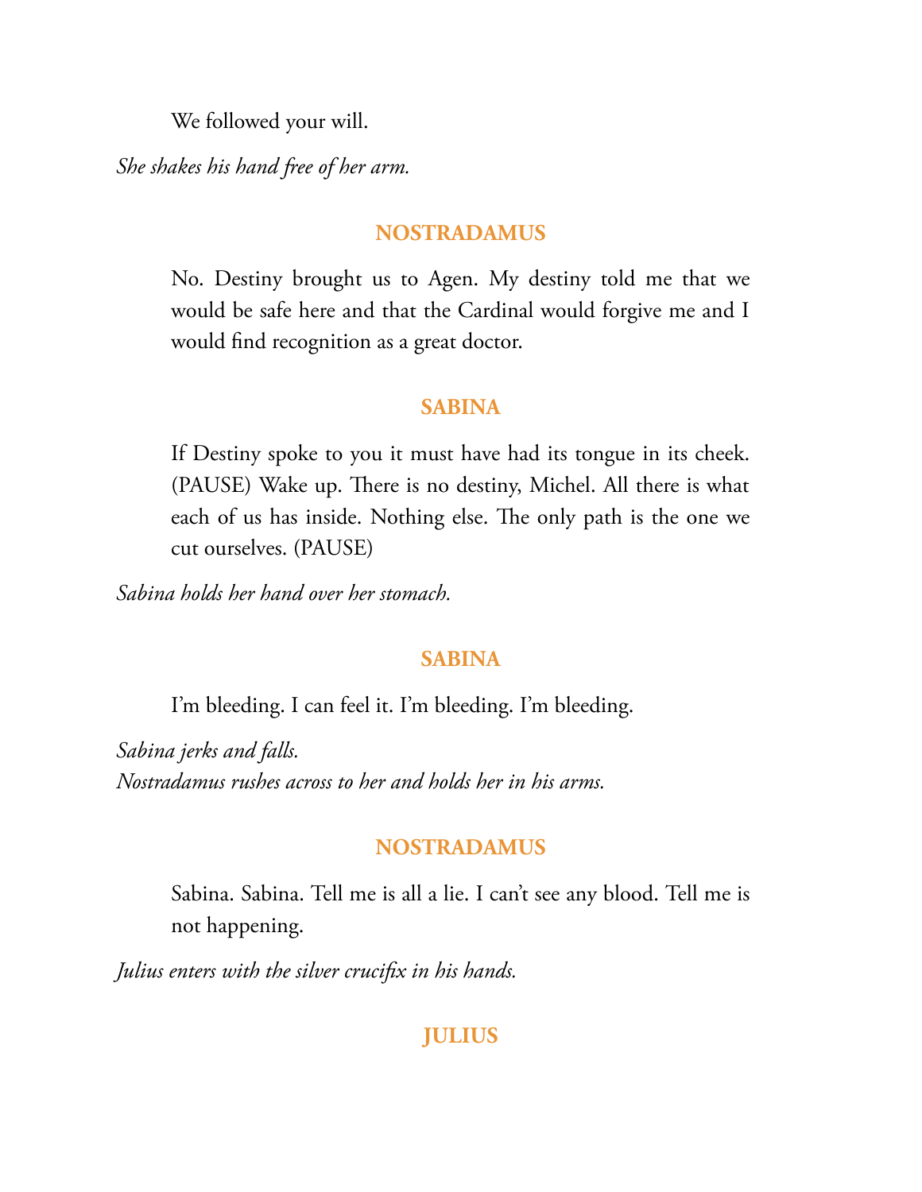We followed your will.

*She shakes his hand free of her arm.*

**NOSTRADAMUS**

No. Destiny brought us to Agen. My destiny told me that we would be safe here and that the Cardinal would forgive me and I would find recognition as a great doctor.

**SABINA**

If Destiny spoke to you it must have had its tongue in its cheek. (PAUSE) Wake up. There is no destiny, Michel. All there is what each of us has inside. Nothing else. The only path is the one we cut ourselves. (PAUSE)

*Sabina holds her hand over her stomach.*

**SABINA**

I'm bleeding. I can feel it. I'm bleeding. I'm bleeding.

*Sabina jerks and falls.*
*Nostradamus rushes across to her and holds her in his arms.*

**NOSTRADAMUS**

Sabina. Sabina. Tell me is all a lie. I can't see any blood. Tell me is not happening.

*Julius enters with the silver crucifix in his hands.*

**JULIUS**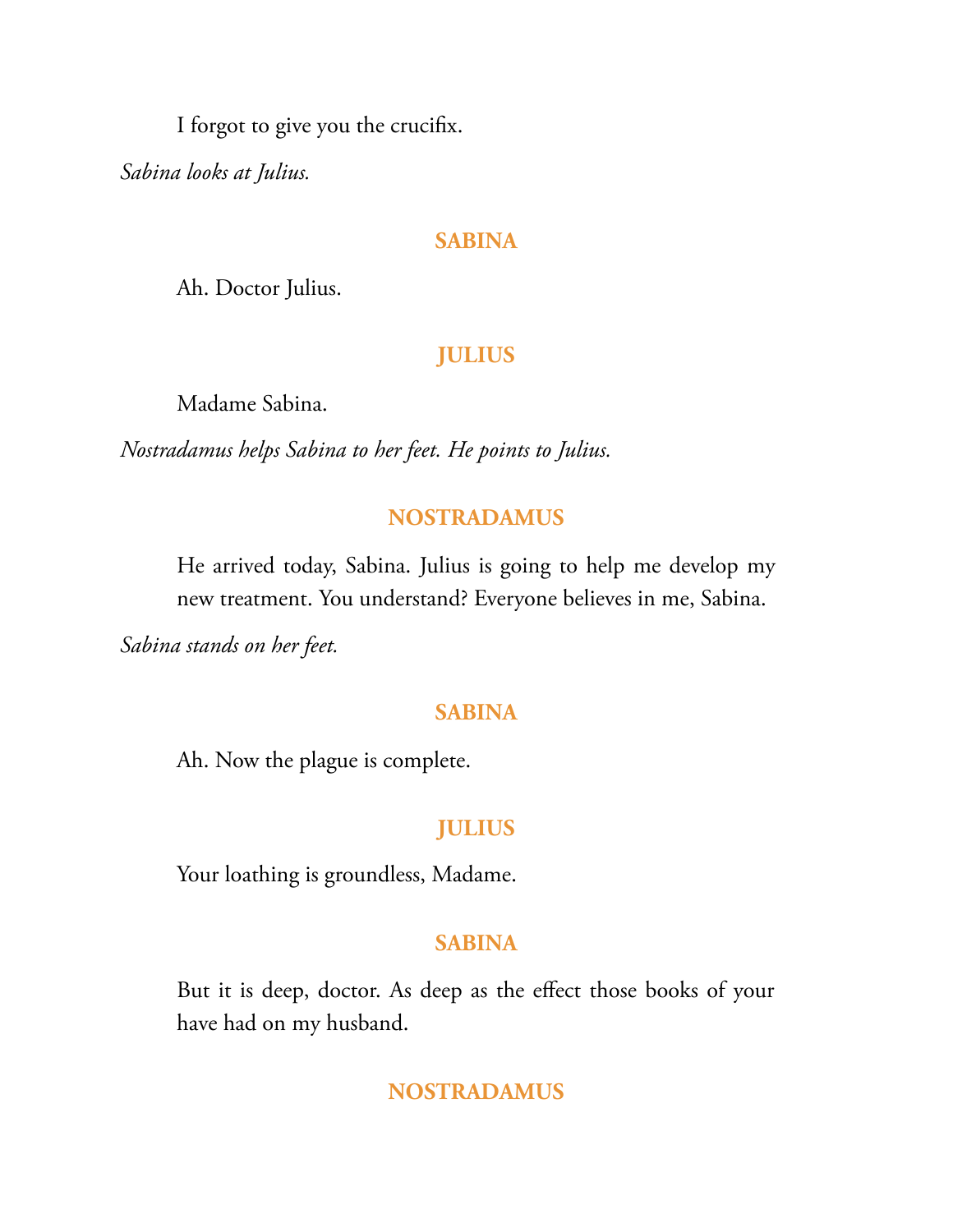I forgot to give you the crucifix.

*Sabina looks at Julius.*

**SABINA**

Ah. Doctor Julius.

**JULIUS**

Madame Sabina.

*Nostradamus helps Sabina to her feet. He points to Julius.*

**NOSTRADAMUS**

He arrived today, Sabina. Julius is going to help me develop my new treatment. You understand? Everyone believes in me, Sabina.

*Sabina stands on her feet.*

**SABINA**

Ah. Now the plague is complete.

**JULIUS**

Your loathing is groundless, Madame.

**SABINA**

But it is deep, doctor. As deep as the effect those books of your have had on my husband.

**NOSTRADAMUS**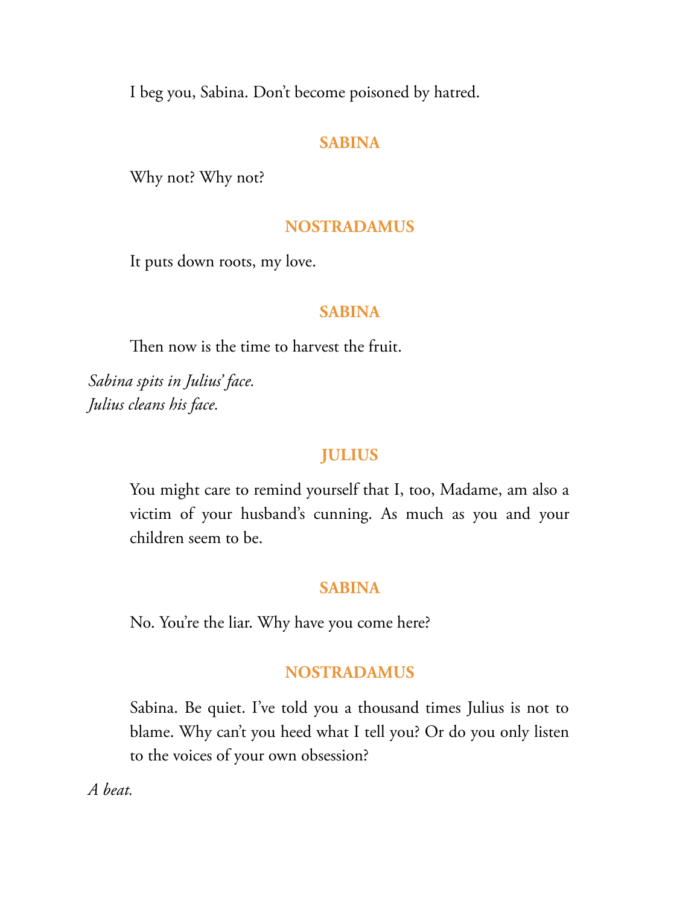I beg you, Sabina. Don't become poisoned by hatred.

**SABINA**

Why not? Why not?

**NOSTRADAMUS**

It puts down roots, my love.

**SABINA**

Then now is the time to harvest the fruit.

*Sabina spits in Julius' face.*
*Julius cleans his face.*

**JULIUS**

You might care to remind yourself that I, too, Madame, am also a victim of your husband's cunning. As much as you and your children seem to be.

**SABINA**

No. You're the liar. Why have you come here?

**NOSTRADAMUS**

Sabina. Be quiet. I've told you a thousand times Julius is not to blame. Why can't you heed what I tell you? Or do you only listen to the voices of your own obsession?

*A beat.*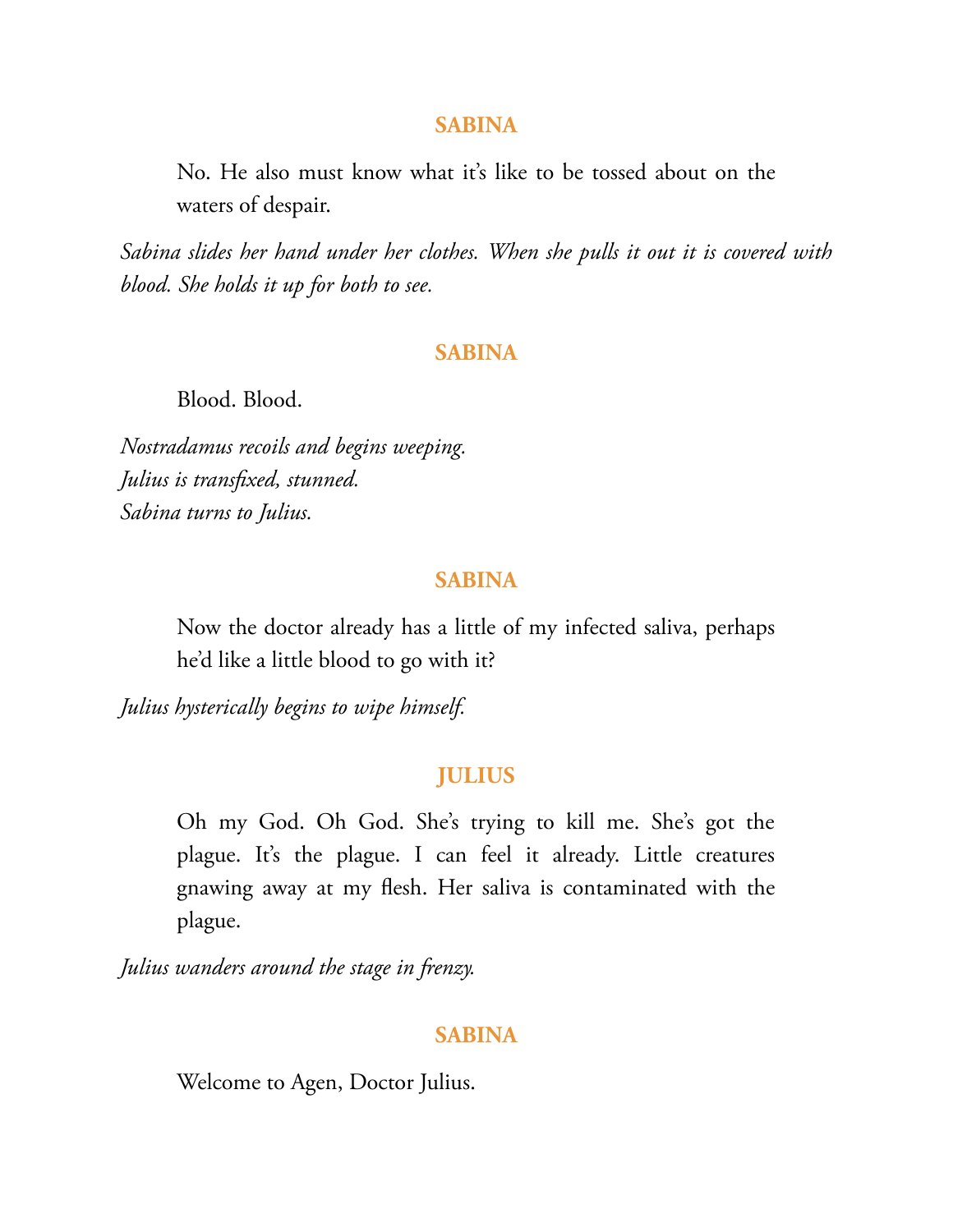**SABINA**

No. He also must know what it's like to be tossed about on the waters of despair.

*Sabina slides her hand under her clothes. When she pulls it out it is covered with blood. She holds it up for both to see.*

**SABINA**

Blood. Blood.

*Nostradamus recoils and begins weeping.*
*Julius is transfixed, stunned.*
*Sabina turns to Julius.*

**SABINA**

Now the doctor already has a little of my infected saliva, perhaps he'd like a little blood to go with it?

*Julius hysterically begins to wipe himself.*

**JULIUS**

Oh my God. Oh God. She's trying to kill me. She's got the plague. It's the plague. I can feel it already. Little creatures gnawing away at my flesh. Her saliva is contaminated with the plague.

*Julius wanders around the stage in frenzy.*

**SABINA**

Welcome to Agen, Doctor Julius.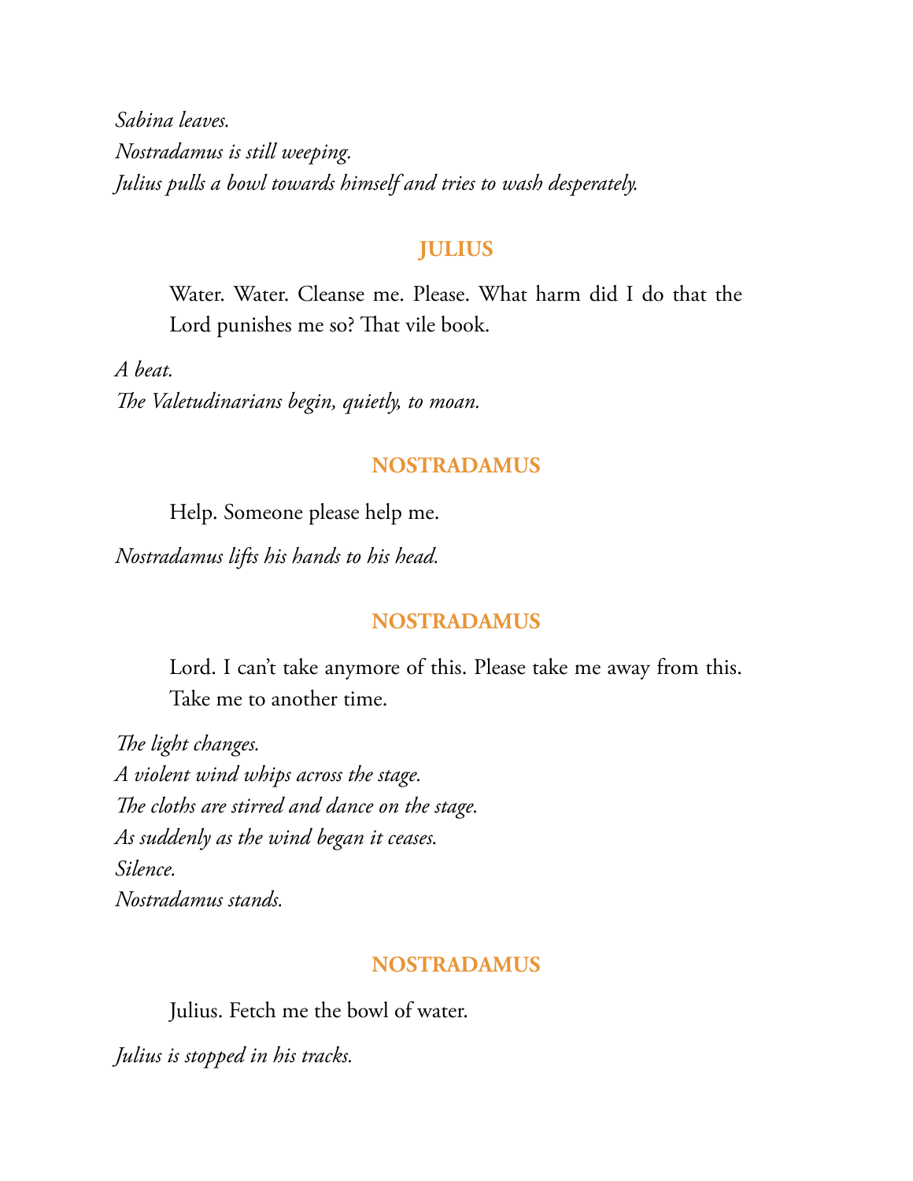*Sabina leaves.*
*Nostradamus is still weeping.*
*Julius pulls a bowl towards himself and tries to wash desperately.*

**JULIUS**

Water. Water. Cleanse me. Please. What harm did I do that the Lord punishes me so? That vile book.

*A beat.*
*The Valetudinarians begin, quietly, to moan.*

**NOSTRADAMUS**

Help. Someone please help me.

*Nostradamus lifts his hands to his head.*

**NOSTRADAMUS**

Lord. I can't take anymore of this. Please take me away from this. Take me to another time.

*The light changes.*
*A violent wind whips across the stage.*
*The cloths are stirred and dance on the stage.*
*As suddenly as the wind began it ceases.*
*Silence.*
*Nostradamus stands.*

**NOSTRADAMUS**

Julius. Fetch me the bowl of water.

*Julius is stopped in his tracks.*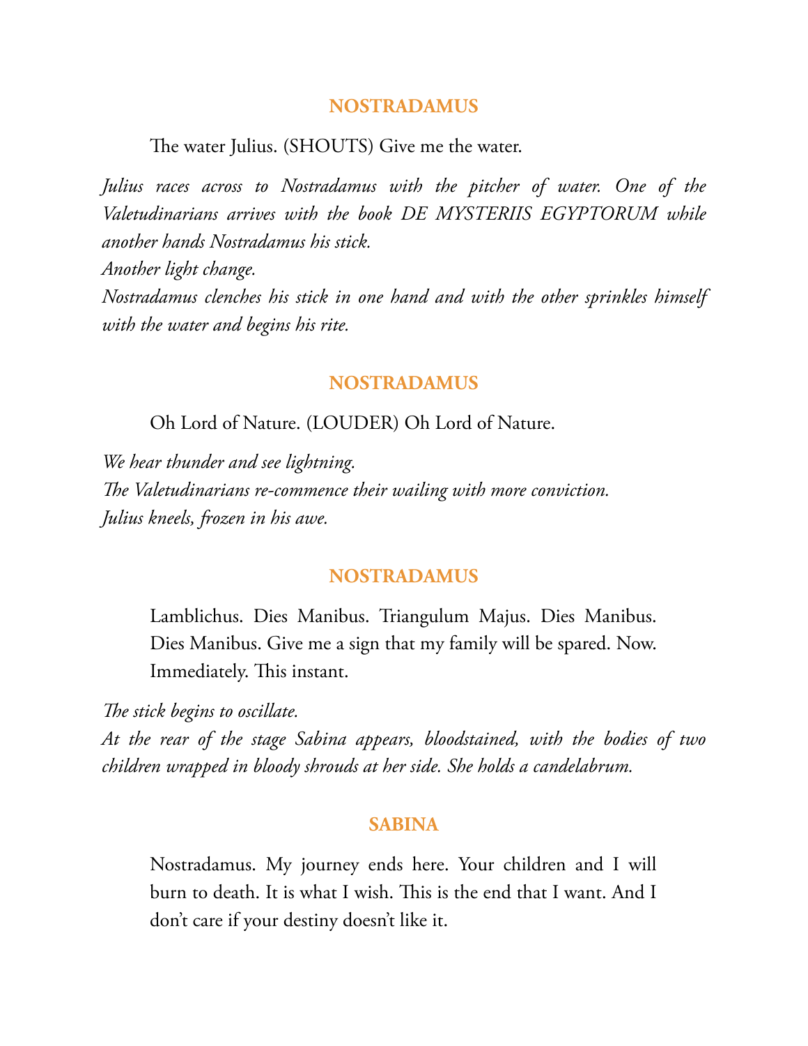**NOSTRADAMUS**

The water Julius. (SHOUTS) Give me the water.

*Julius races across to Nostradamus with the pitcher of water. One of the Valetudinarians arrives with the book DE MYSTERIIS EGYPTORUM while another hands Nostradamus his stick.*
*Another light change.*
*Nostradamus clenches his stick in one hand and with the other sprinkles himself with the water and begins his rite.*

**NOSTRADAMUS**

Oh Lord of Nature. (LOUDER) Oh Lord of Nature.

*We hear thunder and see lightning.*
*The Valetudinarians re-commence their wailing with more conviction.*
*Julius kneels, frozen in his awe.*

**NOSTRADAMUS**

Lamblichus. Dies Manibus. Triangulum Majus. Dies Manibus. Dies Manibus. Give me a sign that my family will be spared. Now. Immediately. This instant.

*The stick begins to oscillate.*
*At the rear of the stage Sabina appears, bloodstained, with the bodies of two children wrapped in bloody shrouds at her side. She holds a candelabrum.*

**SABINA**

Nostradamus. My journey ends here. Your children and I will burn to death. It is what I wish. This is the end that I want. And I don't care if your destiny doesn't like it.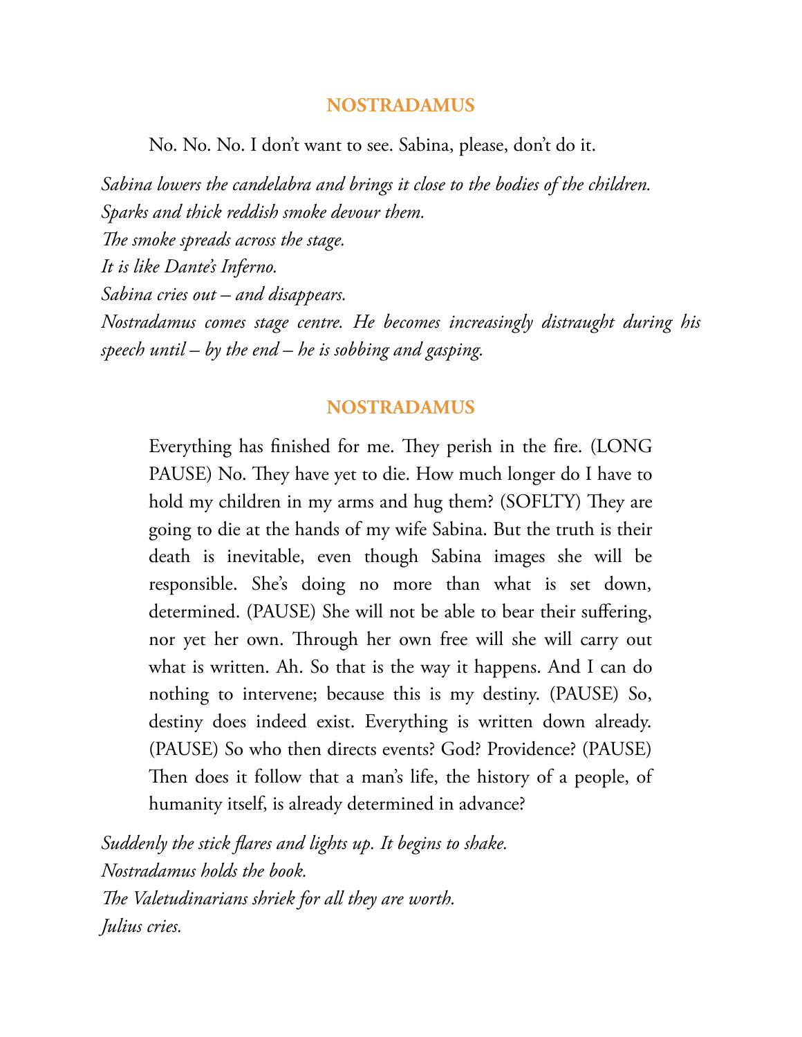**NOSTRADAMUS**

No. No. No. I don't want to see. Sabina, please, don't do it.

*Sabina lowers the candelabra and brings it close to the bodies of the children.*
*Sparks and thick reddish smoke devour them.*
*The smoke spreads across the stage.*
*It is like Dante's Inferno.*
*Sabina cries out – and disappears.*
*Nostradamus comes stage centre. He becomes increasingly distraught during his speech until – by the end – he is sobbing and gasping.*

**NOSTRADAMUS**

Everything has finished for me. They perish in the fire. (LONG PAUSE) No. They have yet to die. How much longer do I have to hold my children in my arms and hug them? (SOFLTY) They are going to die at the hands of my wife Sabina. But the truth is their death is inevitable, even though Sabina images she will be responsible. She's doing no more than what is set down, determined. (PAUSE) She will not be able to bear their suffering, nor yet her own. Through her own free will she will carry out what is written. Ah. So that is the way it happens. And I can do nothing to intervene; because this is my destiny. (PAUSE) So, destiny does indeed exist. Everything is written down already. (PAUSE) So who then directs events? God? Providence? (PAUSE) Then does it follow that a man's life, the history of a people, of humanity itself, is already determined in advance?

*Suddenly the stick flares and lights up. It begins to shake.*
*Nostradamus holds the book.*
*The Valetudinarians shriek for all they are worth.*
*Julius cries.*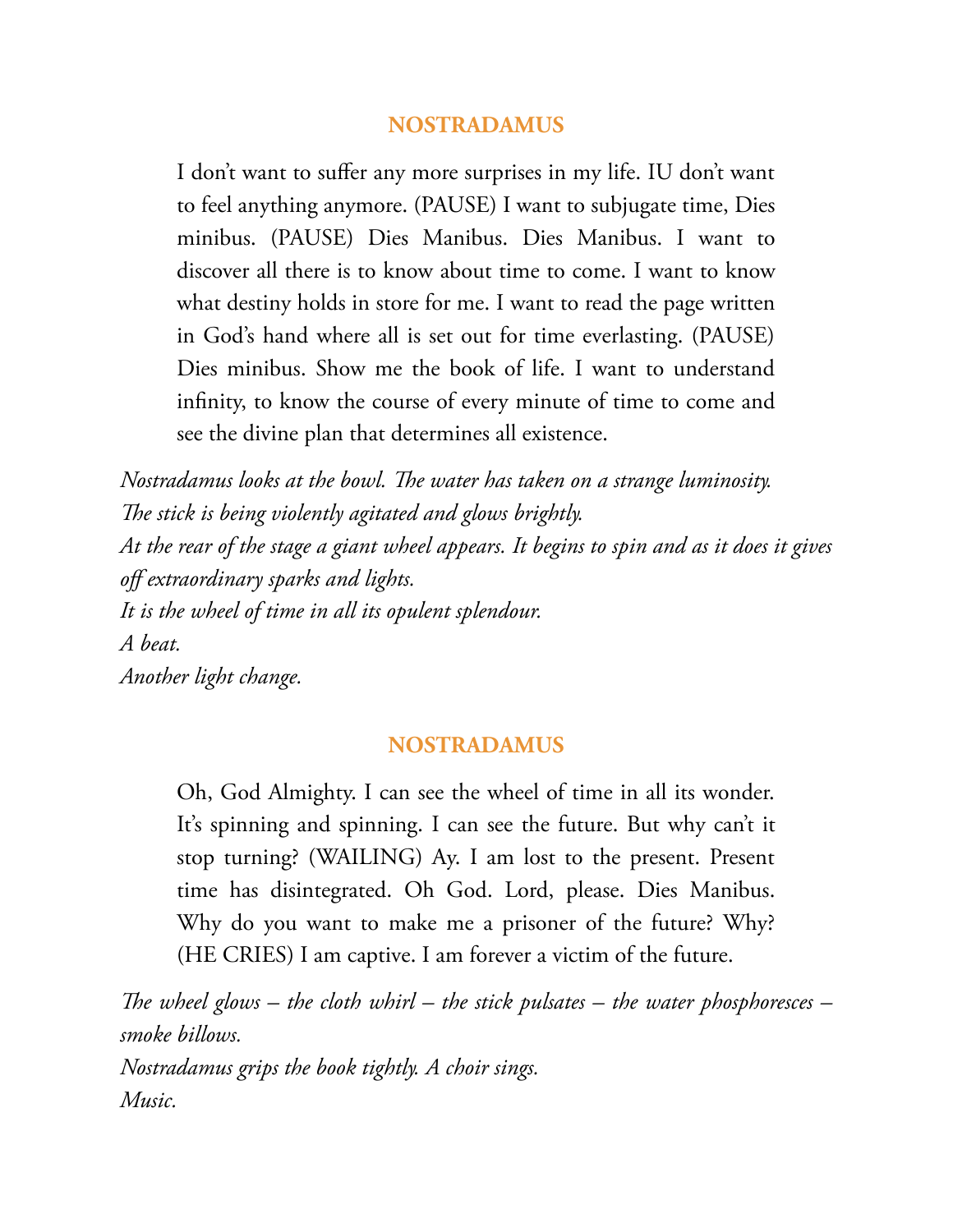**NOSTRADAMUS**

I don't want to suffer any more surprises in my life. IU don't want to feel anything anymore. (PAUSE) I want to subjugate time, Dies minibus. (PAUSE) Dies Manibus. Dies Manibus. I want to discover all there is to know about time to come. I want to know what destiny holds in store for me. I want to read the page written in God's hand where all is set out for time everlasting. (PAUSE) Dies minibus. Show me the book of life. I want to understand infinity, to know the course of every minute of time to come and see the divine plan that determines all existence.

*Nostradamus looks at the bowl. The water has taken on a strange luminosity.*
*The stick is being violently agitated and glows brightly.*
*At the rear of the stage a giant wheel appears. It begins to spin and as it does it gives off extraordinary sparks and lights.*
*It is the wheel of time in all its opulent splendour.*
*A beat.*
*Another light change.*

**NOSTRADAMUS**

Oh, God Almighty. I can see the wheel of time in all its wonder. It's spinning and spinning. I can see the future. But why can't it stop turning? (WAILING) Ay. I am lost to the present. Present time has disintegrated. Oh God. Lord, please. Dies Manibus. Why do you want to make me a prisoner of the future? Why? (HE CRIES) I am captive. I am forever a victim of the future.

*The wheel glows – the cloth whirl – the stick pulsates – the water phosphoresces – smoke billows.*
*Nostradamus grips the book tightly. A choir sings.*
*Music.*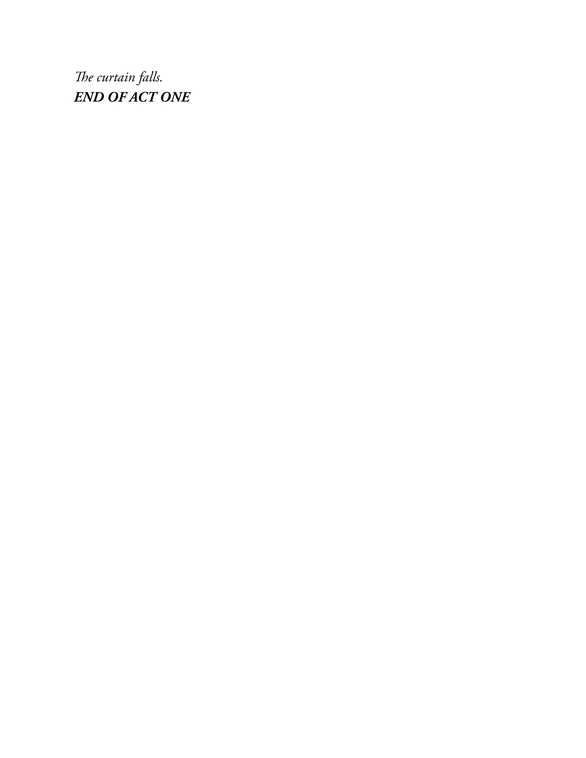*The curtain falls.*

***END OF ACT ONE***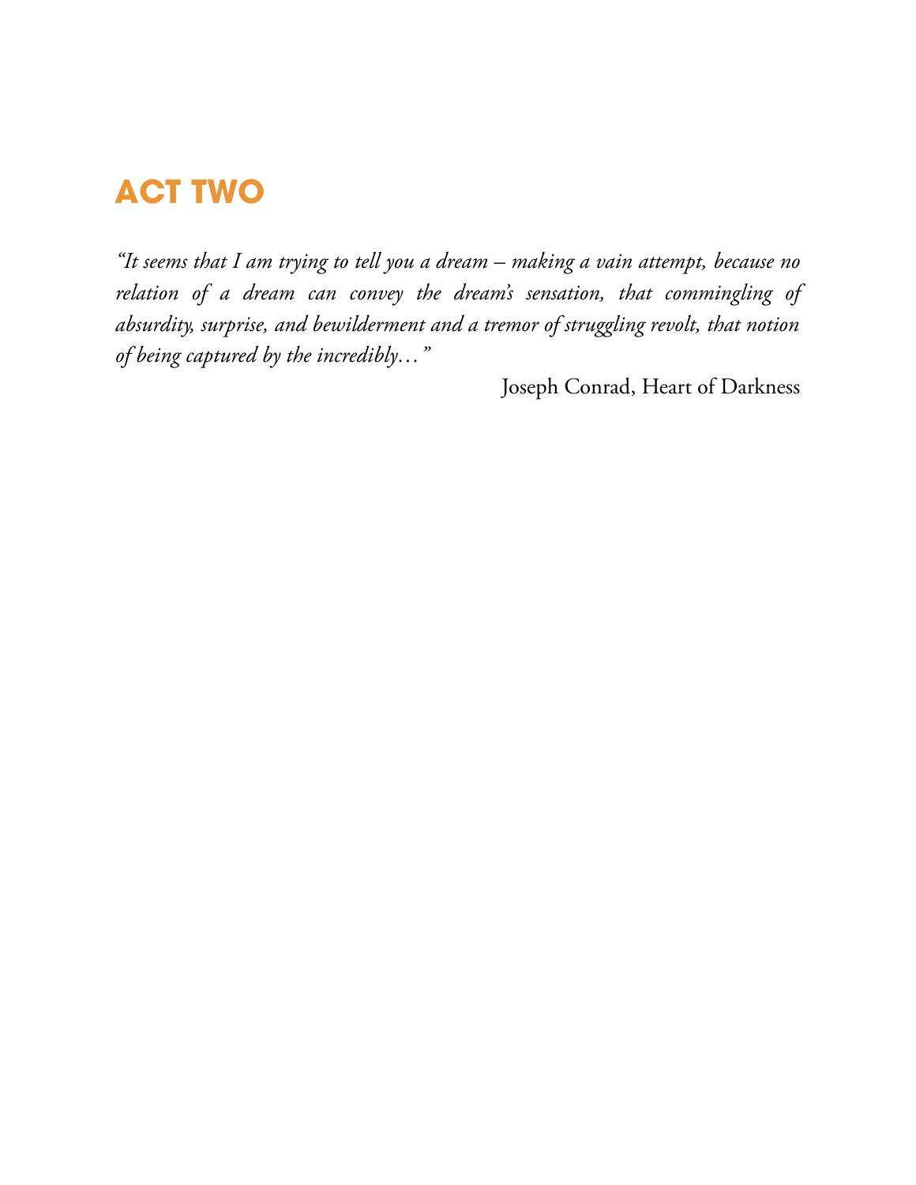# ACT TWO

*"It seems that I am trying to tell you a dream – making a vain attempt, because no relation of a dream can convey the dream's sensation, that commingling of absurdity, surprise, and bewilderment and a tremor of struggling revolt, that notion of being captured by the incredibly…"*

Joseph Conrad, Heart of Darkness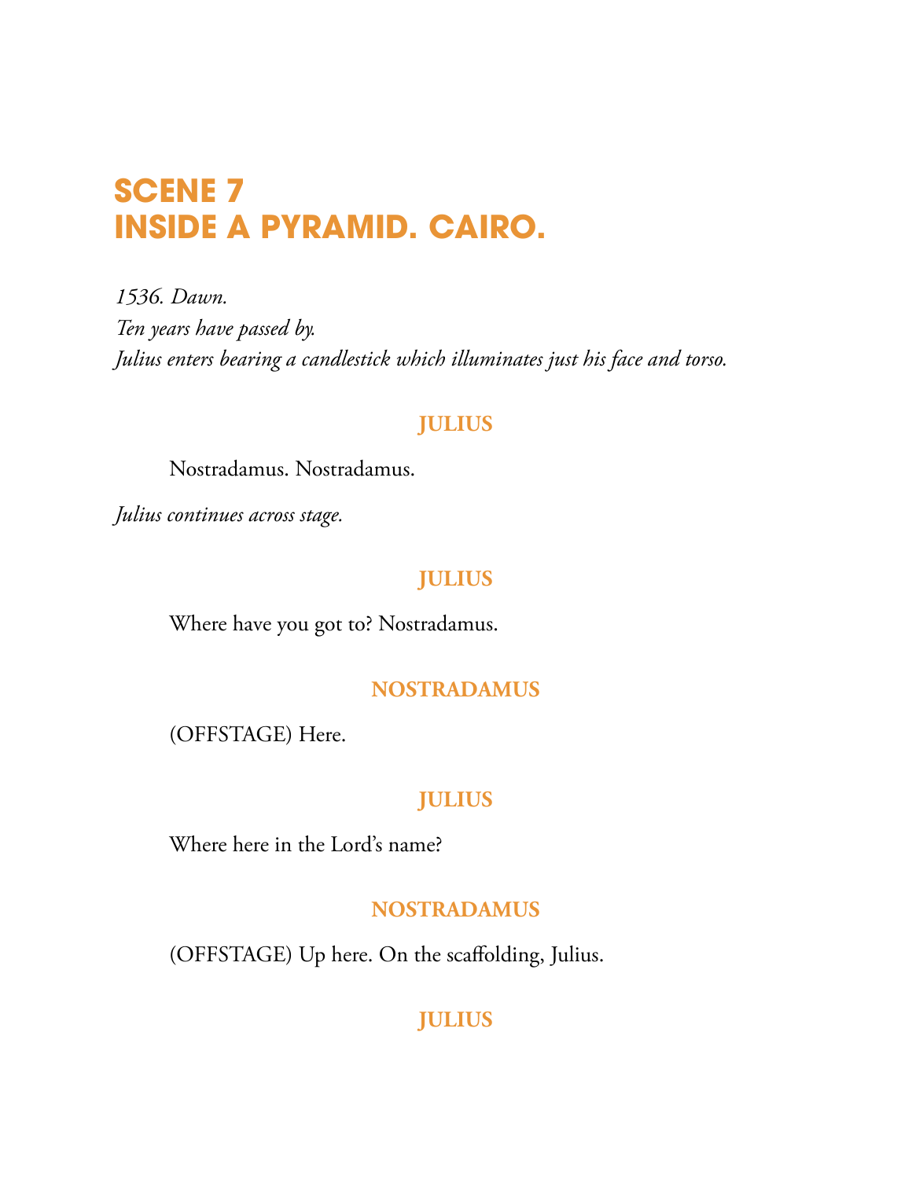# SCENE 7
# INSIDE A PYRAMID. CAIRO.

*1536. Dawn.*
*Ten years have passed by.*
*Julius enters bearing a candlestick which illuminates just his face and torso.*

**JULIUS**

Nostradamus. Nostradamus.

*Julius continues across stage.*

**JULIUS**

Where have you got to? Nostradamus.

**NOSTRADAMUS**

(OFFSTAGE) Here.

**JULIUS**

Where here in the Lord's name?

**NOSTRADAMUS**

(OFFSTAGE) Up here. On the scaffolding, Julius.

**JULIUS**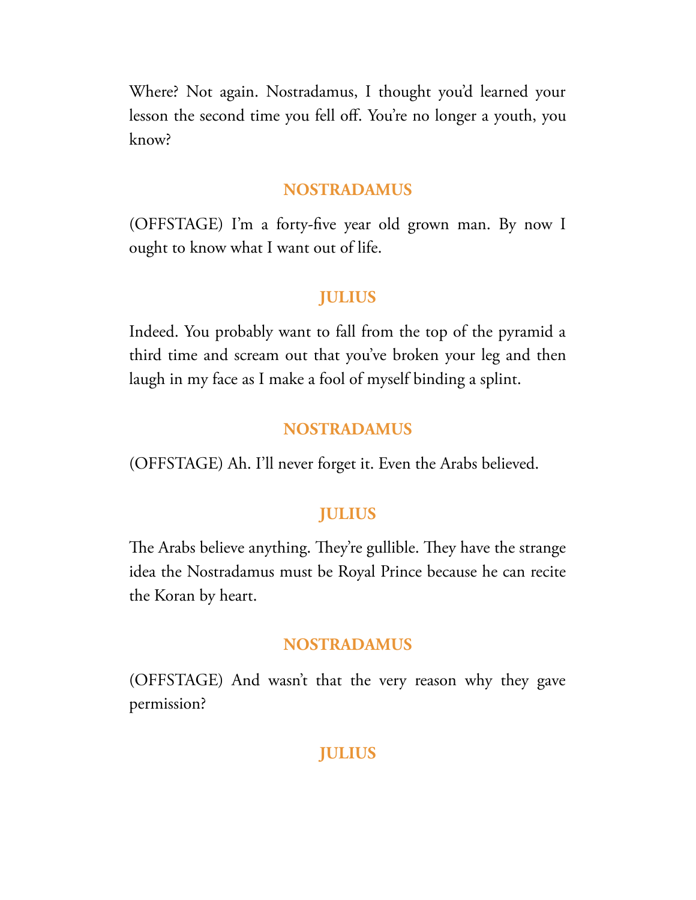Where? Not again. Nostradamus, I thought you'd learned your lesson the second time you fell off. You're no longer a youth, you know?

**NOSTRADAMUS**

(OFFSTAGE) I'm a forty-five year old grown man. By now I ought to know what I want out of life.

**JULIUS**

Indeed. You probably want to fall from the top of the pyramid a third time and scream out that you've broken your leg and then laugh in my face as I make a fool of myself binding a splint.

**NOSTRADAMUS**

(OFFSTAGE) Ah. I'll never forget it. Even the Arabs believed.

**JULIUS**

The Arabs believe anything. They're gullible. They have the strange idea the Nostradamus must be Royal Prince because he can recite the Koran by heart.

**NOSTRADAMUS**

(OFFSTAGE) And wasn't that the very reason why they gave permission?

**JULIUS**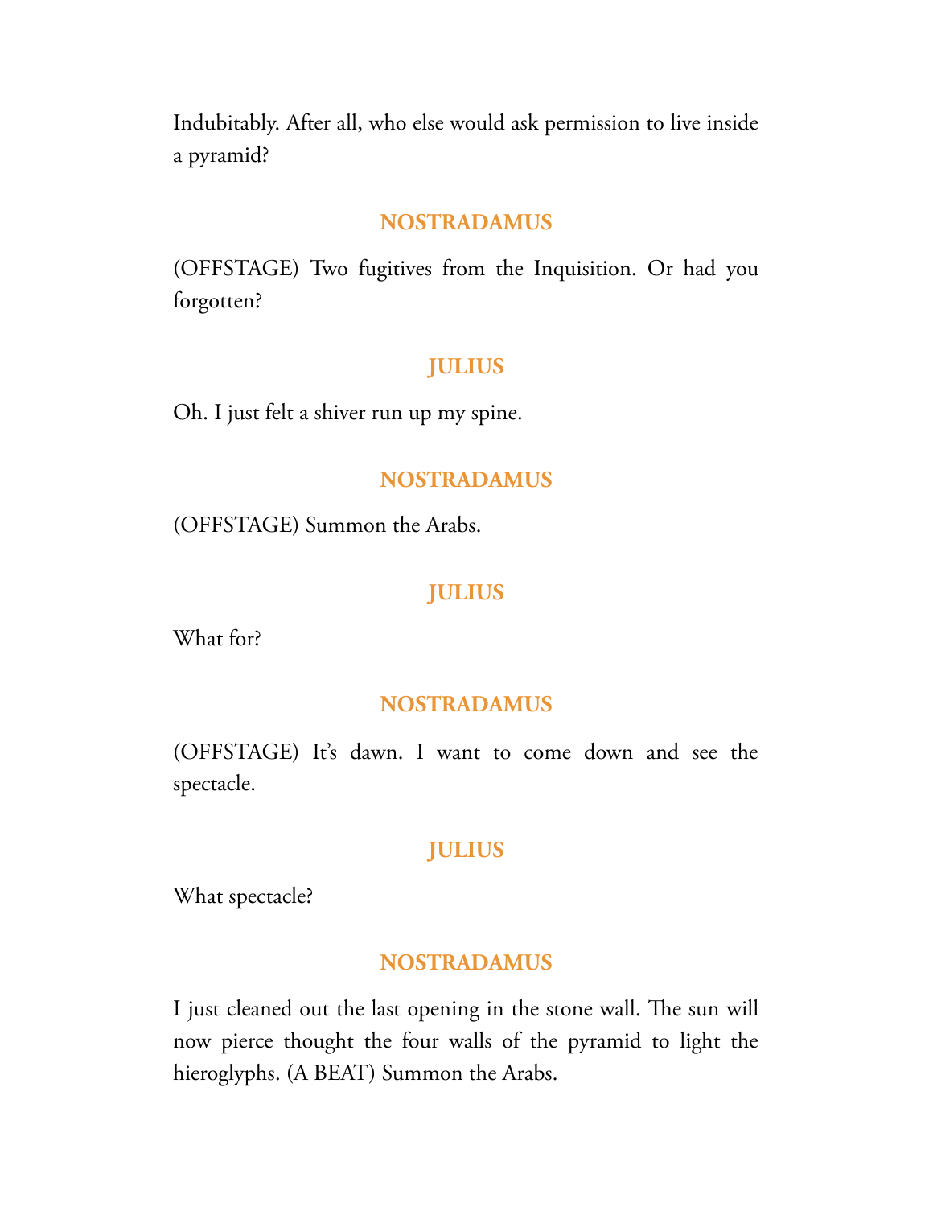Indubitably. After all, who else would ask permission to live inside a pyramid?

**NOSTRADAMUS**

(OFFSTAGE) Two fugitives from the Inquisition. Or had you forgotten?

**JULIUS**

Oh. I just felt a shiver run up my spine.

**NOSTRADAMUS**

(OFFSTAGE) Summon the Arabs.

**JULIUS**

What for?

**NOSTRADAMUS**

(OFFSTAGE) It's dawn. I want to come down and see the spectacle.

**JULIUS**

What spectacle?

**NOSTRADAMUS**

I just cleaned out the last opening in the stone wall. The sun will now pierce thought the four walls of the pyramid to light the hieroglyphs. (A BEAT) Summon the Arabs.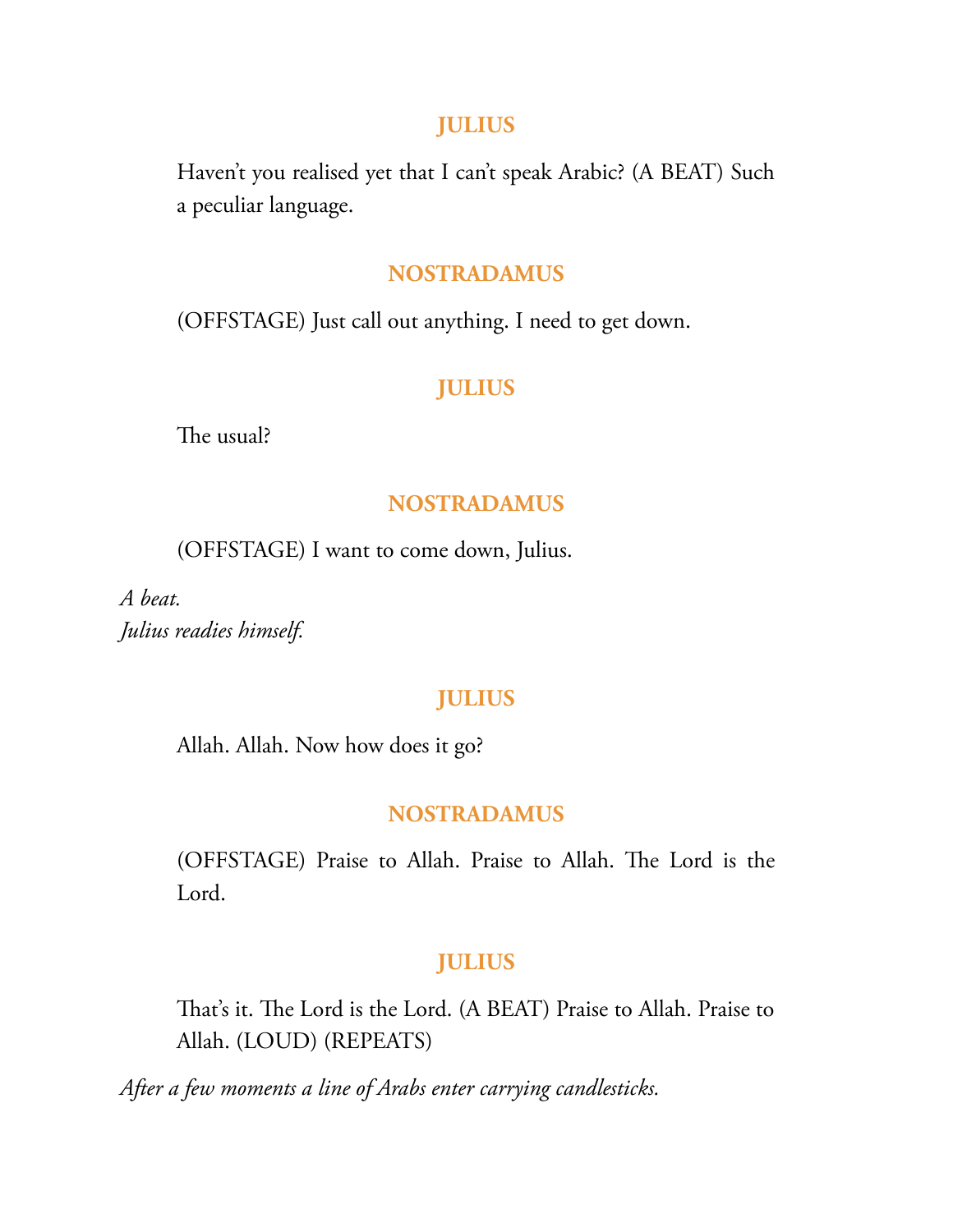**JULIUS**

Haven't you realised yet that I can't speak Arabic? (A BEAT) Such a peculiar language.

**NOSTRADAMUS**

(OFFSTAGE) Just call out anything. I need to get down.

**JULIUS**

The usual?

**NOSTRADAMUS**

(OFFSTAGE) I want to come down, Julius.

*A beat.*
*Julius readies himself.*

**JULIUS**

Allah. Allah. Now how does it go?

**NOSTRADAMUS**

(OFFSTAGE) Praise to Allah. Praise to Allah. The Lord is the Lord.

**JULIUS**

That's it. The Lord is the Lord. (A BEAT) Praise to Allah. Praise to Allah. (LOUD) (REPEATS)

*After a few moments a line of Arabs enter carrying candlesticks.*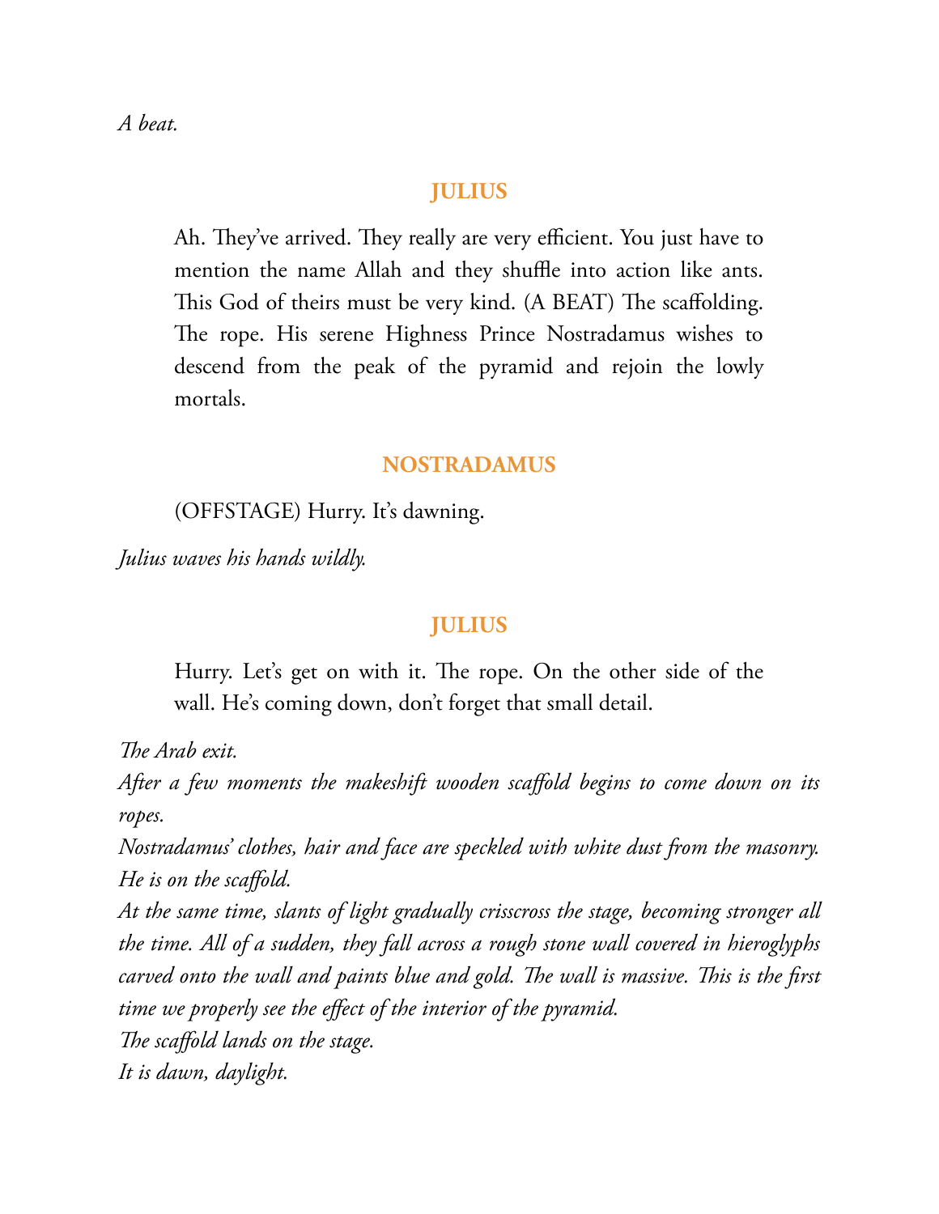*A beat.*

**JULIUS**

Ah. They've arrived. They really are very efficient. You just have to mention the name Allah and they shuffle into action like ants. This God of theirs must be very kind. (A BEAT) The scaffolding. The rope. His serene Highness Prince Nostradamus wishes to descend from the peak of the pyramid and rejoin the lowly mortals.

**NOSTRADAMUS**

(OFFSTAGE) Hurry. It's dawning.

*Julius waves his hands wildly.*

**JULIUS**

Hurry. Let's get on with it. The rope. On the other side of the wall. He's coming down, don't forget that small detail.

*The Arab exit.*
*After a few moments the makeshift wooden scaffold begins to come down on its ropes.*
*Nostradamus' clothes, hair and face are speckled with white dust from the masonry. He is on the scaffold.*
*At the same time, slants of light gradually crisscross the stage, becoming stronger all the time. All of a sudden, they fall across a rough stone wall covered in hieroglyphs carved onto the wall and paints blue and gold. The wall is massive. This is the first time we properly see the effect of the interior of the pyramid.*
*The scaffold lands on the stage.*
*It is dawn, daylight.*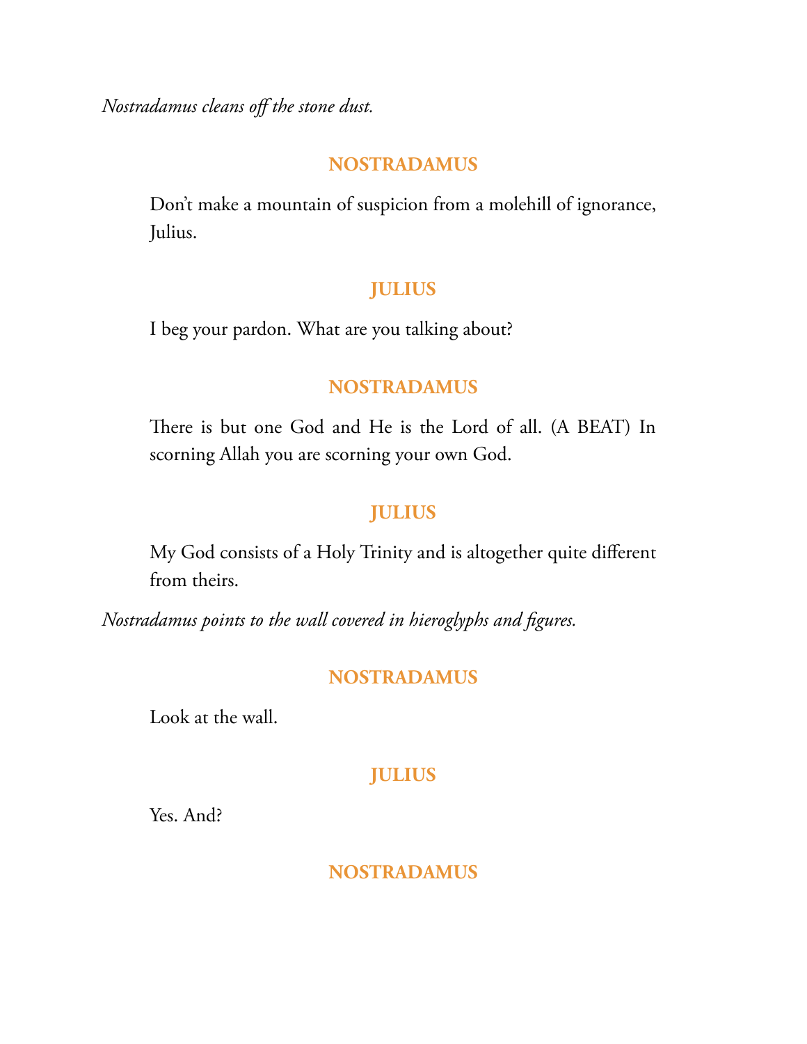*Nostradamus cleans off the stone dust.*

**NOSTRADAMUS**

Don't make a mountain of suspicion from a molehill of ignorance, Julius.

**JULIUS**

I beg your pardon. What are you talking about?

**NOSTRADAMUS**

There is but one God and He is the Lord of all. (A BEAT) In scorning Allah you are scorning your own God.

**JULIUS**

My God consists of a Holy Trinity and is altogether quite different from theirs.

*Nostradamus points to the wall covered in hieroglyphs and figures.*

**NOSTRADAMUS**

Look at the wall.

**JULIUS**

Yes. And?

**NOSTRADAMUS**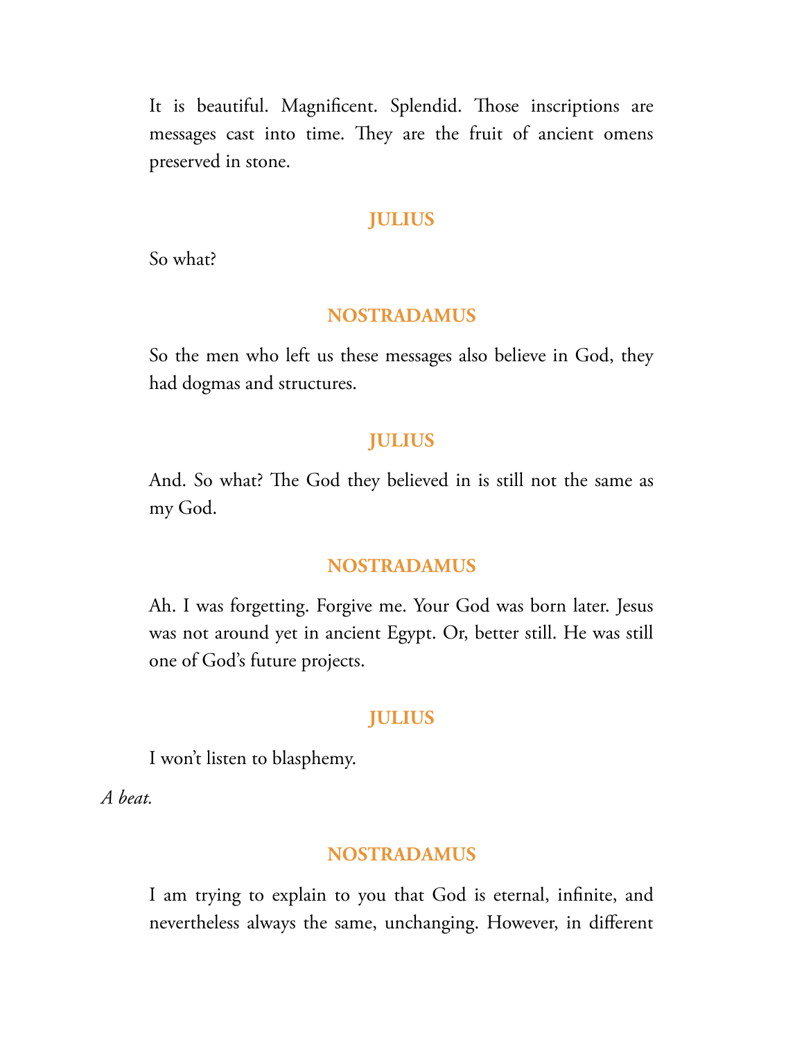It is beautiful. Magnificent. Splendid. Those inscriptions are messages cast into time. They are the fruit of ancient omens preserved in stone.

**JULIUS**

So what?

**NOSTRADAMUS**

So the men who left us these messages also believe in God, they had dogmas and structures.

**JULIUS**

And. So what? The God they believed in is still not the same as my God.

**NOSTRADAMUS**

Ah. I was forgetting. Forgive me. Your God was born later. Jesus was not around yet in ancient Egypt. Or, better still. He was still one of God's future projects.

**JULIUS**

I won't listen to blasphemy.

*A beat.*

**NOSTRADAMUS**

I am trying to explain to you that God is eternal, infinite, and nevertheless always the same, unchanging. However, in different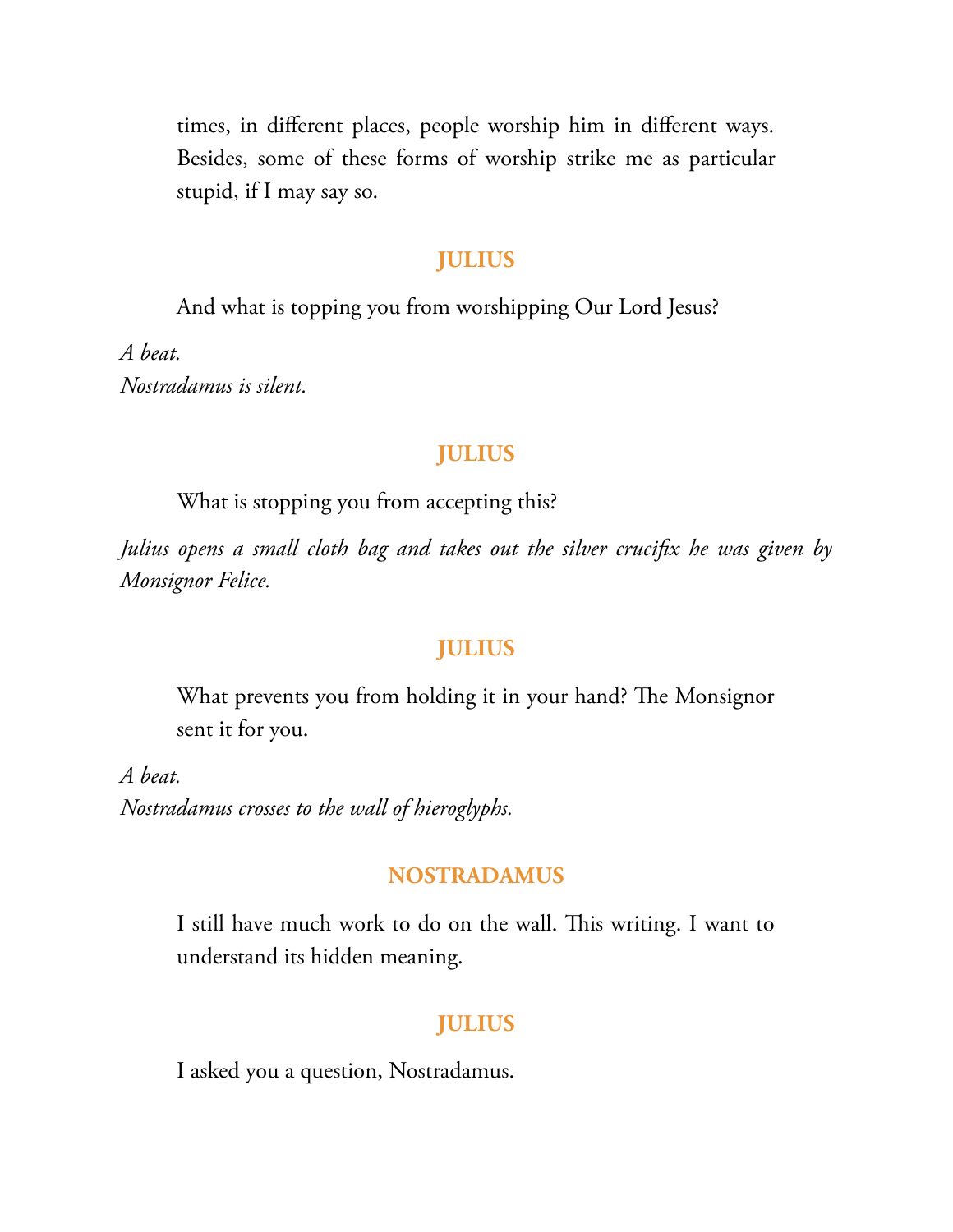times, in different places, people worship him in different ways. Besides, some of these forms of worship strike me as particular stupid, if I may say so.

**JULIUS**

And what is topping you from worshipping Our Lord Jesus?

*A beat.*
*Nostradamus is silent.*

**JULIUS**

What is stopping you from accepting this?

*Julius opens a small cloth bag and takes out the silver crucifix he was given by Monsignor Felice.*

**JULIUS**

What prevents you from holding it in your hand? The Monsignor sent it for you.

*A beat.*
*Nostradamus crosses to the wall of hieroglyphs.*

**NOSTRADAMUS**

I still have much work to do on the wall. This writing. I want to understand its hidden meaning.

**JULIUS**

I asked you a question, Nostradamus.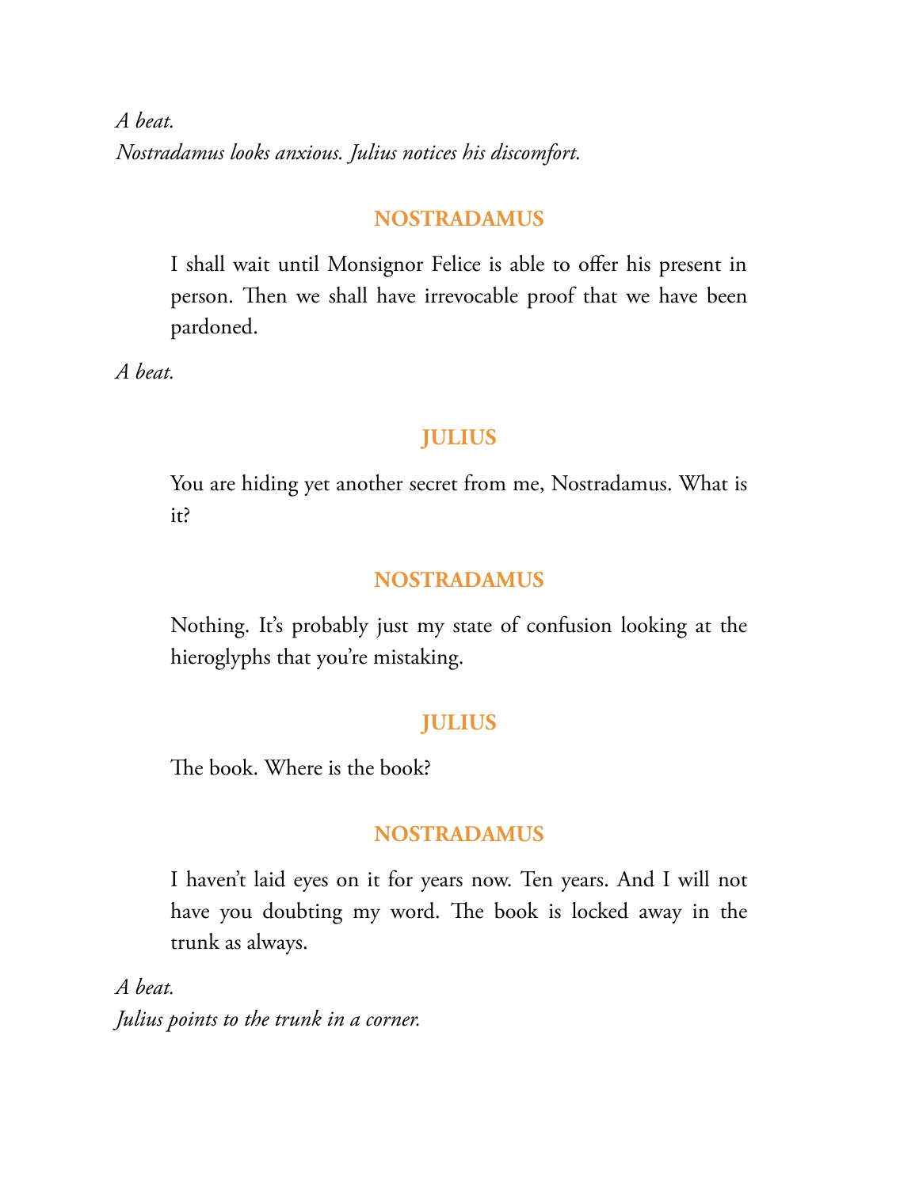*A beat.*
*Nostradamus looks anxious. Julius notices his discomfort.*

**NOSTRADAMUS**

I shall wait until Monsignor Felice is able to offer his present in person. Then we shall have irrevocable proof that we have been pardoned.

*A beat.*

**JULIUS**

You are hiding yet another secret from me, Nostradamus. What is it?

**NOSTRADAMUS**

Nothing. It's probably just my state of confusion looking at the hieroglyphs that you're mistaking.

**JULIUS**

The book. Where is the book?

**NOSTRADAMUS**

I haven't laid eyes on it for years now. Ten years. And I will not have you doubting my word. The book is locked away in the trunk as always.

*A beat.*
*Julius points to the trunk in a corner.*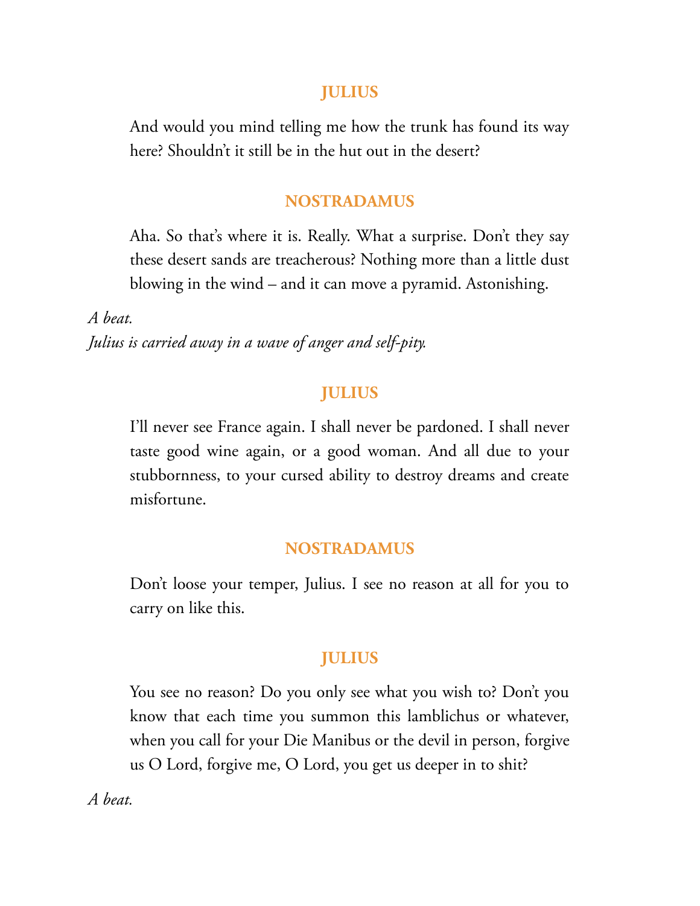**JULIUS**

And would you mind telling me how the trunk has found its way here? Shouldn't it still be in the hut out in the desert?

**NOSTRADAMUS**

Aha. So that's where it is. Really. What a surprise. Don't they say these desert sands are treacherous? Nothing more than a little dust blowing in the wind – and it can move a pyramid. Astonishing.

*A beat.*
*Julius is carried away in a wave of anger and self-pity.*

**JULIUS**

I'll never see France again. I shall never be pardoned. I shall never taste good wine again, or a good woman. And all due to your stubbornness, to your cursed ability to destroy dreams and create misfortune.

**NOSTRADAMUS**

Don't loose your temper, Julius. I see no reason at all for you to carry on like this.

**JULIUS**

You see no reason? Do you only see what you wish to? Don't you know that each time you summon this lamblichus or whatever, when you call for your Die Manibus or the devil in person, forgive us O Lord, forgive me, O Lord, you get us deeper in to shit?

*A beat.*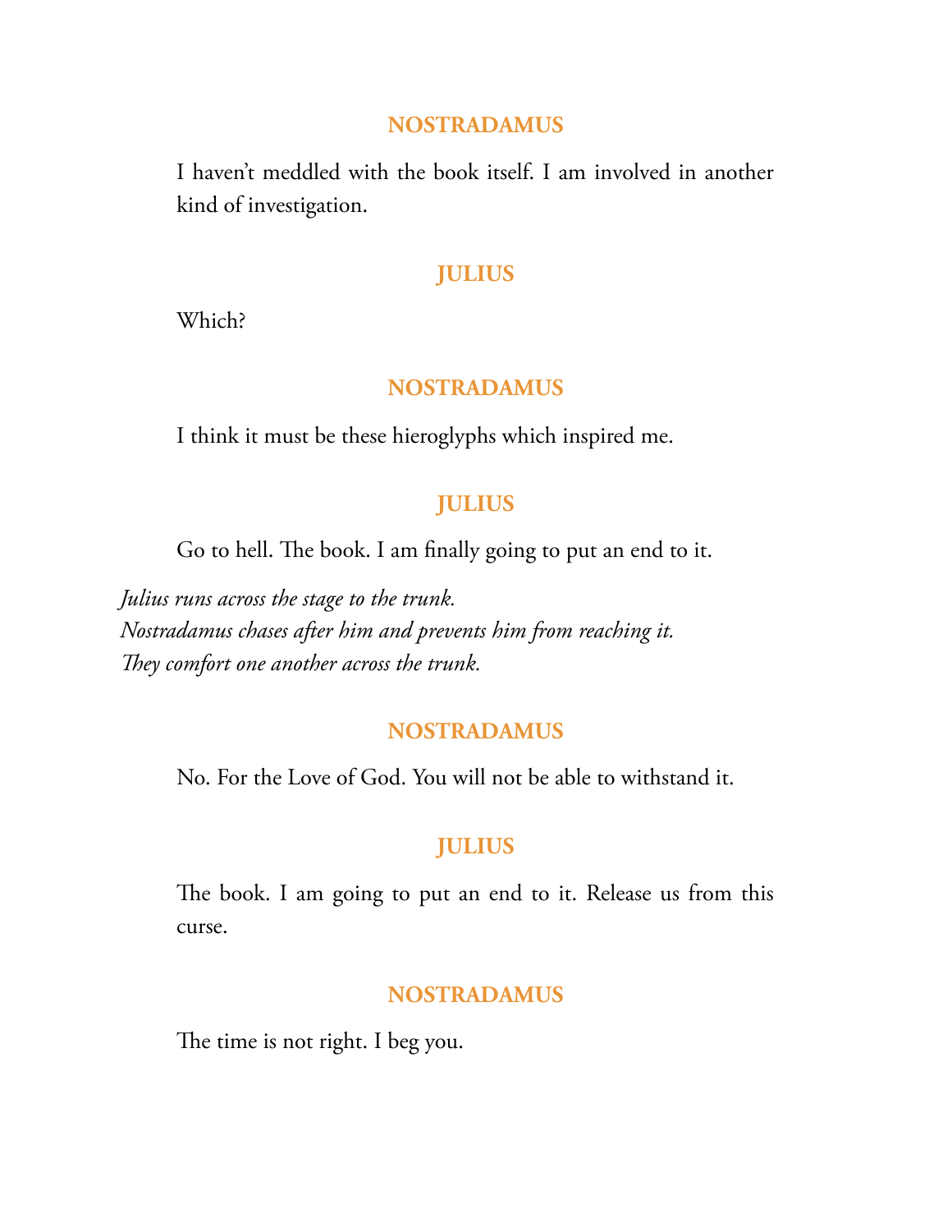**NOSTRADAMUS**

I haven't meddled with the book itself. I am involved in another kind of investigation.

**JULIUS**

Which?

**NOSTRADAMUS**

I think it must be these hieroglyphs which inspired me.

**JULIUS**

Go to hell. The book. I am finally going to put an end to it.

*Julius runs across the stage to the trunk.*
*Nostradamus chases after him and prevents him from reaching it.*
*They comfort one another across the trunk.*

**NOSTRADAMUS**

No. For the Love of God. You will not be able to withstand it.

**JULIUS**

The book. I am going to put an end to it. Release us from this curse.

**NOSTRADAMUS**

The time is not right. I beg you.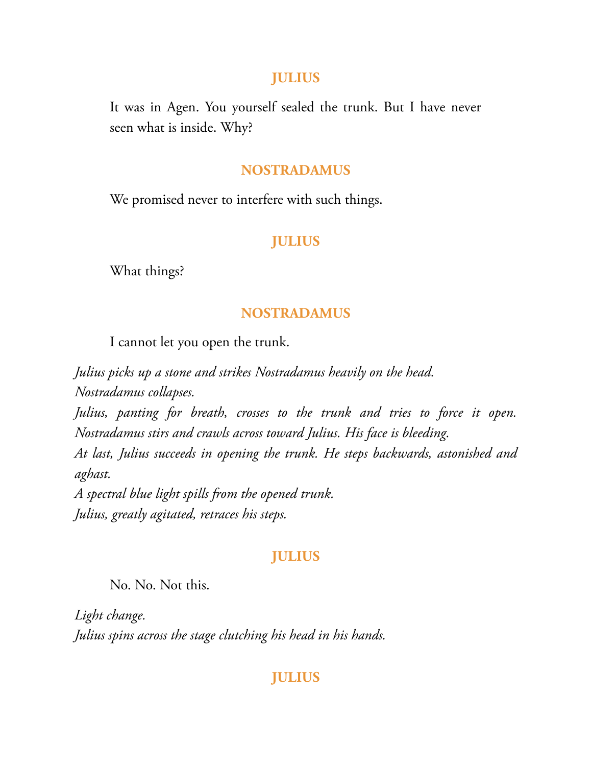**JULIUS**

It was in Agen. You yourself sealed the trunk. But I have never seen what is inside. Why?

**NOSTRADAMUS**

We promised never to interfere with such things.

**JULIUS**

What things?

**NOSTRADAMUS**

I cannot let you open the trunk.

*Julius picks up a stone and strikes Nostradamus heavily on the head.*
*Nostradamus collapses.*
*Julius, panting for breath, crosses to the trunk and tries to force it open. Nostradamus stirs and crawls across toward Julius. His face is bleeding.*
*At last, Julius succeeds in opening the trunk. He steps backwards, astonished and aghast.*
*A spectral blue light spills from the opened trunk.*
*Julius, greatly agitated, retraces his steps.*

**JULIUS**

No. No. Not this.

*Light change.*
*Julius spins across the stage clutching his head in his hands.*

**JULIUS**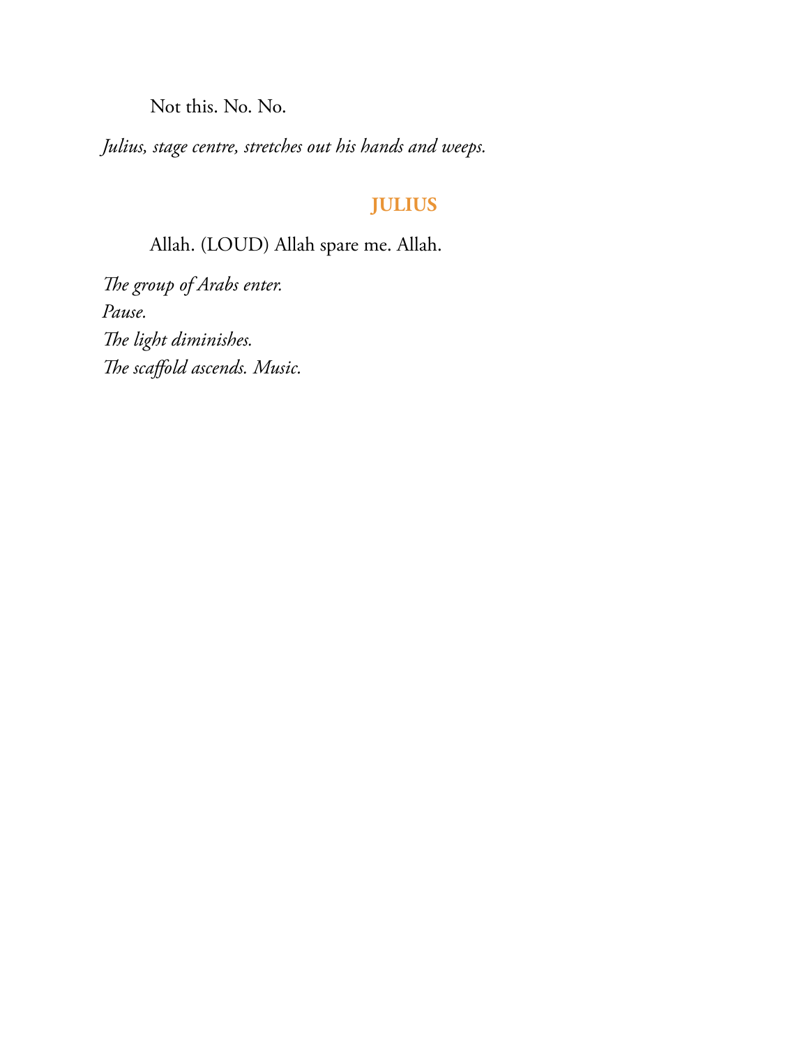Not this. No. No.

*Julius, stage centre, stretches out his hands and weeps.*

**JULIUS**

Allah. (LOUD) Allah spare me. Allah.

*The group of Arabs enter.*
*Pause.*
*The light diminishes.*
*The scaffold ascends. Music.*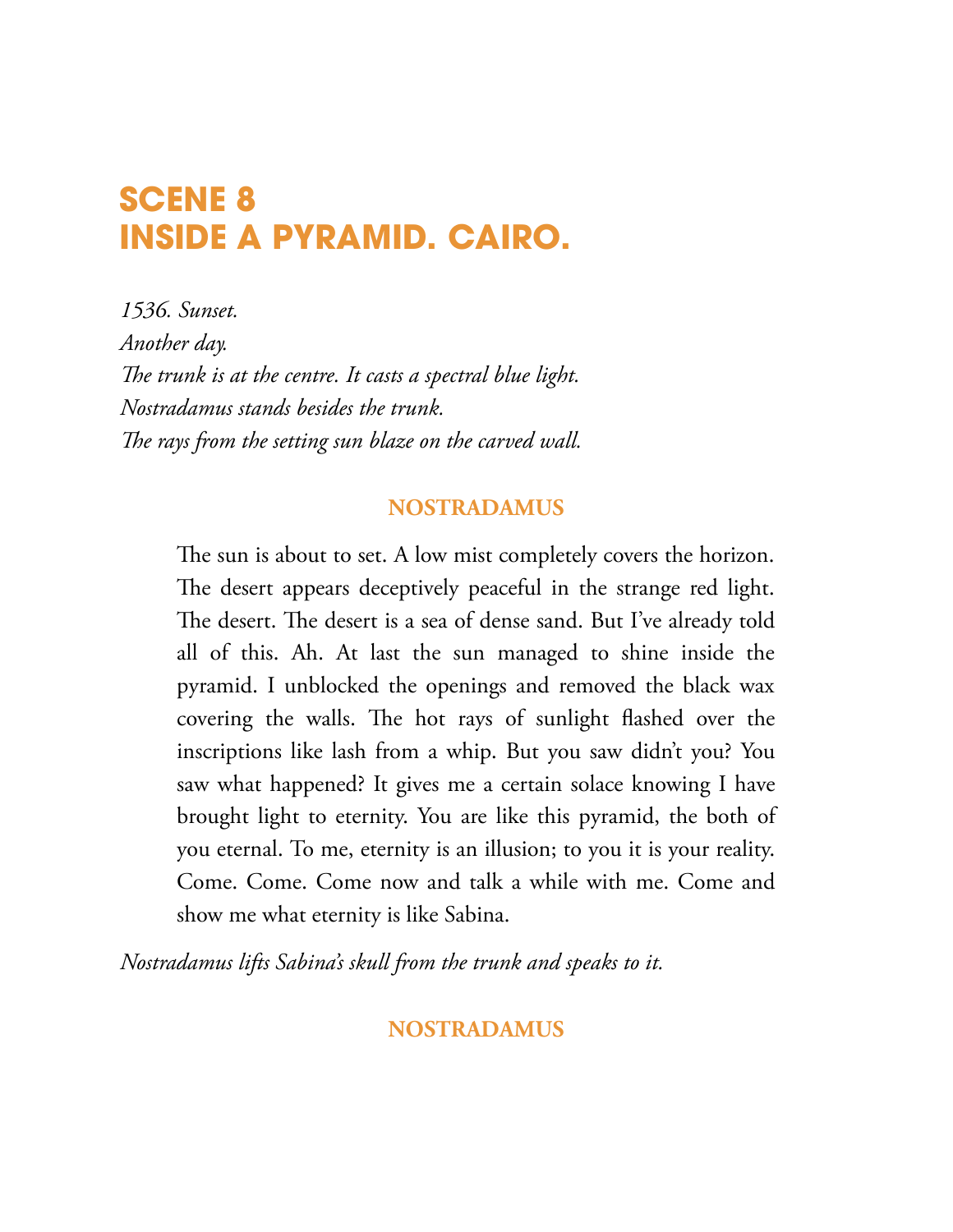# SCENE 8
# INSIDE A PYRAMID. CAIRO.

*1536. Sunset.*
*Another day.*
*The trunk is at the centre. It casts a spectral blue light.*
*Nostradamus stands besides the trunk.*
*The rays from the setting sun blaze on the carved wall.*

**NOSTRADAMUS**

The sun is about to set. A low mist completely covers the horizon. The desert appears deceptively peaceful in the strange red light. The desert. The desert is a sea of dense sand. But I've already told all of this. Ah. At last the sun managed to shine inside the pyramid. I unblocked the openings and removed the black wax covering the walls. The hot rays of sunlight flashed over the inscriptions like lash from a whip. But you saw didn't you? You saw what happened? It gives me a certain solace knowing I have brought light to eternity. You are like this pyramid, the both of you eternal. To me, eternity is an illusion; to you it is your reality. Come. Come. Come now and talk a while with me. Come and show me what eternity is like Sabina.

*Nostradamus lifts Sabina's skull from the trunk and speaks to it.*

**NOSTRADAMUS**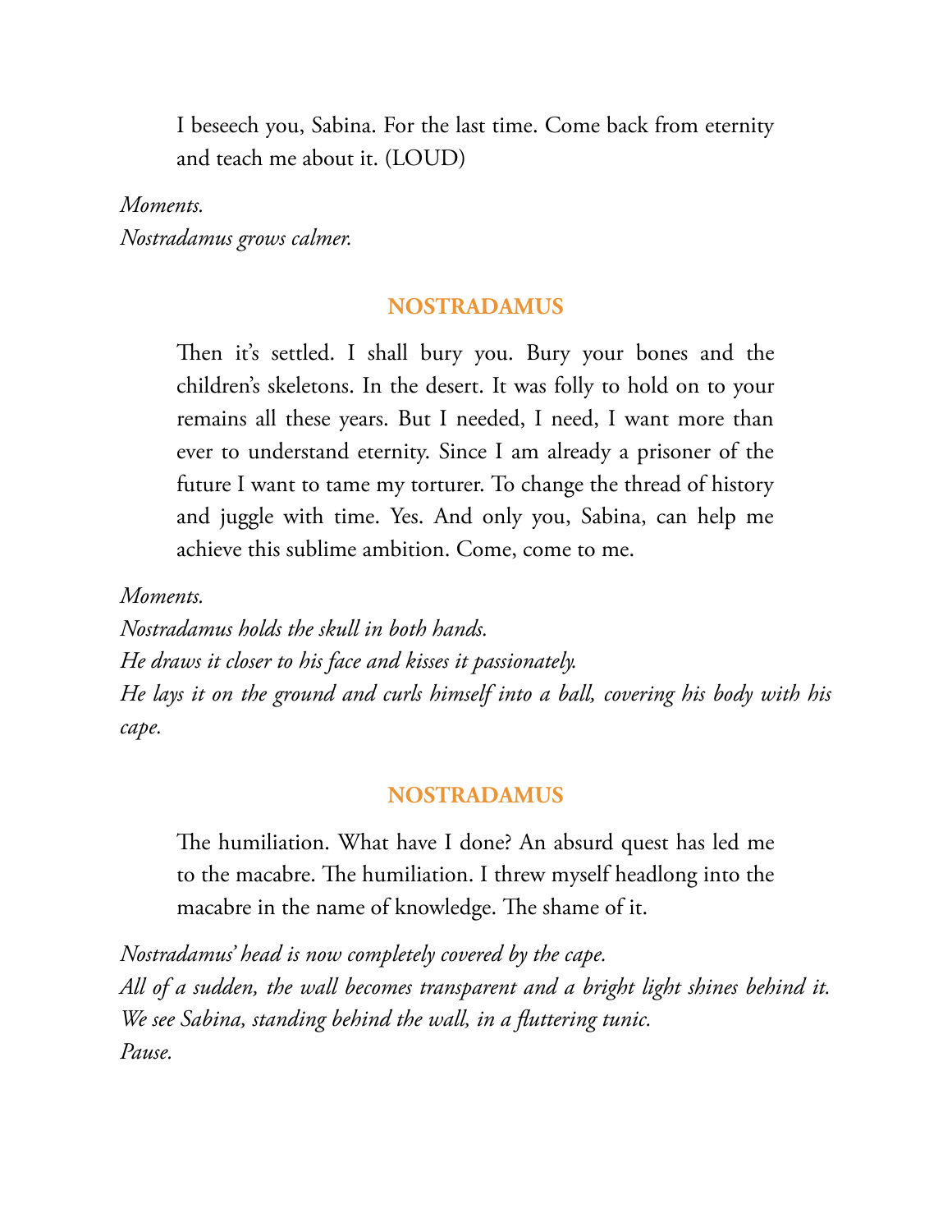I beseech you, Sabina. For the last time. Come back from eternity and teach me about it. (LOUD)

*Moments.*
*Nostradamus grows calmer.*

**NOSTRADAMUS**

Then it's settled. I shall bury you. Bury your bones and the children's skeletons. In the desert. It was folly to hold on to your remains all these years. But I needed, I need, I want more than ever to understand eternity. Since I am already a prisoner of the future I want to tame my torturer. To change the thread of history and juggle with time. Yes. And only you, Sabina, can help me achieve this sublime ambition. Come, come to me.

*Moments.*
*Nostradamus holds the skull in both hands.*
*He draws it closer to his face and kisses it passionately.*
*He lays it on the ground and curls himself into a ball, covering his body with his cape.*

**NOSTRADAMUS**

The humiliation. What have I done? An absurd quest has led me to the macabre. The humiliation. I threw myself headlong into the macabre in the name of knowledge. The shame of it.

*Nostradamus' head is now completely covered by the cape.*
*All of a sudden, the wall becomes transparent and a bright light shines behind it.*
*We see Sabina, standing behind the wall, in a fluttering tunic.*
*Pause.*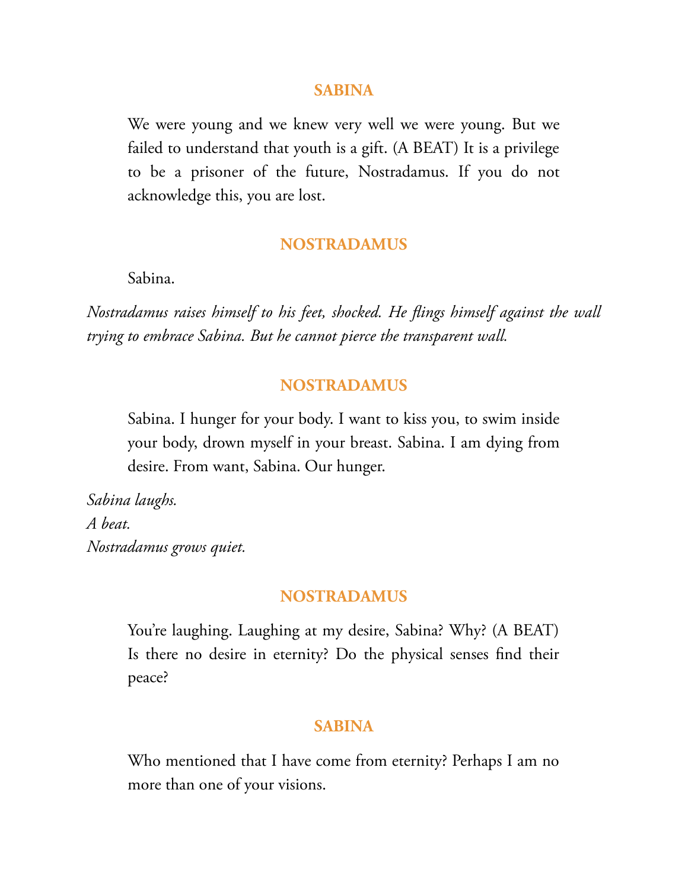**SABINA**

We were young and we knew very well we were young. But we failed to understand that youth is a gift. (A BEAT) It is a privilege to be a prisoner of the future, Nostradamus. If you do not acknowledge this, you are lost.

**NOSTRADAMUS**

Sabina.

*Nostradamus raises himself to his feet, shocked. He flings himself against the wall trying to embrace Sabina. But he cannot pierce the transparent wall.*

**NOSTRADAMUS**

Sabina. I hunger for your body. I want to kiss you, to swim inside your body, drown myself in your breast. Sabina. I am dying from desire. From want, Sabina. Our hunger.

*Sabina laughs.*
*A beat.*
*Nostradamus grows quiet.*

**NOSTRADAMUS**

You're laughing. Laughing at my desire, Sabina? Why? (A BEAT) Is there no desire in eternity? Do the physical senses find their peace?

**SABINA**

Who mentioned that I have come from eternity? Perhaps I am no more than one of your visions.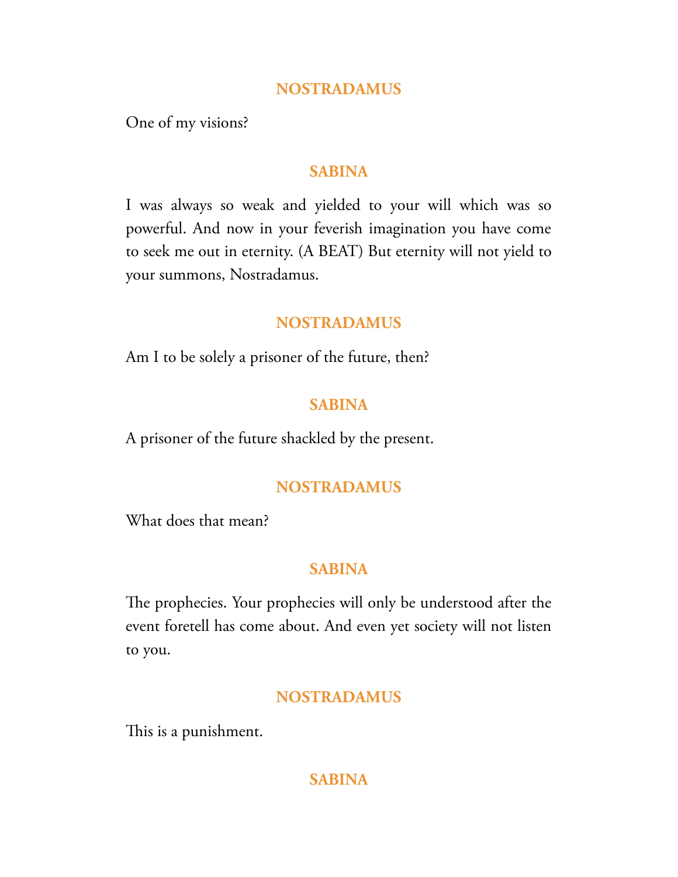**NOSTRADAMUS**

One of my visions?

**SABINA**

I was always so weak and yielded to your will which was so powerful. And now in your feverish imagination you have come to seek me out in eternity. (A BEAT) But eternity will not yield to your summons, Nostradamus.

**NOSTRADAMUS**

Am I to be solely a prisoner of the future, then?

**SABINA**

A prisoner of the future shackled by the present.

**NOSTRADAMUS**

What does that mean?

**SABINA**

The prophecies. Your prophecies will only be understood after the event foretell has come about. And even yet society will not listen to you.

**NOSTRADAMUS**

This is a punishment.

**SABINA**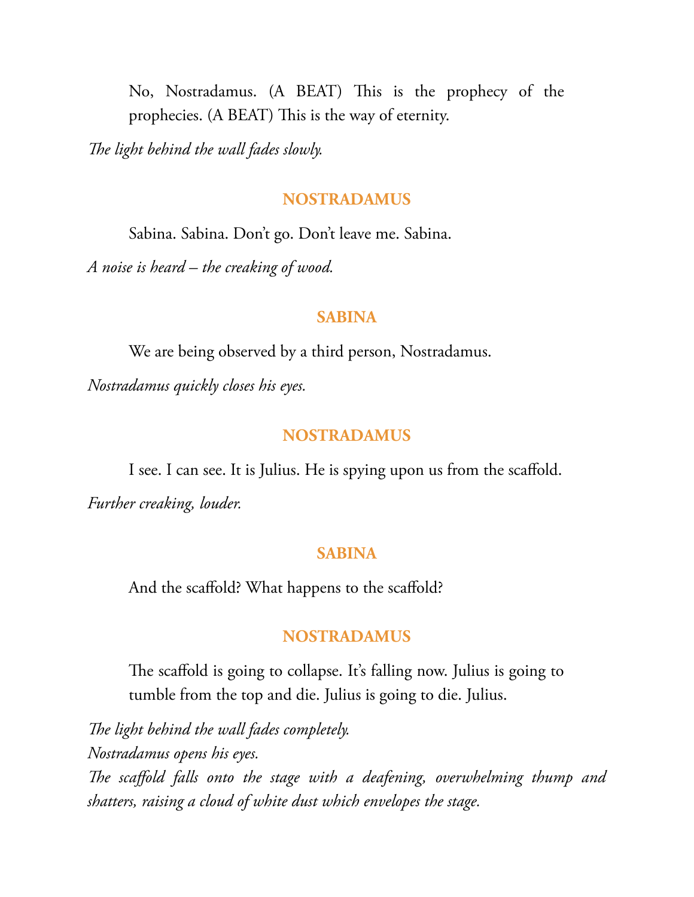No, Nostradamus. (A BEAT) This is the prophecy of the prophecies. (A BEAT) This is the way of eternity.

*The light behind the wall fades slowly.*

**NOSTRADAMUS**

Sabina. Sabina. Don't go. Don't leave me. Sabina.

*A noise is heard – the creaking of wood.*

**SABINA**

We are being observed by a third person, Nostradamus.

*Nostradamus quickly closes his eyes.*

**NOSTRADAMUS**

I see. I can see. It is Julius. He is spying upon us from the scaffold.

*Further creaking, louder.*

**SABINA**

And the scaffold? What happens to the scaffold?

**NOSTRADAMUS**

The scaffold is going to collapse. It's falling now. Julius is going to tumble from the top and die. Julius is going to die. Julius.

*The light behind the wall fades completely.*
*Nostradamus opens his eyes.*
*The scaffold falls onto the stage with a deafening, overwhelming thump and shatters, raising a cloud of white dust which envelopes the stage.*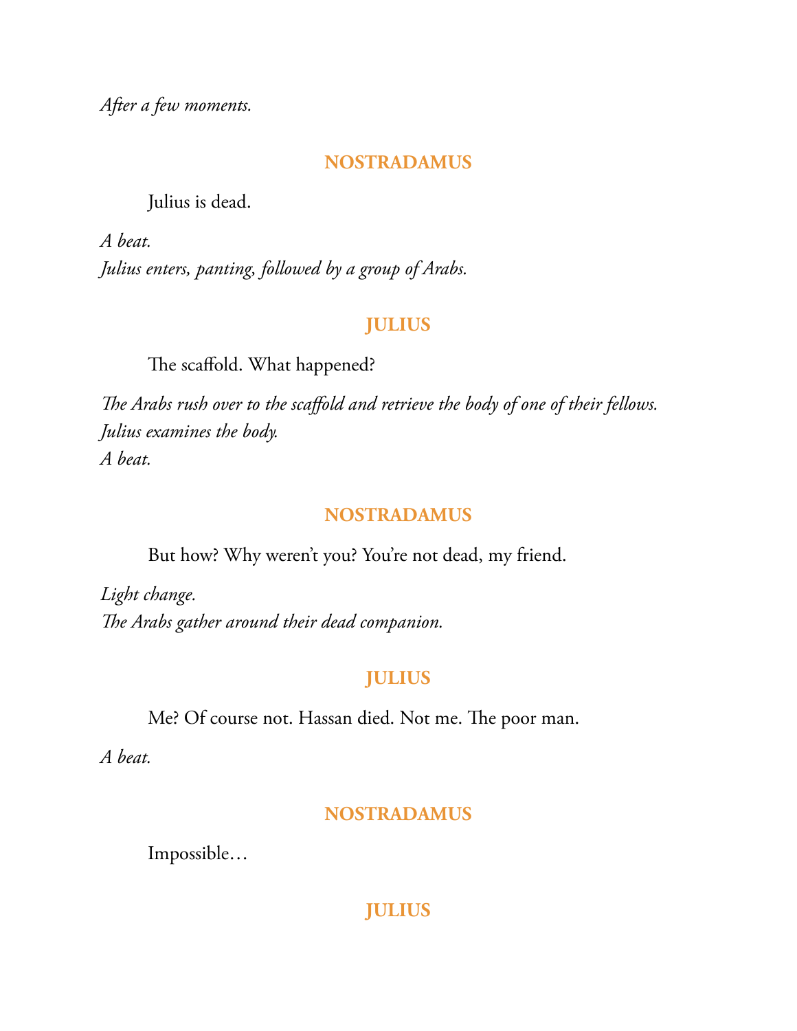*After a few moments.*

**NOSTRADAMUS**

Julius is dead.

*A beat.*
*Julius enters, panting, followed by a group of Arabs.*

**JULIUS**

The scaffold. What happened?

*The Arabs rush over to the scaffold and retrieve the body of one of their fellows.*
*Julius examines the body.*
*A beat.*

**NOSTRADAMUS**

But how? Why weren't you? You're not dead, my friend.

*Light change.*
*The Arabs gather around their dead companion.*

**JULIUS**

Me? Of course not. Hassan died. Not me. The poor man.

*A beat.*

**NOSTRADAMUS**

Impossible…

**JULIUS**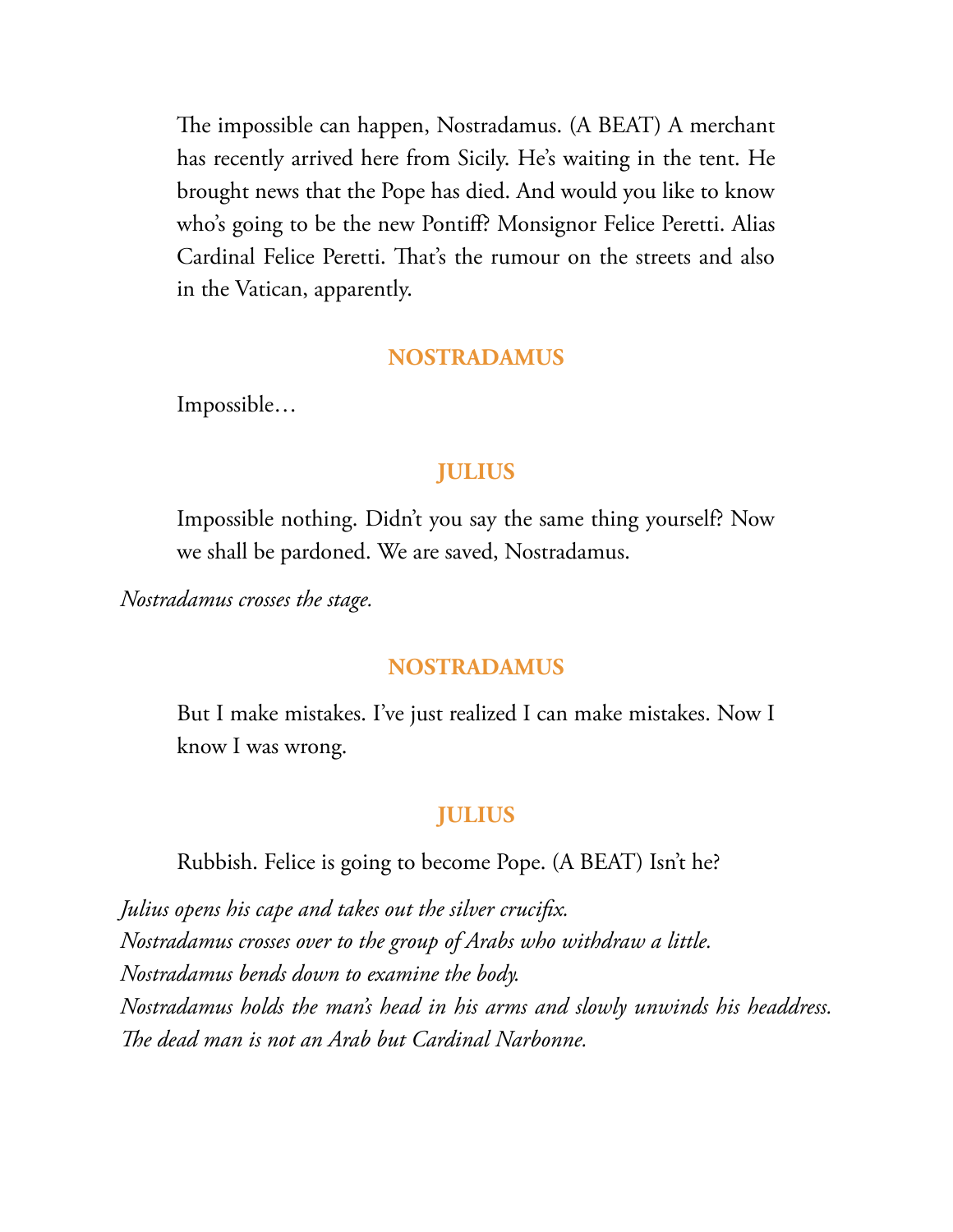The impossible can happen, Nostradamus. (A BEAT) A merchant has recently arrived here from Sicily. He's waiting in the tent. He brought news that the Pope has died. And would you like to know who's going to be the new Pontiff? Monsignor Felice Peretti. Alias Cardinal Felice Peretti. That's the rumour on the streets and also in the Vatican, apparently.

**NOSTRADAMUS**

Impossible…

**JULIUS**

Impossible nothing. Didn't you say the same thing yourself? Now we shall be pardoned. We are saved, Nostradamus.

*Nostradamus crosses the stage.*

**NOSTRADAMUS**

But I make mistakes. I've just realized I can make mistakes. Now I know I was wrong.

**JULIUS**

Rubbish. Felice is going to become Pope. (A BEAT) Isn't he?

*Julius opens his cape and takes out the silver crucifix.*
*Nostradamus crosses over to the group of Arabs who withdraw a little.*
*Nostradamus bends down to examine the body.*
*Nostradamus holds the man's head in his arms and slowly unwinds his headdress.*
*The dead man is not an Arab but Cardinal Narbonne.*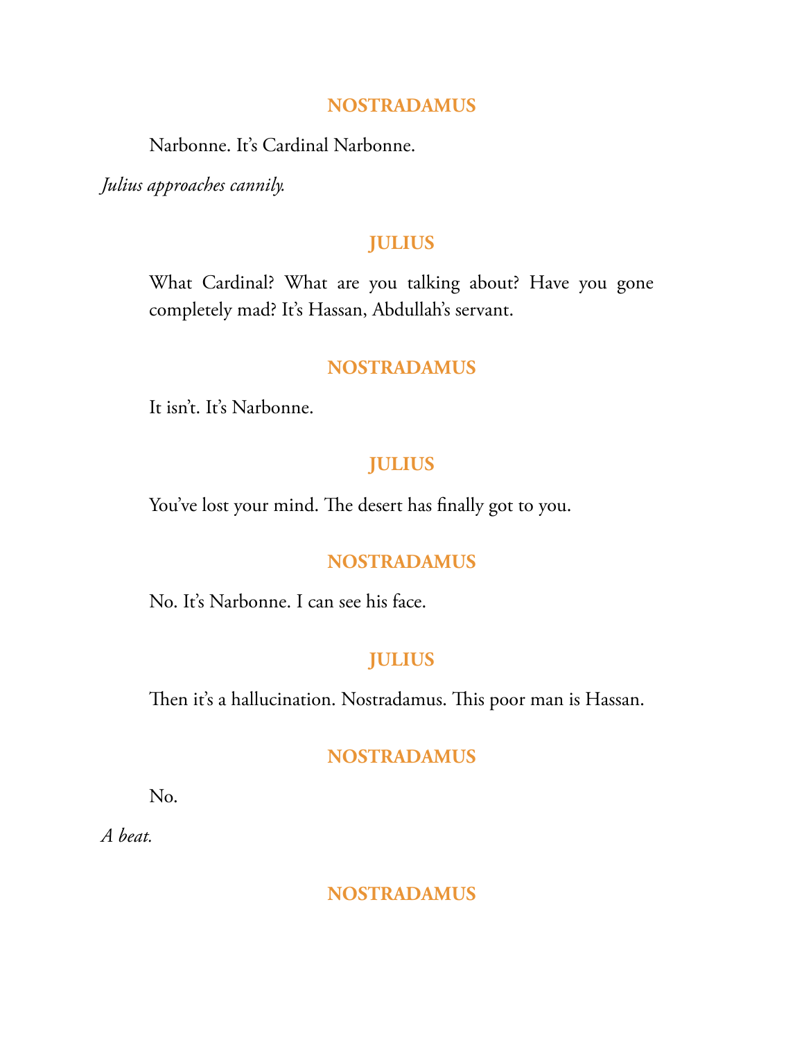**NOSTRADAMUS**

Narbonne. It's Cardinal Narbonne.

*Julius approaches cannily.*

**JULIUS**

What Cardinal? What are you talking about? Have you gone completely mad? It's Hassan, Abdullah's servant.

**NOSTRADAMUS**

It isn't. It's Narbonne.

**JULIUS**

You've lost your mind. The desert has finally got to you.

**NOSTRADAMUS**

No. It's Narbonne. I can see his face.

**JULIUS**

Then it's a hallucination. Nostradamus. This poor man is Hassan.

**NOSTRADAMUS**

No.

*A beat.*

**NOSTRADAMUS**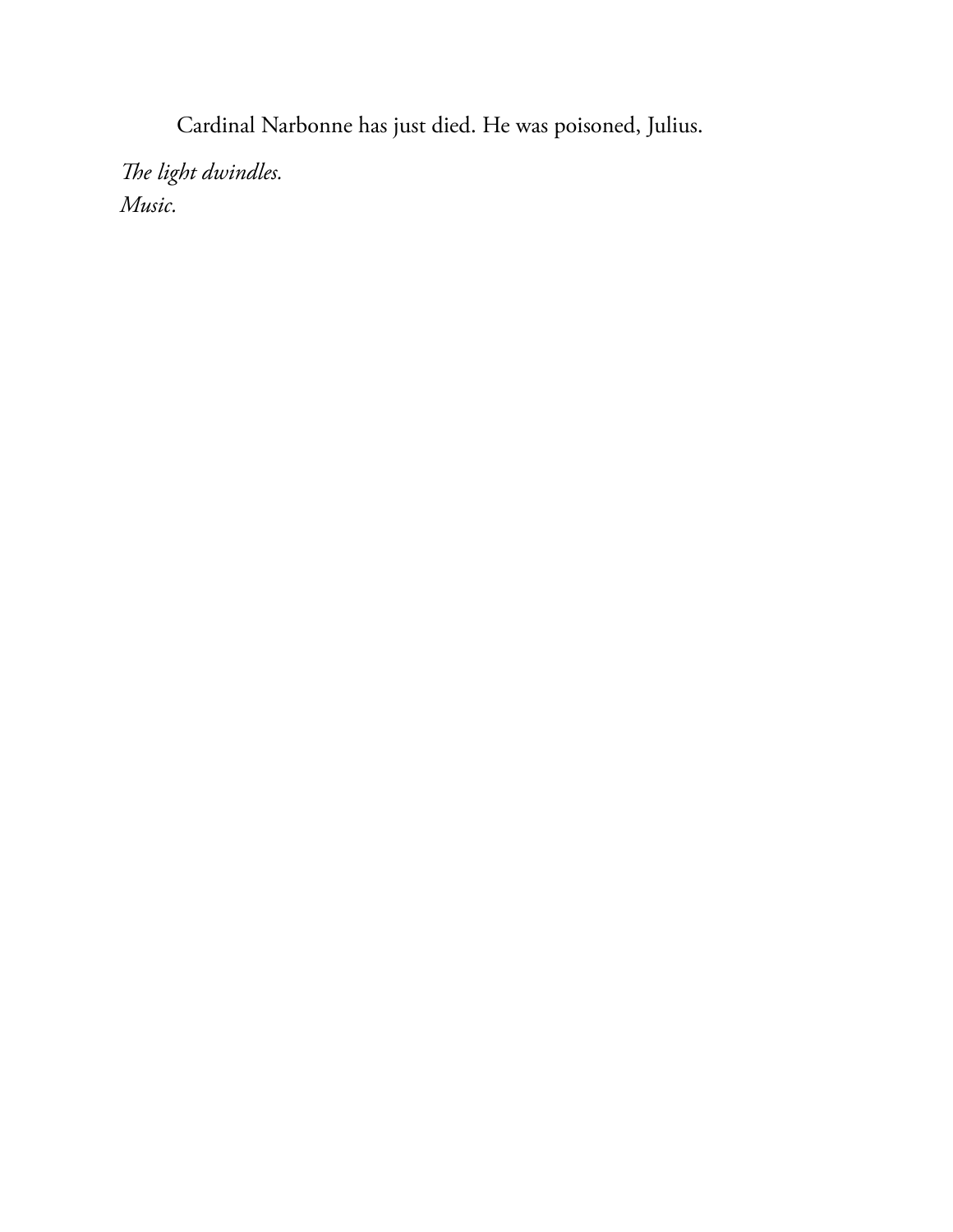Cardinal Narbonne has just died. He was poisoned, Julius.

*The light dwindles.*
*Music.*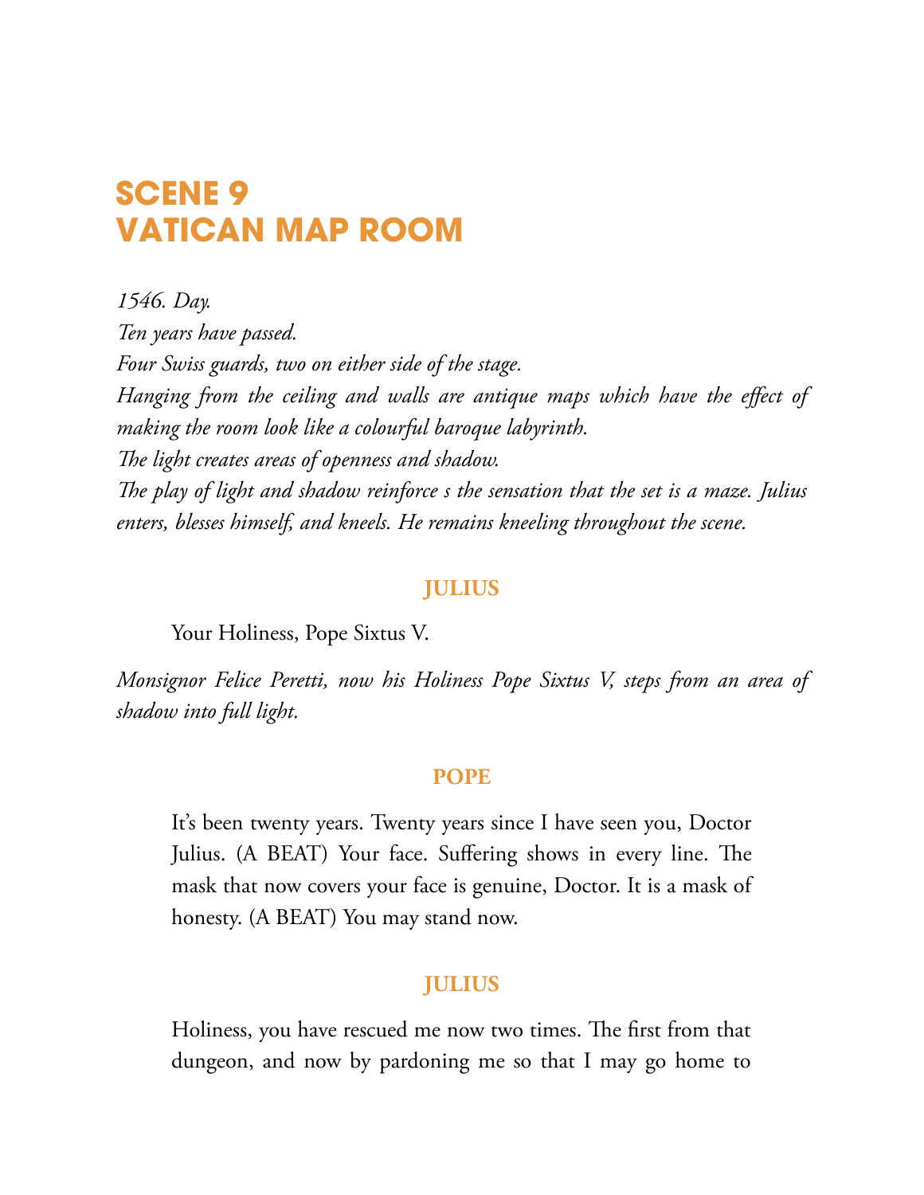# SCENE 9
# VATICAN MAP ROOM

*1546. Day.*
*Ten years have passed.*
*Four Swiss guards, two on either side of the stage.*
*Hanging from the ceiling and walls are antique maps which have the effect of making the room look like a colourful baroque labyrinth.*
*The light creates areas of openness and shadow.*
*The play of light and shadow reinforce s the sensation that the set is a maze. Julius enters, blesses himself, and kneels. He remains kneeling throughout the scene.*

**JULIUS**

Your Holiness, Pope Sixtus V.

*Monsignor Felice Peretti, now his Holiness Pope Sixtus V, steps from an area of shadow into full light.*

**POPE**

It's been twenty years. Twenty years since I have seen you, Doctor Julius. (A BEAT) Your face. Suffering shows in every line. The mask that now covers your face is genuine, Doctor. It is a mask of honesty. (A BEAT) You may stand now.

**JULIUS**

Holiness, you have rescued me now two times. The first from that dungeon, and now by pardoning me so that I may go home to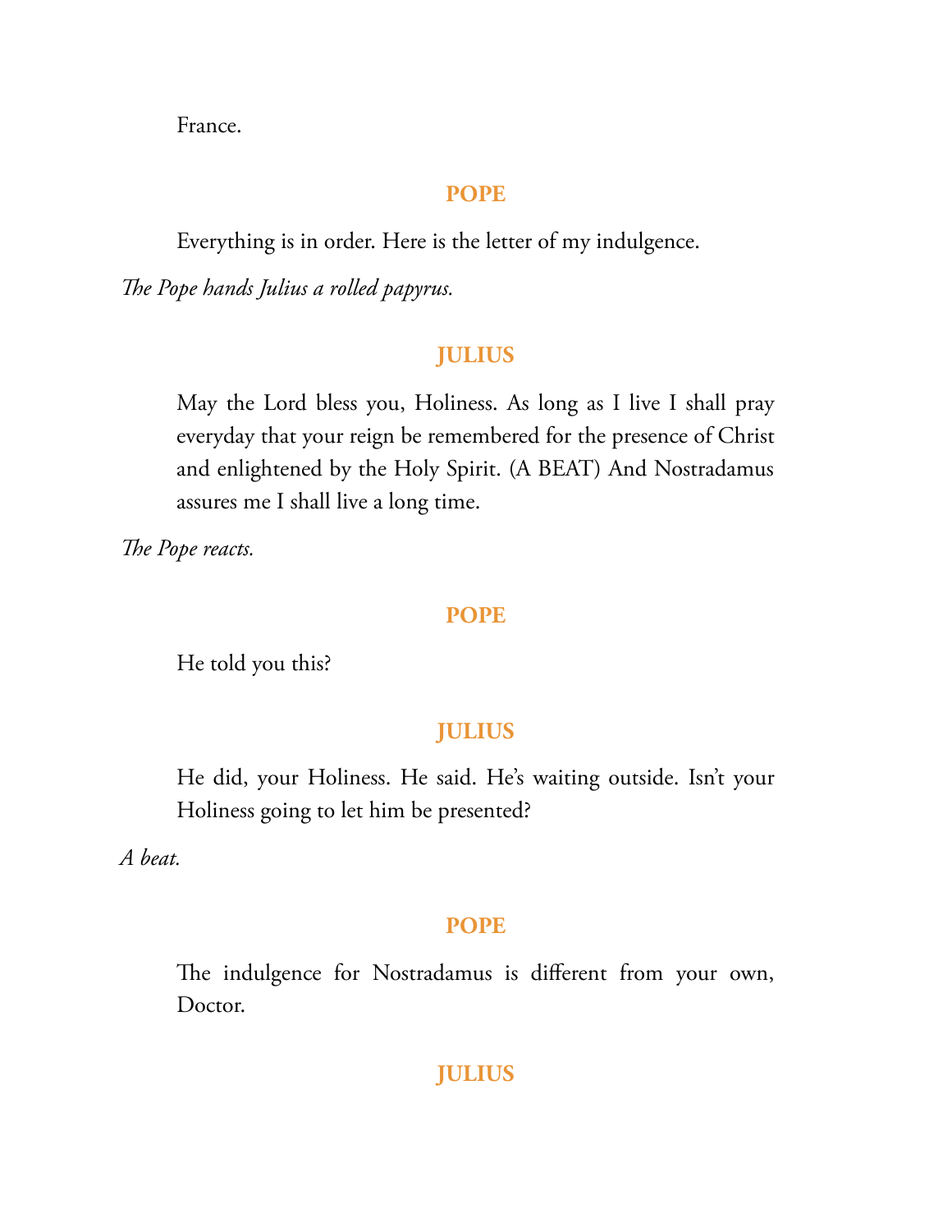France.

**POPE**

Everything is in order. Here is the letter of my indulgence.

*The Pope hands Julius a rolled papyrus.*

**JULIUS**

May the Lord bless you, Holiness. As long as I live I shall pray everyday that your reign be remembered for the presence of Christ and enlightened by the Holy Spirit. (A BEAT) And Nostradamus assures me I shall live a long time.

*The Pope reacts.*

**POPE**

He told you this?

**JULIUS**

He did, your Holiness. He said. He's waiting outside. Isn't your Holiness going to let him be presented?

*A beat.*

**POPE**

The indulgence for Nostradamus is different from your own, Doctor.

**JULIUS**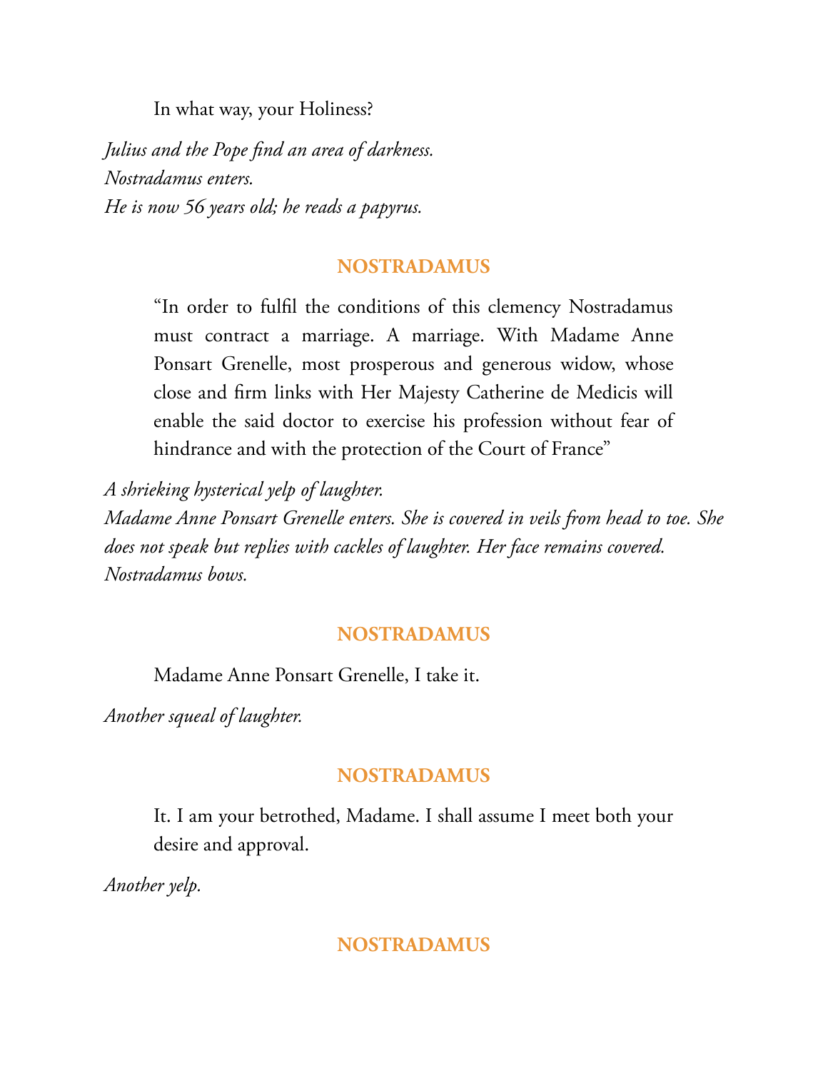In what way, your Holiness?

*Julius and the Pope find an area of darkness.*
*Nostradamus enters.*
*He is now 56 years old; he reads a papyrus.*

**NOSTRADAMUS**

"In order to fulfil the conditions of this clemency Nostradamus must contract a marriage. A marriage. With Madame Anne Ponsart Grenelle, most prosperous and generous widow, whose close and firm links with Her Majesty Catherine de Medicis will enable the said doctor to exercise his profession without fear of hindrance and with the protection of the Court of France"

*A shrieking hysterical yelp of laughter.*
*Madame Anne Ponsart Grenelle enters. She is covered in veils from head to toe. She does not speak but replies with cackles of laughter. Her face remains covered.*
*Nostradamus bows.*

**NOSTRADAMUS**

Madame Anne Ponsart Grenelle, I take it.

*Another squeal of laughter.*

**NOSTRADAMUS**

It. I am your betrothed, Madame. I shall assume I meet both your desire and approval.

*Another yelp.*

**NOSTRADAMUS**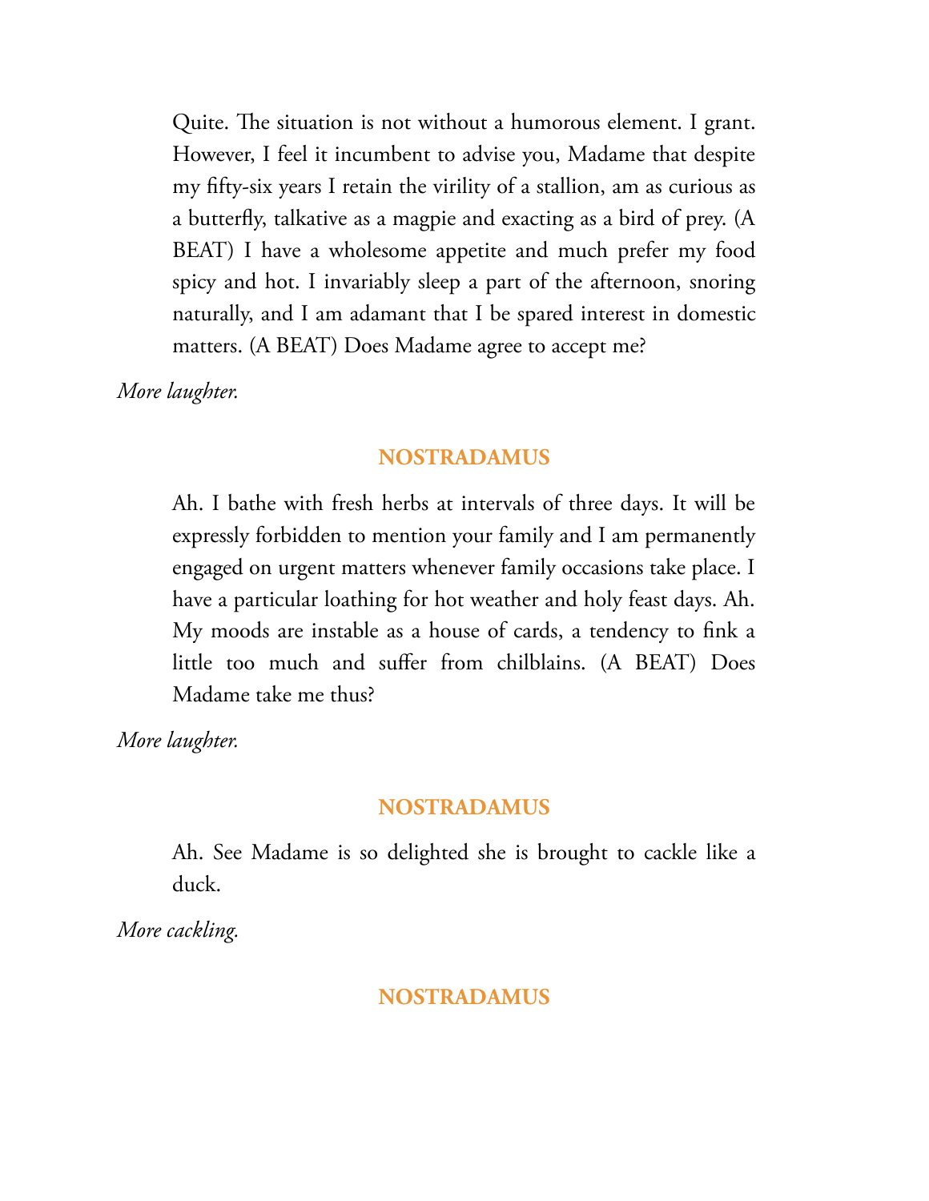Quite. The situation is not without a humorous element. I grant. However, I feel it incumbent to advise you, Madame that despite my fifty-six years I retain the virility of a stallion, am as curious as a butterfly, talkative as a magpie and exacting as a bird of prey. (A BEAT) I have a wholesome appetite and much prefer my food spicy and hot. I invariably sleep a part of the afternoon, snoring naturally, and I am adamant that I be spared interest in domestic matters. (A BEAT) Does Madame agree to accept me?

*More laughter.*

**NOSTRADAMUS**

Ah. I bathe with fresh herbs at intervals of three days. It will be expressly forbidden to mention your family and I am permanently engaged on urgent matters whenever family occasions take place. I have a particular loathing for hot weather and holy feast days. Ah. My moods are instable as a house of cards, a tendency to fink a little too much and suffer from chilblains. (A BEAT) Does Madame take me thus?

*More laughter.*

**NOSTRADAMUS**

Ah. See Madame is so delighted she is brought to cackle like a duck.

*More cackling.*

**NOSTRADAMUS**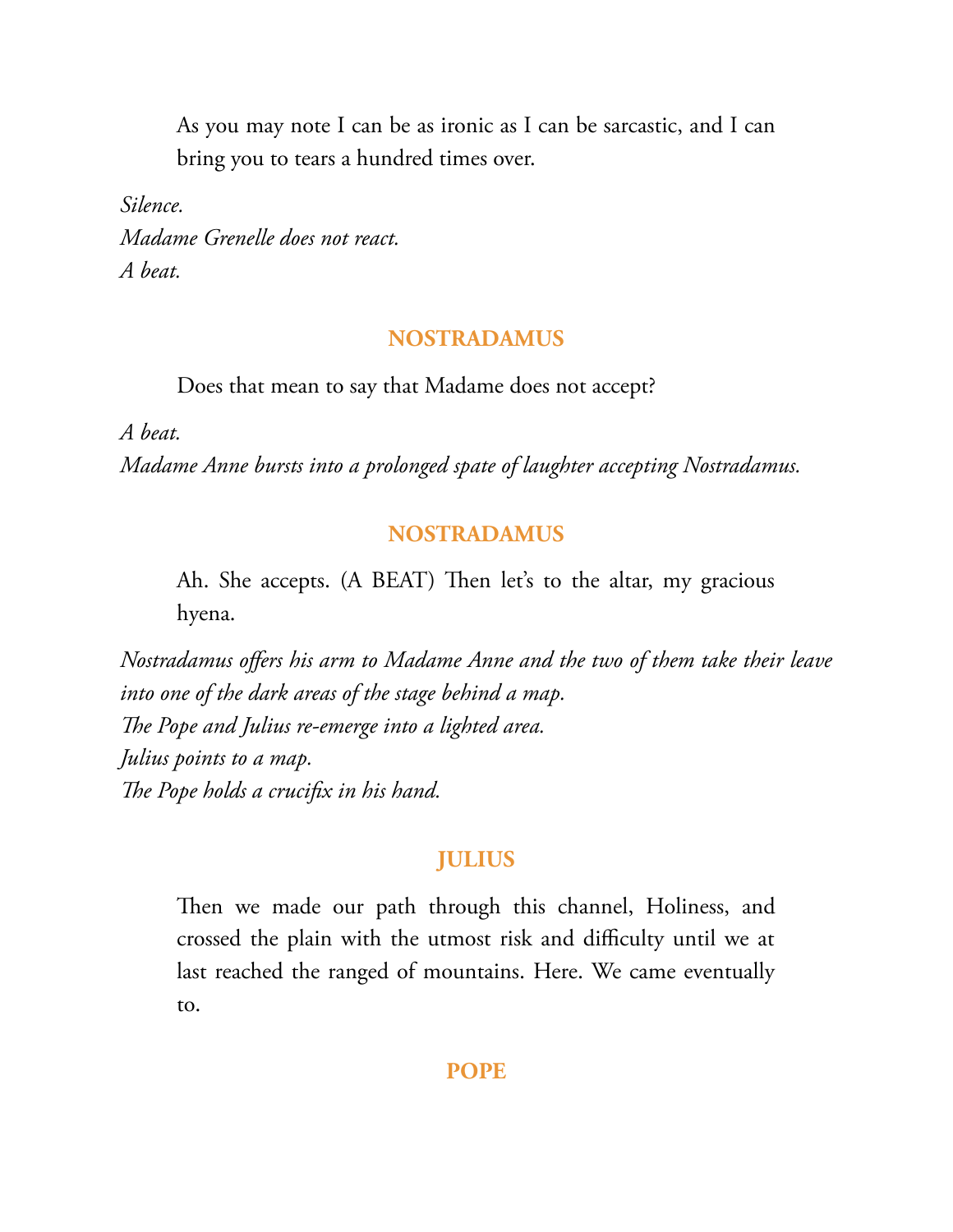As you may note I can be as ironic as I can be sarcastic, and I can bring you to tears a hundred times over.

*Silence.*
*Madame Grenelle does not react.*
*A beat.*

**NOSTRADAMUS**

Does that mean to say that Madame does not accept?

*A beat.*
*Madame Anne bursts into a prolonged spate of laughter accepting Nostradamus.*

**NOSTRADAMUS**

Ah. She accepts. (A BEAT) Then let's to the altar, my gracious hyena.

*Nostradamus offers his arm to Madame Anne and the two of them take their leave into one of the dark areas of the stage behind a map.*
*The Pope and Julius re-emerge into a lighted area.*
*Julius points to a map.*
*The Pope holds a crucifix in his hand.*

**JULIUS**

Then we made our path through this channel, Holiness, and crossed the plain with the utmost risk and difficulty until we at last reached the ranged of mountains. Here. We came eventually to.

**POPE**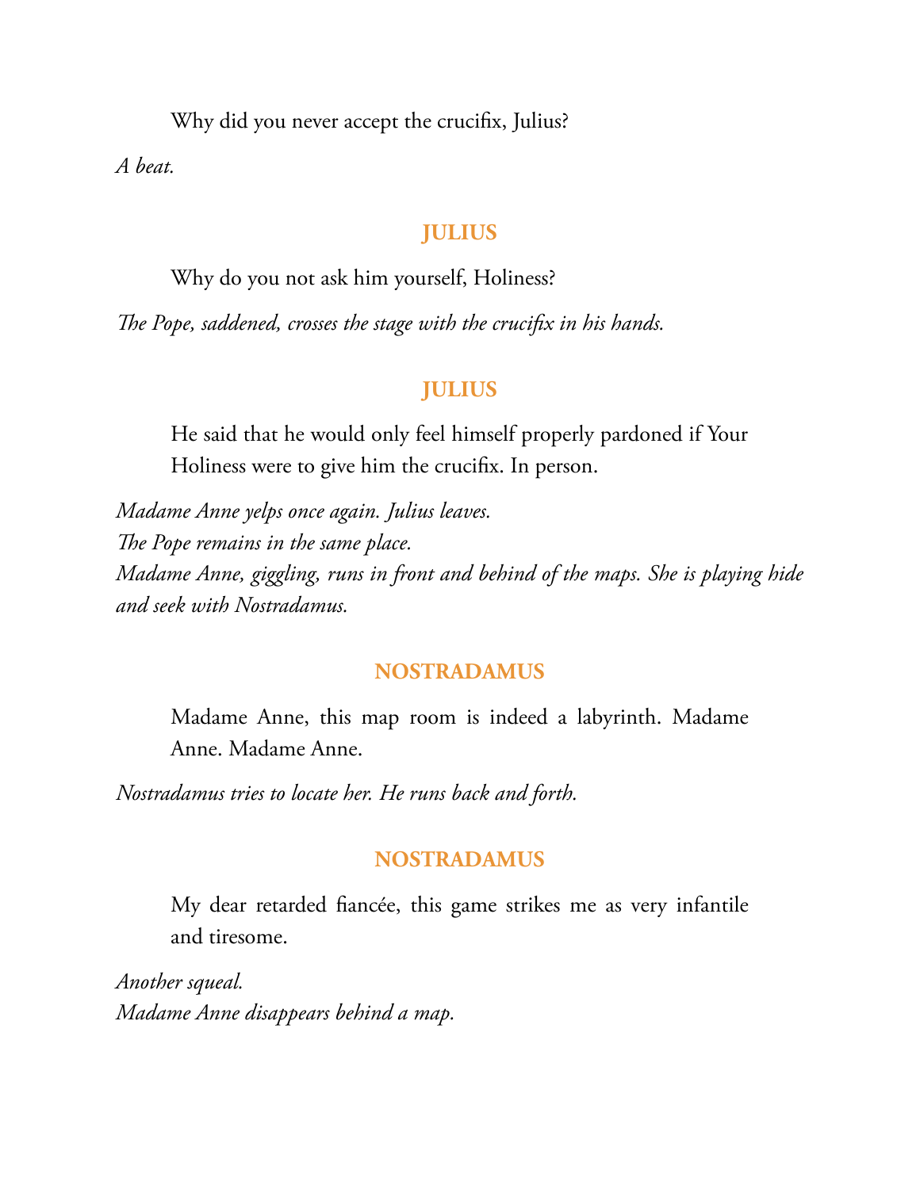Why did you never accept the crucifix, Julius?

*A beat.*

**JULIUS**

Why do you not ask him yourself, Holiness?

*The Pope, saddened, crosses the stage with the crucifix in his hands.*

**JULIUS**

He said that he would only feel himself properly pardoned if Your Holiness were to give him the crucifix. In person.

*Madame Anne yelps once again. Julius leaves.*
*The Pope remains in the same place.*
*Madame Anne, giggling, runs in front and behind of the maps. She is playing hide and seek with Nostradamus.*

**NOSTRADAMUS**

Madame Anne, this map room is indeed a labyrinth. Madame Anne. Madame Anne.

*Nostradamus tries to locate her. He runs back and forth.*

**NOSTRADAMUS**

My dear retarded fiancée, this game strikes me as very infantile and tiresome.

*Another squeal.*
*Madame Anne disappears behind a map.*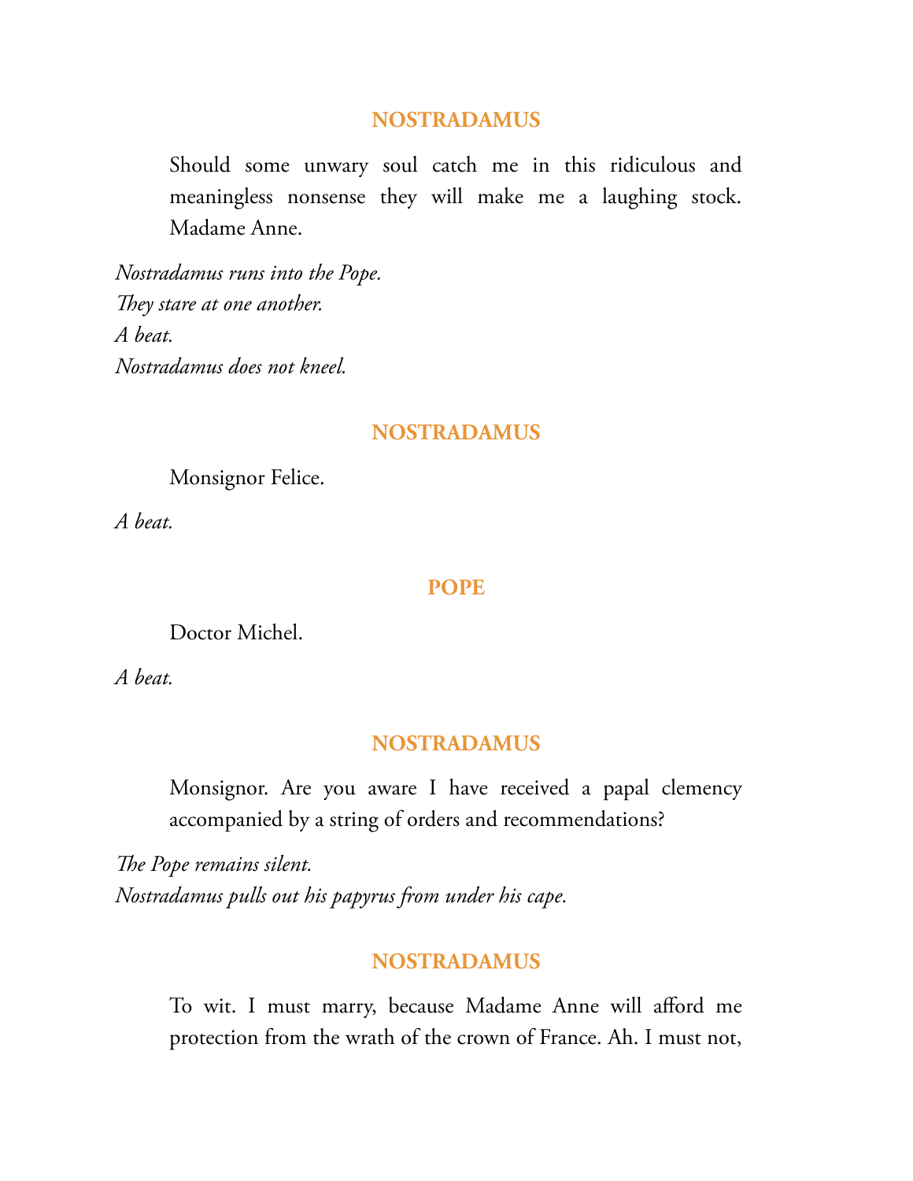**NOSTRADAMUS**

Should some unwary soul catch me in this ridiculous and meaningless nonsense they will make me a laughing stock. Madame Anne.

*Nostradamus runs into the Pope.*
*They stare at one another.*
*A beat.*
*Nostradamus does not kneel.*

**NOSTRADAMUS**

Monsignor Felice.

*A beat.*

**POPE**

Doctor Michel.

*A beat.*

**NOSTRADAMUS**

Monsignor. Are you aware I have received a papal clemency accompanied by a string of orders and recommendations?

*The Pope remains silent.*
*Nostradamus pulls out his papyrus from under his cape.*

**NOSTRADAMUS**

To wit. I must marry, because Madame Anne will afford me protection from the wrath of the crown of France. Ah. I must not,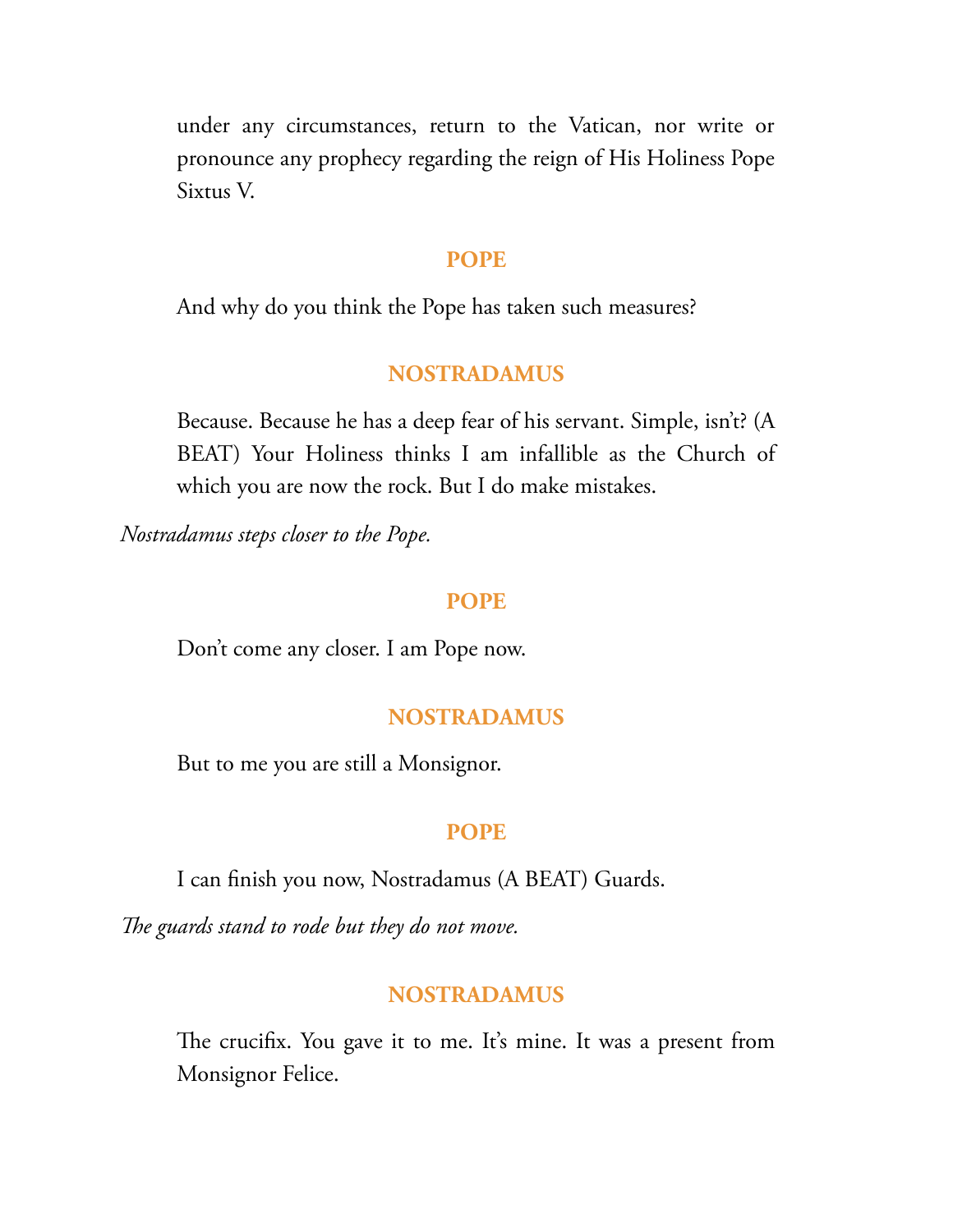under any circumstances, return to the Vatican, nor write or pronounce any prophecy regarding the reign of His Holiness Pope Sixtus V.

**POPE**

And why do you think the Pope has taken such measures?

**NOSTRADAMUS**

Because. Because he has a deep fear of his servant. Simple, isn't? (A BEAT) Your Holiness thinks I am infallible as the Church of which you are now the rock. But I do make mistakes.

*Nostradamus steps closer to the Pope.*

**POPE**

Don't come any closer. I am Pope now.

**NOSTRADAMUS**

But to me you are still a Monsignor.

**POPE**

I can finish you now, Nostradamus (A BEAT) Guards.

*The guards stand to rode but they do not move.*

**NOSTRADAMUS**

The crucifix. You gave it to me. It's mine. It was a present from Monsignor Felice.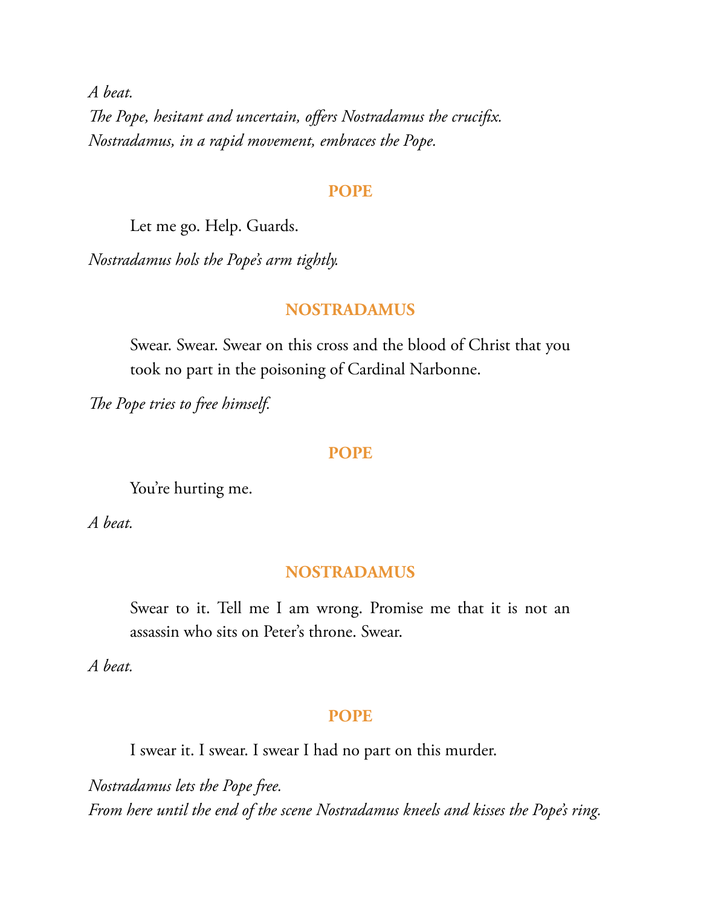*A beat.*
*The Pope, hesitant and uncertain, offers Nostradamus the crucifix.*
*Nostradamus, in a rapid movement, embraces the Pope.*

**POPE**

Let me go. Help. Guards.

*Nostradamus hols the Pope's arm tightly.*

**NOSTRADAMUS**

Swear. Swear. Swear on this cross and the blood of Christ that you took no part in the poisoning of Cardinal Narbonne.

*The Pope tries to free himself.*

**POPE**

You're hurting me.

*A beat.*

**NOSTRADAMUS**

Swear to it. Tell me I am wrong. Promise me that it is not an assassin who sits on Peter's throne. Swear.

*A beat.*

**POPE**

I swear it. I swear. I swear I had no part on this murder.

*Nostradamus lets the Pope free.*
*From here until the end of the scene Nostradamus kneels and kisses the Pope's ring.*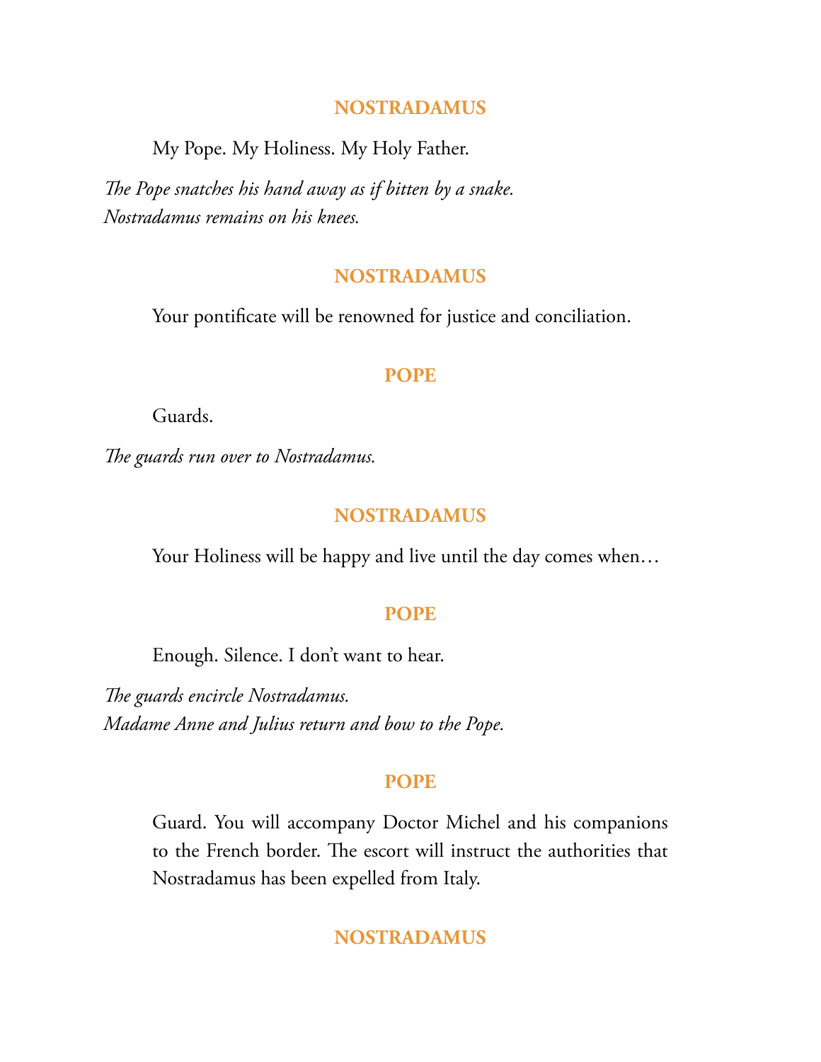**NOSTRADAMUS**

My Pope. My Holiness. My Holy Father.

*The Pope snatches his hand away as if bitten by a snake.*
*Nostradamus remains on his knees.*

**NOSTRADAMUS**

Your pontificate will be renowned for justice and conciliation.

**POPE**

Guards.

*The guards run over to Nostradamus.*

**NOSTRADAMUS**

Your Holiness will be happy and live until the day comes when…

**POPE**

Enough. Silence. I don't want to hear.

*The guards encircle Nostradamus.*
*Madame Anne and Julius return and bow to the Pope.*

**POPE**

Guard. You will accompany Doctor Michel and his companions to the French border. The escort will instruct the authorities that Nostradamus has been expelled from Italy.

**NOSTRADAMUS**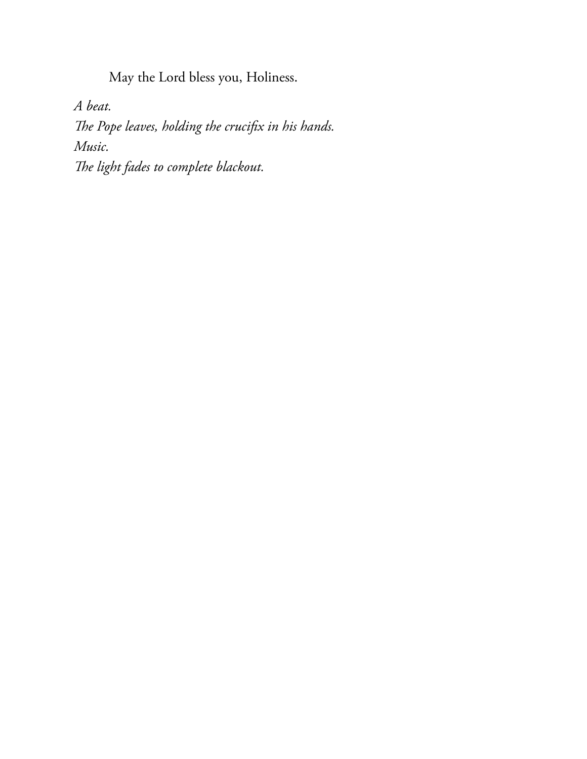May the Lord bless you, Holiness.

*A beat.*  
*The Pope leaves, holding the crucifix in his hands.*  
*Music.*  
*The light fades to complete blackout.*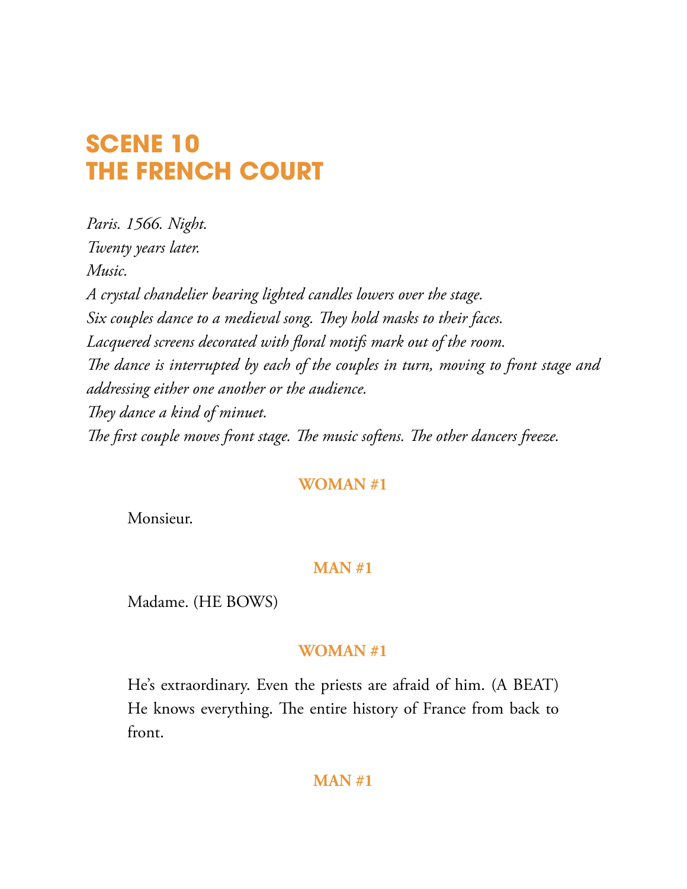# SCENE 10
# THE FRENCH COURT

*Paris. 1566. Night.*
*Twenty years later.*
*Music.*
*A crystal chandelier bearing lighted candles lowers over the stage.*
*Six couples dance to a medieval song. They hold masks to their faces.*
*Lacquered screens decorated with floral motifs mark out of the room.*
*The dance is interrupted by each of the couples in turn, moving to front stage and addressing either one another or the audience.*
*They dance a kind of minuet.*
*The first couple moves front stage. The music softens. The other dancers freeze.*

**WOMAN #1**

Monsieur.

**MAN #1**

Madame. (HE BOWS)

**WOMAN #1**

He's extraordinary. Even the priests are afraid of him. (A BEAT) He knows everything. The entire history of France from back to front.

**MAN #1**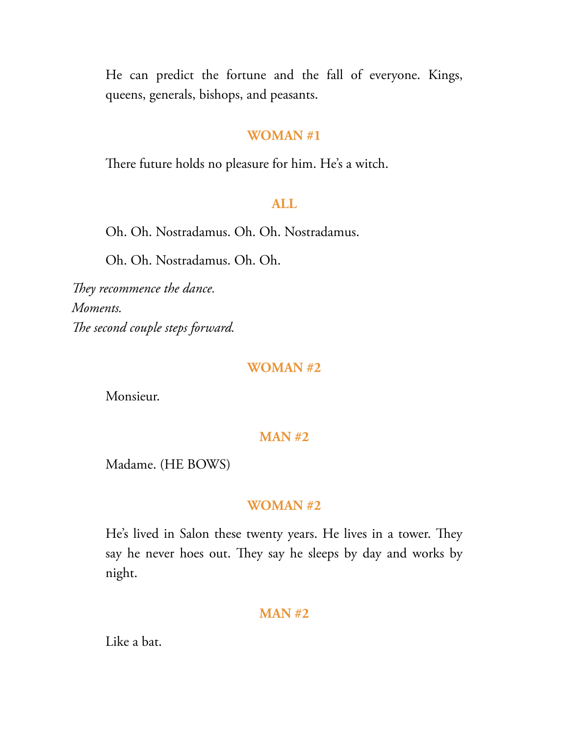He can predict the fortune and the fall of everyone. Kings, queens, generals, bishops, and peasants.

**WOMAN #1**

There future holds no pleasure for him. He's a witch.

**ALL**

Oh. Oh. Nostradamus. Oh. Oh. Nostradamus.

Oh. Oh. Nostradamus. Oh. Oh.

*They recommence the dance.*
*Moments.*
*The second couple steps forward.*

**WOMAN #2**

Monsieur.

**MAN #2**

Madame. (HE BOWS)

**WOMAN #2**

He's lived in Salon these twenty years. He lives in a tower. They say he never hoes out. They say he sleeps by day and works by night.

**MAN #2**

Like a bat.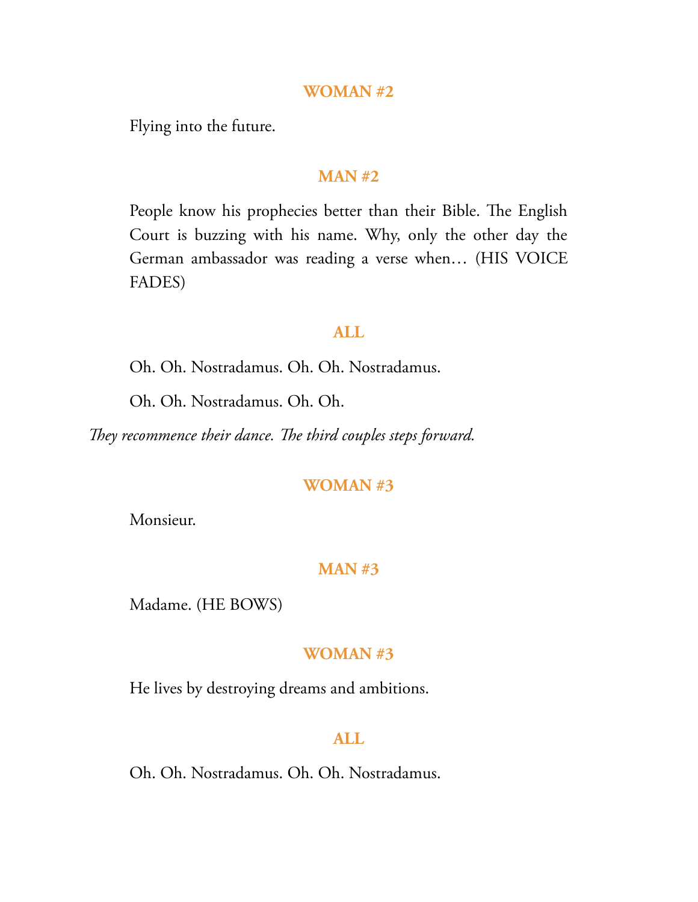**WOMAN #2**

Flying into the future.

**MAN #2**

People know his prophecies better than their Bible. The English Court is buzzing with his name. Why, only the other day the German ambassador was reading a verse when… (HIS VOICE FADES)

**ALL**

Oh. Oh. Nostradamus. Oh. Oh. Nostradamus.

Oh. Oh. Nostradamus. Oh. Oh.

*They recommence their dance. The third couples steps forward.*

**WOMAN #3**

Monsieur.

**MAN #3**

Madame. (HE BOWS)

**WOMAN #3**

He lives by destroying dreams and ambitions.

**ALL**

Oh. Oh. Nostradamus. Oh. Oh. Nostradamus.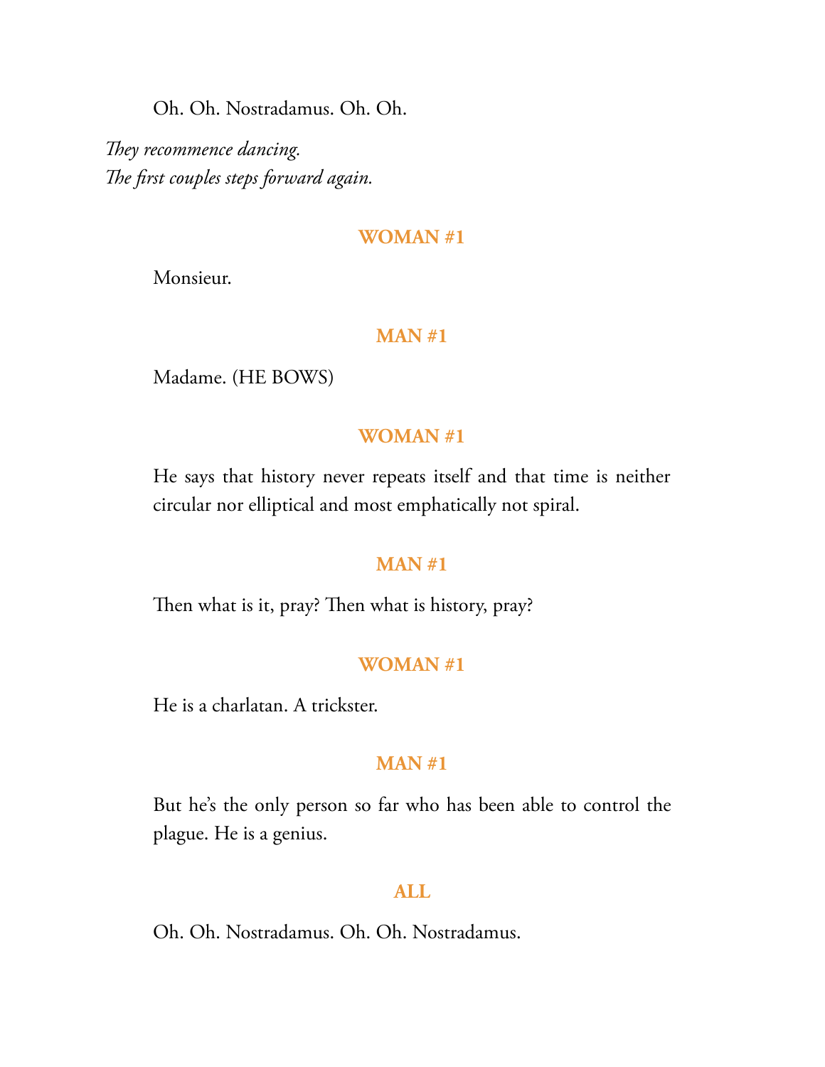Oh. Oh. Nostradamus. Oh. Oh.

*They recommence dancing.*
*The first couples steps forward again.*

**WOMAN #1**

Monsieur.

**MAN #1**

Madame. (HE BOWS)

**WOMAN #1**

He says that history never repeats itself and that time is neither circular nor elliptical and most emphatically not spiral.

**MAN #1**

Then what is it, pray? Then what is history, pray?

**WOMAN #1**

He is a charlatan. A trickster.

**MAN #1**

But he's the only person so far who has been able to control the plague. He is a genius.

**ALL**

Oh. Oh. Nostradamus. Oh. Oh. Nostradamus.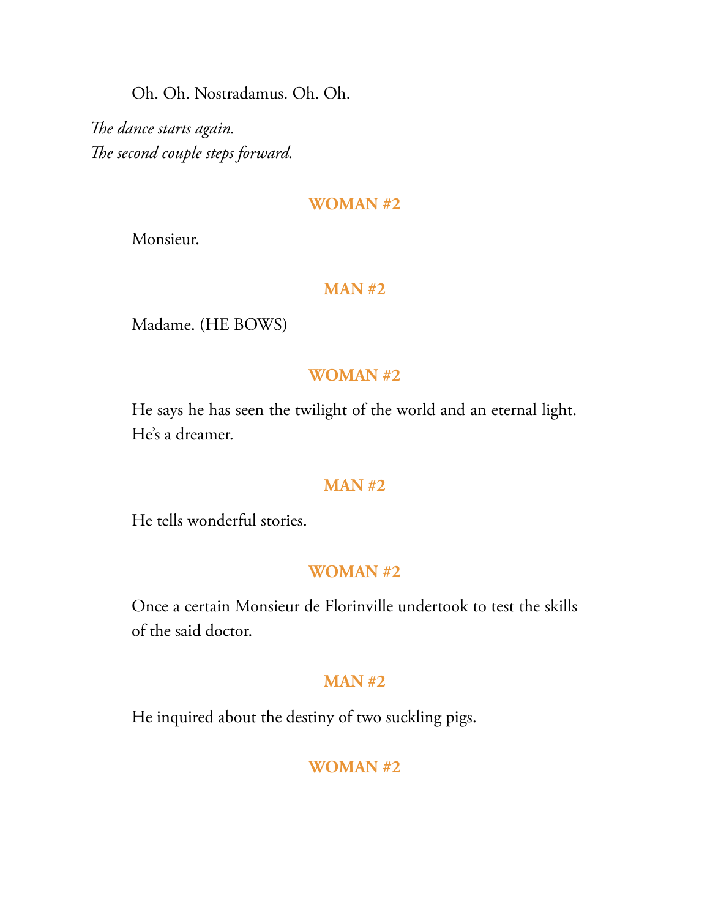Oh. Oh. Nostradamus. Oh. Oh.

*The dance starts again.*
*The second couple steps forward.*

**WOMAN #2**

Monsieur.

**MAN #2**

Madame. (HE BOWS)

**WOMAN #2**

He says he has seen the twilight of the world and an eternal light. He's a dreamer.

**MAN #2**

He tells wonderful stories.

**WOMAN #2**

Once a certain Monsieur de Florinville undertook to test the skills of the said doctor.

**MAN #2**

He inquired about the destiny of two suckling pigs.

**WOMAN #2**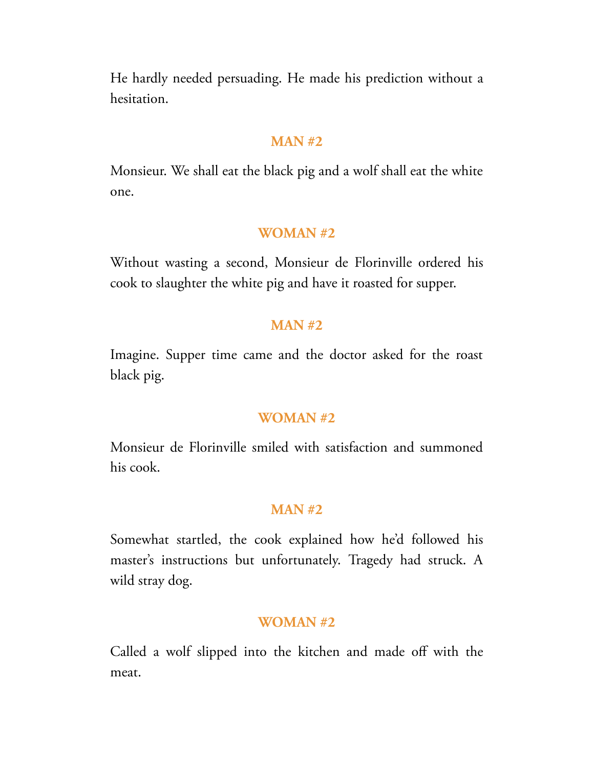He hardly needed persuading. He made his prediction without a hesitation.

**MAN #2**

Monsieur. We shall eat the black pig and a wolf shall eat the white one.

**WOMAN #2**

Without wasting a second, Monsieur de Florinville ordered his cook to slaughter the white pig and have it roasted for supper.

**MAN #2**

Imagine. Supper time came and the doctor asked for the roast black pig.

**WOMAN #2**

Monsieur de Florinville smiled with satisfaction and summoned his cook.

**MAN #2**

Somewhat startled, the cook explained how he'd followed his master's instructions but unfortunately. Tragedy had struck. A wild stray dog.

**WOMAN #2**

Called a wolf slipped into the kitchen and made off with the meat.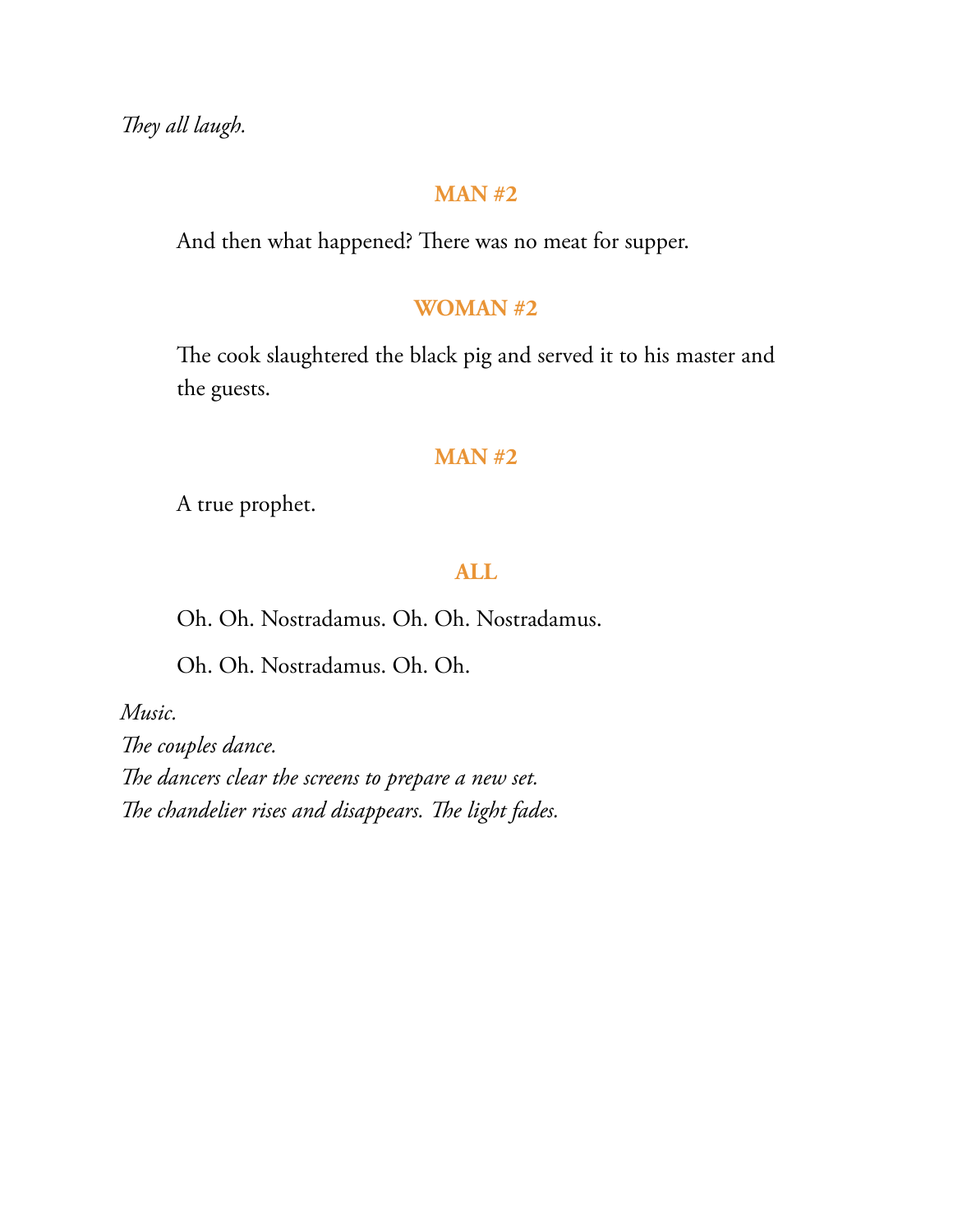*They all laugh.*

**MAN #2**

And then what happened? There was no meat for supper.

**WOMAN #2**

The cook slaughtered the black pig and served it to his master and the guests.

**MAN #2**

A true prophet.

**ALL**

Oh. Oh. Nostradamus. Oh. Oh. Nostradamus.

Oh. Oh. Nostradamus. Oh. Oh.

*Music.*
*The couples dance.*
*The dancers clear the screens to prepare a new set.*
*The chandelier rises and disappears. The light fades.*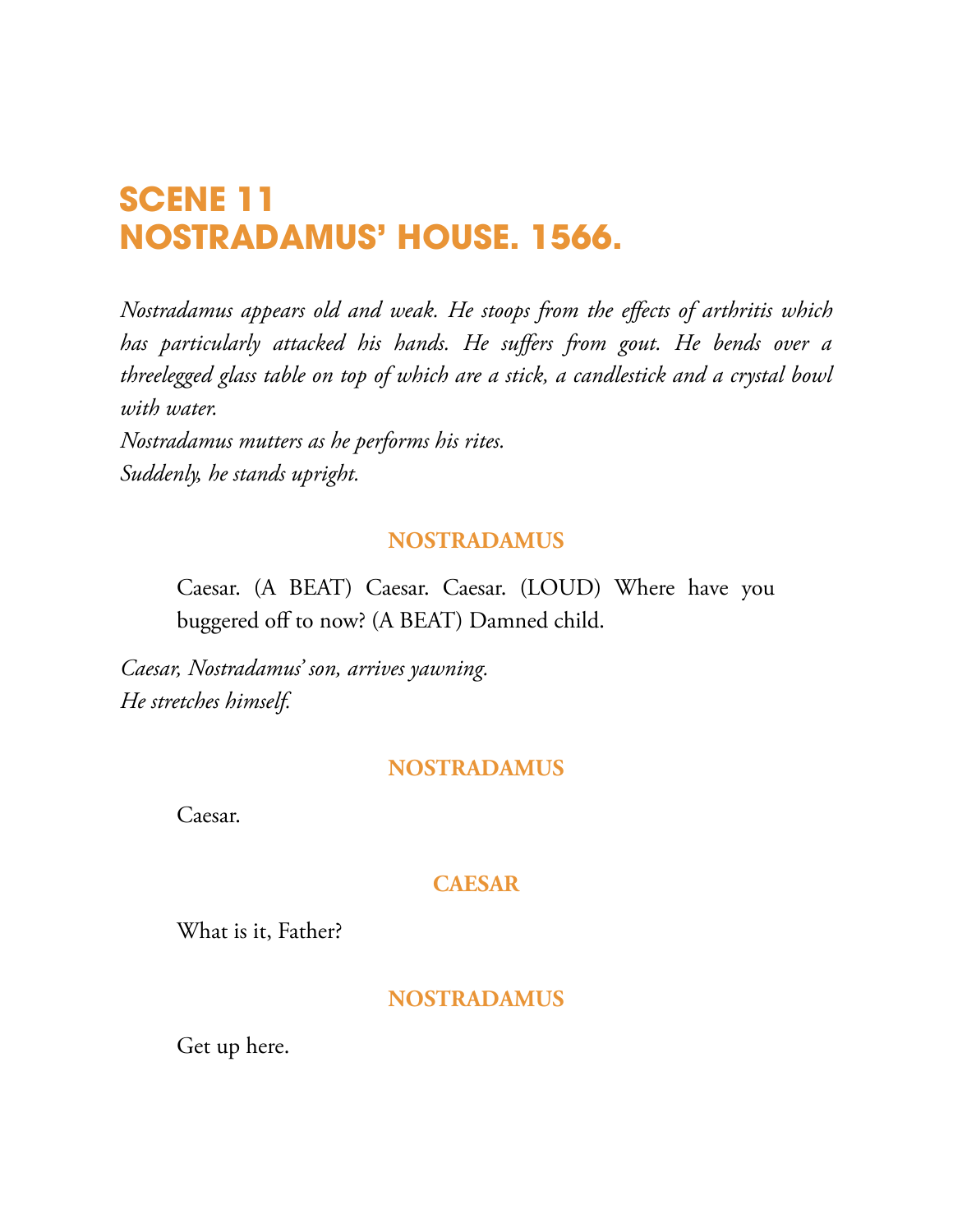# SCENE 11
# NOSTRADAMUS' HOUSE. 1566.

*Nostradamus appears old and weak. He stoops from the effects of arthritis which has particularly attacked his hands. He suffers from gout. He bends over a threelegged glass table on top of which are a stick, a candlestick and a crystal bowl with water.*
*Nostradamus mutters as he performs his rites.*
*Suddenly, he stands upright.*

**NOSTRADAMUS**

Caesar. (A BEAT) Caesar. Caesar. (LOUD) Where have you buggered off to now? (A BEAT) Damned child.

*Caesar, Nostradamus' son, arrives yawning.*
*He stretches himself.*

**NOSTRADAMUS**

Caesar.

**CAESAR**

What is it, Father?

**NOSTRADAMUS**

Get up here.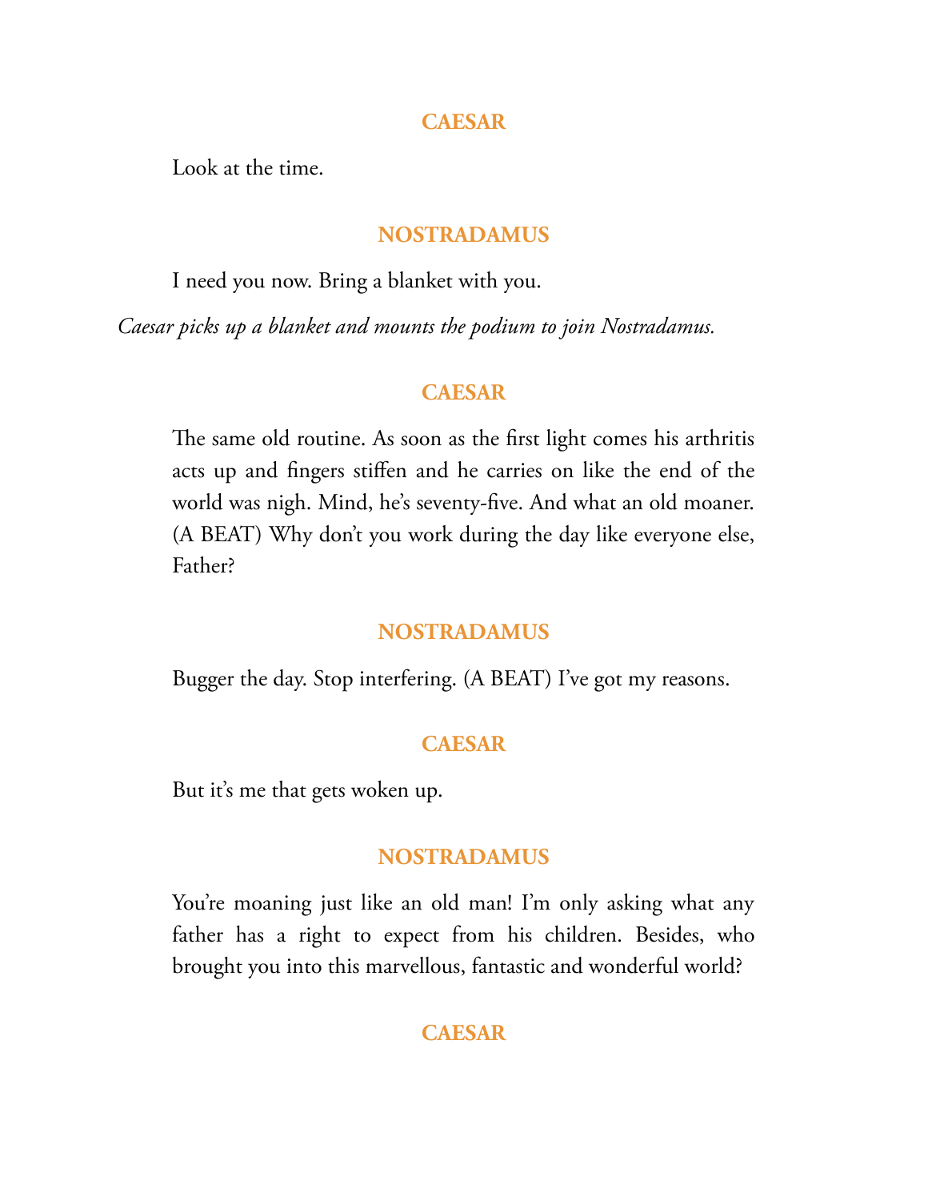**CAESAR**

Look at the time.

**NOSTRADAMUS**

I need you now. Bring a blanket with you.

*Caesar picks up a blanket and mounts the podium to join Nostradamus.*

**CAESAR**

The same old routine. As soon as the first light comes his arthritis acts up and fingers stiffen and he carries on like the end of the world was nigh. Mind, he's seventy-five. And what an old moaner. (A BEAT) Why don't you work during the day like everyone else, Father?

**NOSTRADAMUS**

Bugger the day. Stop interfering. (A BEAT) I've got my reasons.

**CAESAR**

But it's me that gets woken up.

**NOSTRADAMUS**

You're moaning just like an old man! I'm only asking what any father has a right to expect from his children. Besides, who brought you into this marvellous, fantastic and wonderful world?

**CAESAR**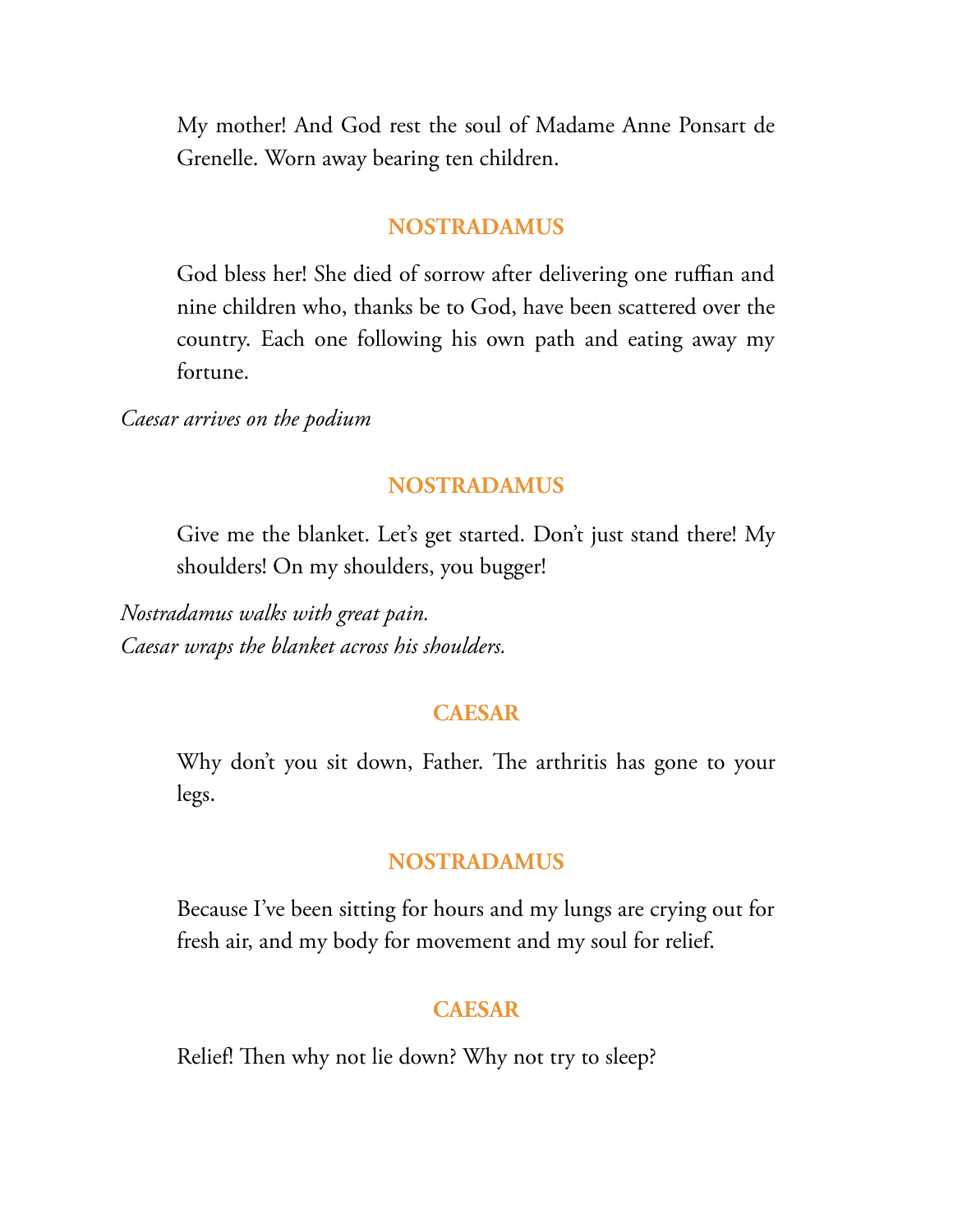My mother! And God rest the soul of Madame Anne Ponsart de Grenelle. Worn away bearing ten children.

**NOSTRADAMUS**

God bless her! She died of sorrow after delivering one ruffian and nine children who, thanks be to God, have been scattered over the country. Each one following his own path and eating away my fortune.

*Caesar arrives on the podium*

**NOSTRADAMUS**

Give me the blanket. Let's get started. Don't just stand there! My shoulders! On my shoulders, you bugger!

*Nostradamus walks with great pain.*
*Caesar wraps the blanket across his shoulders.*

**CAESAR**

Why don't you sit down, Father. The arthritis has gone to your legs.

**NOSTRADAMUS**

Because I've been sitting for hours and my lungs are crying out for fresh air, and my body for movement and my soul for relief.

**CAESAR**

Relief! Then why not lie down? Why not try to sleep?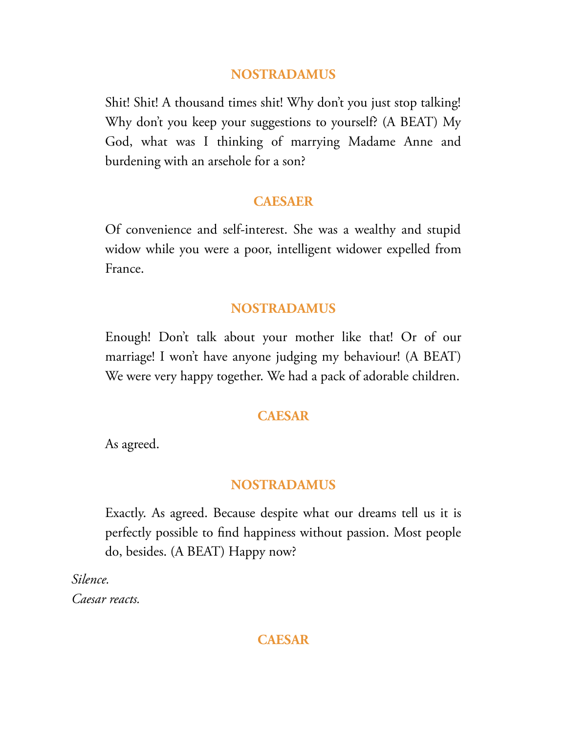**NOSTRADAMUS**

Shit! Shit! A thousand times shit! Why don't you just stop talking! Why don't you keep your suggestions to yourself? (A BEAT) My God, what was I thinking of marrying Madame Anne and burdening with an arsehole for a son?

**CAESAER**

Of convenience and self-interest. She was a wealthy and stupid widow while you were a poor, intelligent widower expelled from France.

**NOSTRADAMUS**

Enough! Don't talk about your mother like that! Or of our marriage! I won't have anyone judging my behaviour! (A BEAT) We were very happy together. We had a pack of adorable children.

**CAESAR**

As agreed.

**NOSTRADAMUS**

Exactly. As agreed. Because despite what our dreams tell us it is perfectly possible to find happiness without passion. Most people do, besides. (A BEAT) Happy now?

*Silence.*
*Caesar reacts.*

**CAESAR**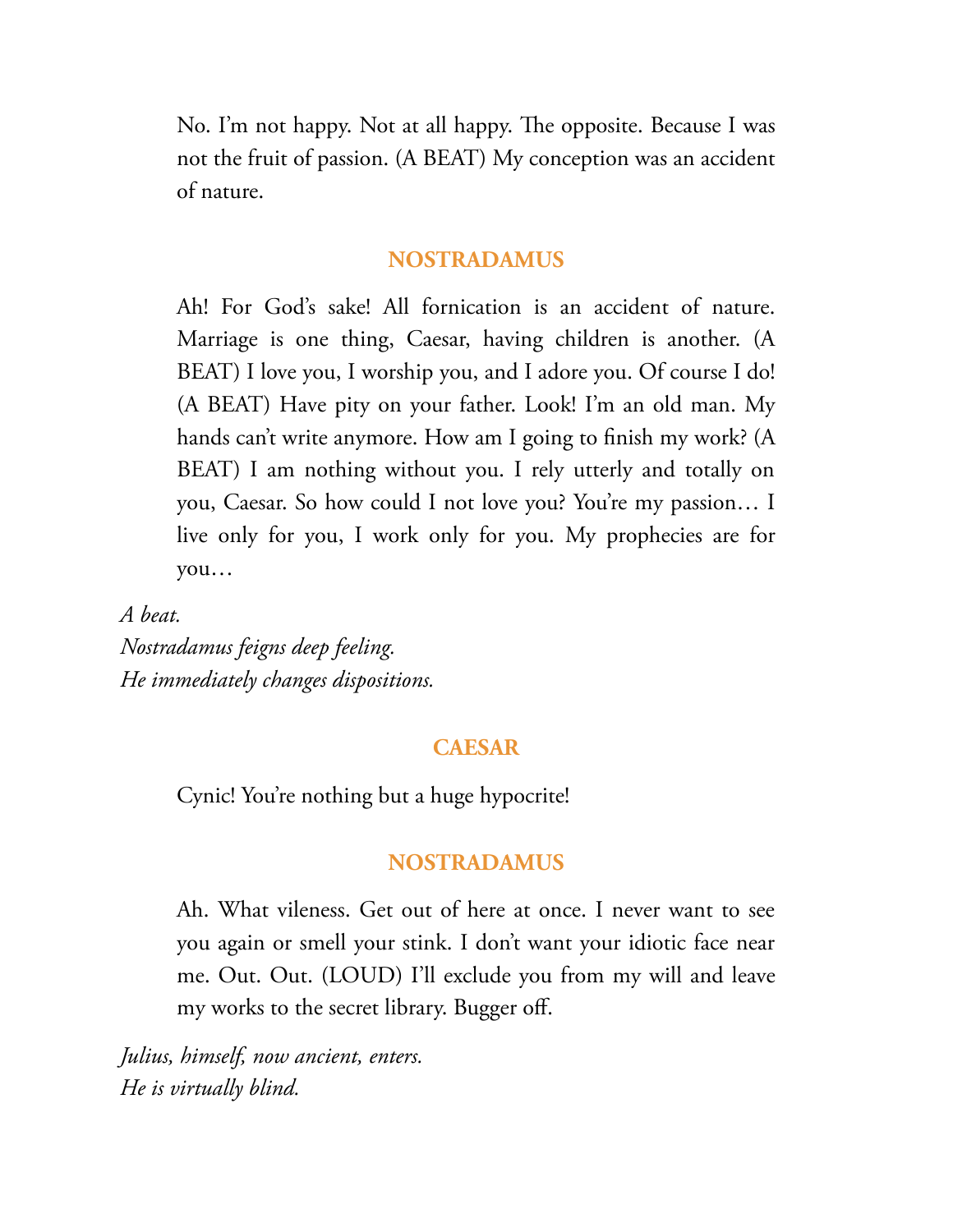No. I'm not happy. Not at all happy. The opposite. Because I was not the fruit of passion. (A BEAT) My conception was an accident of nature.

**NOSTRADAMUS**

Ah! For God's sake! All fornication is an accident of nature. Marriage is one thing, Caesar, having children is another. (A BEAT) I love you, I worship you, and I adore you. Of course I do! (A BEAT) Have pity on your father. Look! I'm an old man. My hands can't write anymore. How am I going to finish my work? (A BEAT) I am nothing without you. I rely utterly and totally on you, Caesar. So how could I not love you? You're my passion… I live only for you, I work only for you. My prophecies are for you…

*A beat.*
*Nostradamus feigns deep feeling.*
*He immediately changes dispositions.*

**CAESAR**

Cynic! You're nothing but a huge hypocrite!

**NOSTRADAMUS**

Ah. What vileness. Get out of here at once. I never want to see you again or smell your stink. I don't want your idiotic face near me. Out. Out. (LOUD) I'll exclude you from my will and leave my works to the secret library. Bugger off.

*Julius, himself, now ancient, enters.*
*He is virtually blind.*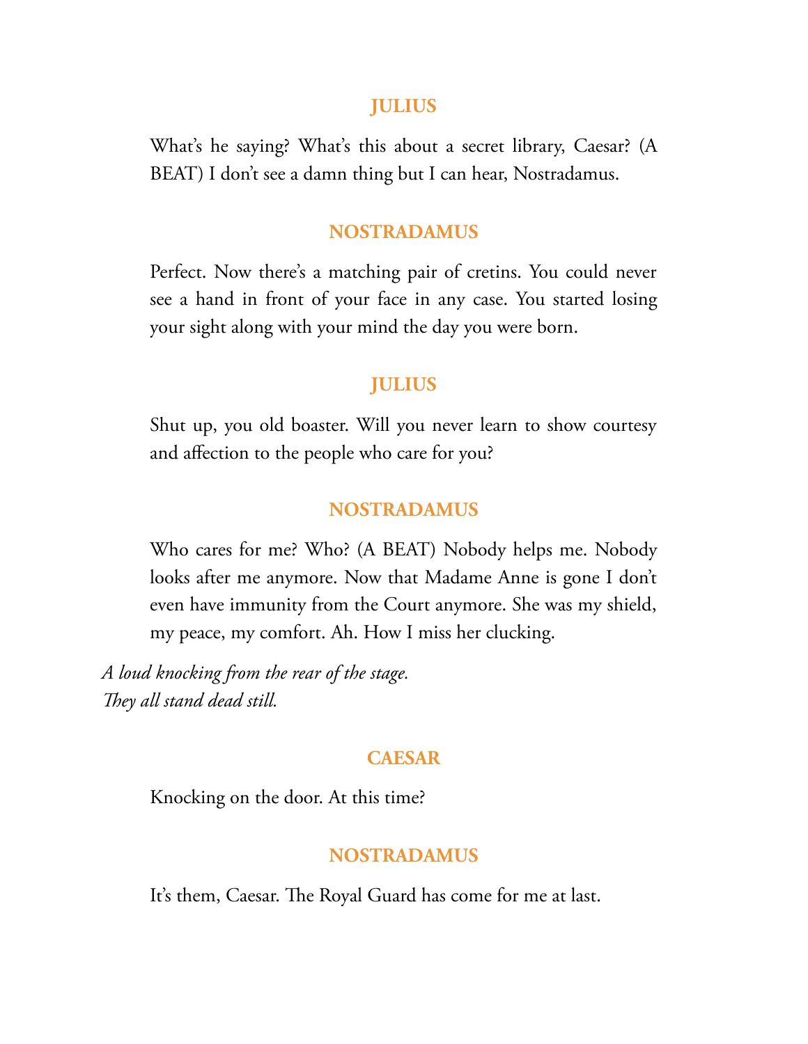**JULIUS**

What's he saying? What's this about a secret library, Caesar? (A BEAT) I don't see a damn thing but I can hear, Nostradamus.

**NOSTRADAMUS**

Perfect. Now there's a matching pair of cretins. You could never see a hand in front of your face in any case. You started losing your sight along with your mind the day you were born.

**JULIUS**

Shut up, you old boaster. Will you never learn to show courtesy and affection to the people who care for you?

**NOSTRADAMUS**

Who cares for me? Who? (A BEAT) Nobody helps me. Nobody looks after me anymore. Now that Madame Anne is gone I don't even have immunity from the Court anymore. She was my shield, my peace, my comfort. Ah. How I miss her clucking.

*A loud knocking from the rear of the stage.*
*They all stand dead still.*

**CAESAR**

Knocking on the door. At this time?

**NOSTRADAMUS**

It's them, Caesar. The Royal Guard has come for me at last.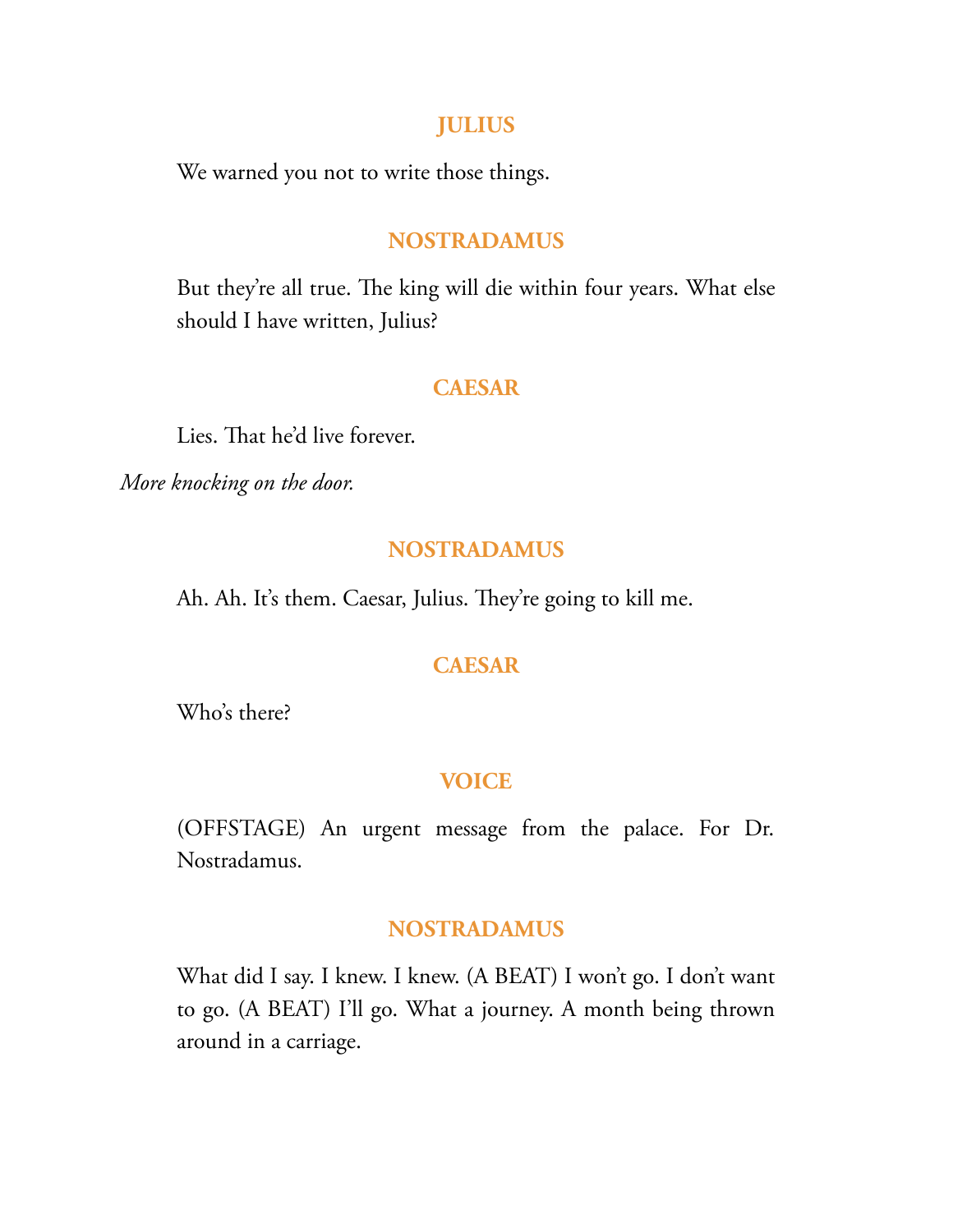**JULIUS**

We warned you not to write those things.

**NOSTRADAMUS**

But they're all true. The king will die within four years. What else should I have written, Julius?

**CAESAR**

Lies. That he'd live forever.

*More knocking on the door.*

**NOSTRADAMUS**

Ah. Ah. It's them. Caesar, Julius. They're going to kill me.

**CAESAR**

Who's there?

**VOICE**

(OFFSTAGE) An urgent message from the palace. For Dr. Nostradamus.

**NOSTRADAMUS**

What did I say. I knew. I knew. (A BEAT) I won't go. I don't want to go. (A BEAT) I'll go. What a journey. A month being thrown around in a carriage.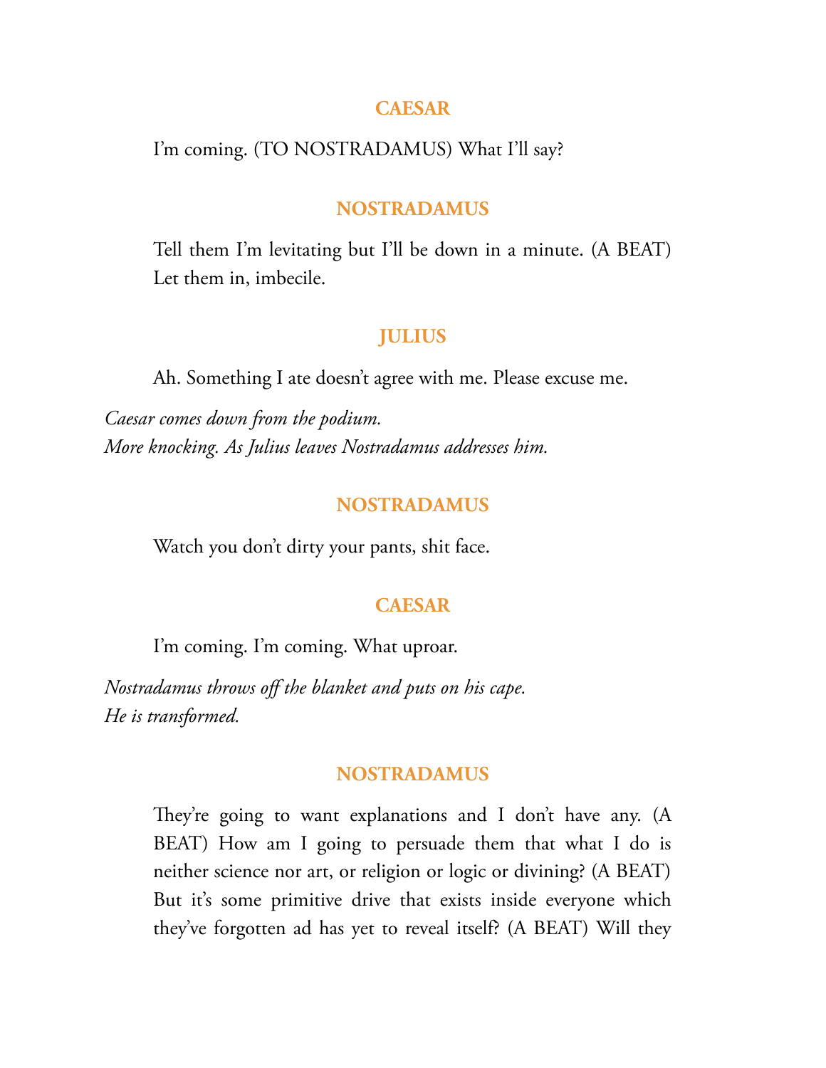**CAESAR**

I'm coming. (TO NOSTRADAMUS) What I'll say?

**NOSTRADAMUS**

Tell them I'm levitating but I'll be down in a minute. (A BEAT) Let them in, imbecile.

**JULIUS**

Ah. Something I ate doesn't agree with me. Please excuse me.

*Caesar comes down from the podium.*
*More knocking. As Julius leaves Nostradamus addresses him.*

**NOSTRADAMUS**

Watch you don't dirty your pants, shit face.

**CAESAR**

I'm coming. I'm coming. What uproar.

*Nostradamus throws off the blanket and puts on his cape.*
*He is transformed.*

**NOSTRADAMUS**

They're going to want explanations and I don't have any. (A BEAT) How am I going to persuade them that what I do is neither science nor art, or religion or logic or divining? (A BEAT) But it's some primitive drive that exists inside everyone which they've forgotten ad has yet to reveal itself? (A BEAT) Will they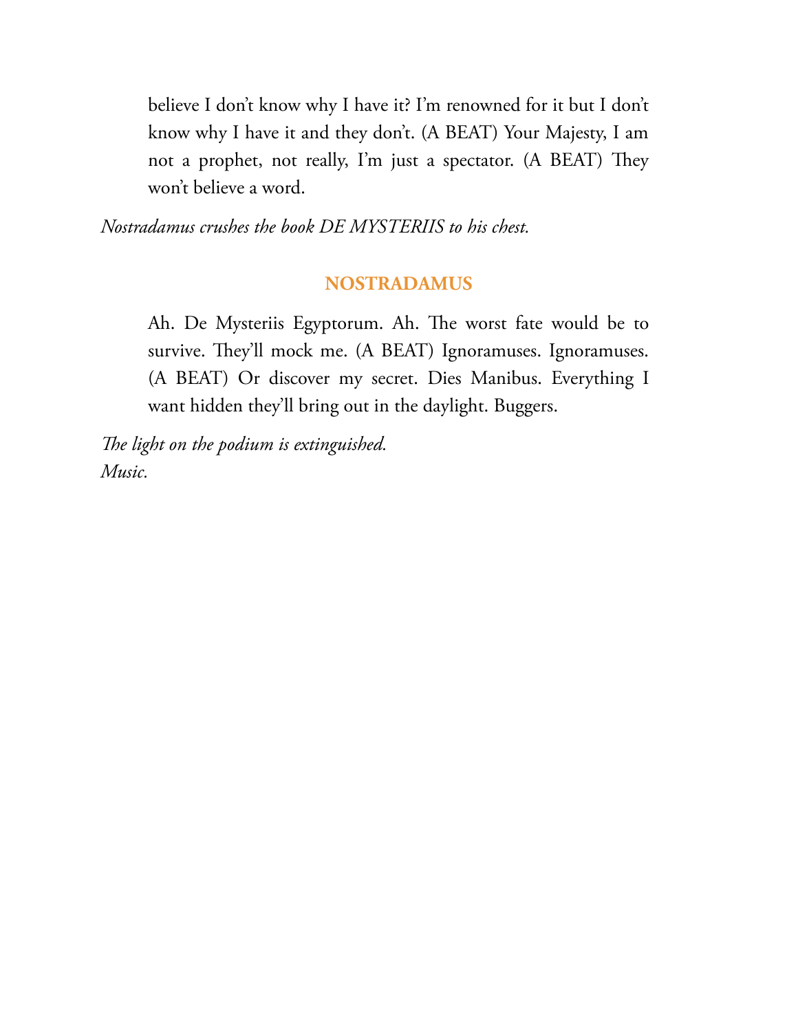believe I don't know why I have it? I'm renowned for it but I don't know why I have it and they don't. (A BEAT) Your Majesty, I am not a prophet, not really, I'm just a spectator. (A BEAT) They won't believe a word.

*Nostradamus crushes the book DE MYSTERIIS to his chest.*

**NOSTRADAMUS**

Ah. De Mysteriis Egyptorum. Ah. The worst fate would be to survive. They'll mock me. (A BEAT) Ignoramuses. Ignoramuses. (A BEAT) Or discover my secret. Dies Manibus. Everything I want hidden they'll bring out in the daylight. Buggers.

*The light on the podium is extinguished.*
*Music.*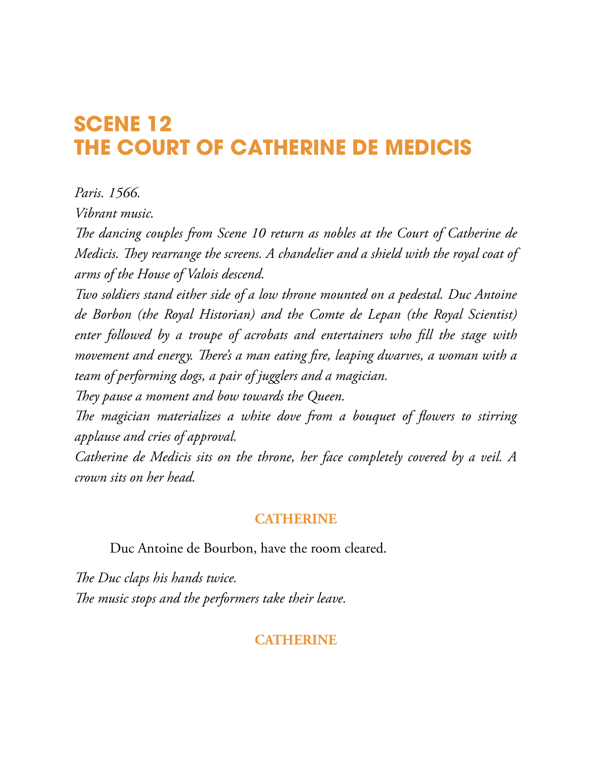# SCENE 12
# THE COURT OF CATHERINE DE MEDICIS

*Paris. 1566.*

*Vibrant music.*

*The dancing couples from Scene 10 return as nobles at the Court of Catherine de Medicis. They rearrange the screens. A chandelier and a shield with the royal coat of arms of the House of Valois descend.*

*Two soldiers stand either side of a low throne mounted on a pedestal. Duc Antoine de Borbon (the Royal Historian) and the Comte de Lepan (the Royal Scientist) enter followed by a troupe of acrobats and entertainers who fill the stage with movement and energy. There's a man eating fire, leaping dwarves, a woman with a team of performing dogs, a pair of jugglers and a magician.*

*They pause a moment and bow towards the Queen.*

*The magician materializes a white dove from a bouquet of flowers to stirring applause and cries of approval.*

*Catherine de Medicis sits on the throne, her face completely covered by a veil. A crown sits on her head.*

**CATHERINE**

Duc Antoine de Bourbon, have the room cleared.

*The Duc claps his hands twice.*

*The music stops and the performers take their leave.*

**CATHERINE**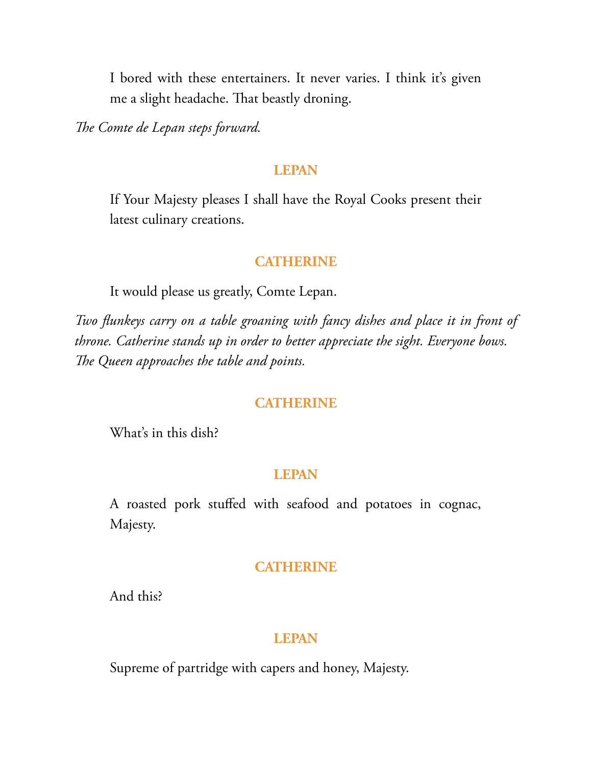I bored with these entertainers. It never varies. I think it's given me a slight headache. That beastly droning.

*The Comte de Lepan steps forward.*

**LEPAN**

If Your Majesty pleases I shall have the Royal Cooks present their latest culinary creations.

**CATHERINE**

It would please us greatly, Comte Lepan.

*Two flunkeys carry on a table groaning with fancy dishes and place it in front of throne. Catherine stands up in order to better appreciate the sight. Everyone bows. The Queen approaches the table and points.*

**CATHERINE**

What's in this dish?

**LEPAN**

A roasted pork stuffed with seafood and potatoes in cognac, Majesty.

**CATHERINE**

And this?

**LEPAN**

Supreme of partridge with capers and honey, Majesty.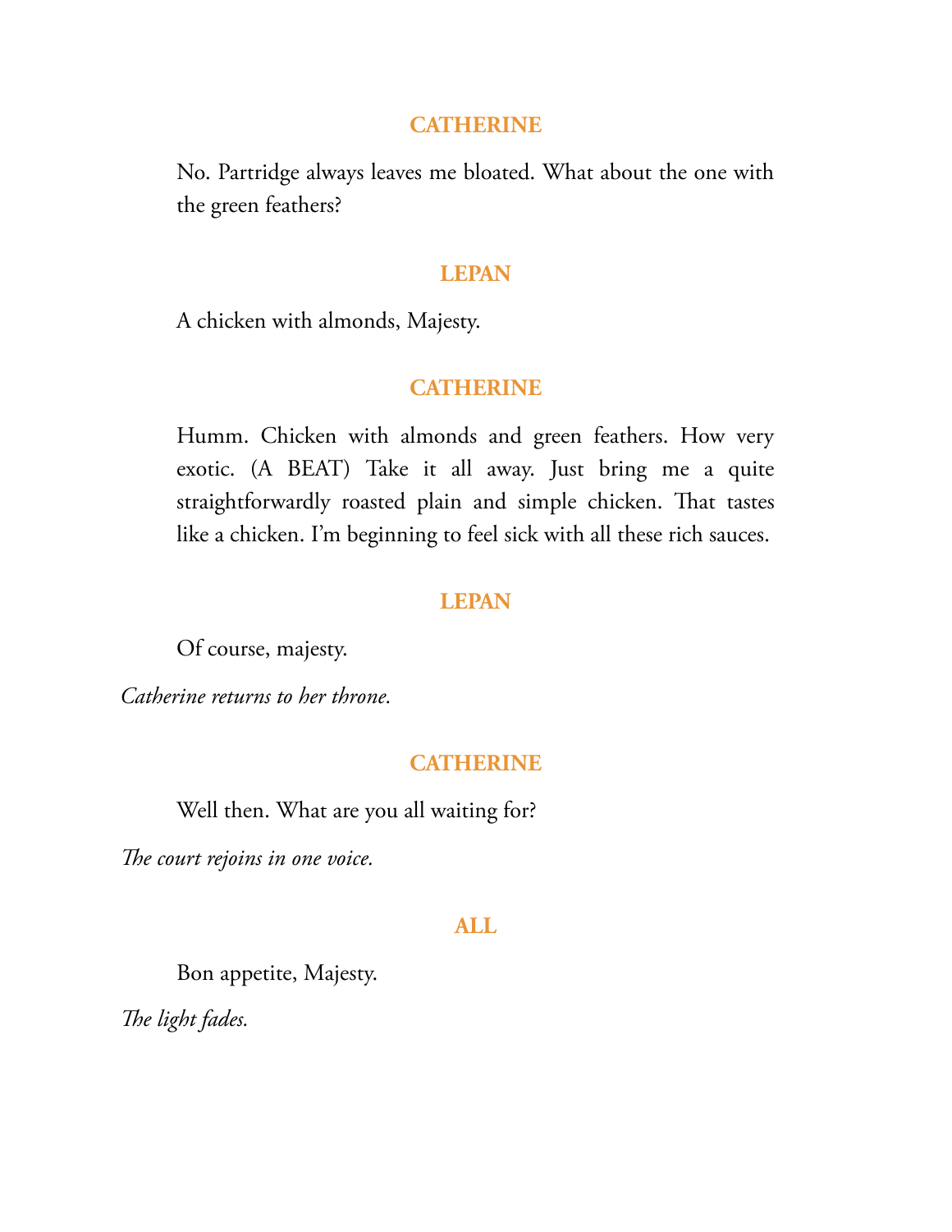**CATHERINE**

No. Partridge always leaves me bloated. What about the one with the green feathers?

**LEPAN**

A chicken with almonds, Majesty.

**CATHERINE**

Humm. Chicken with almonds and green feathers. How very exotic. (A BEAT) Take it all away. Just bring me a quite straightforwardly roasted plain and simple chicken. That tastes like a chicken. I'm beginning to feel sick with all these rich sauces.

**LEPAN**

Of course, majesty.

*Catherine returns to her throne.*

**CATHERINE**

Well then. What are you all waiting for?

*The court rejoins in one voice.*

**ALL**

Bon appetite, Majesty.

*The light fades.*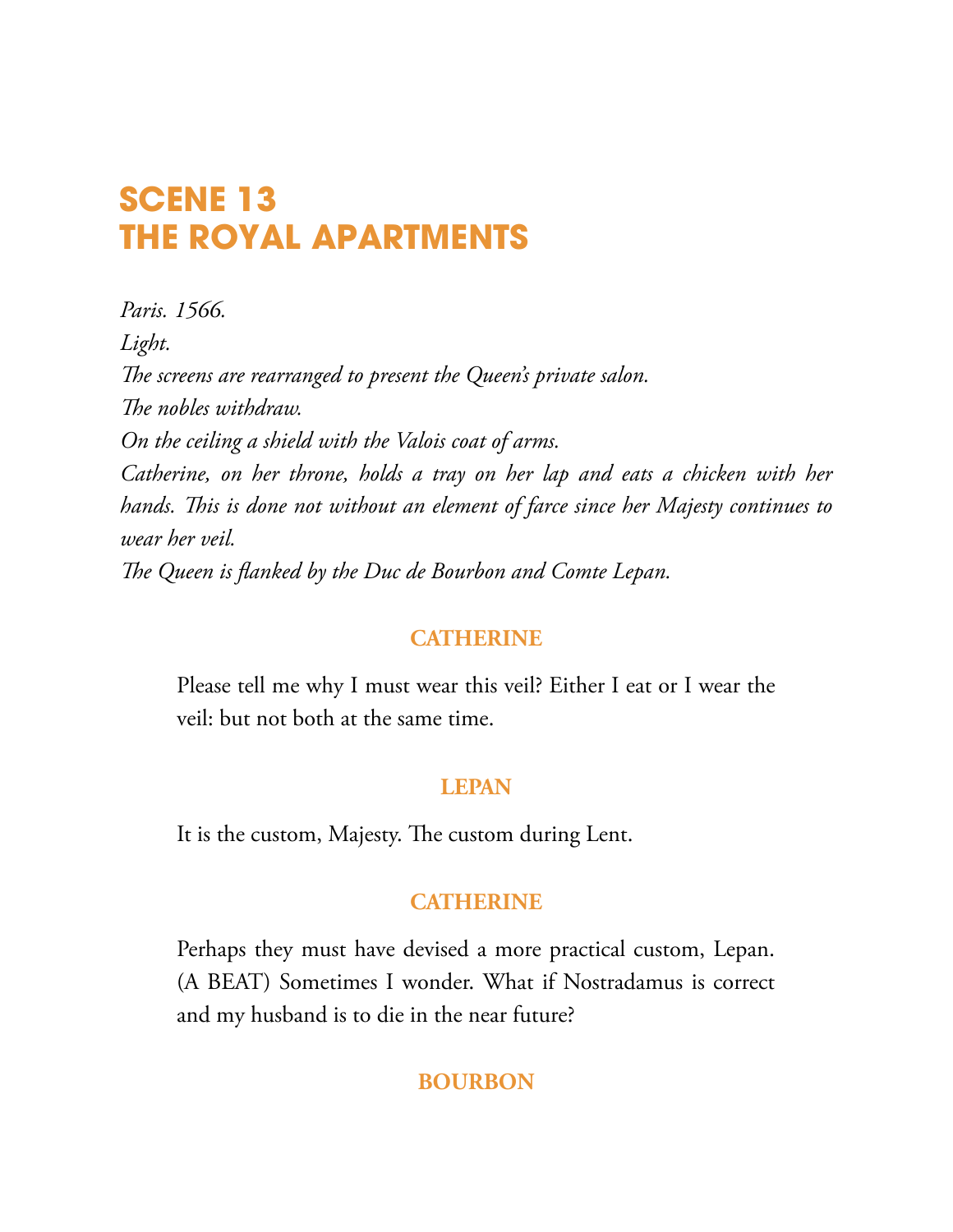# SCENE 13
# THE ROYAL APARTMENTS

*Paris. 1566.*
*Light.*
*The screens are rearranged to present the Queen's private salon.*
*The nobles withdraw.*
*On the ceiling a shield with the Valois coat of arms.*
*Catherine, on her throne, holds a tray on her lap and eats a chicken with her hands. This is done not without an element of farce since her Majesty continues to wear her veil.*
*The Queen is flanked by the Duc de Bourbon and Comte Lepan.*

**CATHERINE**

Please tell me why I must wear this veil? Either I eat or I wear the veil: but not both at the same time.

**LEPAN**

It is the custom, Majesty. The custom during Lent.

**CATHERINE**

Perhaps they must have devised a more practical custom, Lepan. (A BEAT) Sometimes I wonder. What if Nostradamus is correct and my husband is to die in the near future?

**BOURBON**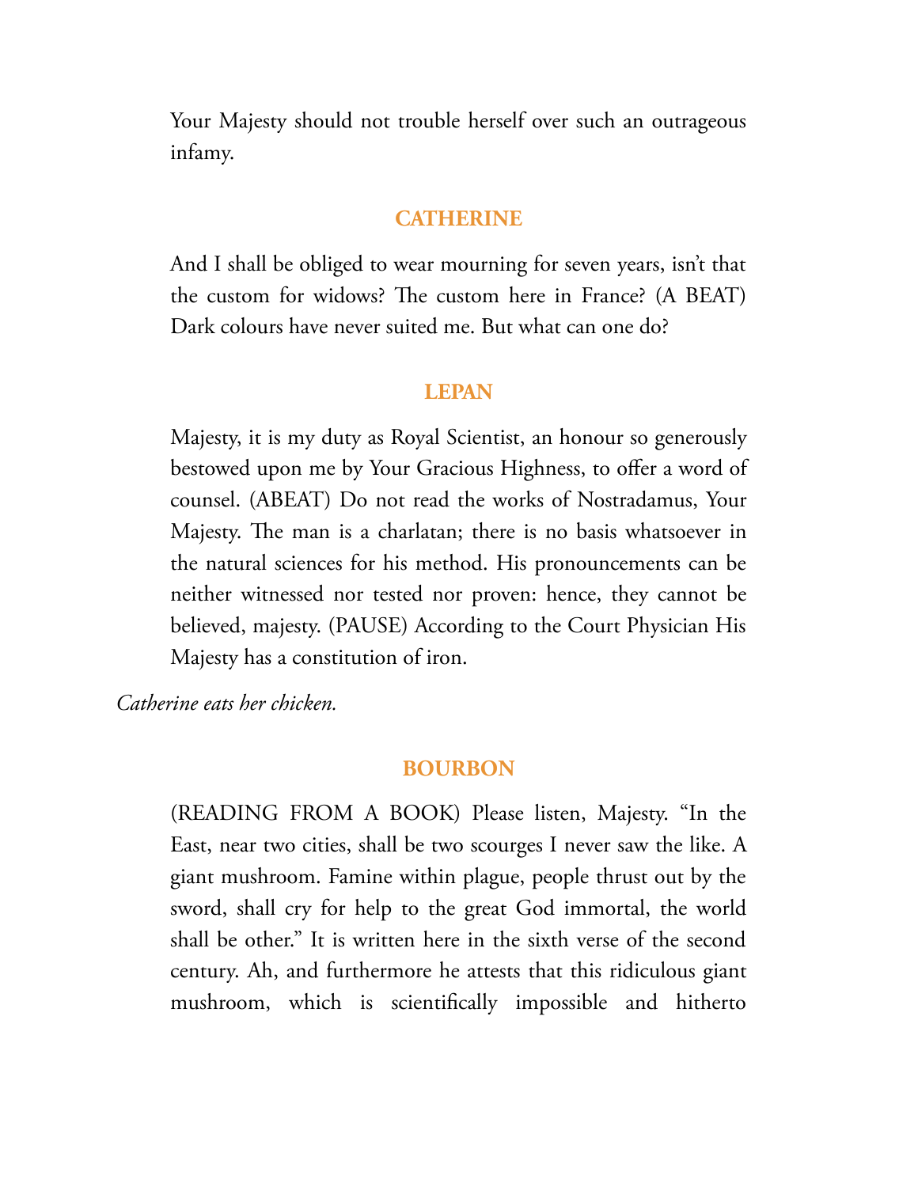Your Majesty should not trouble herself over such an outrageous infamy.

**CATHERINE**

And I shall be obliged to wear mourning for seven years, isn't that the custom for widows? The custom here in France? (A BEAT) Dark colours have never suited me. But what can one do?

**LEPAN**

Majesty, it is my duty as Royal Scientist, an honour so generously bestowed upon me by Your Gracious Highness, to offer a word of counsel. (ABEAT) Do not read the works of Nostradamus, Your Majesty. The man is a charlatan; there is no basis whatsoever in the natural sciences for his method. His pronouncements can be neither witnessed nor tested nor proven: hence, they cannot be believed, majesty. (PAUSE) According to the Court Physician His Majesty has a constitution of iron.

*Catherine eats her chicken.*

**BOURBON**

(READING FROM A BOOK) Please listen, Majesty. "In the East, near two cities, shall be two scourges I never saw the like. A giant mushroom. Famine within plague, people thrust out by the sword, shall cry for help to the great God immortal, the world shall be other." It is written here in the sixth verse of the second century. Ah, and furthermore he attests that this ridiculous giant mushroom, which is scientifically impossible and hitherto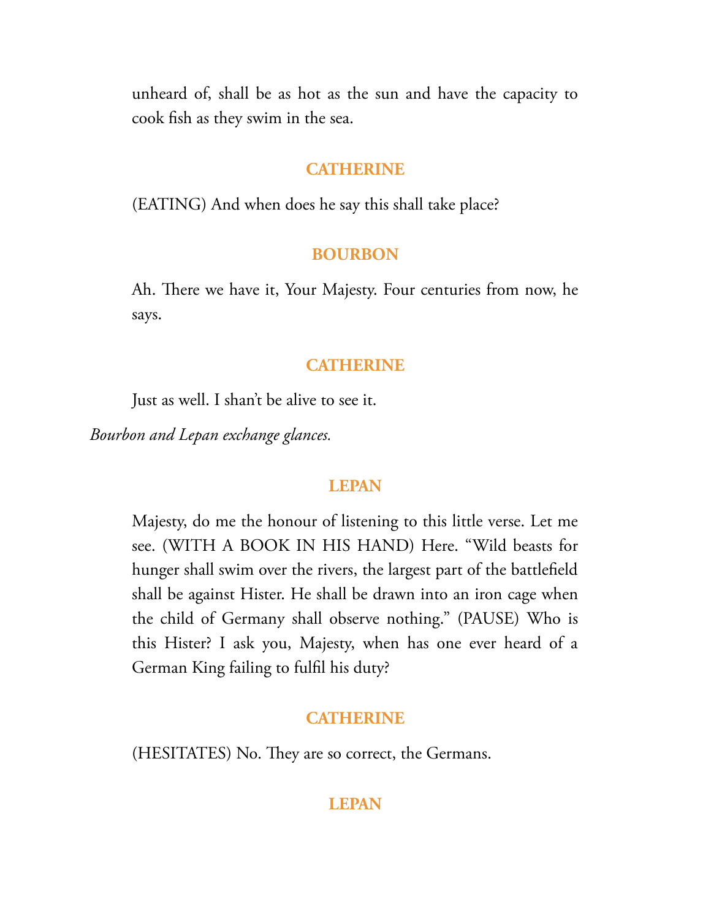unheard of, shall be as hot as the sun and have the capacity to cook fish as they swim in the sea.

**CATHERINE**

(EATING) And when does he say this shall take place?

**BOURBON**

Ah. There we have it, Your Majesty. Four centuries from now, he says.

**CATHERINE**

Just as well. I shan't be alive to see it.

*Bourbon and Lepan exchange glances.*

**LEPAN**

Majesty, do me the honour of listening to this little verse. Let me see. (WITH A BOOK IN HIS HAND) Here. "Wild beasts for hunger shall swim over the rivers, the largest part of the battlefield shall be against Hister. He shall be drawn into an iron cage when the child of Germany shall observe nothing." (PAUSE) Who is this Hister? I ask you, Majesty, when has one ever heard of a German King failing to fulfil his duty?

**CATHERINE**

(HESITATES) No. They are so correct, the Germans.

**LEPAN**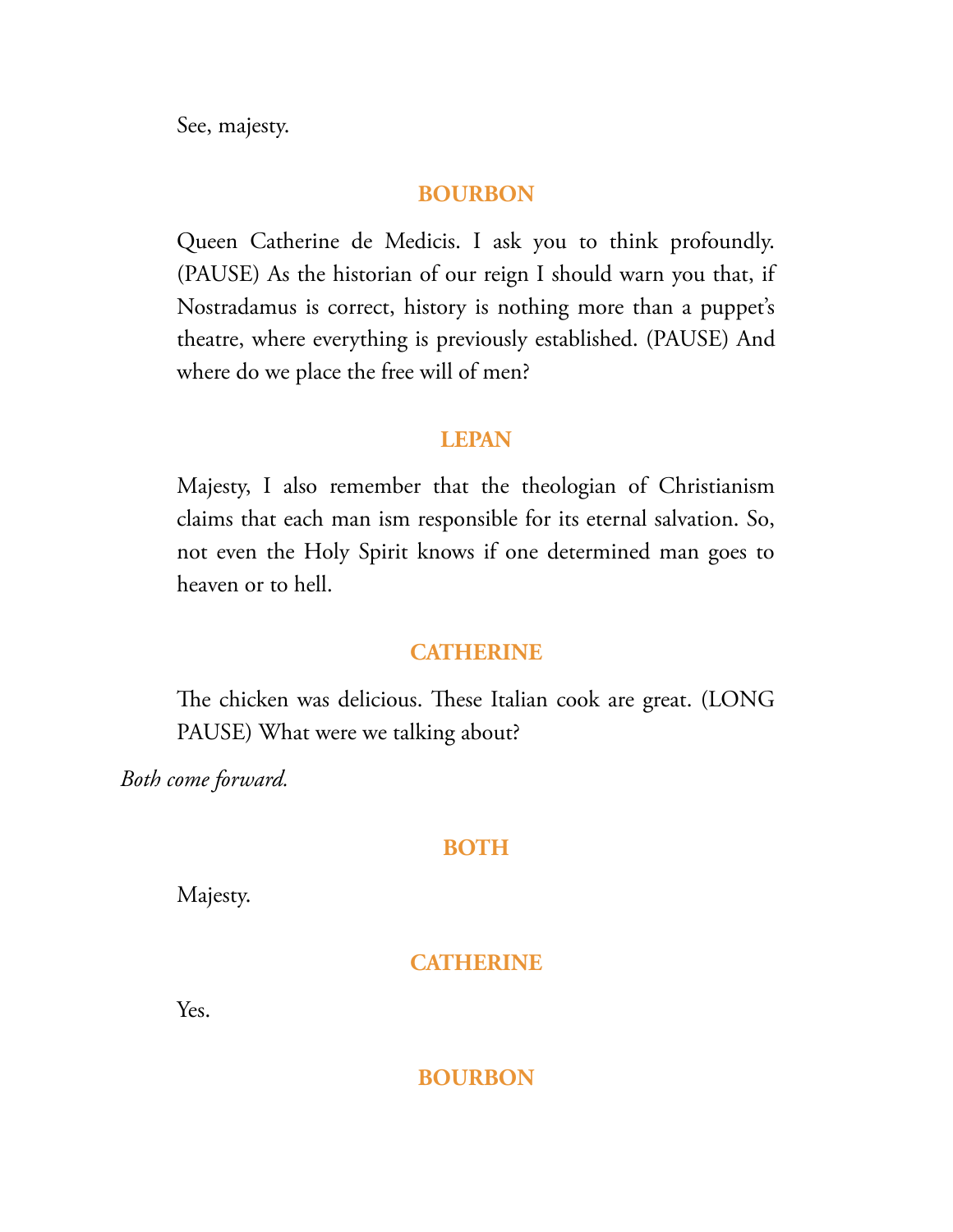See, majesty.

**BOURBON**

Queen Catherine de Medicis. I ask you to think profoundly. (PAUSE) As the historian of our reign I should warn you that, if Nostradamus is correct, history is nothing more than a puppet's theatre, where everything is previously established. (PAUSE) And where do we place the free will of men?

**LEPAN**

Majesty, I also remember that the theologian of Christianism claims that each man ism responsible for its eternal salvation. So, not even the Holy Spirit knows if one determined man goes to heaven or to hell.

**CATHERINE**

The chicken was delicious. These Italian cook are great. (LONG PAUSE) What were we talking about?

*Both come forward.*

**BOTH**

Majesty.

**CATHERINE**

Yes.

**BOURBON**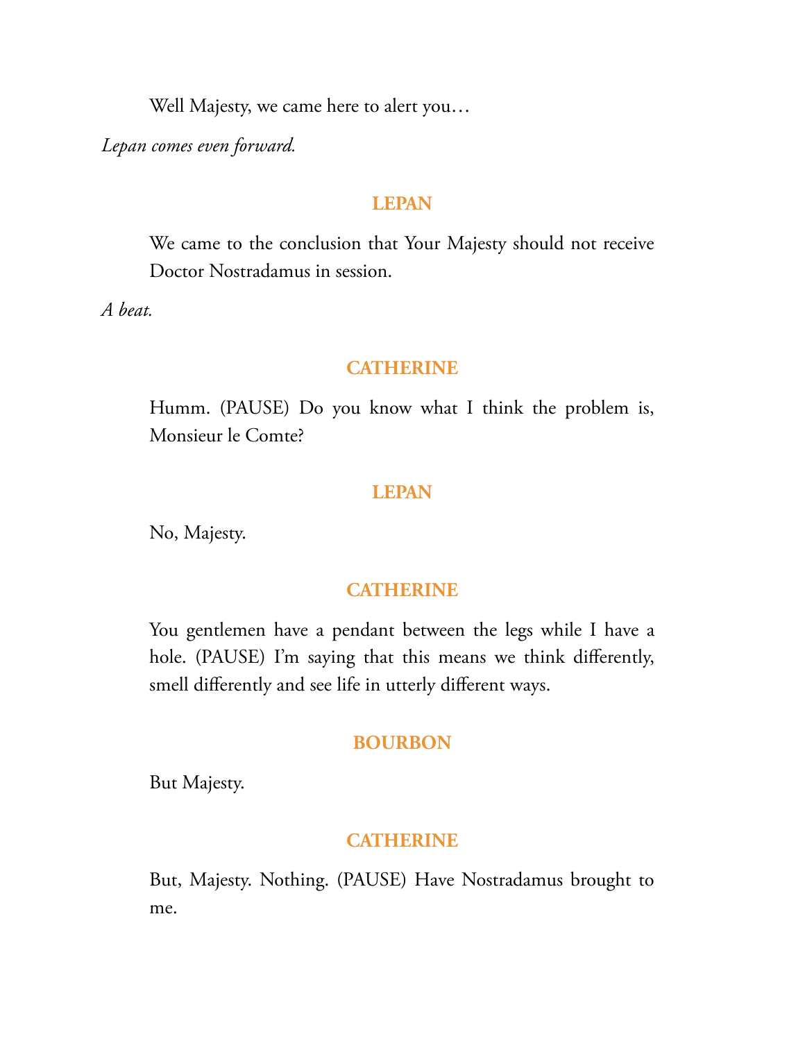Well Majesty, we came here to alert you…

*Lepan comes even forward.*

**LEPAN**

We came to the conclusion that Your Majesty should not receive Doctor Nostradamus in session.

*A beat.*

**CATHERINE**

Humm. (PAUSE) Do you know what I think the problem is, Monsieur le Comte?

**LEPAN**

No, Majesty.

**CATHERINE**

You gentlemen have a pendant between the legs while I have a hole. (PAUSE) I'm saying that this means we think differently, smell differently and see life in utterly different ways.

**BOURBON**

But Majesty.

**CATHERINE**

But, Majesty. Nothing. (PAUSE) Have Nostradamus brought to me.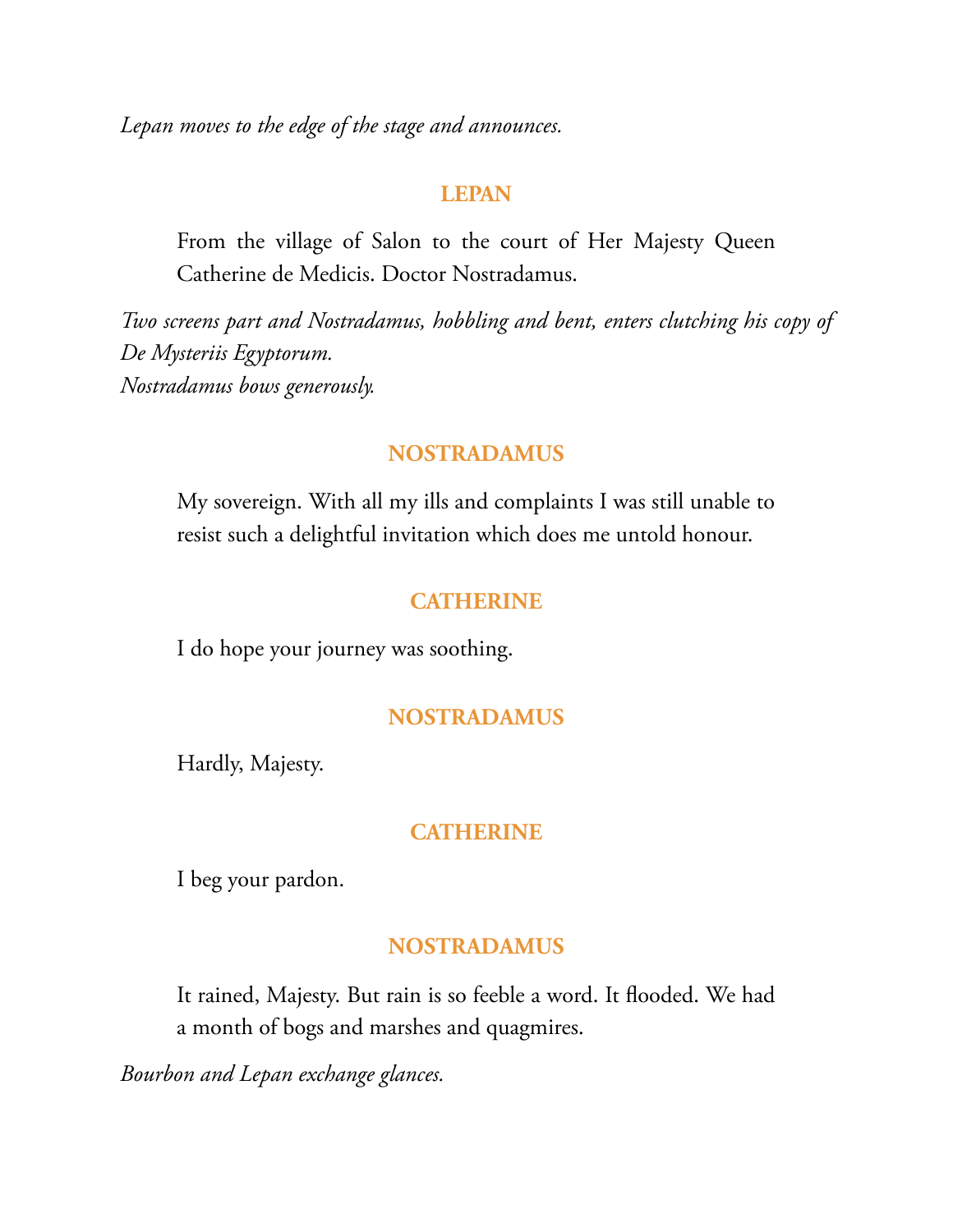*Lepan moves to the edge of the stage and announces.*

**LEPAN**

From the village of Salon to the court of Her Majesty Queen Catherine de Medicis. Doctor Nostradamus.

*Two screens part and Nostradamus, hobbling and bent, enters clutching his copy of De Mysteriis Egyptorum.*
*Nostradamus bows generously.*

**NOSTRADAMUS**

My sovereign. With all my ills and complaints I was still unable to resist such a delightful invitation which does me untold honour.

**CATHERINE**

I do hope your journey was soothing.

**NOSTRADAMUS**

Hardly, Majesty.

**CATHERINE**

I beg your pardon.

**NOSTRADAMUS**

It rained, Majesty. But rain is so feeble a word. It flooded. We had a month of bogs and marshes and quagmires.

*Bourbon and Lepan exchange glances.*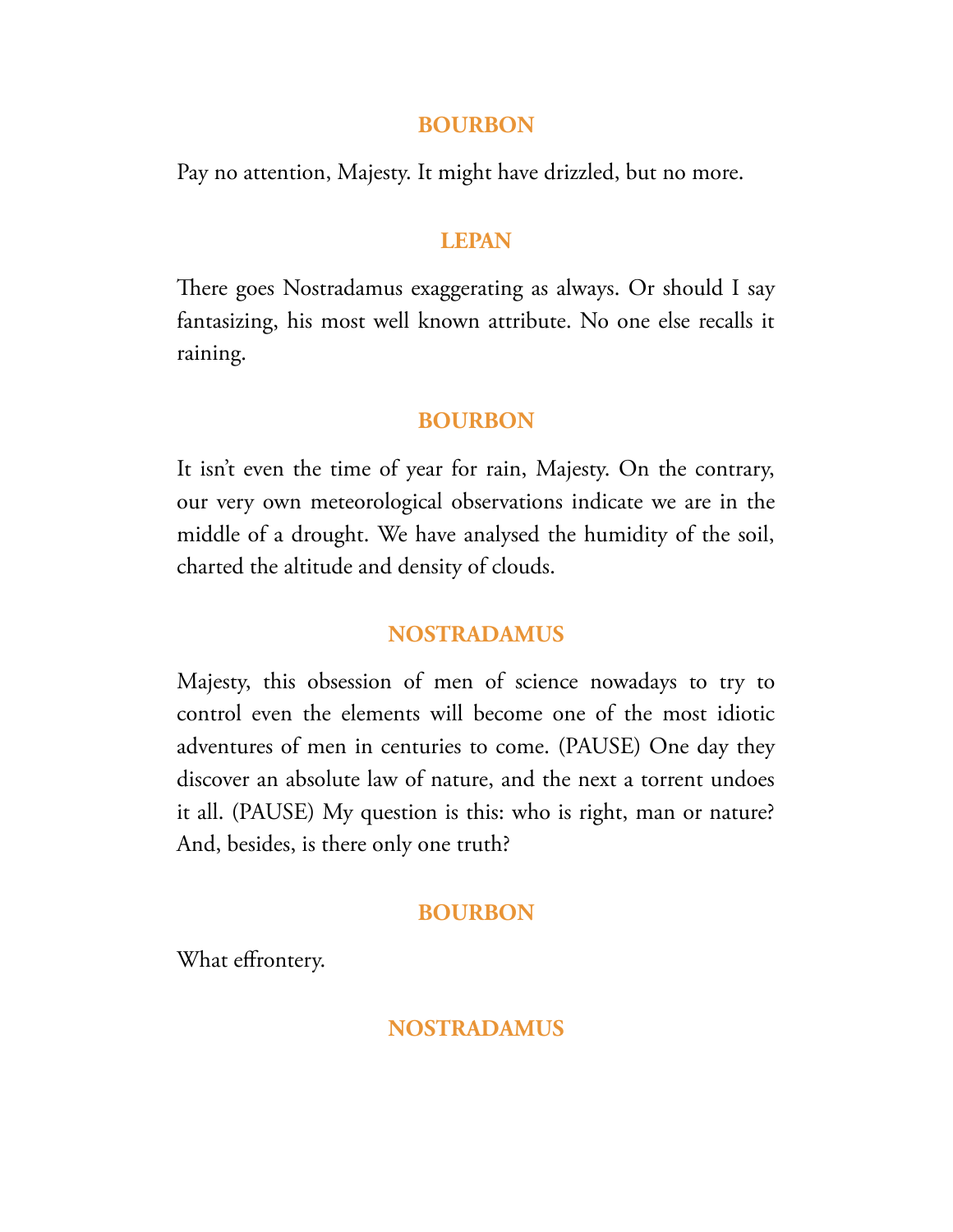**BOURBON**

Pay no attention, Majesty. It might have drizzled, but no more.

**LEPAN**

There goes Nostradamus exaggerating as always. Or should I say fantasizing, his most well known attribute. No one else recalls it raining.

**BOURBON**

It isn't even the time of year for rain, Majesty. On the contrary, our very own meteorological observations indicate we are in the middle of a drought. We have analysed the humidity of the soil, charted the altitude and density of clouds.

**NOSTRADAMUS**

Majesty, this obsession of men of science nowadays to try to control even the elements will become one of the most idiotic adventures of men in centuries to come. (PAUSE) One day they discover an absolute law of nature, and the next a torrent undoes it all. (PAUSE) My question is this: who is right, man or nature? And, besides, is there only one truth?

**BOURBON**

What effrontery.

**NOSTRADAMUS**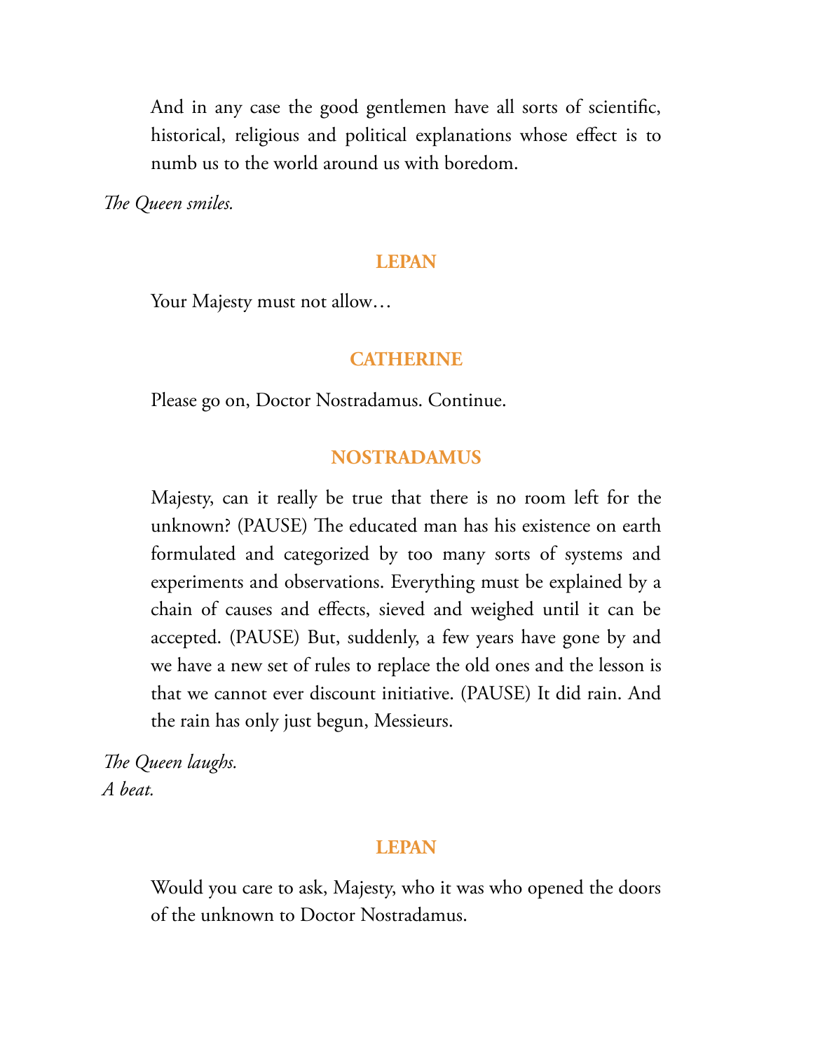And in any case the good gentlemen have all sorts of scientific, historical, religious and political explanations whose effect is to numb us to the world around us with boredom.

*The Queen smiles.*

**LEPAN**

Your Majesty must not allow…

**CATHERINE**

Please go on, Doctor Nostradamus. Continue.

**NOSTRADAMUS**

Majesty, can it really be true that there is no room left for the unknown? (PAUSE) The educated man has his existence on earth formulated and categorized by too many sorts of systems and experiments and observations. Everything must be explained by a chain of causes and effects, sieved and weighed until it can be accepted. (PAUSE) But, suddenly, a few years have gone by and we have a new set of rules to replace the old ones and the lesson is that we cannot ever discount initiative. (PAUSE) It did rain. And the rain has only just begun, Messieurs.

*The Queen laughs.*
*A beat.*

**LEPAN**

Would you care to ask, Majesty, who it was who opened the doors of the unknown to Doctor Nostradamus.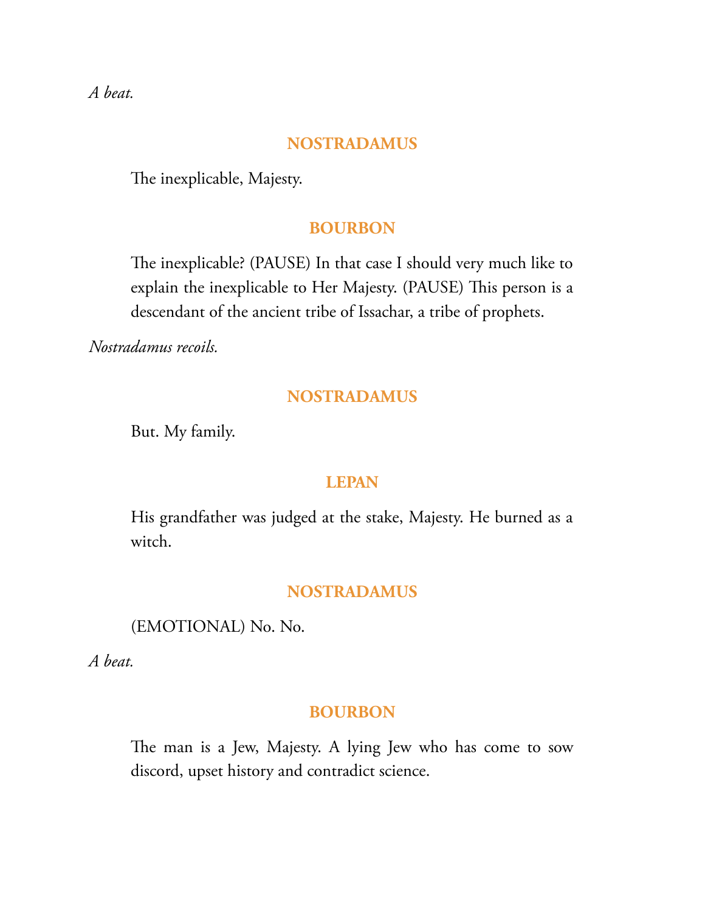*A beat.*

**NOSTRADAMUS**

The inexplicable, Majesty.

**BOURBON**

The inexplicable? (PAUSE) In that case I should very much like to explain the inexplicable to Her Majesty. (PAUSE) This person is a descendant of the ancient tribe of Issachar, a tribe of prophets.

*Nostradamus recoils.*

**NOSTRADAMUS**

But. My family.

**LEPAN**

His grandfather was judged at the stake, Majesty. He burned as a witch.

**NOSTRADAMUS**

(EMOTIONAL) No. No.

*A beat.*

**BOURBON**

The man is a Jew, Majesty. A lying Jew who has come to sow discord, upset history and contradict science.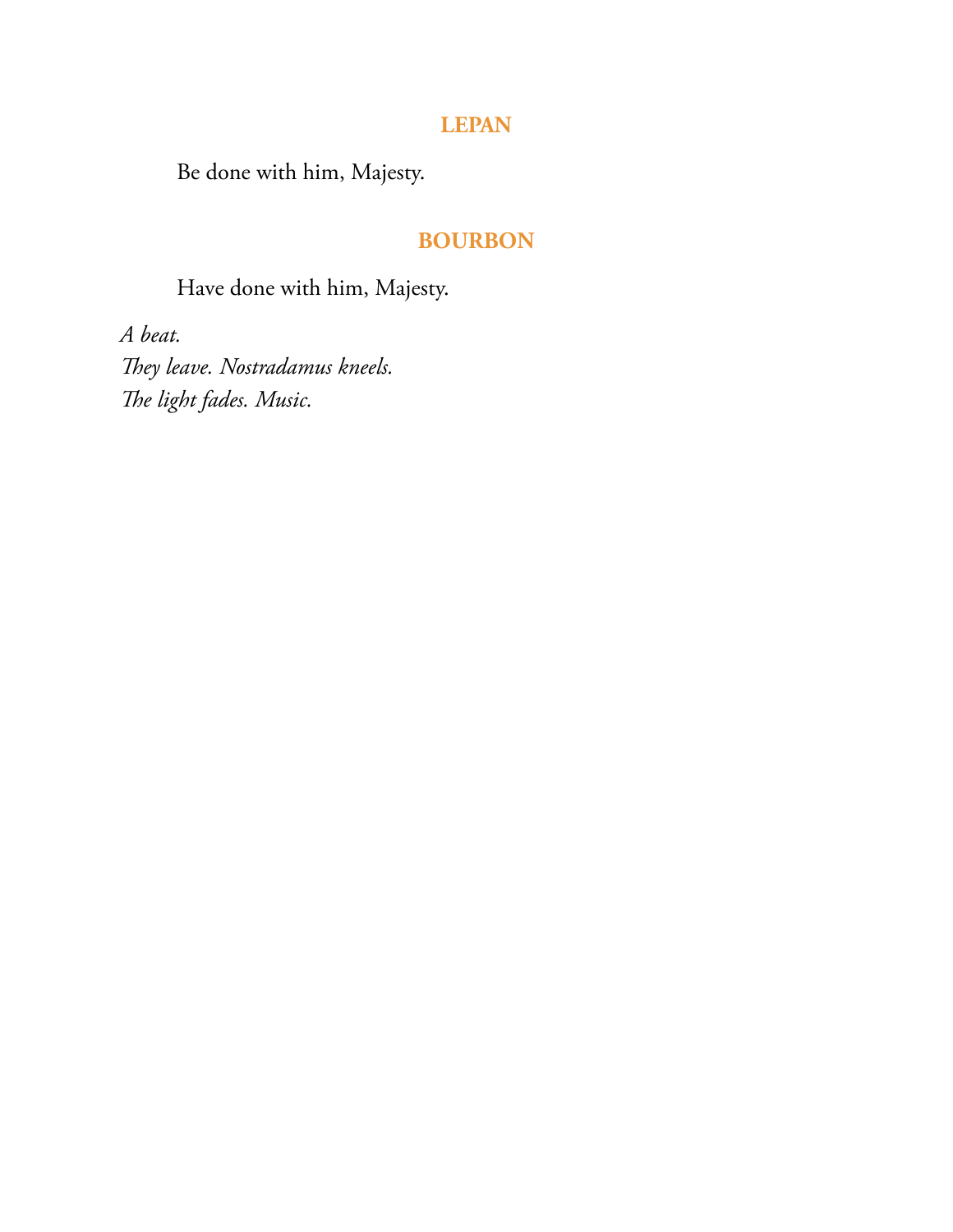**LEPAN**

Be done with him, Majesty.

**BOURBON**

Have done with him, Majesty.

*A beat.*
*They leave. Nostradamus kneels.*
*The light fades. Music.*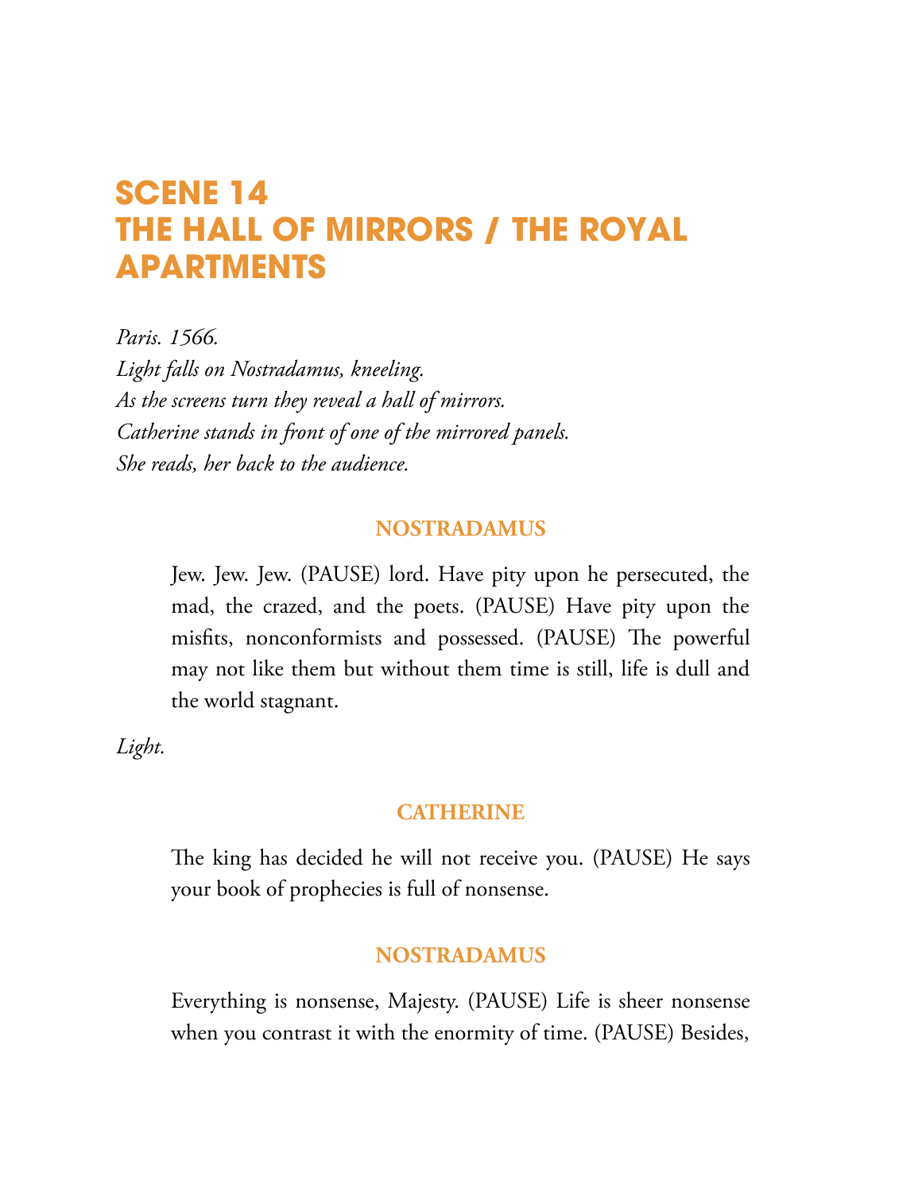# SCENE 14
# THE HALL OF MIRRORS / THE ROYAL APARTMENTS

*Paris. 1566.*
*Light falls on Nostradamus, kneeling.*
*As the screens turn they reveal a hall of mirrors.*
*Catherine stands in front of one of the mirrored panels.*
*She reads, her back to the audience.*

**NOSTRADAMUS**

Jew. Jew. Jew. (PAUSE) lord. Have pity upon he persecuted, the mad, the crazed, and the poets. (PAUSE) Have pity upon the misfits, nonconformists and possessed. (PAUSE) The powerful may not like them but without them time is still, life is dull and the world stagnant.

*Light.*

**CATHERINE**

The king has decided he will not receive you. (PAUSE) He says your book of prophecies is full of nonsense.

**NOSTRADAMUS**

Everything is nonsense, Majesty. (PAUSE) Life is sheer nonsense when you contrast it with the enormity of time. (PAUSE) Besides,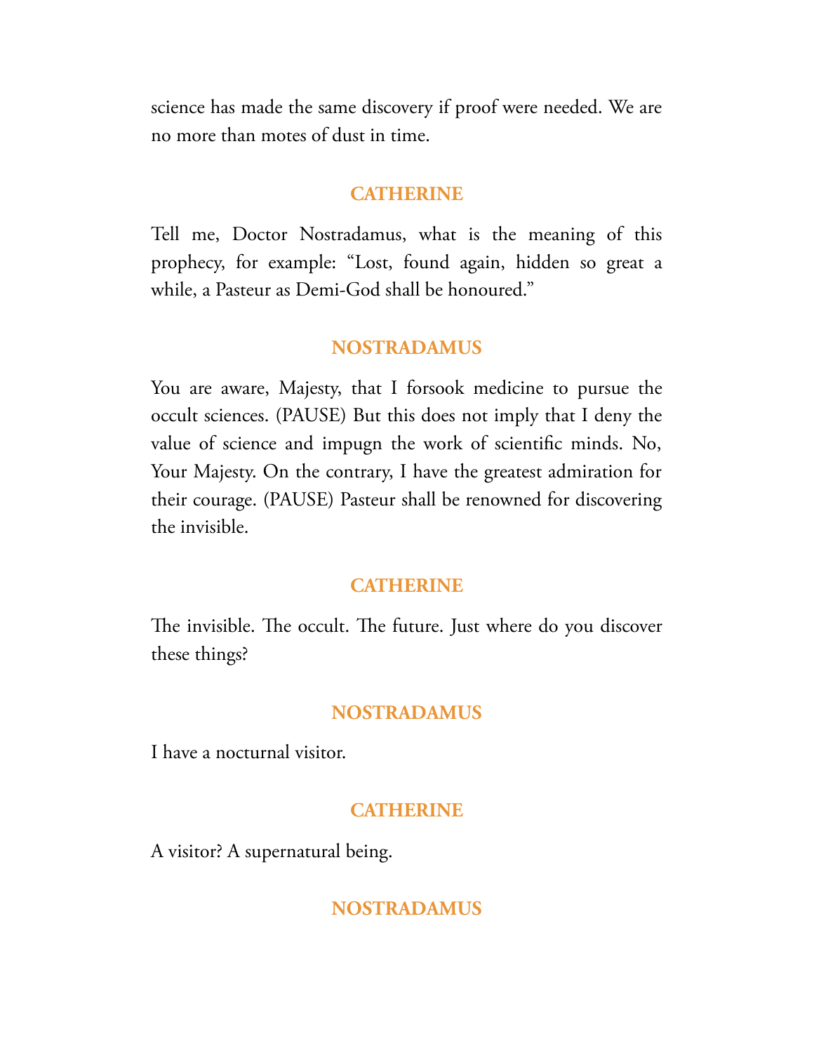science has made the same discovery if proof were needed. We are no more than motes of dust in time.

**CATHERINE**

Tell me, Doctor Nostradamus, what is the meaning of this prophecy, for example: "Lost, found again, hidden so great a while, a Pasteur as Demi-God shall be honoured."

**NOSTRADAMUS**

You are aware, Majesty, that I forsook medicine to pursue the occult sciences. (PAUSE) But this does not imply that I deny the value of science and impugn the work of scientific minds. No, Your Majesty. On the contrary, I have the greatest admiration for their courage. (PAUSE) Pasteur shall be renowned for discovering the invisible.

**CATHERINE**

The invisible. The occult. The future. Just where do you discover these things?

**NOSTRADAMUS**

I have a nocturnal visitor.

**CATHERINE**

A visitor? A supernatural being.

**NOSTRADAMUS**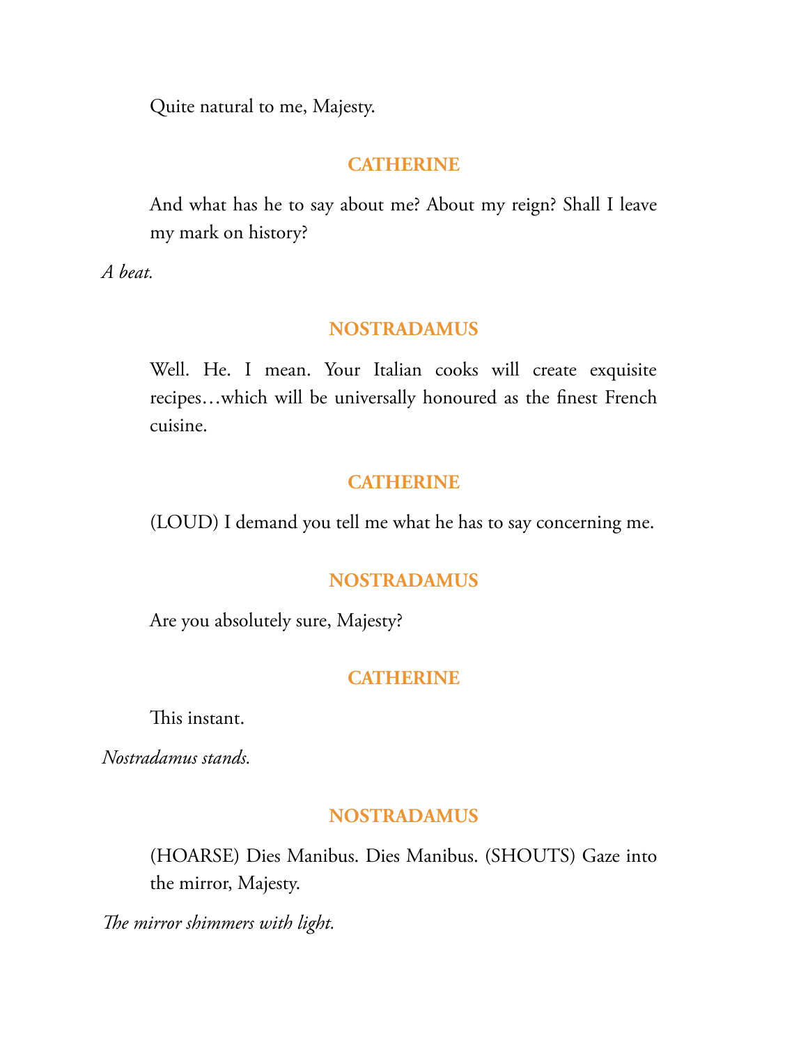Quite natural to me, Majesty.

**CATHERINE**

And what has he to say about me? About my reign? Shall I leave my mark on history?

*A beat.*

**NOSTRADAMUS**

Well. He. I mean. Your Italian cooks will create exquisite recipes…which will be universally honoured as the finest French cuisine.

**CATHERINE**

(LOUD) I demand you tell me what he has to say concerning me.

**NOSTRADAMUS**

Are you absolutely sure, Majesty?

**CATHERINE**

This instant.

*Nostradamus stands.*

**NOSTRADAMUS**

(HOARSE) Dies Manibus. Dies Manibus. (SHOUTS) Gaze into the mirror, Majesty.

*The mirror shimmers with light.*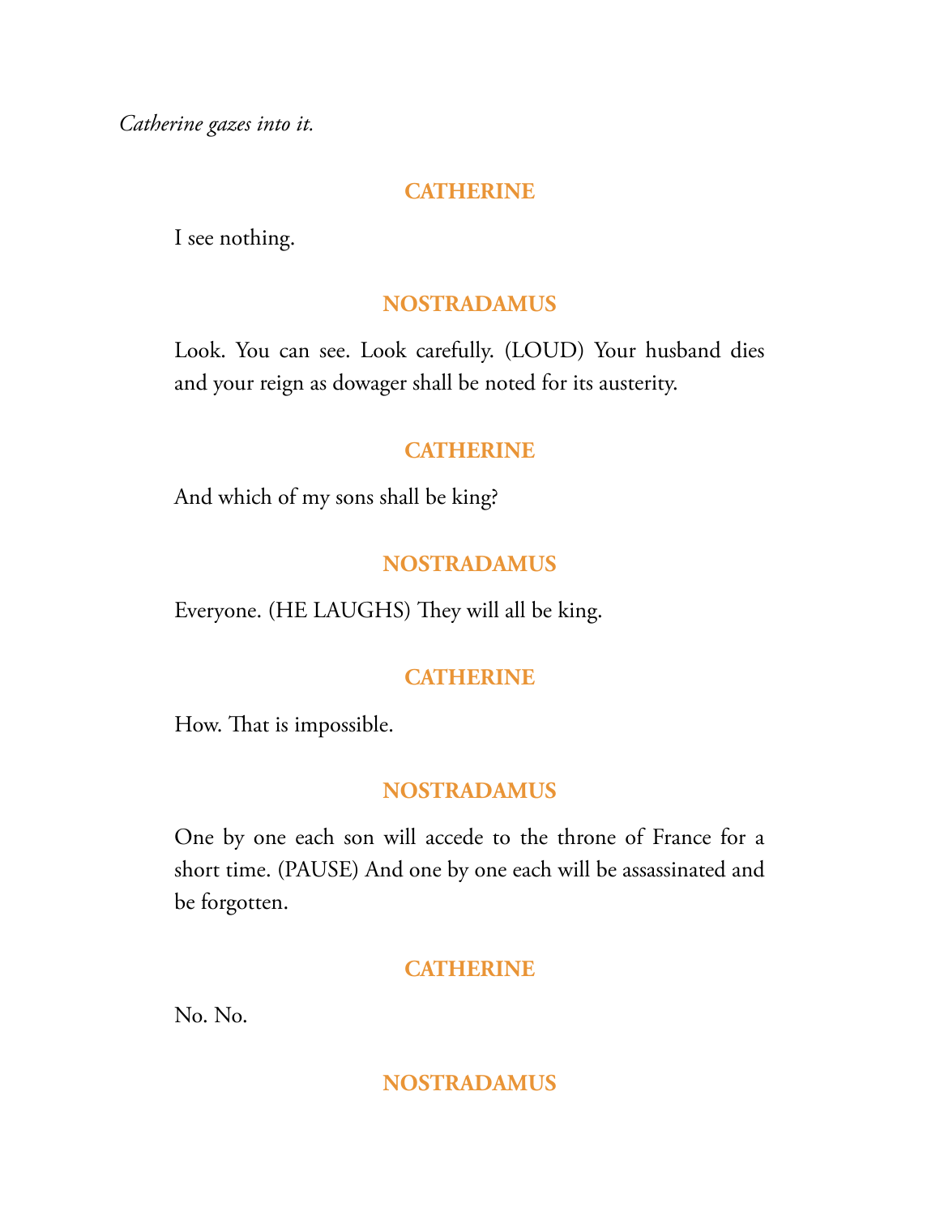*Catherine gazes into it.*

**CATHERINE**

I see nothing.

**NOSTRADAMUS**

Look. You can see. Look carefully. (LOUD) Your husband dies and your reign as dowager shall be noted for its austerity.

**CATHERINE**

And which of my sons shall be king?

**NOSTRADAMUS**

Everyone. (HE LAUGHS) They will all be king.

**CATHERINE**

How. That is impossible.

**NOSTRADAMUS**

One by one each son will accede to the throne of France for a short time. (PAUSE) And one by one each will be assassinated and be forgotten.

**CATHERINE**

No. No.

**NOSTRADAMUS**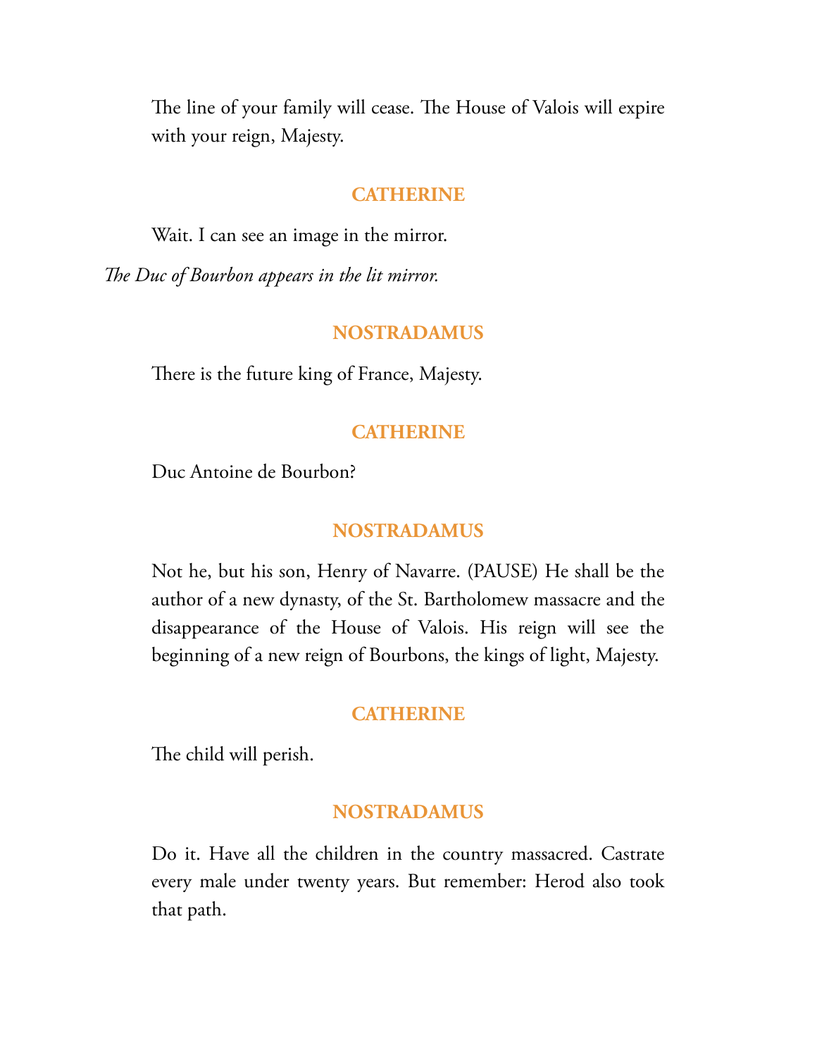The line of your family will cease. The House of Valois will expire with your reign, Majesty.

**CATHERINE**

Wait. I can see an image in the mirror.

*The Duc of Bourbon appears in the lit mirror.*

**NOSTRADAMUS**

There is the future king of France, Majesty.

**CATHERINE**

Duc Antoine de Bourbon?

**NOSTRADAMUS**

Not he, but his son, Henry of Navarre. (PAUSE) He shall be the author of a new dynasty, of the St. Bartholomew massacre and the disappearance of the House of Valois. His reign will see the beginning of a new reign of Bourbons, the kings of light, Majesty.

**CATHERINE**

The child will perish.

**NOSTRADAMUS**

Do it. Have all the children in the country massacred. Castrate every male under twenty years. But remember: Herod also took that path.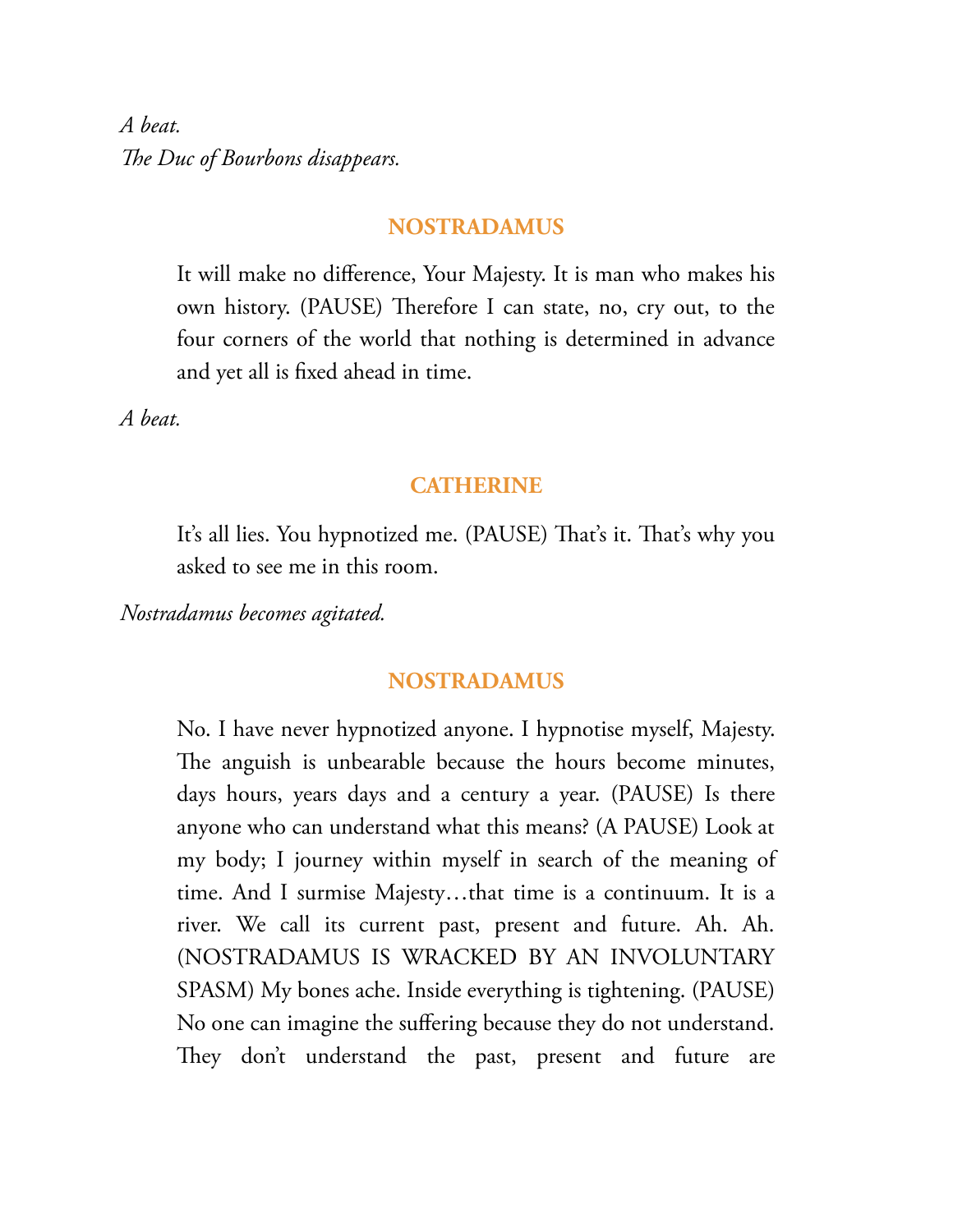*A beat.*
*The Duc of Bourbons disappears.*

**NOSTRADAMUS**

It will make no difference, Your Majesty. It is man who makes his own history. (PAUSE) Therefore I can state, no, cry out, to the four corners of the world that nothing is determined in advance and yet all is fixed ahead in time.

*A beat.*

**CATHERINE**

It's all lies. You hypnotized me. (PAUSE) That's it. That's why you asked to see me in this room.

*Nostradamus becomes agitated.*

**NOSTRADAMUS**

No. I have never hypnotized anyone. I hypnotise myself, Majesty. The anguish is unbearable because the hours become minutes, days hours, years days and a century a year. (PAUSE) Is there anyone who can understand what this means? (A PAUSE) Look at my body; I journey within myself in search of the meaning of time. And I surmise Majesty…that time is a continuum. It is a river. We call its current past, present and future. Ah. Ah. (NOSTRADAMUS IS WRACKED BY AN INVOLUNTARY SPASM) My bones ache. Inside everything is tightening. (PAUSE) No one can imagine the suffering because they do not understand. They don't understand the past, present and future are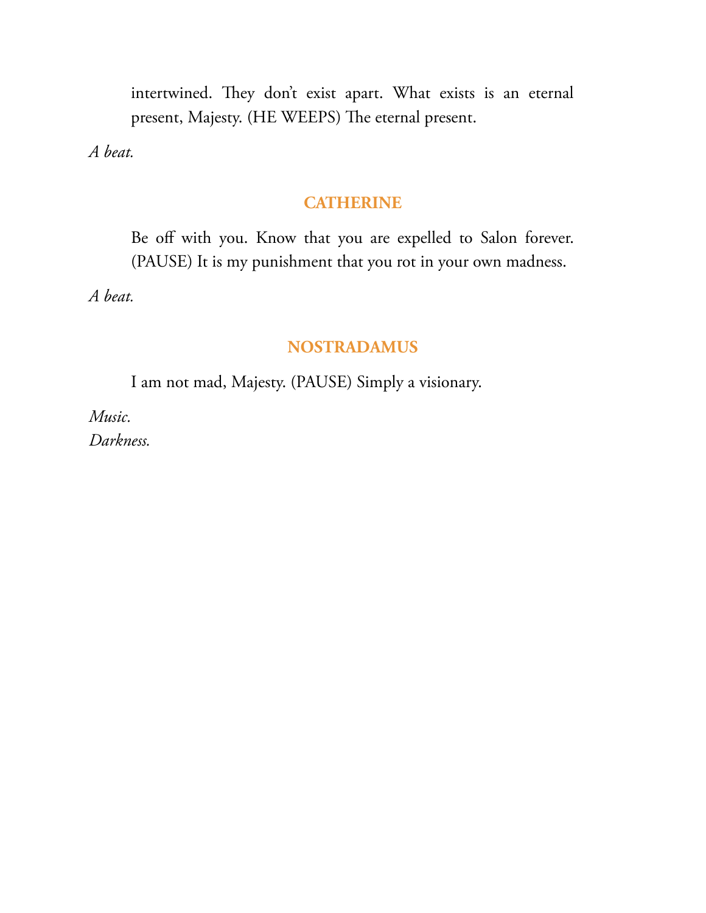intertwined. They don't exist apart. What exists is an eternal present, Majesty. (HE WEEPS) The eternal present.

*A beat.*

**CATHERINE**

Be off with you. Know that you are expelled to Salon forever. (PAUSE) It is my punishment that you rot in your own madness.

*A beat.*

**NOSTRADAMUS**

I am not mad, Majesty. (PAUSE) Simply a visionary.

*Music.*
*Darkness.*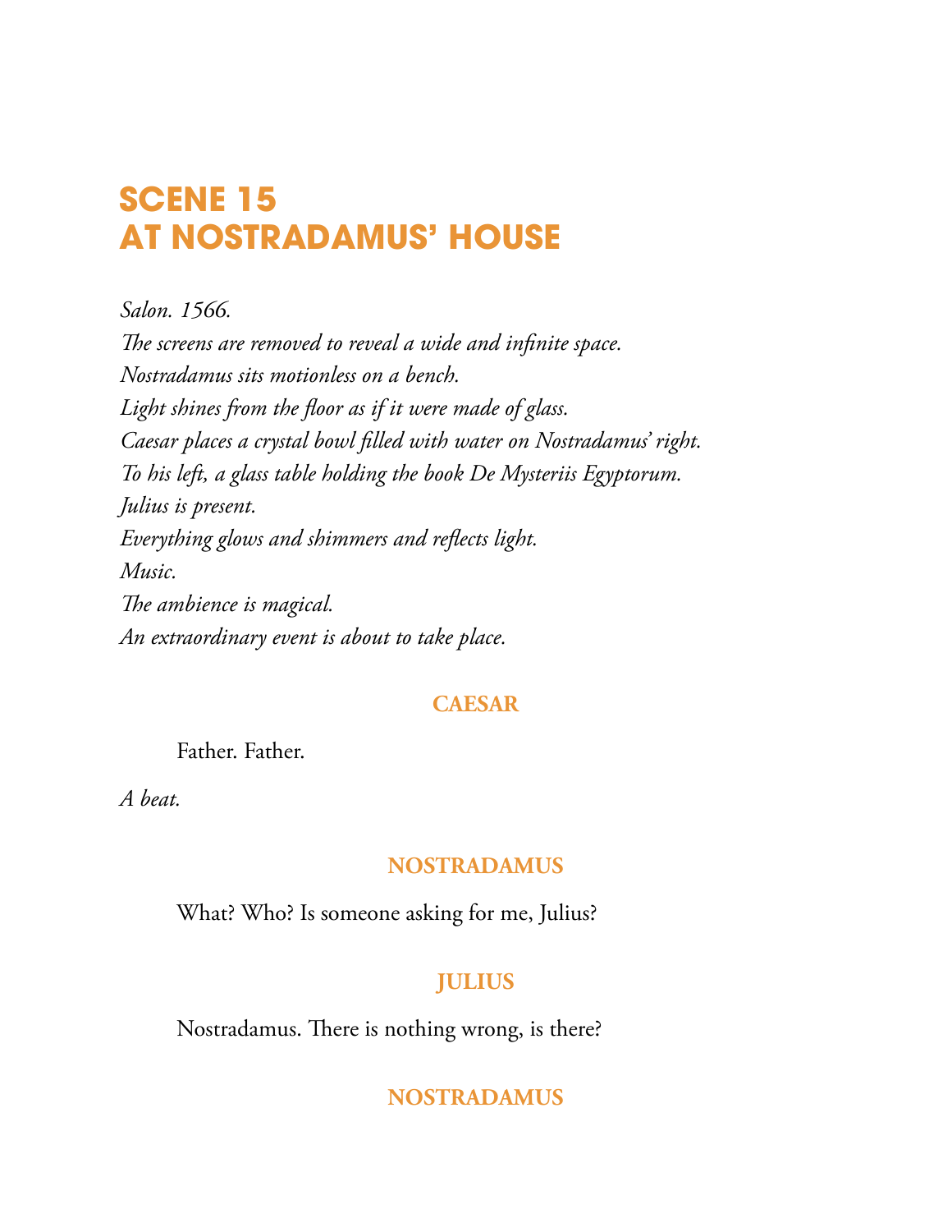# SCENE 15
# AT NOSTRADAMUS' HOUSE

*Salon. 1566.*
*The screens are removed to reveal a wide and infinite space.*
*Nostradamus sits motionless on a bench.*
*Light shines from the floor as if it were made of glass.*
*Caesar places a crystal bowl filled with water on Nostradamus' right.*
*To his left, a glass table holding the book De Mysteriis Egyptorum.*
*Julius is present.*
*Everything glows and shimmers and reflects light.*
*Music.*
*The ambience is magical.*
*An extraordinary event is about to take place.*

**CAESAR**

Father. Father.

*A beat.*

**NOSTRADAMUS**

What? Who? Is someone asking for me, Julius?

**JULIUS**

Nostradamus. There is nothing wrong, is there?

**NOSTRADAMUS**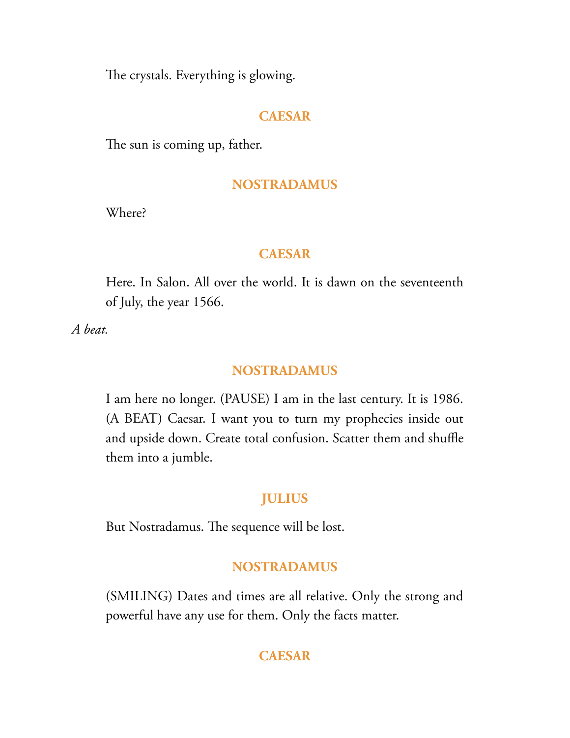The crystals. Everything is glowing.

**CAESAR**

The sun is coming up, father.

**NOSTRADAMUS**

Where?

**CAESAR**

Here. In Salon. All over the world. It is dawn on the seventeenth of July, the year 1566.

*A beat.*

**NOSTRADAMUS**

I am here no longer. (PAUSE) I am in the last century. It is 1986. (A BEAT) Caesar. I want you to turn my prophecies inside out and upside down. Create total confusion. Scatter them and shuffle them into a jumble.

**JULIUS**

But Nostradamus. The sequence will be lost.

**NOSTRADAMUS**

(SMILING) Dates and times are all relative. Only the strong and powerful have any use for them. Only the facts matter.

**CAESAR**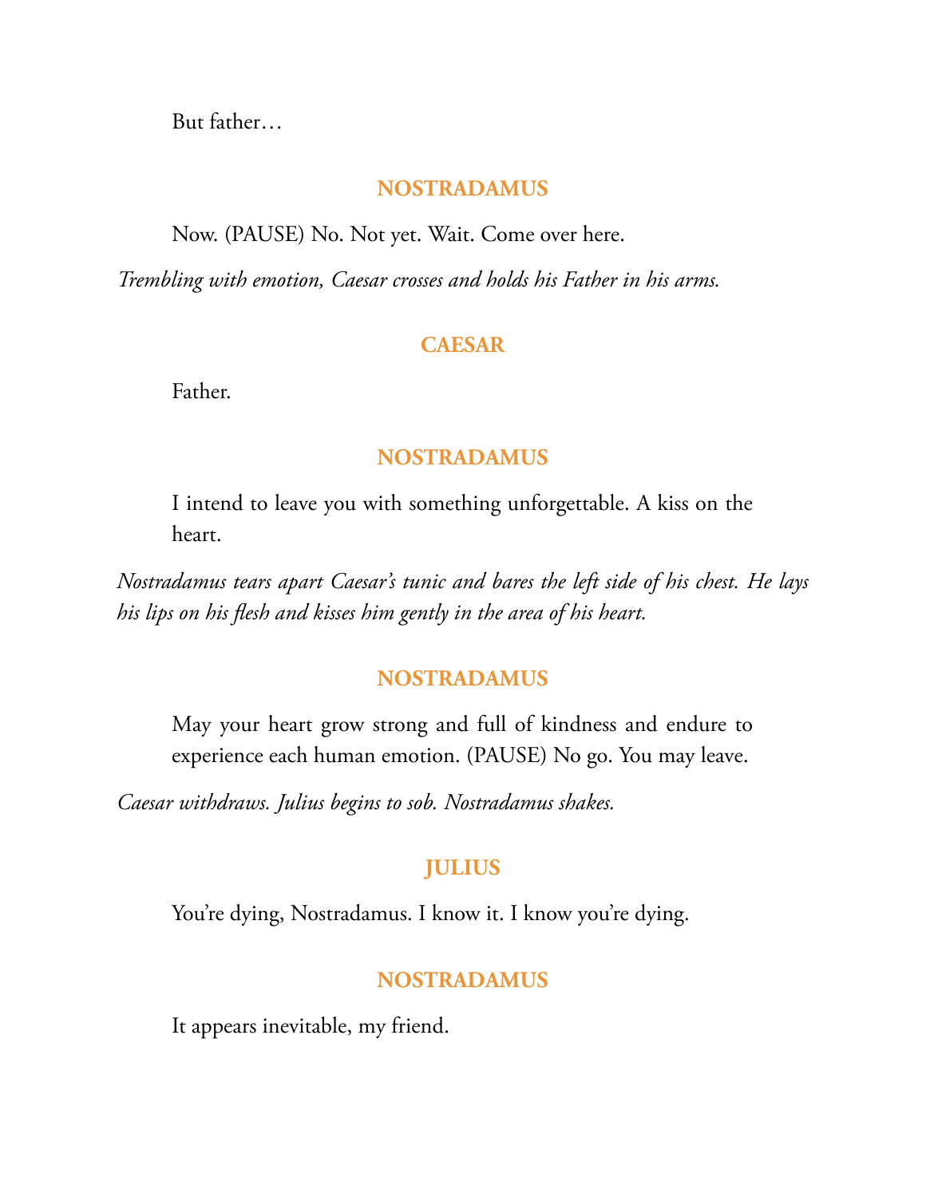But father…

**NOSTRADAMUS**

Now. (PAUSE) No. Not yet. Wait. Come over here.

*Trembling with emotion, Caesar crosses and holds his Father in his arms.*

**CAESAR**

Father.

**NOSTRADAMUS**

I intend to leave you with something unforgettable. A kiss on the heart.

*Nostradamus tears apart Caesar's tunic and bares the left side of his chest. He lays his lips on his flesh and kisses him gently in the area of his heart.*

**NOSTRADAMUS**

May your heart grow strong and full of kindness and endure to experience each human emotion. (PAUSE) No go. You may leave.

*Caesar withdraws. Julius begins to sob. Nostradamus shakes.*

**JULIUS**

You're dying, Nostradamus. I know it. I know you're dying.

**NOSTRADAMUS**

It appears inevitable, my friend.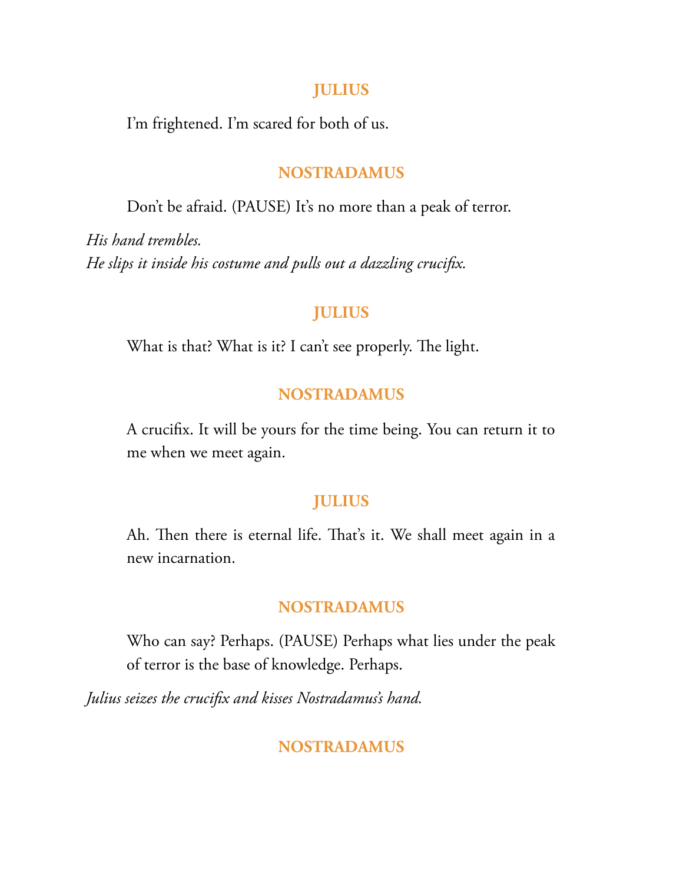**JULIUS**

I'm frightened. I'm scared for both of us.

**NOSTRADAMUS**

Don't be afraid. (PAUSE) It's no more than a peak of terror.

*His hand trembles.*
*He slips it inside his costume and pulls out a dazzling crucifix.*

**JULIUS**

What is that? What is it? I can't see properly. The light.

**NOSTRADAMUS**

A crucifix. It will be yours for the time being. You can return it to me when we meet again.

**JULIUS**

Ah. Then there is eternal life. That's it. We shall meet again in a new incarnation.

**NOSTRADAMUS**

Who can say? Perhaps. (PAUSE) Perhaps what lies under the peak of terror is the base of knowledge. Perhaps.

*Julius seizes the crucifix and kisses Nostradamus's hand.*

**NOSTRADAMUS**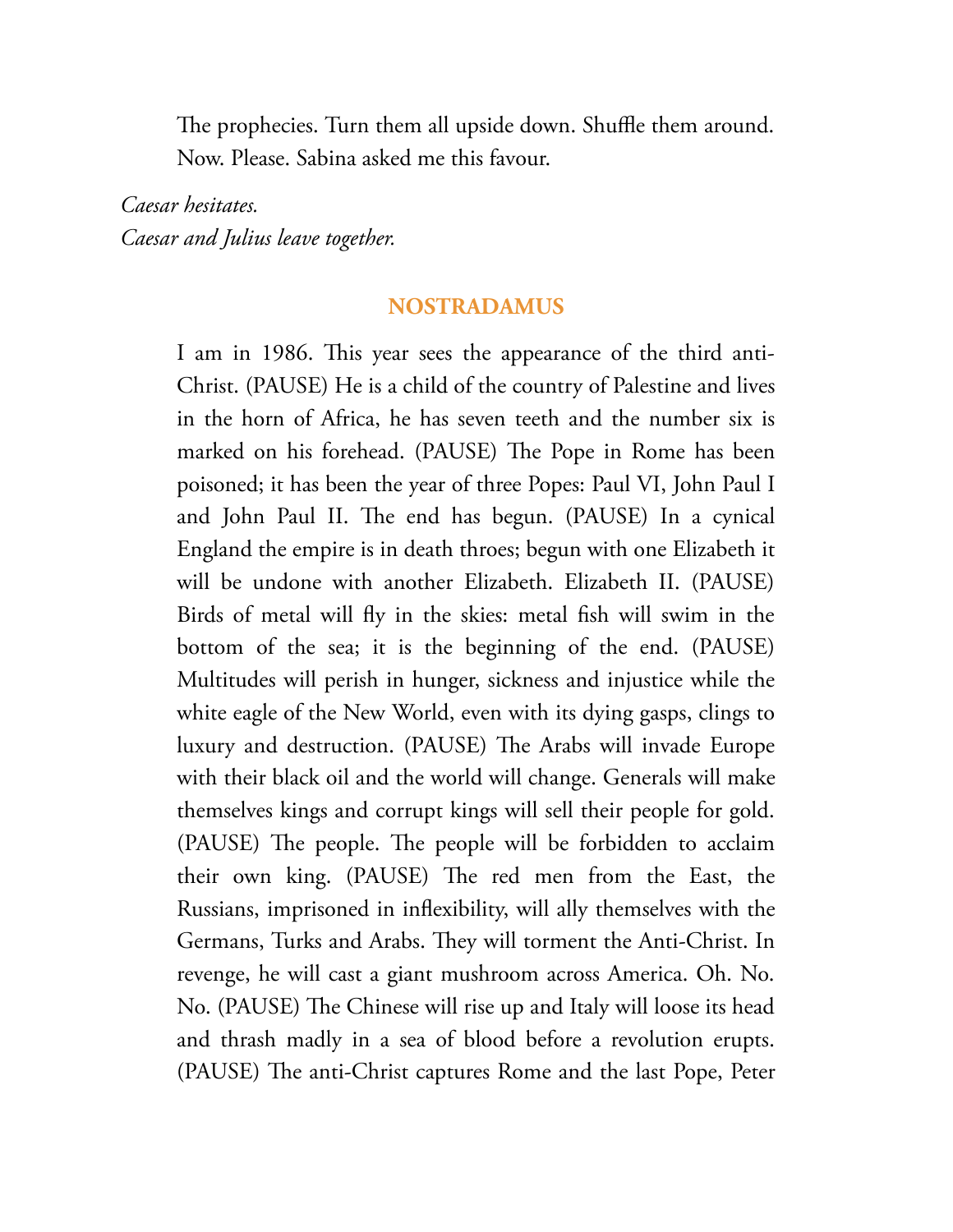The prophecies. Turn them all upside down. Shuffle them around. Now. Please. Sabina asked me this favour.

*Caesar hesitates.*
*Caesar and Julius leave together.*

**NOSTRADAMUS**

I am in 1986. This year sees the appearance of the third anti-Christ. (PAUSE) He is a child of the country of Palestine and lives in the horn of Africa, he has seven teeth and the number six is marked on his forehead. (PAUSE) The Pope in Rome has been poisoned; it has been the year of three Popes: Paul VI, John Paul I and John Paul II. The end has begun. (PAUSE) In a cynical England the empire is in death throes; begun with one Elizabeth it will be undone with another Elizabeth. Elizabeth II. (PAUSE) Birds of metal will fly in the skies: metal fish will swim in the bottom of the sea; it is the beginning of the end. (PAUSE) Multitudes will perish in hunger, sickness and injustice while the white eagle of the New World, even with its dying gasps, clings to luxury and destruction. (PAUSE) The Arabs will invade Europe with their black oil and the world will change. Generals will make themselves kings and corrupt kings will sell their people for gold. (PAUSE) The people. The people will be forbidden to acclaim their own king. (PAUSE) The red men from the East, the Russians, imprisoned in inflexibility, will ally themselves with the Germans, Turks and Arabs. They will torment the Anti-Christ. In revenge, he will cast a giant mushroom across America. Oh. No. No. (PAUSE) The Chinese will rise up and Italy will loose its head and thrash madly in a sea of blood before a revolution erupts. (PAUSE) The anti-Christ captures Rome and the last Pope, Peter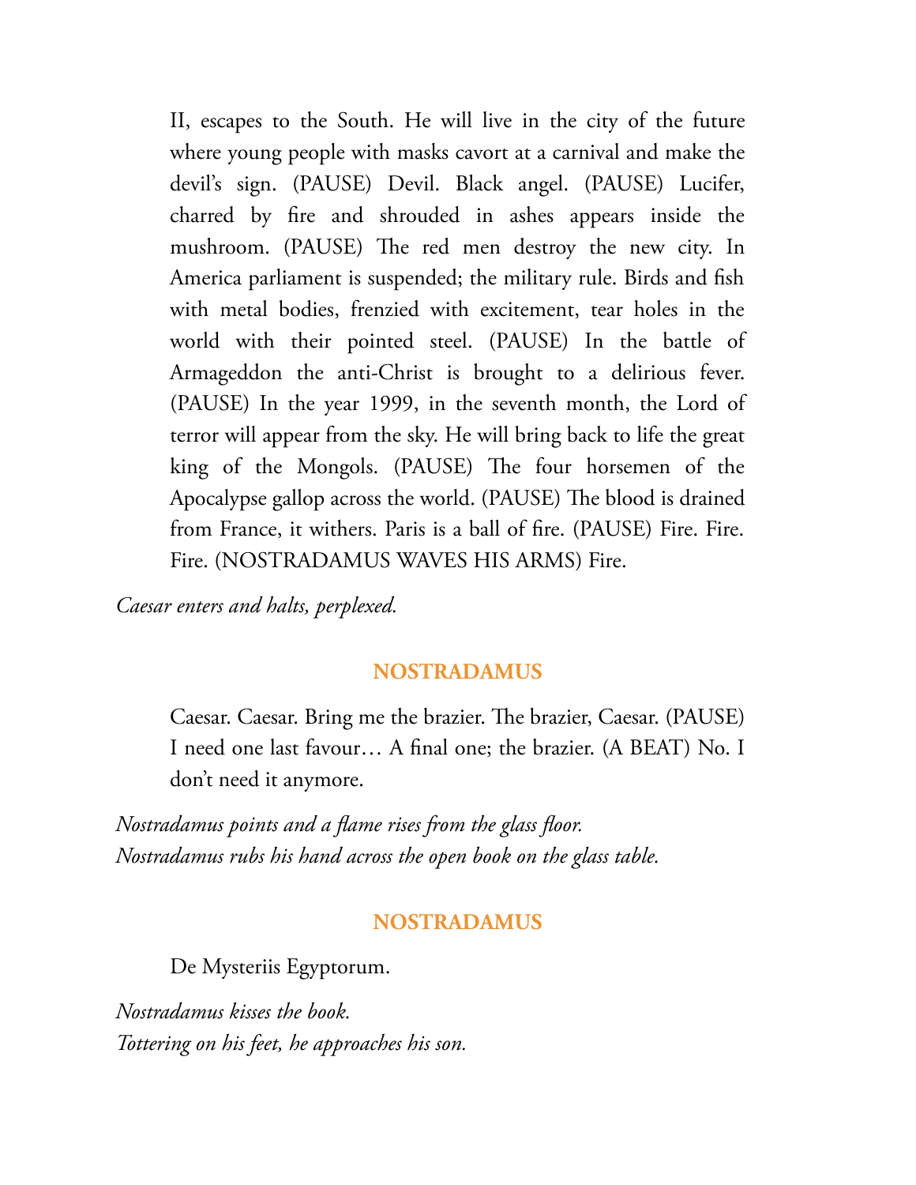II, escapes to the South. He will live in the city of the future where young people with masks cavort at a carnival and make the devil's sign. (PAUSE) Devil. Black angel. (PAUSE) Lucifer, charred by fire and shrouded in ashes appears inside the mushroom. (PAUSE) The red men destroy the new city. In America parliament is suspended; the military rule. Birds and fish with metal bodies, frenzied with excitement, tear holes in the world with their pointed steel. (PAUSE) In the battle of Armageddon the anti-Christ is brought to a delirious fever. (PAUSE) In the year 1999, in the seventh month, the Lord of terror will appear from the sky. He will bring back to life the great king of the Mongols. (PAUSE) The four horsemen of the Apocalypse gallop across the world. (PAUSE) The blood is drained from France, it withers. Paris is a ball of fire. (PAUSE) Fire. Fire. Fire. (NOSTRADAMUS WAVES HIS ARMS) Fire.

*Caesar enters and halts, perplexed.*

**NOSTRADAMUS**

Caesar. Caesar. Bring me the brazier. The brazier, Caesar. (PAUSE) I need one last favour… A final one; the brazier. (A BEAT) No. I don't need it anymore.

*Nostradamus points and a flame rises from the glass floor.*
*Nostradamus rubs his hand across the open book on the glass table.*

**NOSTRADAMUS**

De Mysteriis Egyptorum.

*Nostradamus kisses the book.*
*Tottering on his feet, he approaches his son.*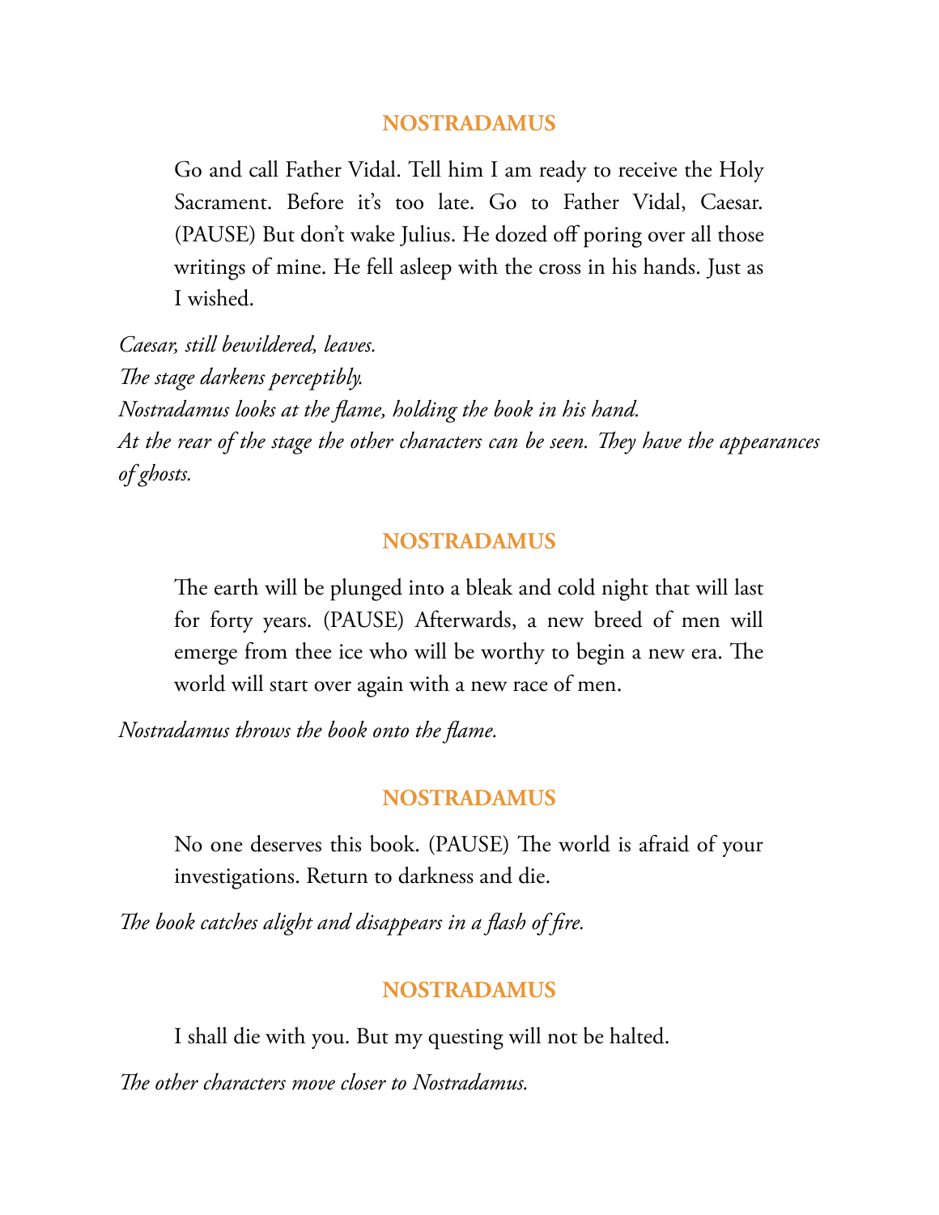**NOSTRADAMUS**

Go and call Father Vidal. Tell him I am ready to receive the Holy Sacrament. Before it's too late. Go to Father Vidal, Caesar. (PAUSE) But don't wake Julius. He dozed off poring over all those writings of mine. He fell asleep with the cross in his hands. Just as I wished.

*Caesar, still bewildered, leaves.*
*The stage darkens perceptibly.*
*Nostradamus looks at the flame, holding the book in his hand.*
*At the rear of the stage the other characters can be seen. They have the appearances of ghosts.*

**NOSTRADAMUS**

The earth will be plunged into a bleak and cold night that will last for forty years. (PAUSE) Afterwards, a new breed of men will emerge from thee ice who will be worthy to begin a new era. The world will start over again with a new race of men.

*Nostradamus throws the book onto the flame.*

**NOSTRADAMUS**

No one deserves this book. (PAUSE) The world is afraid of your investigations. Return to darkness and die.

*The book catches alight and disappears in a flash of fire.*

**NOSTRADAMUS**

I shall die with you. But my questing will not be halted.

*The other characters move closer to Nostradamus.*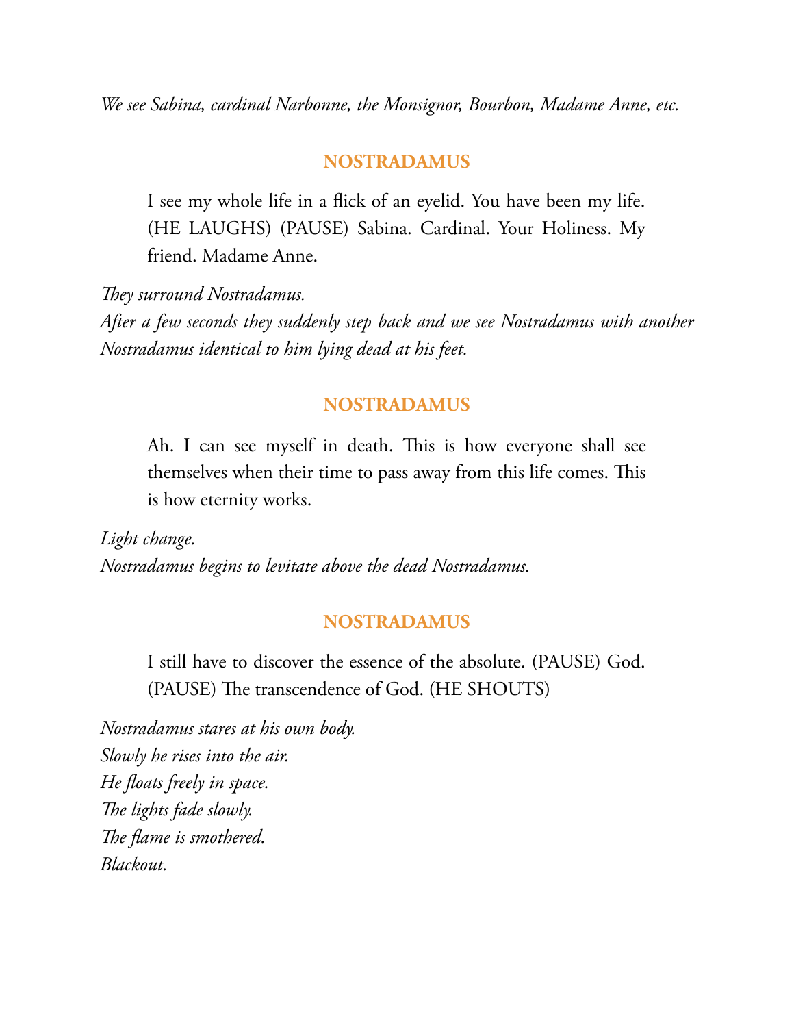*We see Sabina, cardinal Narbonne, the Monsignor, Bourbon, Madame Anne, etc.*

**NOSTRADAMUS**

I see my whole life in a flick of an eyelid. You have been my life. (HE LAUGHS) (PAUSE) Sabina. Cardinal. Your Holiness. My friend. Madame Anne.

*They surround Nostradamus.*
*After a few seconds they suddenly step back and we see Nostradamus with another Nostradamus identical to him lying dead at his feet.*

**NOSTRADAMUS**

Ah. I can see myself in death. This is how everyone shall see themselves when their time to pass away from this life comes. This is how eternity works.

*Light change.*
*Nostradamus begins to levitate above the dead Nostradamus.*

**NOSTRADAMUS**

I still have to discover the essence of the absolute. (PAUSE) God. (PAUSE) The transcendence of God. (HE SHOUTS)

*Nostradamus stares at his own body.*
*Slowly he rises into the air.*
*He floats freely in space.*
*The lights fade slowly.*
*The flame is smothered.*
*Blackout.*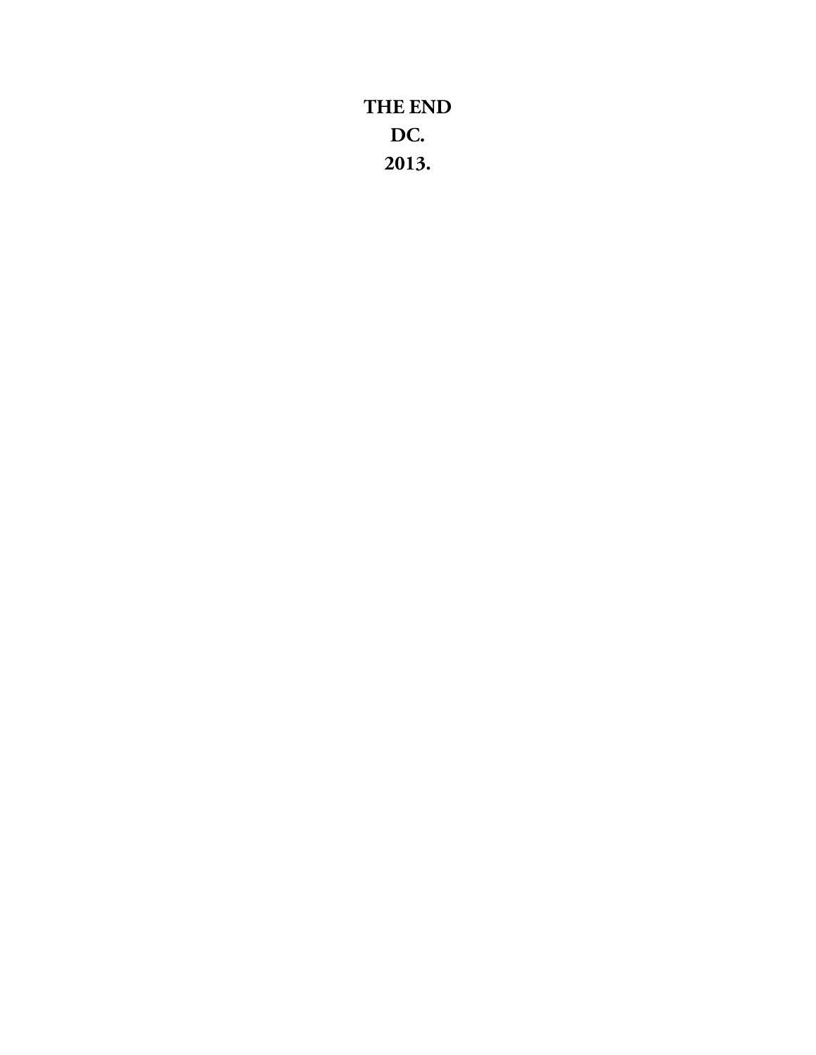**THE END**

**DC.**

**2013.**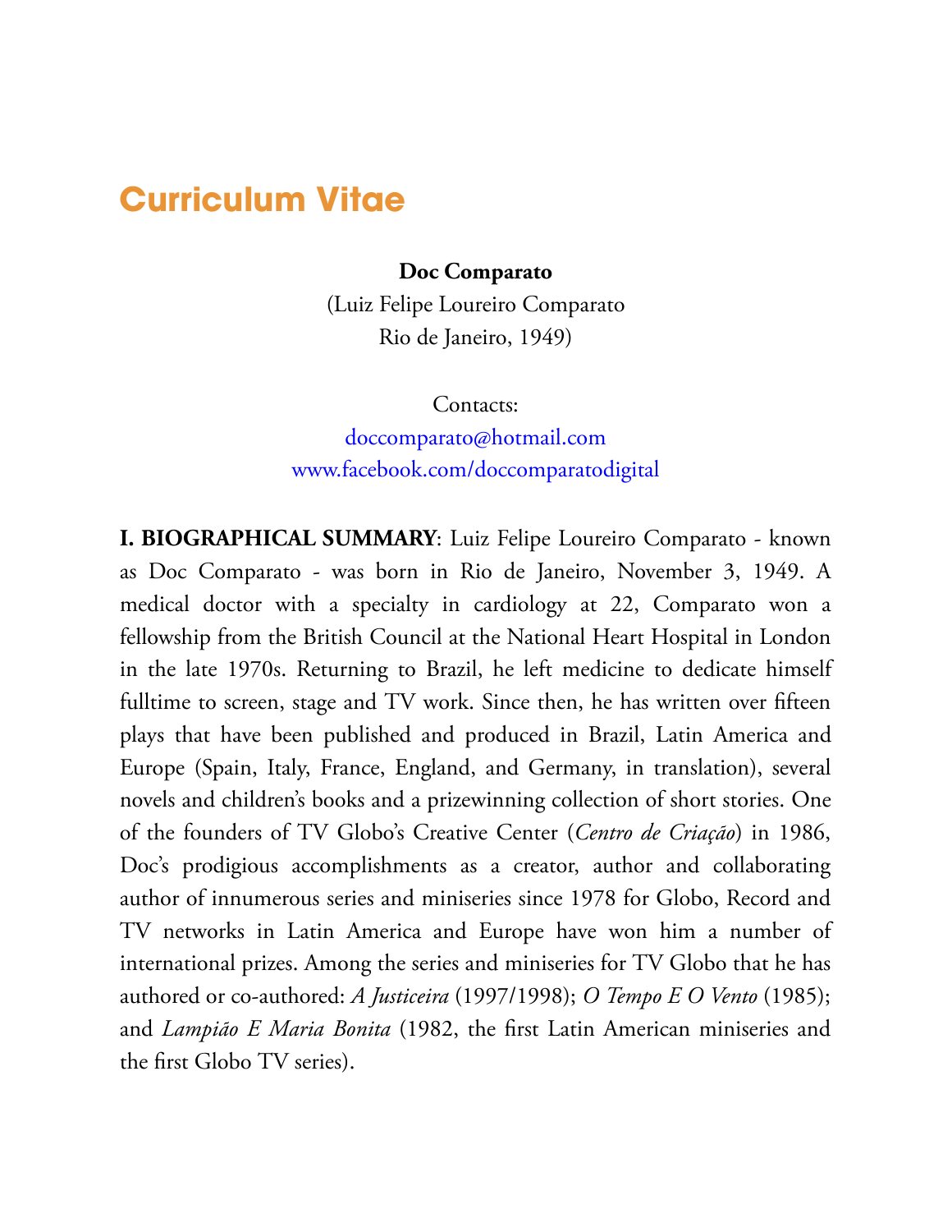# Curriculum Vitae

**Doc Comparato**
(Luiz Felipe Loureiro Comparato
Rio de Janeiro, 1949)

Contacts:
doccomparato@hotmail.com
www.facebook.com/doccomparatodigital

**I. BIOGRAPHICAL SUMMARY**: Luiz Felipe Loureiro Comparato - known as Doc Comparato - was born in Rio de Janeiro, November 3, 1949. A medical doctor with a specialty in cardiology at 22, Comparato won a fellowship from the British Council at the National Heart Hospital in London in the late 1970s. Returning to Brazil, he left medicine to dedicate himself fulltime to screen, stage and TV work. Since then, he has written over fifteen plays that have been published and produced in Brazil, Latin America and Europe (Spain, Italy, France, England, and Germany, in translation), several novels and children's books and a prizewinning collection of short stories. One of the founders of TV Globo's Creative Center (*Centro de Criação*) in 1986, Doc's prodigious accomplishments as a creator, author and collaborating author of innumerous series and miniseries since 1978 for Globo, Record and TV networks in Latin America and Europe have won him a number of international prizes. Among the series and miniseries for TV Globo that he has authored or co-authored: *A Justiceira* (1997/1998); *O Tempo E O Vento* (1985); and *Lampião E Maria Bonita* (1982, the first Latin American miniseries and the first Globo TV series).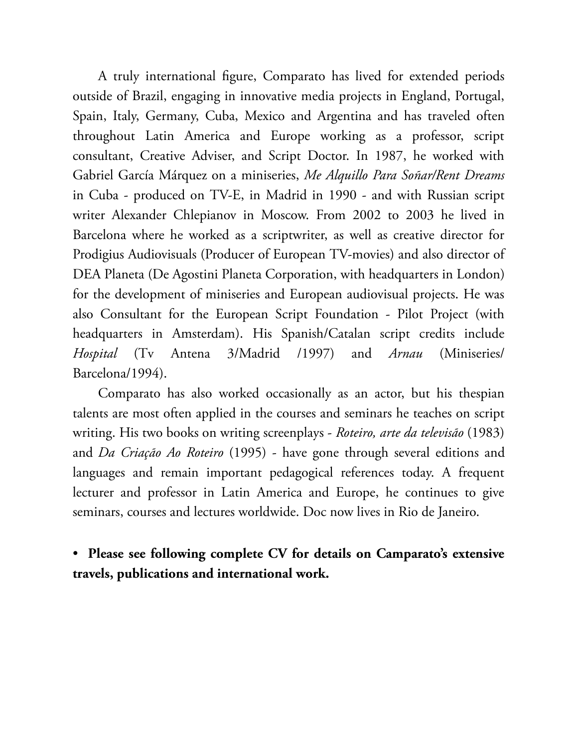A truly international figure, Comparato has lived for extended periods outside of Brazil, engaging in innovative media projects in England, Portugal, Spain, Italy, Germany, Cuba, Mexico and Argentina and has traveled often throughout Latin America and Europe working as a professor, script consultant, Creative Adviser, and Script Doctor. In 1987, he worked with Gabriel García Márquez on a miniseries, *Me Alquillo Para Soñar/Rent Dreams* in Cuba - produced on TV-E, in Madrid in 1990 - and with Russian script writer Alexander Chlepianov in Moscow. From 2002 to 2003 he lived in Barcelona where he worked as a scriptwriter, as well as creative director for Prodigius Audiovisuals (Producer of European TV-movies) and also director of DEA Planeta (De Agostini Planeta Corporation, with headquarters in London) for the development of miniseries and European audiovisual projects. He was also Consultant for the European Script Foundation - Pilot Project (with headquarters in Amsterdam). His Spanish/Catalan script credits include *Hospital* (Tv Antena 3/Madrid /1997) and *Arnau* (Miniseries/ Barcelona/1994).

Comparato has also worked occasionally as an actor, but his thespian talents are most often applied in the courses and seminars he teaches on script writing. His two books on writing screenplays - *Roteiro, arte da televisão* (1983) and *Da Criação Ao Roteiro* (1995) - have gone through several editions and languages and remain important pedagogical references today. A frequent lecturer and professor in Latin America and Europe, he continues to give seminars, courses and lectures worldwide. Doc now lives in Rio de Janeiro.

- **Please see following complete CV for details on Camparato's extensive travels, publications and international work.**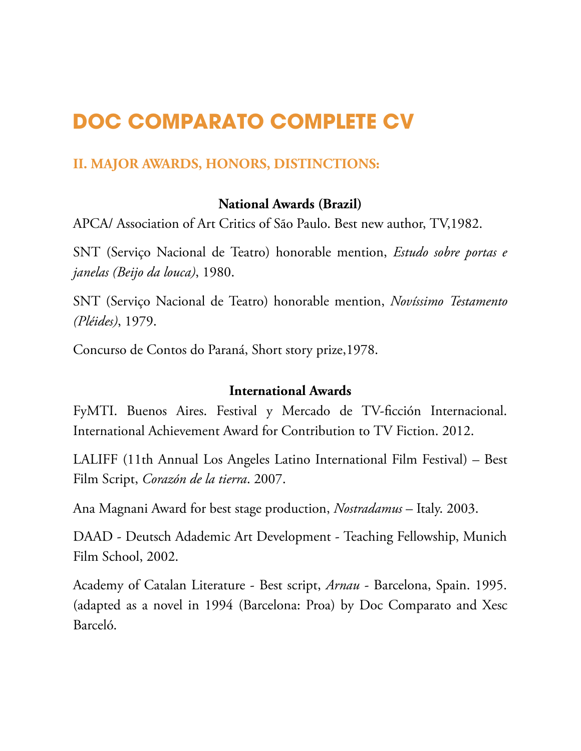# DOC COMPARATO COMPLETE CV

## II. MAJOR AWARDS, HONORS, DISTINCTIONS:

### National Awards (Brazil)

APCA/ Association of Art Critics of São Paulo. Best new author, TV,1982.

SNT (Serviço Nacional de Teatro) honorable mention, *Estudo sobre portas e janelas (Beijo da louca)*, 1980.

SNT (Serviço Nacional de Teatro) honorable mention, *Novíssimo Testamento (Pléides)*, 1979.

Concurso de Contos do Paraná, Short story prize,1978.

### International Awards

FyMTI. Buenos Aires. Festival y Mercado de TV-ficción Internacional. International Achievement Award for Contribution to TV Fiction. 2012.

LALIFF (11th Annual Los Angeles Latino International Film Festival) – Best Film Script, *Corazón de la tierra*. 2007.

Ana Magnani Award for best stage production, *Nostradamus* – Italy. 2003.

DAAD - Deutsch Adademic Art Development - Teaching Fellowship, Munich Film School, 2002.

Academy of Catalan Literature - Best script, *Arnau* - Barcelona, Spain. 1995. (adapted as a novel in 1994 (Barcelona: Proa) by Doc Comparato and Xesc Barceló.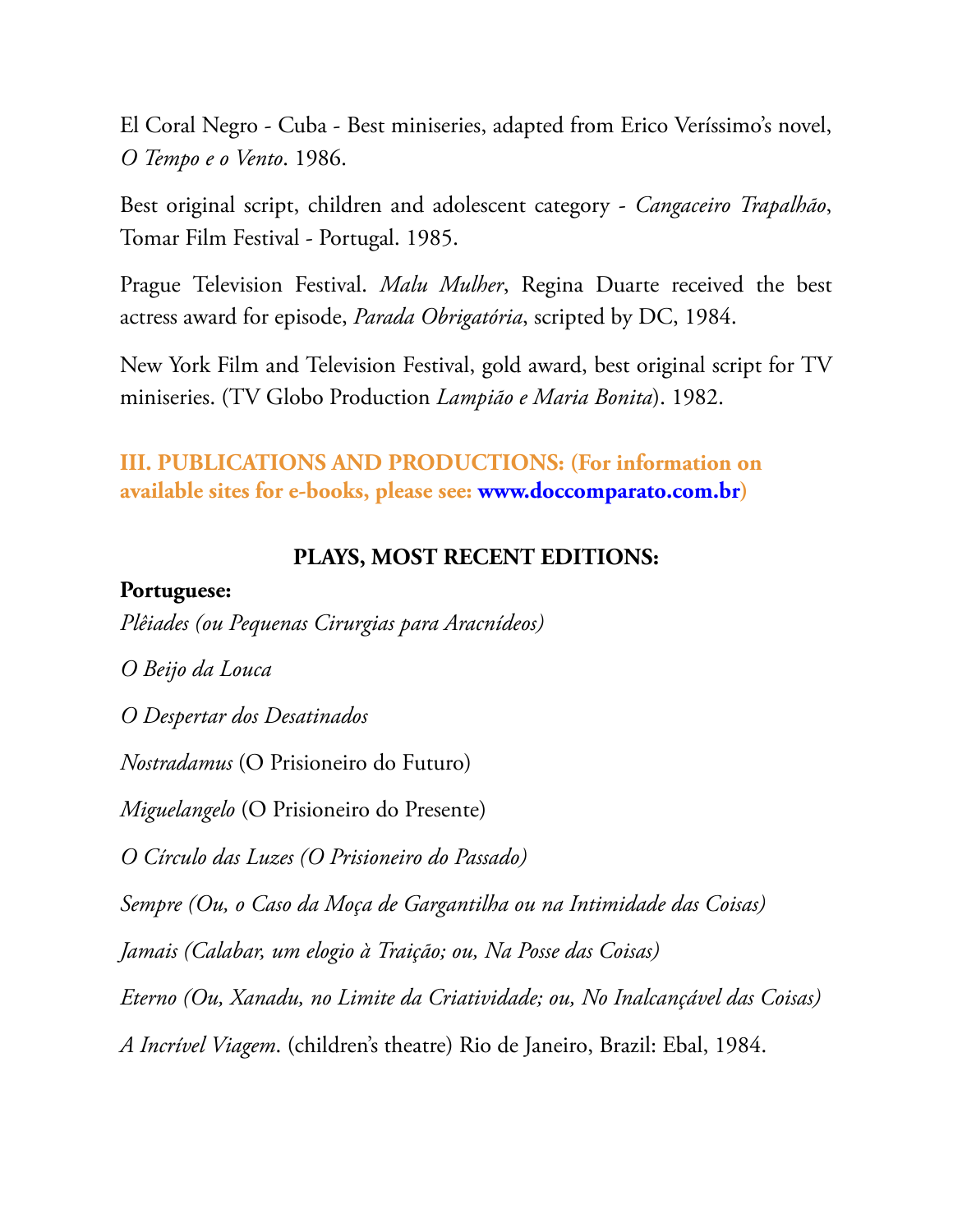El Coral Negro - Cuba - Best miniseries, adapted from Erico Veríssimo's novel, *O Tempo e o Vento*. 1986.

Best original script, children and adolescent category - *Cangaceiro Trapalhão*, Tomar Film Festival - Portugal. 1985.

Prague Television Festival. *Malu Mulher*, Regina Duarte received the best actress award for episode, *Parada Obrigatória*, scripted by DC, 1984.

New York Film and Television Festival, gold award, best original script for TV miniseries. (TV Globo Production *Lampião e Maria Bonita*). 1982.

## III. PUBLICATIONS AND PRODUCTIONS: (For information on available sites for e-books, please see: www.doccomparato.com.br)

### PLAYS, MOST RECENT EDITIONS:

**Portuguese:**

*Plêiades (ou Pequenas Cirurgias para Aracnídeos)*

*O Beijo da Louca*

*O Despertar dos Desatinados*

*Nostradamus* (O Prisioneiro do Futuro)

*Miguelangelo* (O Prisioneiro do Presente)

*O Círculo das Luzes (O Prisioneiro do Passado)*

*Sempre (Ou, o Caso da Moça de Gargantilha ou na Intimidade das Coisas)*

*Jamais (Calabar, um elogio à Traição; ou, Na Posse das Coisas)*

*Eterno (Ou, Xanadu, no Limite da Criatividade; ou, No Inalcançável das Coisas)*

*A Incrível Viagem*. (children's theatre) Rio de Janeiro, Brazil: Ebal, 1984.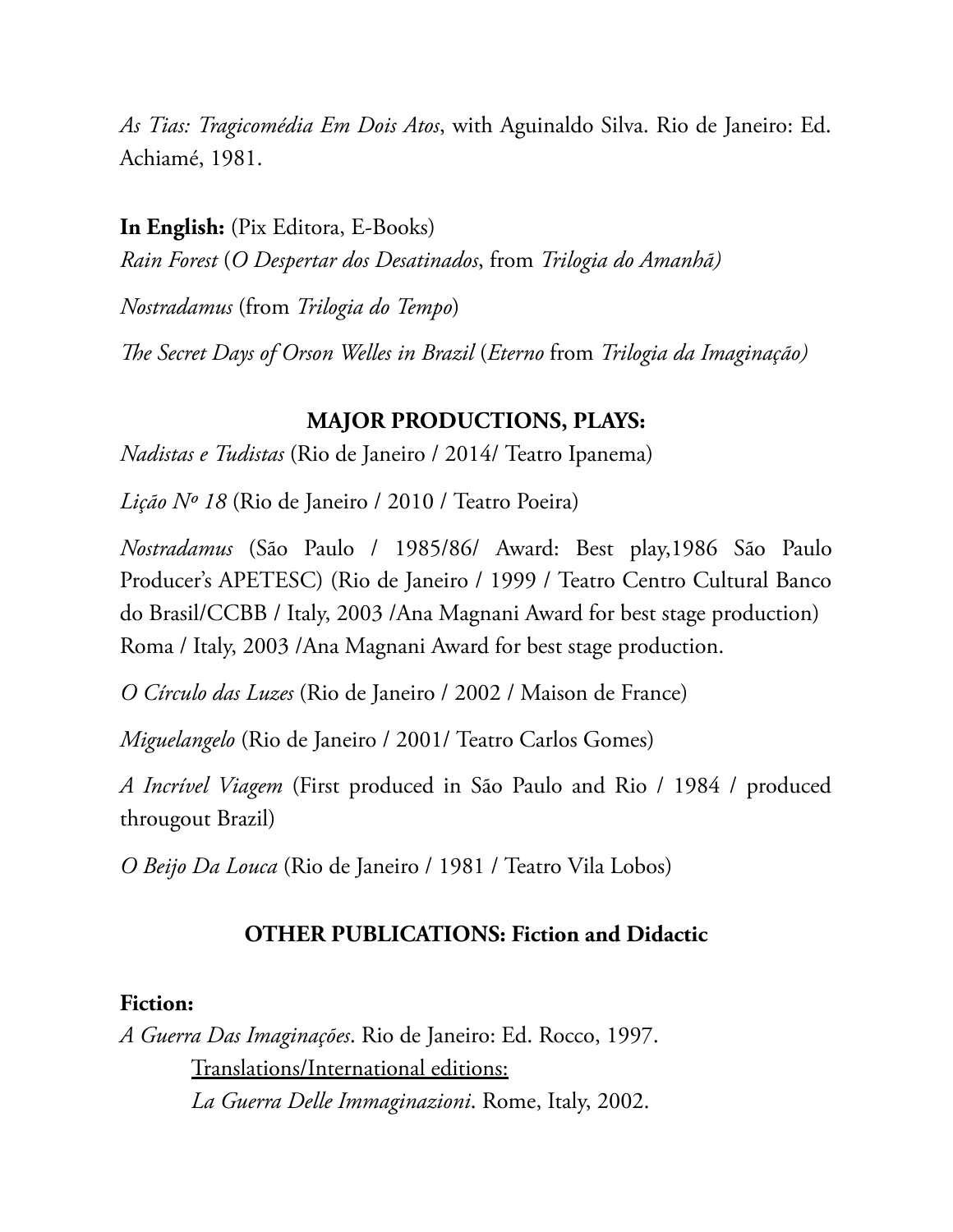*As Tias: Tragicomédia Em Dois Atos*, with Aguinaldo Silva. Rio de Janeiro: Ed. Achiamé, 1981.

**In English:** (Pix Editora, E-Books)
*Rain Forest* (*O Despertar dos Desatinados*, from *Trilogia do Amanhã)*

*Nostradamus* (from *Trilogia do Tempo*)

*The Secret Days of Orson Welles in Brazil* (*Eterno* from *Trilogia da Imaginação)*

## MAJOR PRODUCTIONS, PLAYS:

*Nadistas e Tudistas* (Rio de Janeiro / 2014/ Teatro Ipanema)

*Lição Nº 18* (Rio de Janeiro / 2010 / Teatro Poeira)

*Nostradamus* (São Paulo / 1985/86/ Award: Best play,1986 São Paulo Producer's APETESC) (Rio de Janeiro / 1999 / Teatro Centro Cultural Banco do Brasil/CCBB / Italy, 2003 /Ana Magnani Award for best stage production) Roma / Italy, 2003 /Ana Magnani Award for best stage production.

*O Círculo das Luzes* (Rio de Janeiro / 2002 / Maison de France)

*Miguelangelo* (Rio de Janeiro / 2001/ Teatro Carlos Gomes)

*A Incrível Viagem* (First produced in São Paulo and Rio / 1984 / produced througout Brazil)

*O Beijo Da Louca* (Rio de Janeiro / 1981 / Teatro Vila Lobos)

## OTHER PUBLICATIONS: Fiction and Didactic

**Fiction:**
*A Guerra Das Imaginações*. Rio de Janeiro: Ed. Rocco, 1997.

Translations/International editions:

*La Guerra Delle Immaginazioni*. Rome, Italy, 2002.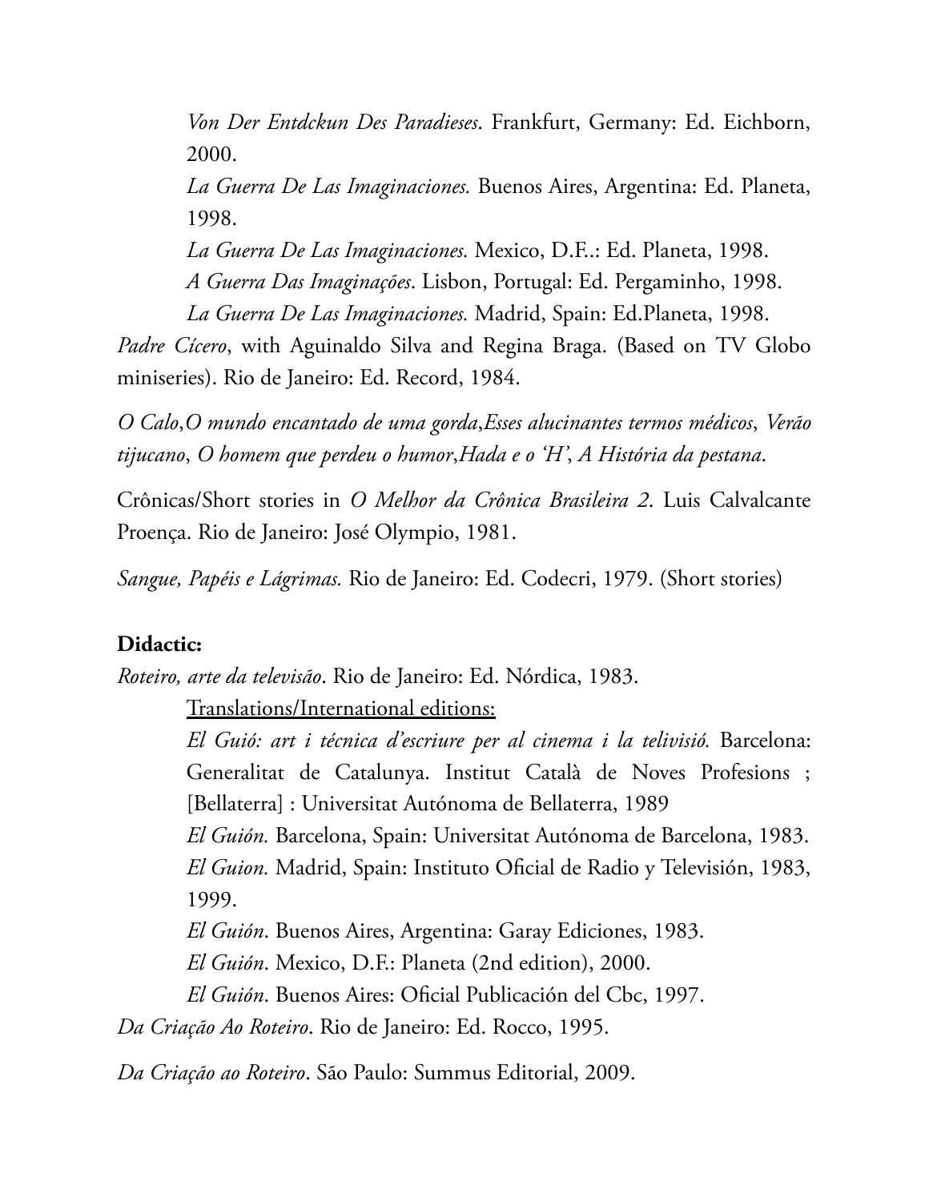*Von Der Entdckun Des Paradieses*. Frankfurt, Germany: Ed. Eichborn, 2000.

*La Guerra De Las Imaginaciones.* Buenos Aires, Argentina: Ed. Planeta, 1998.

*La Guerra De Las Imaginaciones.* Mexico, D.F..: Ed. Planeta, 1998.

*A Guerra Das Imaginações*. Lisbon, Portugal: Ed. Pergaminho, 1998.

*La Guerra De Las Imaginaciones.* Madrid, Spain: Ed.Planeta, 1998.

*Padre Cícero*, with Aguinaldo Silva and Regina Braga. (Based on TV Globo miniseries). Rio de Janeiro: Ed. Record, 1984.

*O Calo*,*O mundo encantado de uma gorda*,*Esses alucinantes termos médicos*, *Verão tijucano*, *O homem que perdeu o humor*,*Hada e o 'H'*, *A História da pestana*.

Crônicas/Short stories in *O Melhor da Crônica Brasileira 2*. Luis Calvalcante Proença. Rio de Janeiro: José Olympio, 1981.

*Sangue, Papéis e Lágrimas.* Rio de Janeiro: Ed. Codecri, 1979. (Short stories)

**Didactic:**

*Roteiro, arte da televisão*. Rio de Janeiro: Ed. Nórdica, 1983.

Translations/International editions:

*El Guió: art i técnica d'escriure per al cinema i la telivisió.* Barcelona: Generalitat de Catalunya. Institut Català de Noves Profesions ; [Bellaterra] : Universitat Autónoma de Bellaterra, 1989

*El Guión.* Barcelona, Spain: Universitat Autónoma de Barcelona, 1983.

*El Guion.* Madrid, Spain: Instituto Oficial de Radio y Televisión, 1983, 1999.

*El Guión*. Buenos Aires, Argentina: Garay Ediciones, 1983.

*El Guión*. Mexico, D.F.: Planeta (2nd edition), 2000.

*El Guión*. Buenos Aires: Oficial Publicación del Cbc, 1997.

*Da Criação Ao Roteiro*. Rio de Janeiro: Ed. Rocco, 1995.

*Da Criação ao Roteiro*. São Paulo: Summus Editorial, 2009.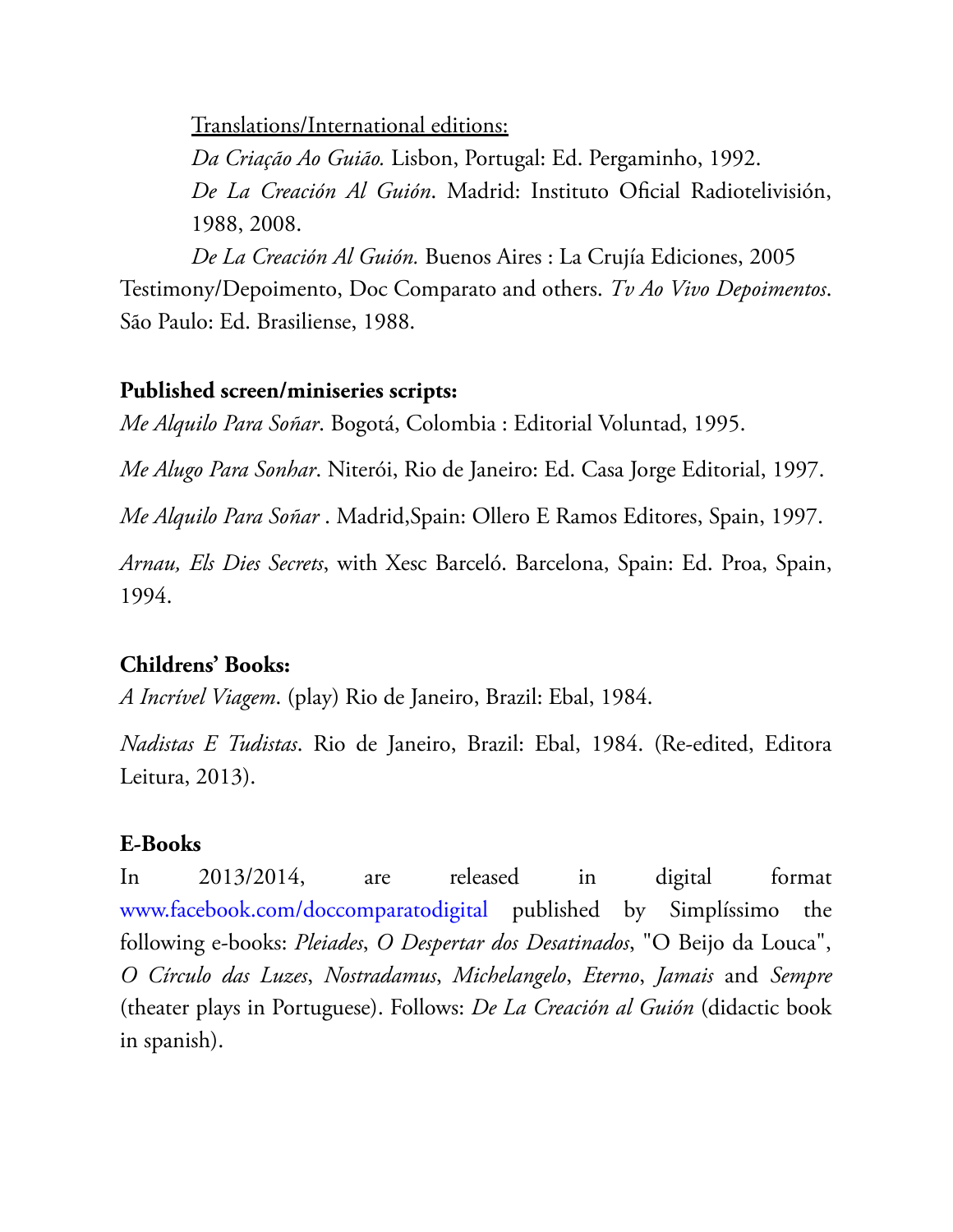<u>Translations/International editions:</u>

*Da Criação Ao Guião.* Lisbon, Portugal: Ed. Pergaminho, 1992.

*De La Creación Al Guión*. Madrid: Instituto Oficial Radiotelivisión, 1988, 2008.

*De La Creación Al Guión.* Buenos Aires : La Crujía Ediciones, 2005

Testimony/Depoimento, Doc Comparato and others. *Tv Ao Vivo Depoimentos*. São Paulo: Ed. Brasiliense, 1988.

**Published screen/miniseries scripts:**

*Me Alquilo Para Soñar*. Bogotá, Colombia : Editorial Voluntad, 1995.

*Me Alugo Para Sonhar*. Niterói, Rio de Janeiro: Ed. Casa Jorge Editorial, 1997.

*Me Alquilo Para Soñar* . Madrid,Spain: Ollero E Ramos Editores, Spain, 1997.

*Arnau, Els Dies Secrets*, with Xesc Barceló. Barcelona, Spain: Ed. Proa, Spain, 1994.

**Childrens' Books:**

*A Incrível Viagem*. (play) Rio de Janeiro, Brazil: Ebal, 1984.

*Nadistas E Tudistas*. Rio de Janeiro, Brazil: Ebal, 1984. (Re-edited, Editora Leitura, 2013).

**E-Books**

In 2013/2014, are released in digital format www.facebook.com/doccomparatodigital published by Simplíssimo the following e-books: *Pleiades*, *O Despertar dos Desatinados*, "O Beijo da Louca", *O Círculo das Luzes*, *Nostradamus*, *Michelangelo*, *Eterno*, *Jamais* and *Sempre* (theater plays in Portuguese). Follows: *De La Creación al Guión* (didactic book in spanish).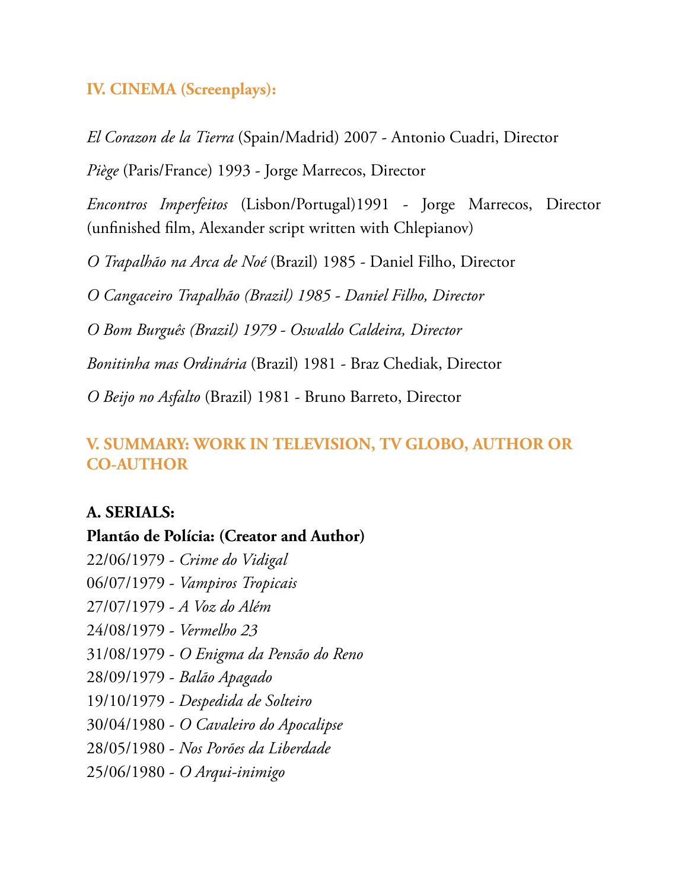## IV. CINEMA (Screenplays):

*El Corazon de la Tierra* (Spain/Madrid) 2007 - Antonio Cuadri, Director

*Piège* (Paris/France) 1993 - Jorge Marrecos, Director

*Encontros Imperfeitos* (Lisbon/Portugal)1991 - Jorge Marrecos, Director (unfinished film, Alexander script written with Chlepianov)

*O Trapalhão na Arca de Noé* (Brazil) 1985 - Daniel Filho, Director

*O Cangaceiro Trapalhão (Brazil) 1985 - Daniel Filho, Director*

*O Bom Burguês (Brazil) 1979 - Oswaldo Caldeira, Director*

*Bonitinha mas Ordinária* (Brazil) 1981 - Braz Chediak, Director

*O Beijo no Asfalto* (Brazil) 1981 - Bruno Barreto, Director

## V. SUMMARY: WORK IN TELEVISION, TV GLOBO, AUTHOR OR CO-AUTHOR

### A. SERIALS:

**Plantão de Polícia: (Creator and Author)**

22/06/1979 - *Crime do Vidigal*
06/07/1979 - *Vampiros Tropicais*
27/07/1979 - *A Voz do Além*
24/08/1979 - *Vermelho 23*
31/08/1979 - *O Enigma da Pensão do Reno*
28/09/1979 - *Balão Apagado*
19/10/1979 - *Despedida de Solteiro*
30/04/1980 - *O Cavaleiro do Apocalipse*
28/05/1980 - *Nos Porões da Liberdade*
25/06/1980 - *O Arqui-inimigo*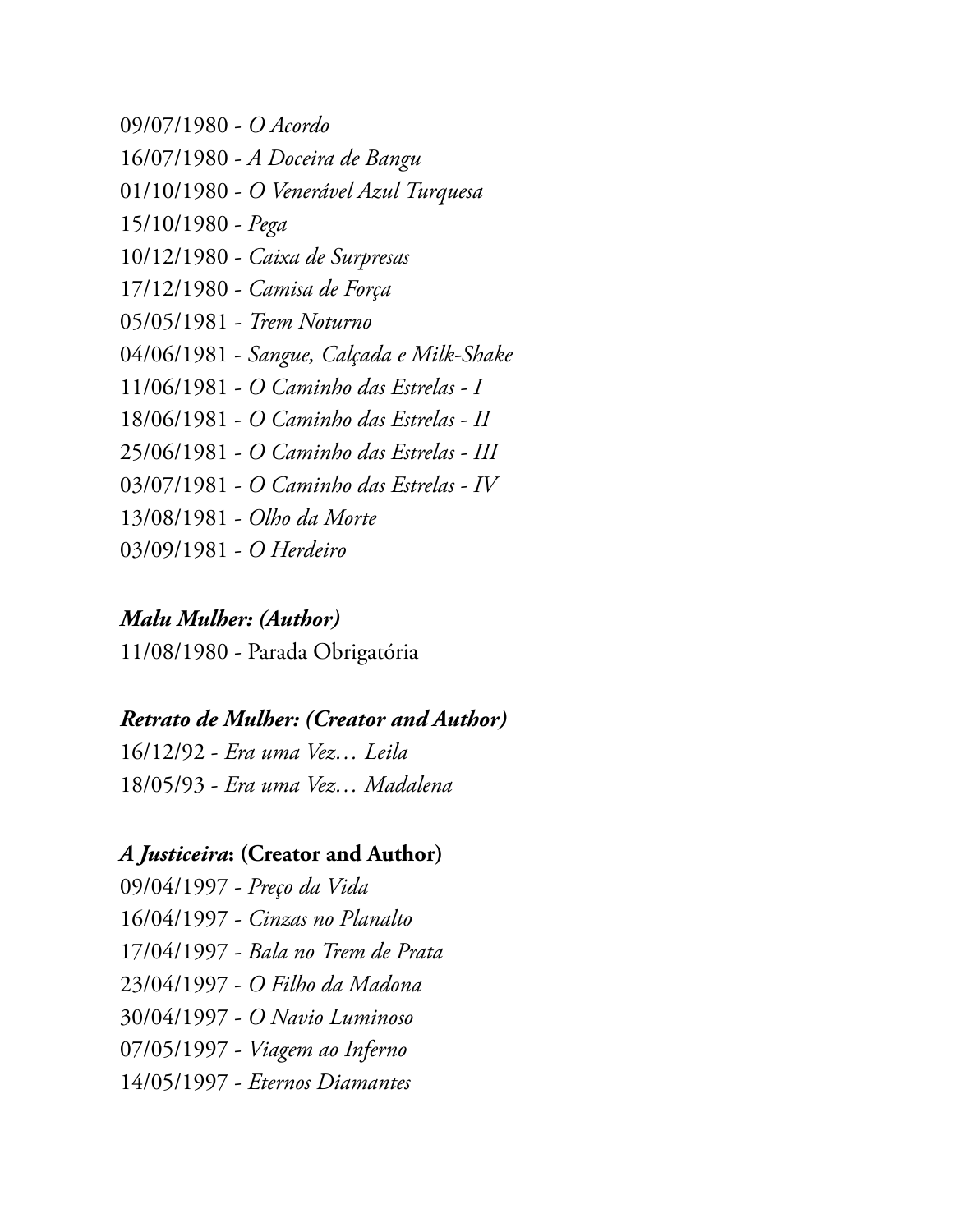09/07/1980 - *O Acordo*

16/07/1980 - *A Doceira de Bangu*

01/10/1980 - *O Venerável Azul Turquesa*

15/10/1980 - *Pega*

10/12/1980 - *Caixa de Surpresas*

17/12/1980 - *Camisa de Força*

05/05/1981 - *Trem Noturno*

04/06/1981 - *Sangue, Calçada e Milk-Shake*

11/06/1981 - *O Caminho das Estrelas - I*

18/06/1981 - *O Caminho das Estrelas - II*

25/06/1981 - *O Caminho das Estrelas - III*

03/07/1981 - *O Caminho das Estrelas - IV*

13/08/1981 - *Olho da Morte*

03/09/1981 - *O Herdeiro*

***Malu Mulher: (Author)***

11/08/1980 - Parada Obrigatória

***Retrato de Mulher: (Creator and Author)***

16/12/92 - *Era uma Vez… Leila*

18/05/93 - *Era uma Vez… Madalena*

***A Justiceira*: (Creator and Author)**

09/04/1997 - *Preço da Vida*

16/04/1997 - *Cinzas no Planalto*

17/04/1997 - *Bala no Trem de Prata*

23/04/1997 - *O Filho da Madona*

30/04/1997 - *O Navio Luminoso*

07/05/1997 - *Viagem ao Inferno*

14/05/1997 - *Eternos Diamantes*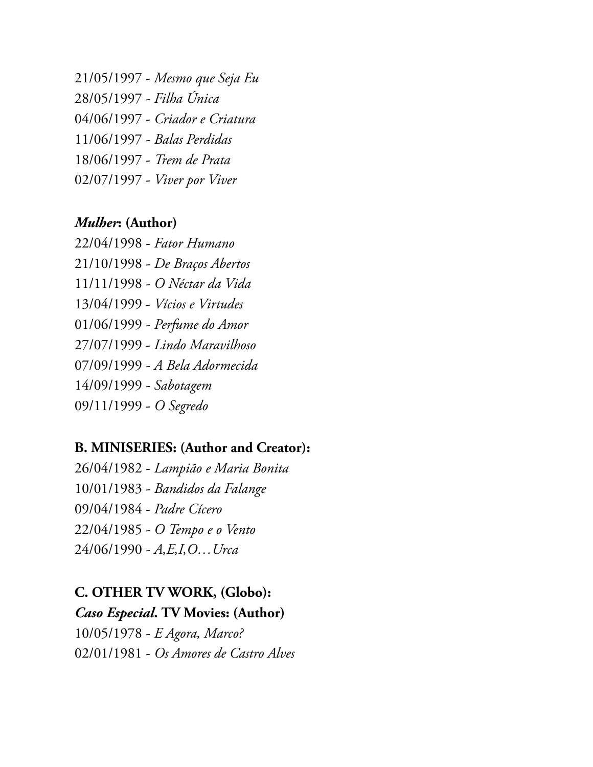21/05/1997 - *Mesmo que Seja Eu*
28/05/1997 - *Filha Única*
04/06/1997 - *Criador e Criatura*
11/06/1997 - *Balas Perdidas*
18/06/1997 - *Trem de Prata*
02/07/1997 - *Viver por Viver*

***Mulher*: (Author)**

22/04/1998 - *Fator Humano*
21/10/1998 - *De Braços Abertos*
11/11/1998 - *O Néctar da Vida*
13/04/1999 - *Vícios e Virtudes*
01/06/1999 - *Perfume do Amor*
27/07/1999 - *Lindo Maravilhoso*
07/09/1999 - *A Bela Adormecida*
14/09/1999 - *Sabotagem*
09/11/1999 - *O Segredo*

**B. MINISERIES: (Author and Creator):**

26/04/1982 - *Lampião e Maria Bonita*
10/01/1983 - *Bandidos da Falange*
09/04/1984 - *Padre Cícero*
22/04/1985 - *O Tempo e o Vento*
24/06/1990 - *A,E,I,O…Urca*

**C. OTHER TV WORK, (Globo):**

***Caso Especial*. TV Movies: (Author)**

10/05/1978 - *E Agora, Marco?*
02/01/1981 - *Os Amores de Castro Alves*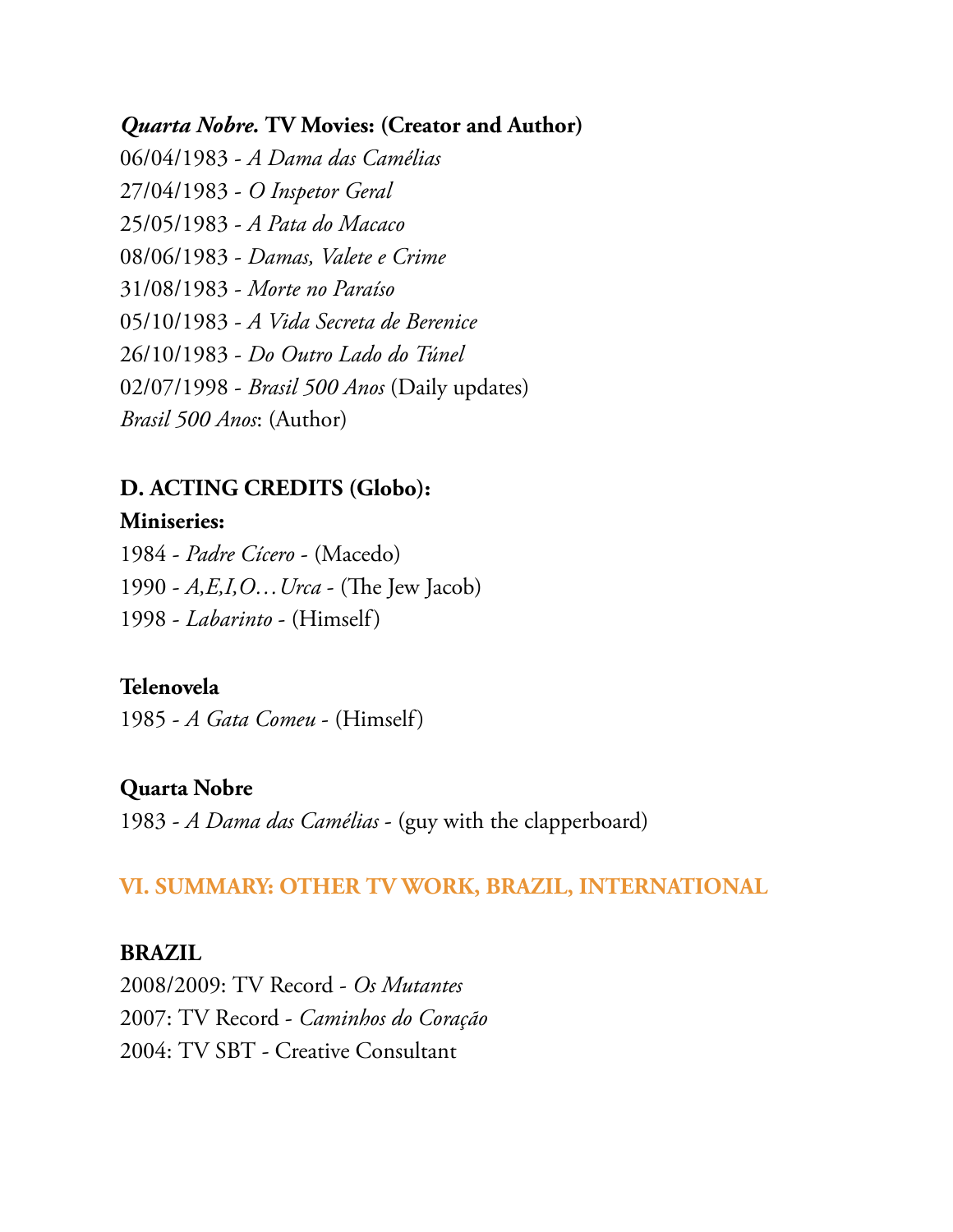***Quarta Nobre.* TV Movies: (Creator and Author)**

06/04/1983 - *A Dama das Camélias*
27/04/1983 - *O Inspetor Geral*
25/05/1983 - *A Pata do Macaco*
08/06/1983 - *Damas, Valete e Crime*
31/08/1983 - *Morte no Paraíso*
05/10/1983 - *A Vida Secreta de Berenice*
26/10/1983 - *Do Outro Lado do Túnel*
02/07/1998 - *Brasil 500 Anos* (Daily updates)
*Brasil 500 Anos*: (Author)

**D. ACTING CREDITS (Globo):**

**Miniseries:**

1984 - *Padre Cícero* - (Macedo)
1990 - *A,E,I,O…Urca* - (The Jew Jacob)
1998 - *Labarinto* - (Himself)

**Telenovela**

1985 - *A Gata Comeu* - (Himself)

**Quarta Nobre**

1983 - *A Dama das Camélias* - (guy with the clapperboard)

## VI. SUMMARY: OTHER TV WORK, BRAZIL, INTERNATIONAL

**BRAZIL**

2008/2009: TV Record - *Os Mutantes*
2007: TV Record - *Caminhos do Coração*
2004: TV SBT - Creative Consultant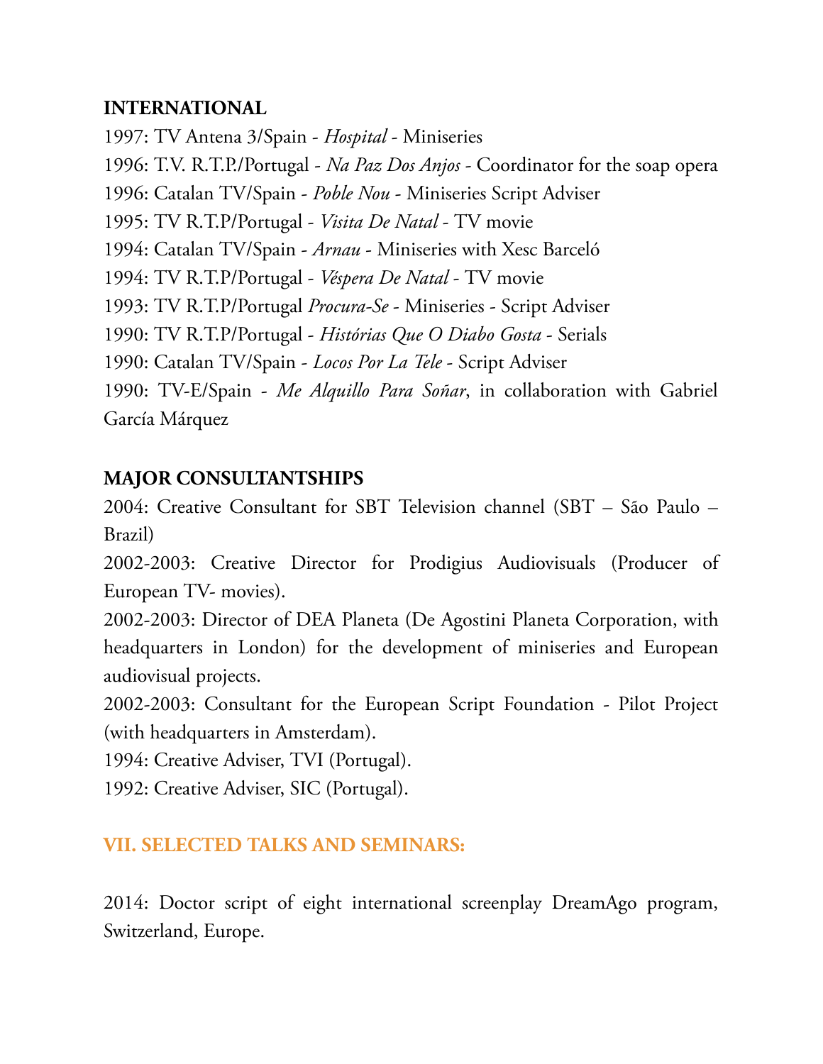**INTERNATIONAL**

1997: TV Antena 3/Spain - *Hospital* - Miniseries

1996: T.V. R.T.P./Portugal - *Na Paz Dos Anjos* - Coordinator for the soap opera

1996: Catalan TV/Spain - *Poble Nou* - Miniseries Script Adviser

1995: TV R.T.P/Portugal - *Visita De Natal* - TV movie

1994: Catalan TV/Spain - *Arnau* - Miniseries with Xesc Barceló

1994: TV R.T.P/Portugal - *Véspera De Natal* - TV movie

1993: TV R.T.P/Portugal *Procura-Se* - Miniseries - Script Adviser

1990: TV R.T.P/Portugal - *Histórias Que O Diabo Gosta* - Serials

1990: Catalan TV/Spain - *Locos Por La Tele* - Script Adviser

1990: TV-E/Spain - *Me Alquillo Para Soñar*, in collaboration with Gabriel García Márquez

**MAJOR CONSULTANTSHIPS**

2004: Creative Consultant for SBT Television channel (SBT – São Paulo – Brazil)

2002-2003: Creative Director for Prodigius Audiovisuals (Producer of European TV- movies).

2002-2003: Director of DEA Planeta (De Agostini Planeta Corporation, with headquarters in London) for the development of miniseries and European audiovisual projects.

2002-2003: Consultant for the European Script Foundation - Pilot Project (with headquarters in Amsterdam).

1994: Creative Adviser, TVI (Portugal).

1992: Creative Adviser, SIC (Portugal).

## VII. SELECTED TALKS AND SEMINARS:

2014: Doctor script of eight international screenplay DreamAgo program, Switzerland, Europe.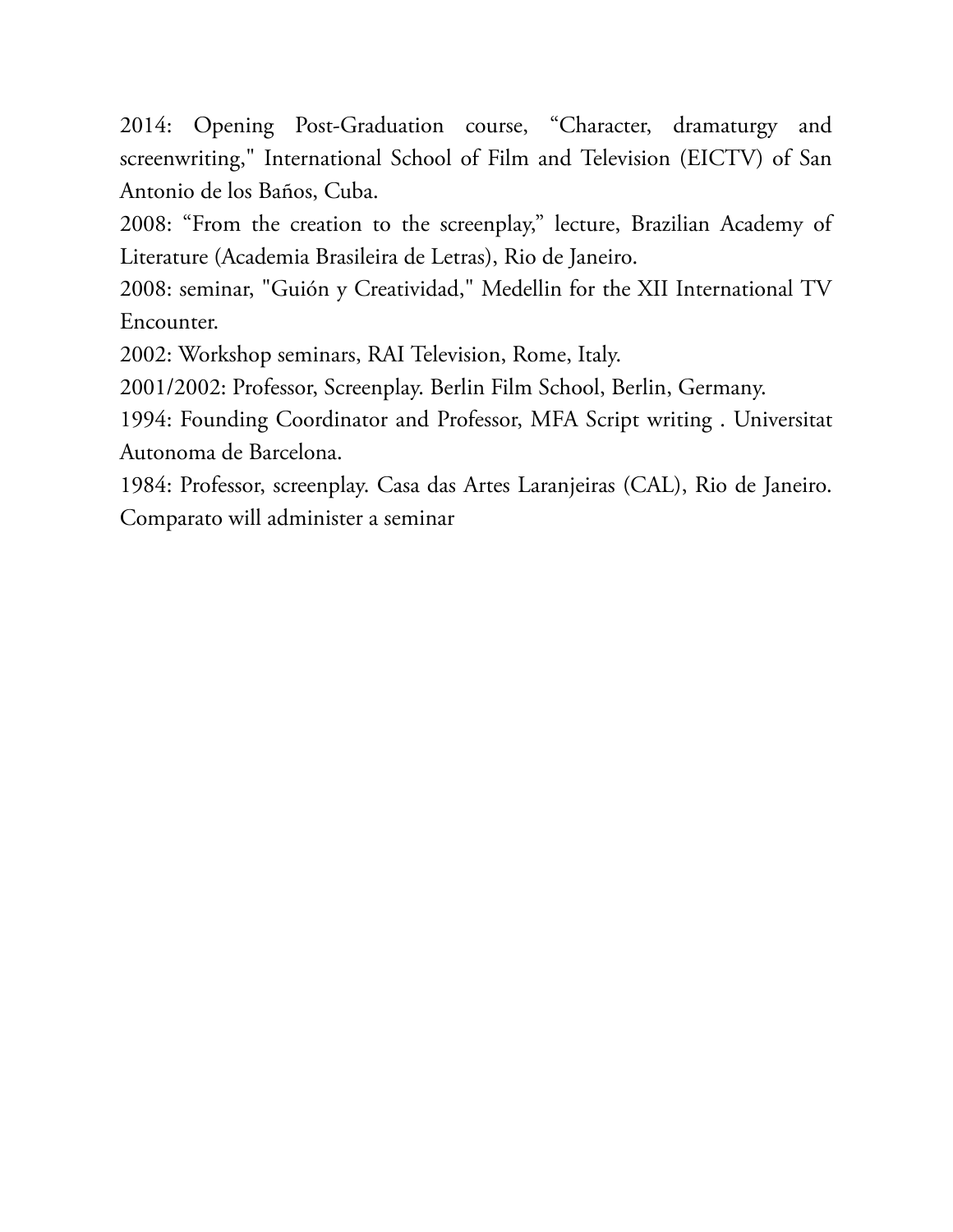2014: Opening Post-Graduation course, "Character, dramaturgy and screenwriting," International School of Film and Television (EICTV) of San Antonio de los Baños, Cuba.

2008: "From the creation to the screenplay," lecture, Brazilian Academy of Literature (Academia Brasileira de Letras), Rio de Janeiro.

2008: seminar, "Guión y Creatividad," Medellin for the XII International TV Encounter.

2002: Workshop seminars, RAI Television, Rome, Italy.

2001/2002: Professor, Screenplay. Berlin Film School, Berlin, Germany.

1994: Founding Coordinator and Professor, MFA Script writing . Universitat Autonoma de Barcelona.

1984: Professor, screenplay. Casa das Artes Laranjeiras (CAL), Rio de Janeiro. Comparato will administer a seminar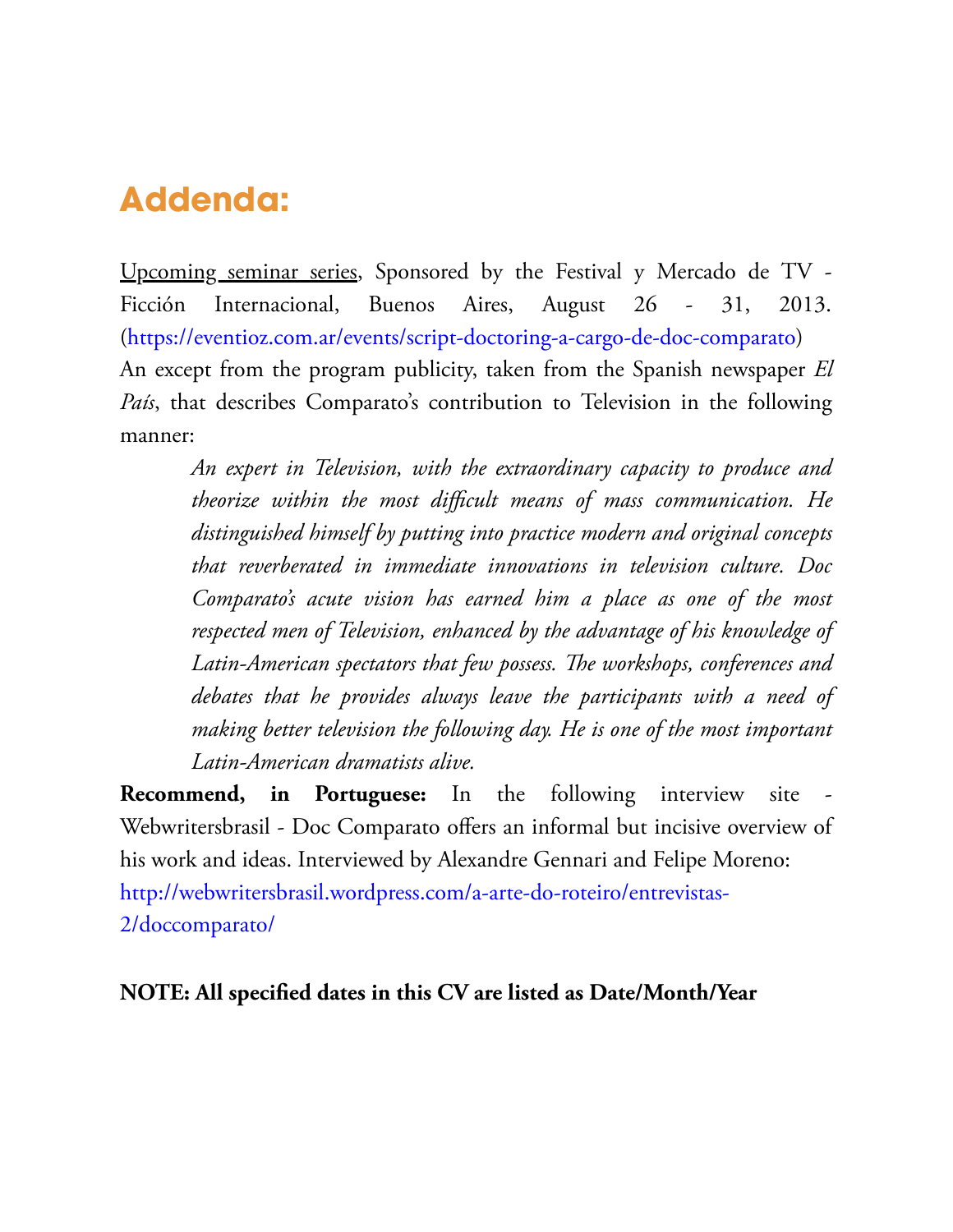# Addenda:

Upcoming seminar series, Sponsored by the Festival y Mercado de TV - Ficción Internacional, Buenos Aires, August 26 - 31, 2013. (https://eventioz.com.ar/events/script-doctoring-a-cargo-de-doc-comparato)

An except from the program publicity, taken from the Spanish newspaper *El País*, that describes Comparato's contribution to Television in the following manner:

> *An expert in Television, with the extraordinary capacity to produce and theorize within the most difficult means of mass communication. He distinguished himself by putting into practice modern and original concepts that reverberated in immediate innovations in television culture. Doc Comparato's acute vision has earned him a place as one of the most respected men of Television, enhanced by the advantage of his knowledge of Latin-American spectators that few possess. The workshops, conferences and debates that he provides always leave the participants with a need of making better television the following day. He is one of the most important Latin-American dramatists alive.*

**Recommend, in Portuguese:** In the following interview site - Webwritersbrasil - Doc Comparato offers an informal but incisive overview of his work and ideas. Interviewed by Alexandre Gennari and Felipe Moreno:
http://webwritersbrasil.wordpress.com/a-arte-do-roteiro/entrevistas-2/doccomparato/

**NOTE: All specified dates in this CV are listed as Date/Month/Year**